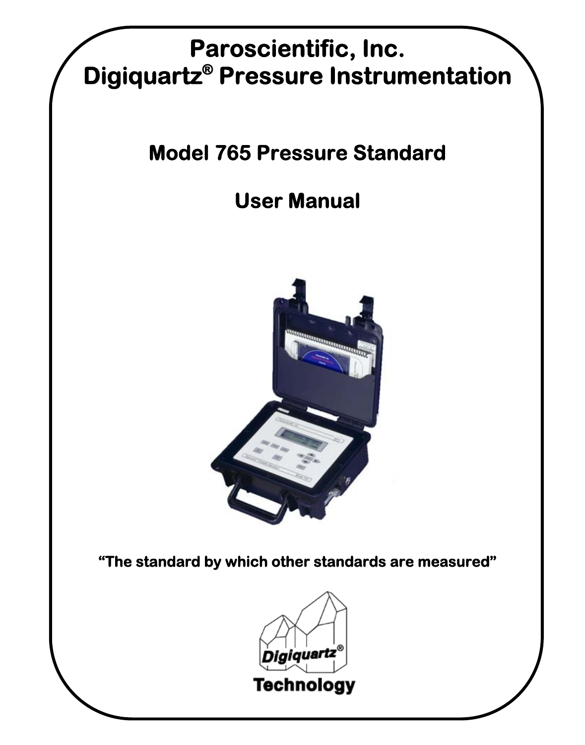# Paroscientific, Inc.
# Digiquartz® Pressure Instrumentation

## Model 765 Pressure Standard

## User Manual

**"The standard by which other standards are measured"**

Digiquartz®
Technology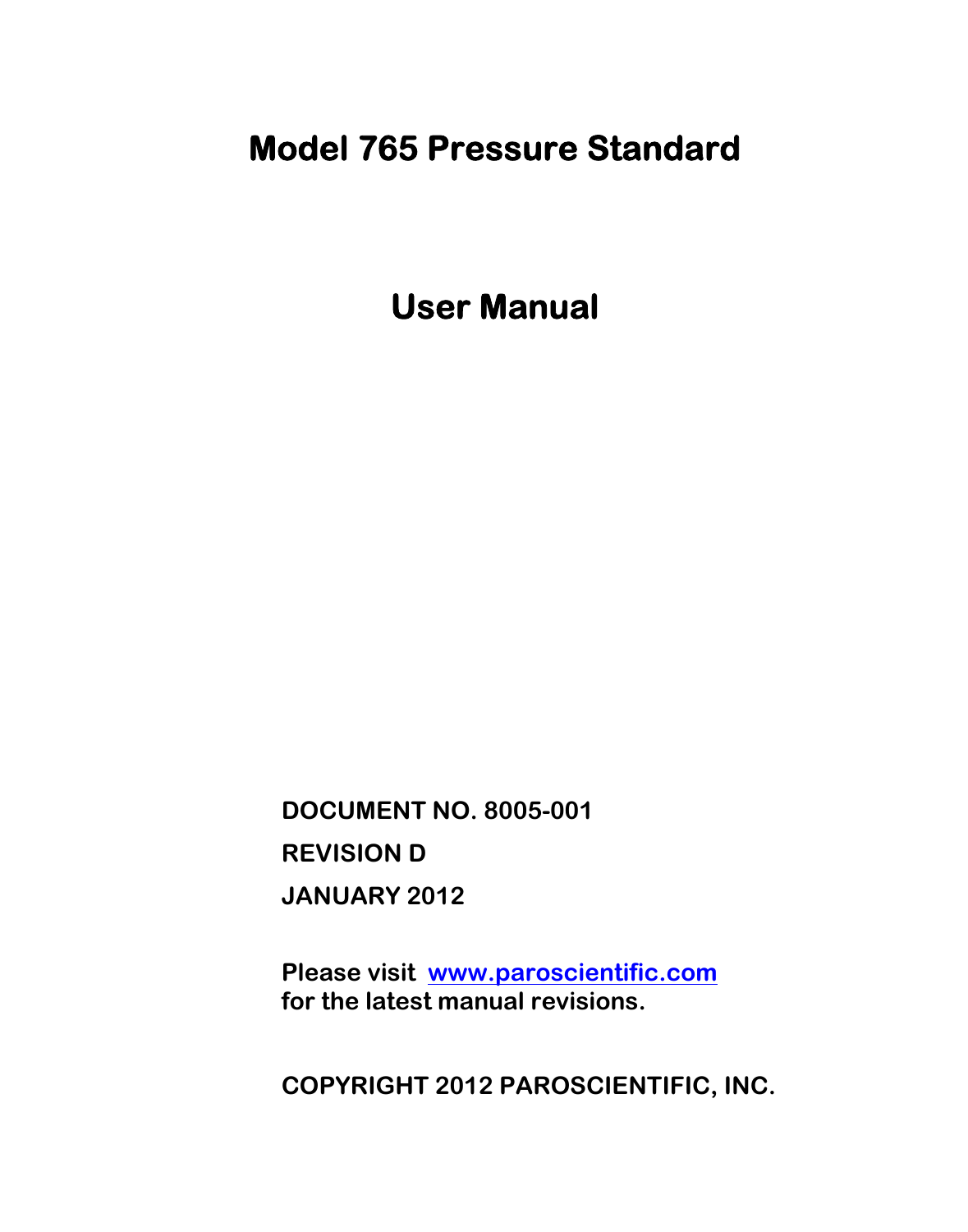# Model 765 Pressure Standard

# User Manual

**DOCUMENT NO. 8005-001**

**REVISION D**

**JANUARY 2012**

**Please visit [www.paroscientific.com](http://www.paroscientific.com) for the latest manual revisions.**

**COPYRIGHT 2012 PAROSCIENTIFIC, INC.**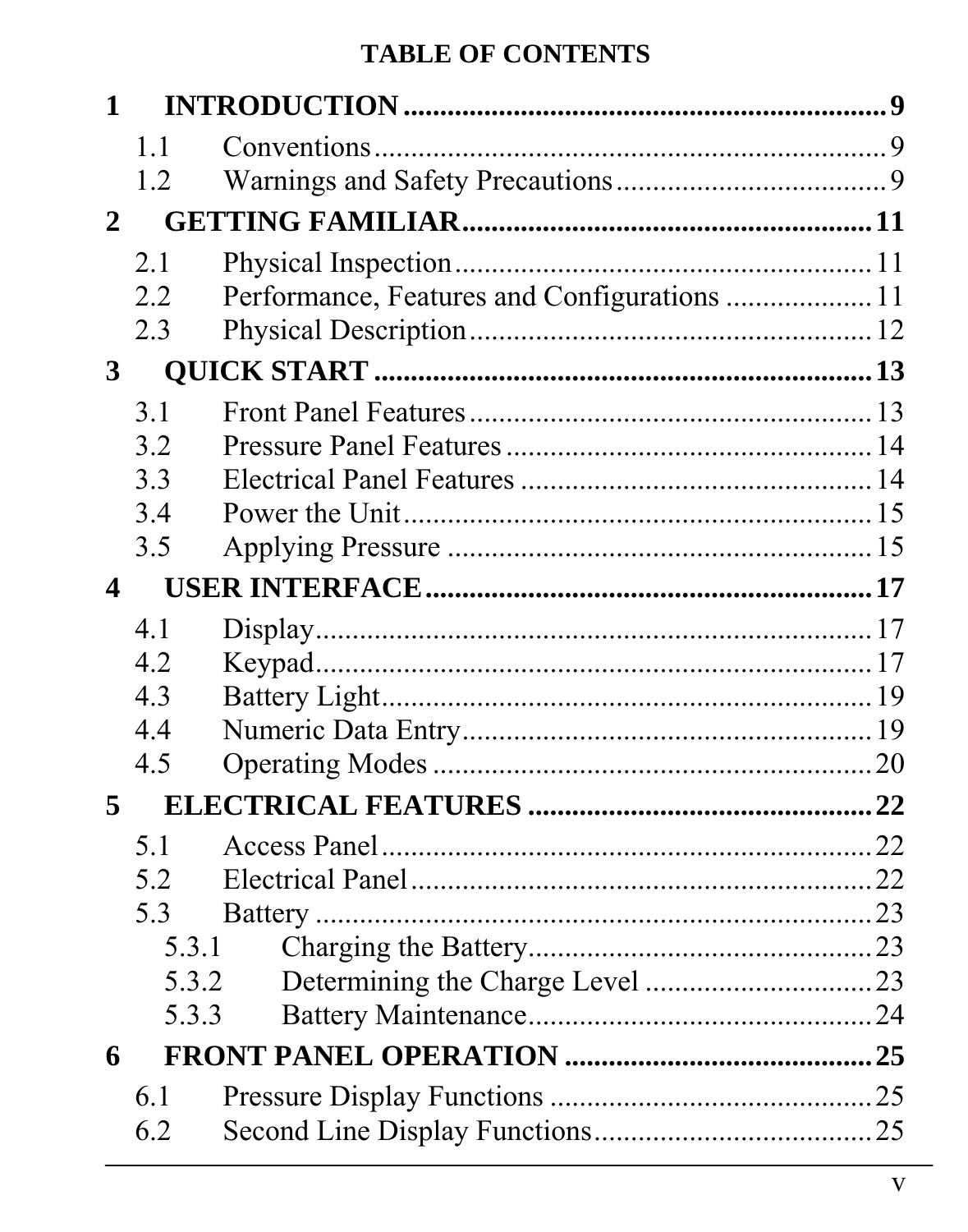**TABLE OF CONTENTS**

**1 INTRODUCTION .................................................. 9**

1.1 Conventions .................................................. 9

1.2 Warnings and Safety Precautions .................................................. 9

**2 GETTING FAMILIAR .................................................. 11**

2.1 Physical Inspection .................................................. 11

2.2 Performance, Features and Configurations .................................................. 11

2.3 Physical Description .................................................. 12

**3 QUICK START .................................................. 13**

3.1 Front Panel Features .................................................. 13

3.2 Pressure Panel Features .................................................. 14

3.3 Electrical Panel Features .................................................. 14

3.4 Power the Unit .................................................. 15

3.5 Applying Pressure .................................................. 15

**4 USER INTERFACE .................................................. 17**

4.1 Display .................................................. 17

4.2 Keypad .................................................. 17

4.3 Battery Light .................................................. 19

4.4 Numeric Data Entry .................................................. 19

4.5 Operating Modes .................................................. 20

**5 ELECTRICAL FEATURES .................................................. 22**

5.1 Access Panel .................................................. 22

5.2 Electrical Panel .................................................. 22

5.3 Battery .................................................. 23

- 5.3.1 Charging the Battery .................................................. 23
- 5.3.2 Determining the Charge Level .................................................. 23
- 5.3.3 Battery Maintenance .................................................. 24

**6 FRONT PANEL OPERATION .................................................. 25**

6.1 Pressure Display Functions .................................................. 25

6.2 Second Line Display Functions .................................................. 25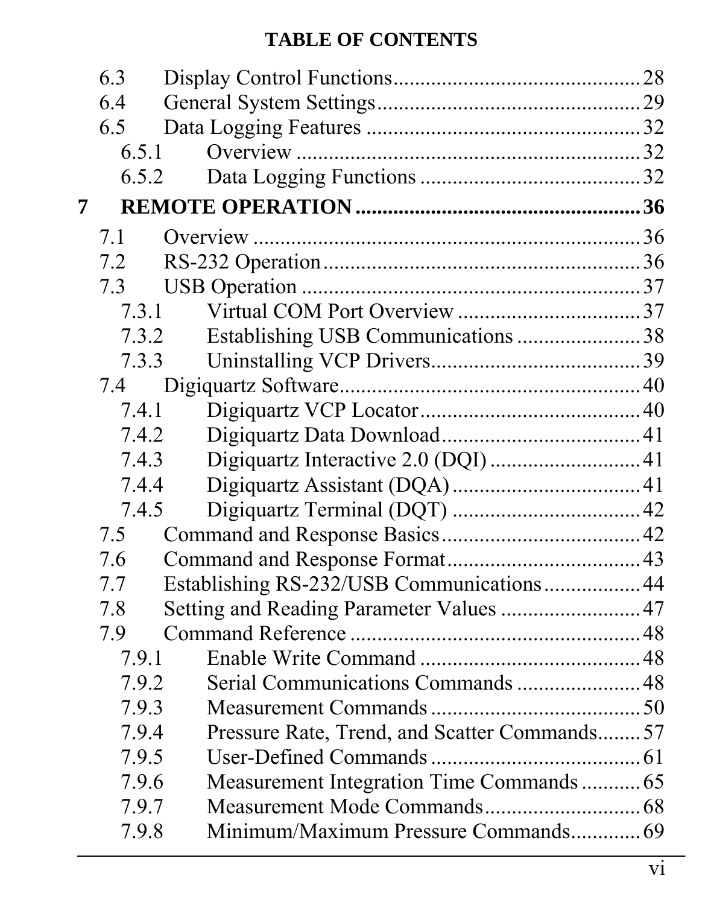**TABLE OF CONTENTS**

6.3 Display Control Functions .......... 28
6.4 General System Settings .......... 29
6.5 Data Logging Features .......... 32
  6.5.1 Overview .......... 32
  6.5.2 Data Logging Functions .......... 32

**7 REMOTE OPERATION .......... 36**

7.1 Overview .......... 36
7.2 RS-232 Operation .......... 36
7.3 USB Operation .......... 37
  7.3.1 Virtual COM Port Overview .......... 37
  7.3.2 Establishing USB Communications .......... 38
  7.3.3 Uninstalling VCP Drivers .......... 39
7.4 Digiquartz Software .......... 40
  7.4.1 Digiquartz VCP Locator .......... 40
  7.4.2 Digiquartz Data Download .......... 41
  7.4.3 Digiquartz Interactive 2.0 (DQI) .......... 41
  7.4.4 Digiquartz Assistant (DQA) .......... 41
  7.4.5 Digiquartz Terminal (DQT) .......... 42
7.5 Command and Response Basics .......... 42
7.6 Command and Response Format .......... 43
7.7 Establishing RS-232/USB Communications .......... 44
7.8 Setting and Reading Parameter Values .......... 47
7.9 Command Reference .......... 48
  7.9.1 Enable Write Command .......... 48
  7.9.2 Serial Communications Commands .......... 48
  7.9.3 Measurement Commands .......... 50
  7.9.4 Pressure Rate, Trend, and Scatter Commands .......... 57
  7.9.5 User-Defined Commands .......... 61
  7.9.6 Measurement Integration Time Commands .......... 65
  7.9.7 Measurement Mode Commands .......... 68
  7.9.8 Minimum/Maximum Pressure Commands .......... 69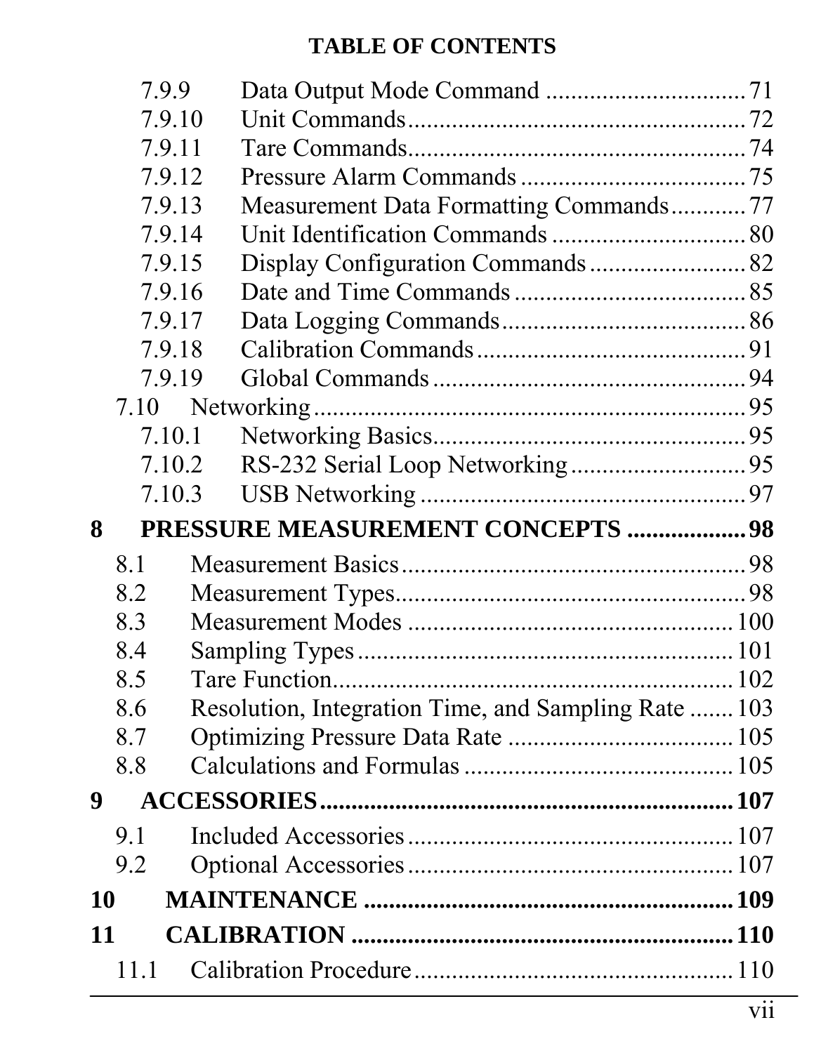**TABLE OF CONTENTS**

- 7.9.9 Data Output Mode Command ... 71
- 7.9.10 Unit Commands ... 72
- 7.9.11 Tare Commands ... 74
- 7.9.12 Pressure Alarm Commands ... 75
- 7.9.13 Measurement Data Formatting Commands ... 77
- 7.9.14 Unit Identification Commands ... 80
- 7.9.15 Display Configuration Commands ... 82
- 7.9.16 Date and Time Commands ... 85
- 7.9.17 Data Logging Commands ... 86
- 7.9.18 Calibration Commands ... 91
- 7.9.19 Global Commands ... 94
- 7.10 Networking ... 95
  - 7.10.1 Networking Basics ... 95
  - 7.10.2 RS-232 Serial Loop Networking ... 95
  - 7.10.3 USB Networking ... 97

**8 PRESSURE MEASUREMENT CONCEPTS ... 98**

- 8.1 Measurement Basics ... 98
- 8.2 Measurement Types ... 98
- 8.3 Measurement Modes ... 100
- 8.4 Sampling Types ... 101
- 8.5 Tare Function ... 102
- 8.6 Resolution, Integration Time, and Sampling Rate ... 103
- 8.7 Optimizing Pressure Data Rate ... 105
- 8.8 Calculations and Formulas ... 105

**9 ACCESSORIES ... 107**

- 9.1 Included Accessories ... 107
- 9.2 Optional Accessories ... 107

**10 MAINTENANCE ... 109**

**11 CALIBRATION ... 110**

- 11.1 Calibration Procedure ... 110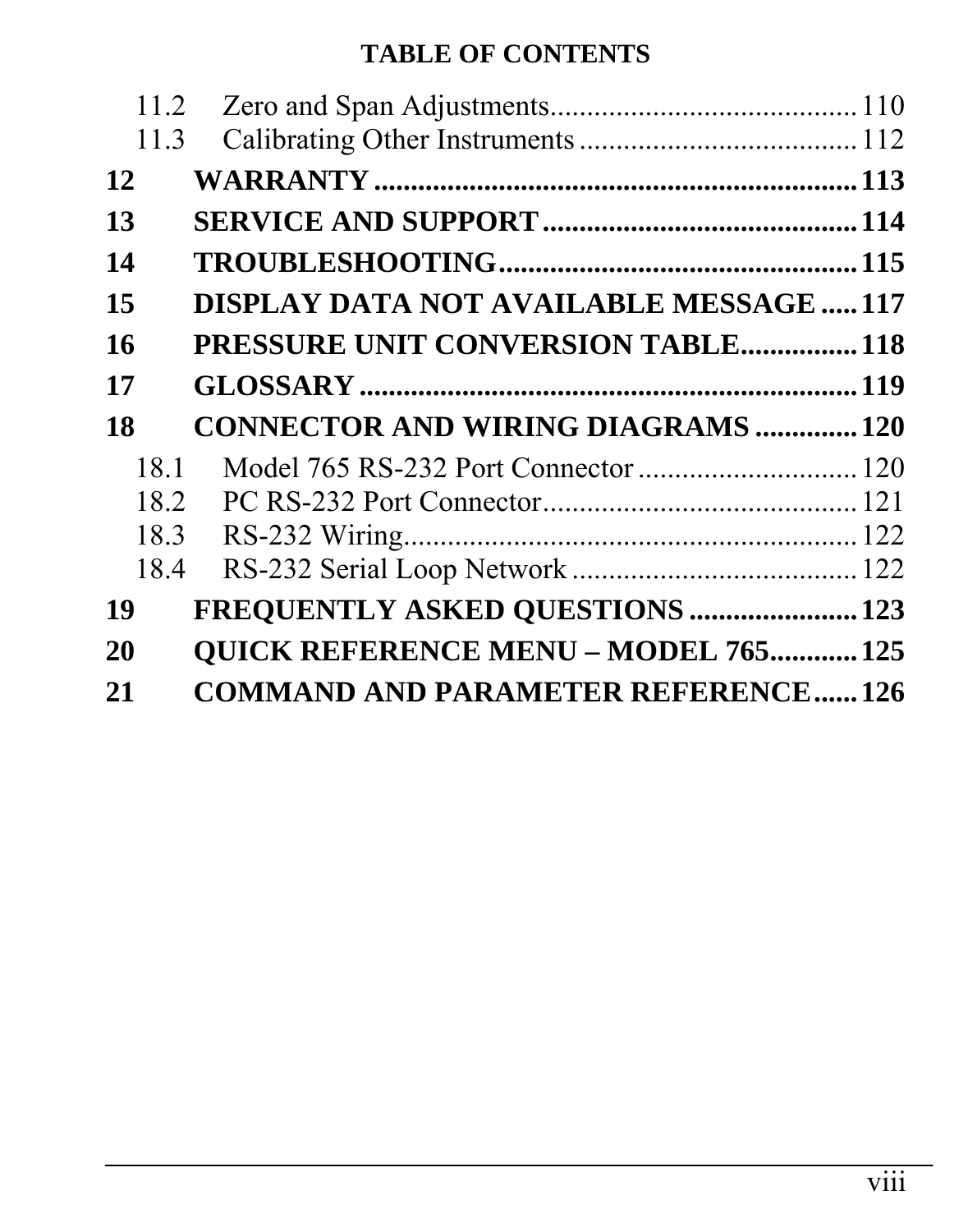**TABLE OF CONTENTS**

11.2 Zero and Span Adjustments .......................................... 110
11.3 Calibrating Other Instruments ...................................... 112

**12 WARRANTY ................................................................ 113**

**13 SERVICE AND SUPPORT ........................................... 114**

**14 TROUBLESHOOTING ................................................ 115**

**15 DISPLAY DATA NOT AVAILABLE MESSAGE ..... 117**

**16 PRESSURE UNIT CONVERSION TABLE ................ 118**

**17 GLOSSARY ................................................................. 119**

**18 CONNECTOR AND WIRING DIAGRAMS ............. 120**

18.1 Model 765 RS-232 Port Connector .............................. 120
18.2 PC RS-232 Port Connector ............................................ 121
18.3 RS-232 Wiring ............................................................... 122
18.4 RS-232 Serial Loop Network ....................................... 122

**19 FREQUENTLY ASKED QUESTIONS ...................... 123**

**20 QUICK REFERENCE MENU – MODEL 765 ........... 125**

**21 COMMAND AND PARAMETER REFERENCE ...... 126**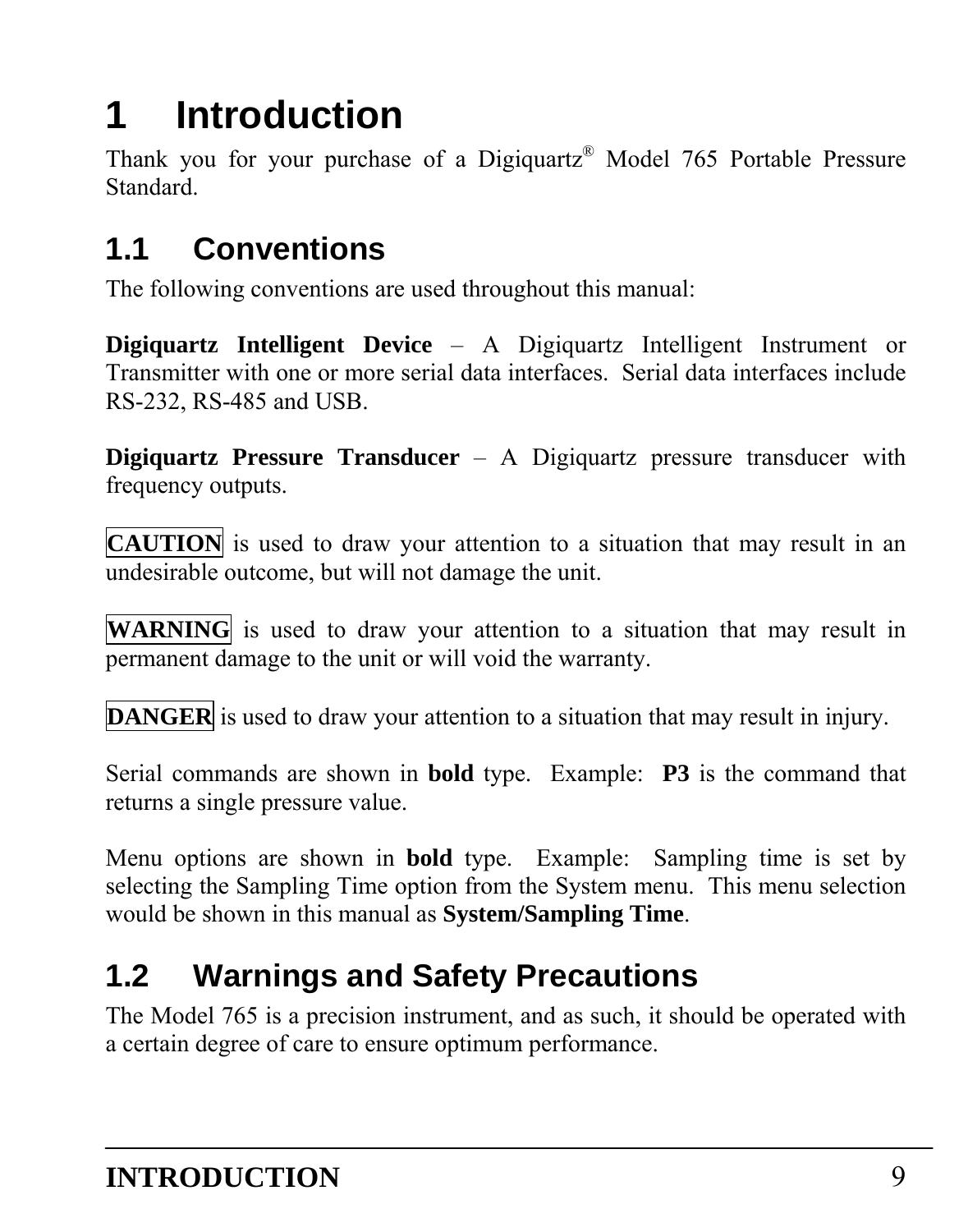# 1 Introduction

Thank you for your purchase of a Digiquartz® Model 765 Portable Pressure Standard.

## 1.1 Conventions

The following conventions are used throughout this manual:

**Digiquartz Intelligent Device** – A Digiquartz Intelligent Instrument or Transmitter with one or more serial data interfaces. Serial data interfaces include RS-232, RS-485 and USB.

**Digiquartz Pressure Transducer** – A Digiquartz pressure transducer with frequency outputs.

**CAUTION** is used to draw your attention to a situation that may result in an undesirable outcome, but will not damage the unit.

**WARNING** is used to draw your attention to a situation that may result in permanent damage to the unit or will void the warranty.

**DANGER** is used to draw your attention to a situation that may result in injury.

Serial commands are shown in **bold** type. Example: **P3** is the command that returns a single pressure value.

Menu options are shown in **bold** type. Example: Sampling time is set by selecting the Sampling Time option from the System menu. This menu selection would be shown in this manual as **System/Sampling Time**.

## 1.2 Warnings and Safety Precautions

The Model 765 is a precision instrument, and as such, it should be operated with a certain degree of care to ensure optimum performance.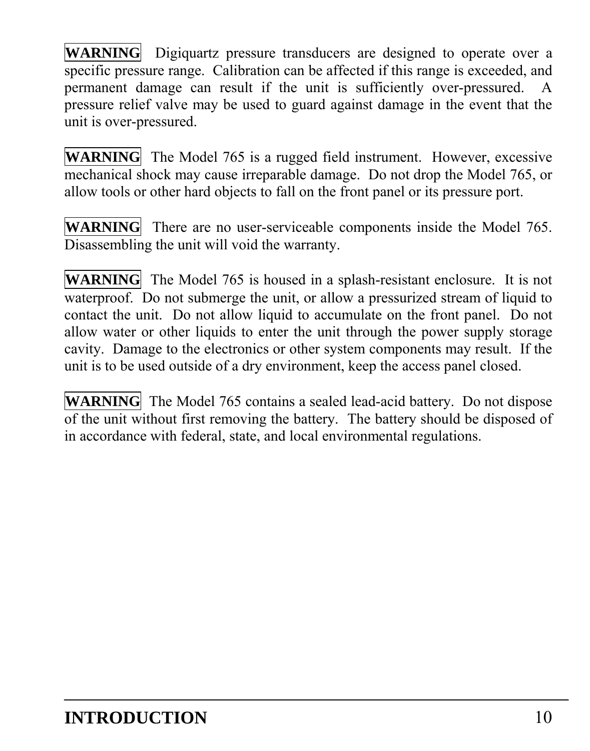**WARNING** Digiquartz pressure transducers are designed to operate over a specific pressure range. Calibration can be affected if this range is exceeded, and permanent damage can result if the unit is sufficiently over-pressured. A pressure relief valve may be used to guard against damage in the event that the unit is over-pressured.

**WARNING** The Model 765 is a rugged field instrument. However, excessive mechanical shock may cause irreparable damage. Do not drop the Model 765, or allow tools or other hard objects to fall on the front panel or its pressure port.

**WARNING** There are no user-serviceable components inside the Model 765. Disassembling the unit will void the warranty.

**WARNING** The Model 765 is housed in a splash-resistant enclosure. It is not waterproof. Do not submerge the unit, or allow a pressurized stream of liquid to contact the unit. Do not allow liquid to accumulate on the front panel. Do not allow water or other liquids to enter the unit through the power supply storage cavity. Damage to the electronics or other system components may result. If the unit is to be used outside of a dry environment, keep the access panel closed.

**WARNING** The Model 765 contains a sealed lead-acid battery. Do not dispose of the unit without first removing the battery. The battery should be disposed of in accordance with federal, state, and local environmental regulations.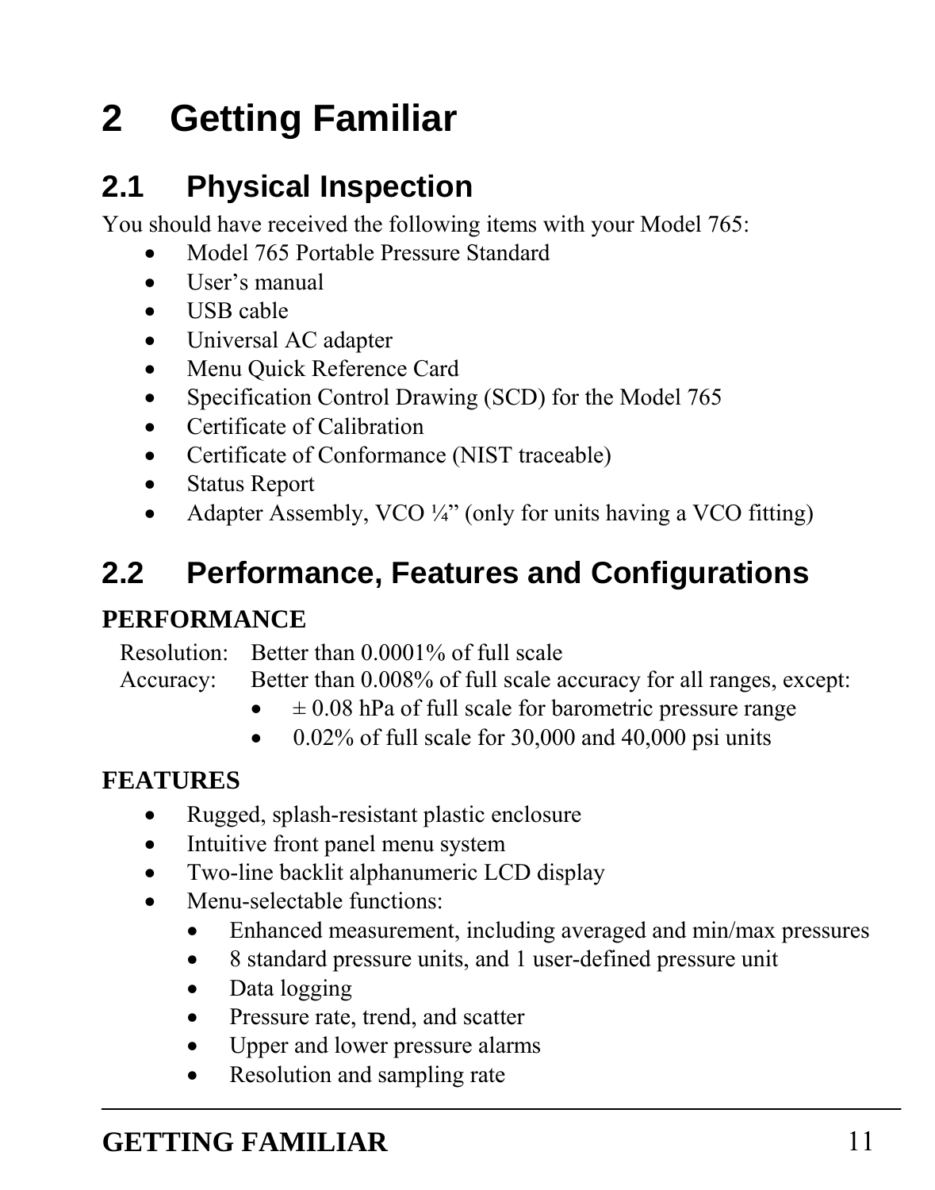# 2 Getting Familiar

## 2.1 Physical Inspection

You should have received the following items with your Model 765:

- Model 765 Portable Pressure Standard
- User's manual
- USB cable
- Universal AC adapter
- Menu Quick Reference Card
- Specification Control Drawing (SCD) for the Model 765
- Certificate of Calibration
- Certificate of Conformance (NIST traceable)
- Status Report
- Adapter Assembly, VCO ¼" (only for units having a VCO fitting)

## 2.2 Performance, Features and Configurations

**PERFORMANCE**

Resolution: Better than 0.0001% of full scale

Accuracy: Better than 0.008% of full scale accuracy for all ranges, except:

- ± 0.08 hPa of full scale for barometric pressure range
- 0.02% of full scale for 30,000 and 40,000 psi units

**FEATURES**

- Rugged, splash-resistant plastic enclosure
- Intuitive front panel menu system
- Two-line backlit alphanumeric LCD display
- Menu-selectable functions:
    - Enhanced measurement, including averaged and min/max pressures
    - 8 standard pressure units, and 1 user-defined pressure unit
    - Data logging
    - Pressure rate, trend, and scatter
    - Upper and lower pressure alarms
    - Resolution and sampling rate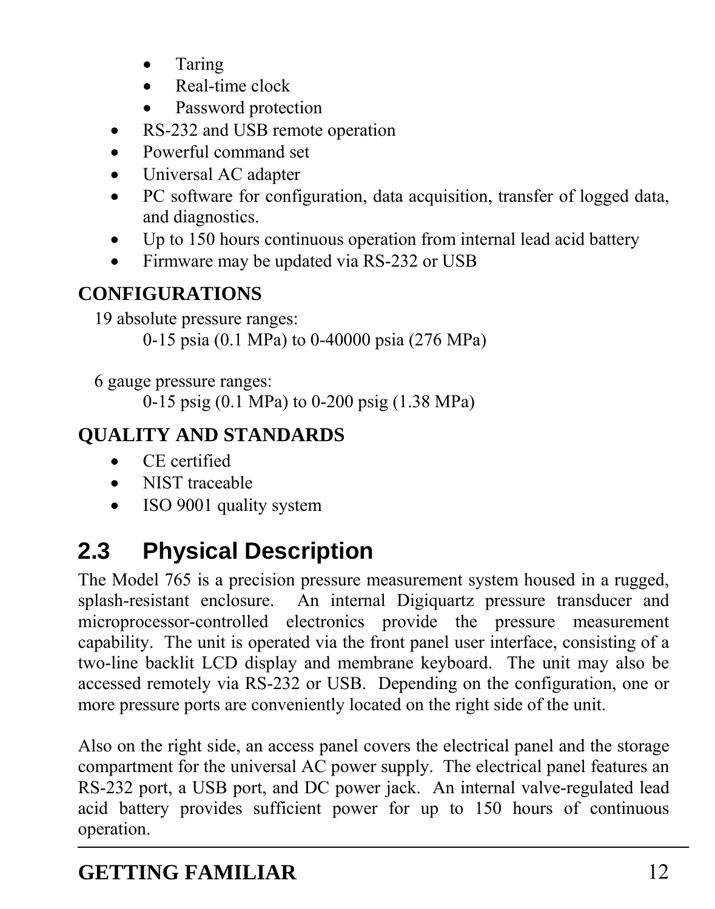- Taring
    - Real-time clock
    - Password protection
- RS-232 and USB remote operation
- Powerful command set
- Universal AC adapter
- PC software for configuration, data acquisition, transfer of logged data, and diagnostics.
- Up to 150 hours continuous operation from internal lead acid battery
- Firmware may be updated via RS-232 or USB

**CONFIGURATIONS**

19 absolute pressure ranges:

0-15 psia (0.1 MPa) to 0-40000 psia (276 MPa)

6 gauge pressure ranges:

0-15 psig (0.1 MPa) to 0-200 psig (1.38 MPa)

**QUALITY AND STANDARDS**

- CE certified
- NIST traceable
- ISO 9001 quality system

## 2.3 Physical Description

The Model 765 is a precision pressure measurement system housed in a rugged, splash-resistant enclosure. An internal Digiquartz pressure transducer and microprocessor-controlled electronics provide the pressure measurement capability. The unit is operated via the front panel user interface, consisting of a two-line backlit LCD display and membrane keyboard. The unit may also be accessed remotely via RS-232 or USB. Depending on the configuration, one or more pressure ports are conveniently located on the right side of the unit.

Also on the right side, an access panel covers the electrical panel and the storage compartment for the universal AC power supply. The electrical panel features an RS-232 port, a USB port, and DC power jack. An internal valve-regulated lead acid battery provides sufficient power for up to 150 hours of continuous operation.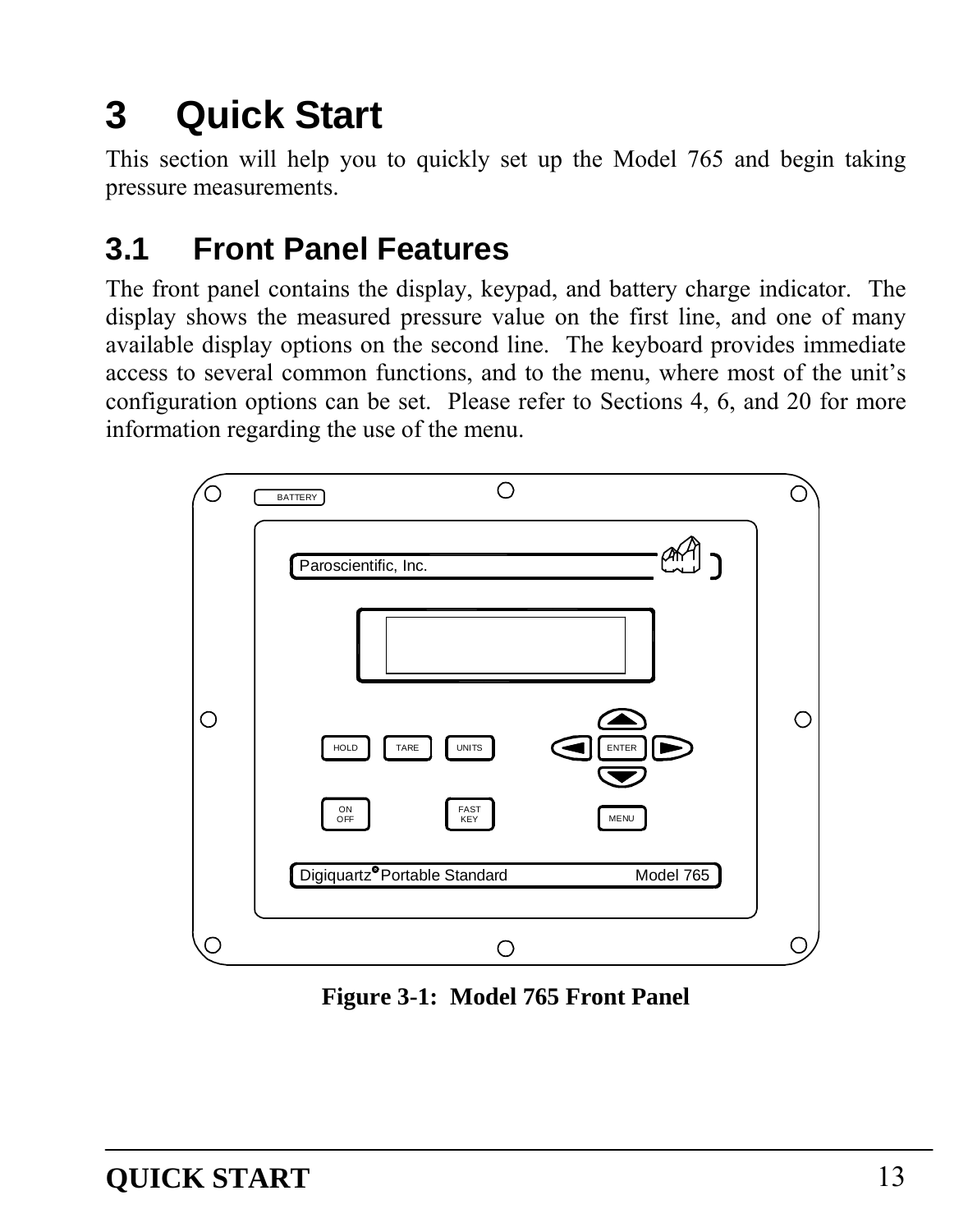# 3 Quick Start

This section will help you to quickly set up the Model 765 and begin taking pressure measurements.

## 3.1 Front Panel Features

The front panel contains the display, keypad, and battery charge indicator. The display shows the measured pressure value on the first line, and one of many available display options on the second line. The keyboard provides immediate access to several common functions, and to the menu, where most of the unit's configuration options can be set. Please refer to Sections 4, 6, and 20 for more information regarding the use of the menu.

**Figure 3-1: Model 765 Front Panel**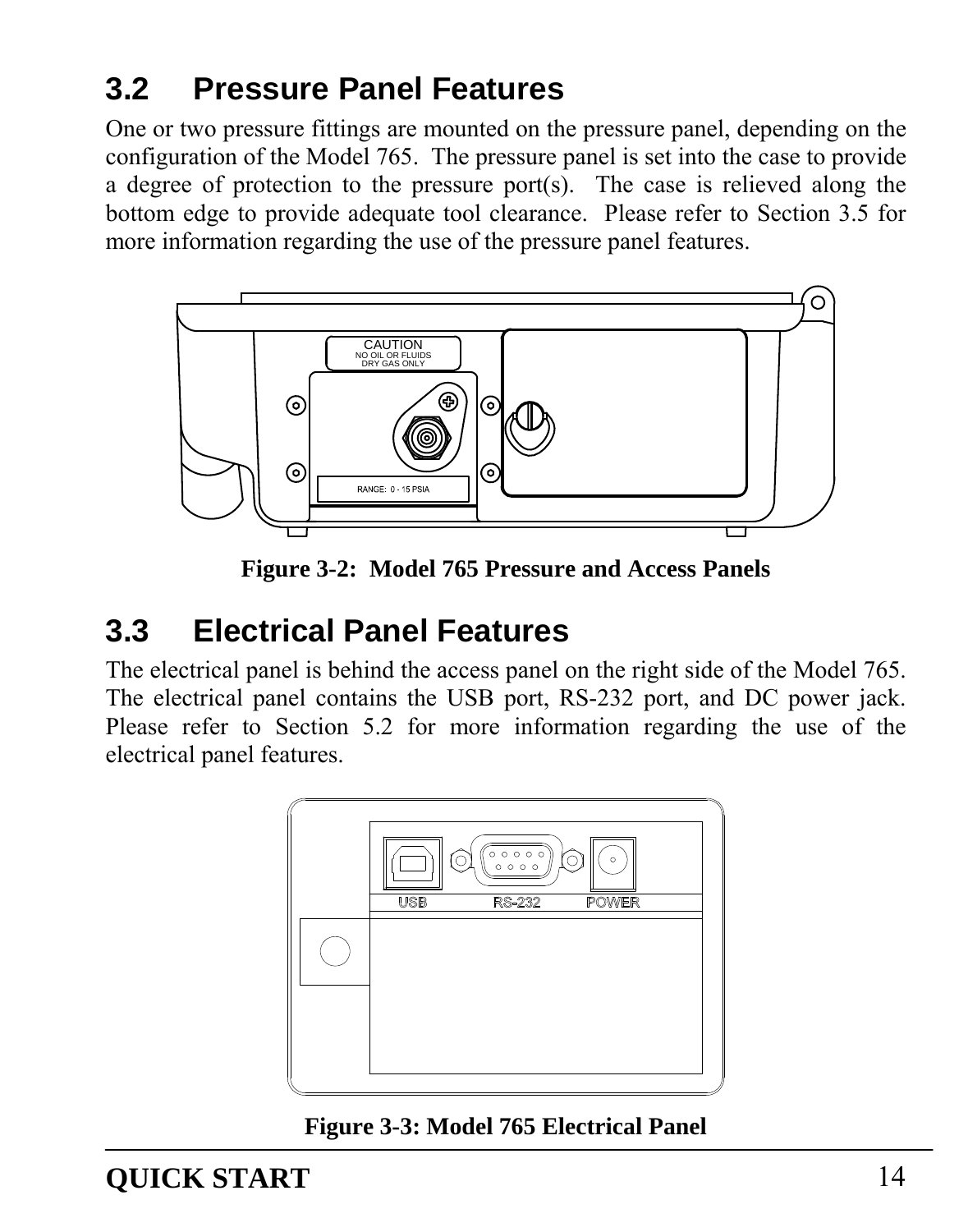## 3.2 Pressure Panel Features

One or two pressure fittings are mounted on the pressure panel, depending on the configuration of the Model 765. The pressure panel is set into the case to provide a degree of protection to the pressure port(s). The case is relieved along the bottom edge to provide adequate tool clearance. Please refer to Section 3.5 for more information regarding the use of the pressure panel features.

**Figure 3-2: Model 765 Pressure and Access Panels**

## 3.3 Electrical Panel Features

The electrical panel is behind the access panel on the right side of the Model 765. The electrical panel contains the USB port, RS-232 port, and DC power jack. Please refer to Section 5.2 for more information regarding the use of the electrical panel features.

**Figure 3-3: Model 765 Electrical Panel**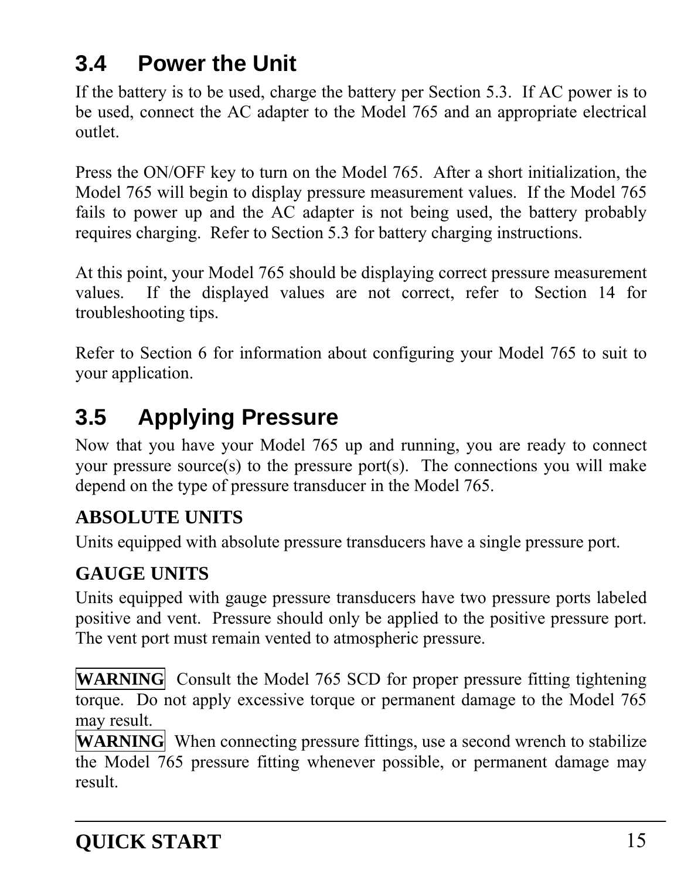## 3.4 Power the Unit

If the battery is to be used, charge the battery per Section 5.3. If AC power is to be used, connect the AC adapter to the Model 765 and an appropriate electrical outlet.

Press the ON/OFF key to turn on the Model 765. After a short initialization, the Model 765 will begin to display pressure measurement values. If the Model 765 fails to power up and the AC adapter is not being used, the battery probably requires charging. Refer to Section 5.3 for battery charging instructions.

At this point, your Model 765 should be displaying correct pressure measurement values. If the displayed values are not correct, refer to Section 14 for troubleshooting tips.

Refer to Section 6 for information about configuring your Model 765 to suit to your application.

## 3.5 Applying Pressure

Now that you have your Model 765 up and running, you are ready to connect your pressure source(s) to the pressure port(s). The connections you will make depend on the type of pressure transducer in the Model 765.

### ABSOLUTE UNITS

Units equipped with absolute pressure transducers have a single pressure port.

### GAUGE UNITS

Units equipped with gauge pressure transducers have two pressure ports labeled positive and vent. Pressure should only be applied to the positive pressure port. The vent port must remain vented to atmospheric pressure.

**WARNING** Consult the Model 765 SCD for proper pressure fitting tightening torque. Do not apply excessive torque or permanent damage to the Model 765 may result.

**WARNING** When connecting pressure fittings, use a second wrench to stabilize the Model 765 pressure fitting whenever possible, or permanent damage may result.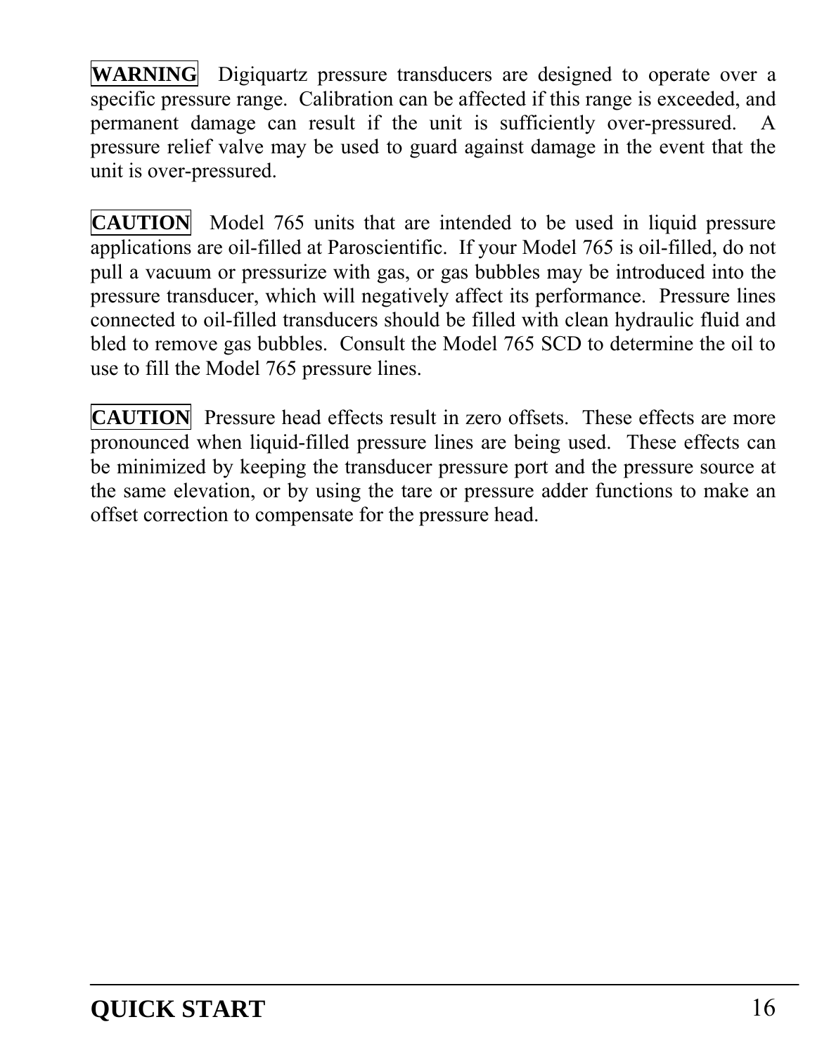**WARNING** Digiquartz pressure transducers are designed to operate over a specific pressure range. Calibration can be affected if this range is exceeded, and permanent damage can result if the unit is sufficiently over-pressured. A pressure relief valve may be used to guard against damage in the event that the unit is over-pressured.

**CAUTION** Model 765 units that are intended to be used in liquid pressure applications are oil-filled at Paroscientific. If your Model 765 is oil-filled, do not pull a vacuum or pressurize with gas, or gas bubbles may be introduced into the pressure transducer, which will negatively affect its performance. Pressure lines connected to oil-filled transducers should be filled with clean hydraulic fluid and bled to remove gas bubbles. Consult the Model 765 SCD to determine the oil to use to fill the Model 765 pressure lines.

**CAUTION** Pressure head effects result in zero offsets. These effects are more pronounced when liquid-filled pressure lines are being used. These effects can be minimized by keeping the transducer pressure port and the pressure source at the same elevation, or by using the tare or pressure adder functions to make an offset correction to compensate for the pressure head.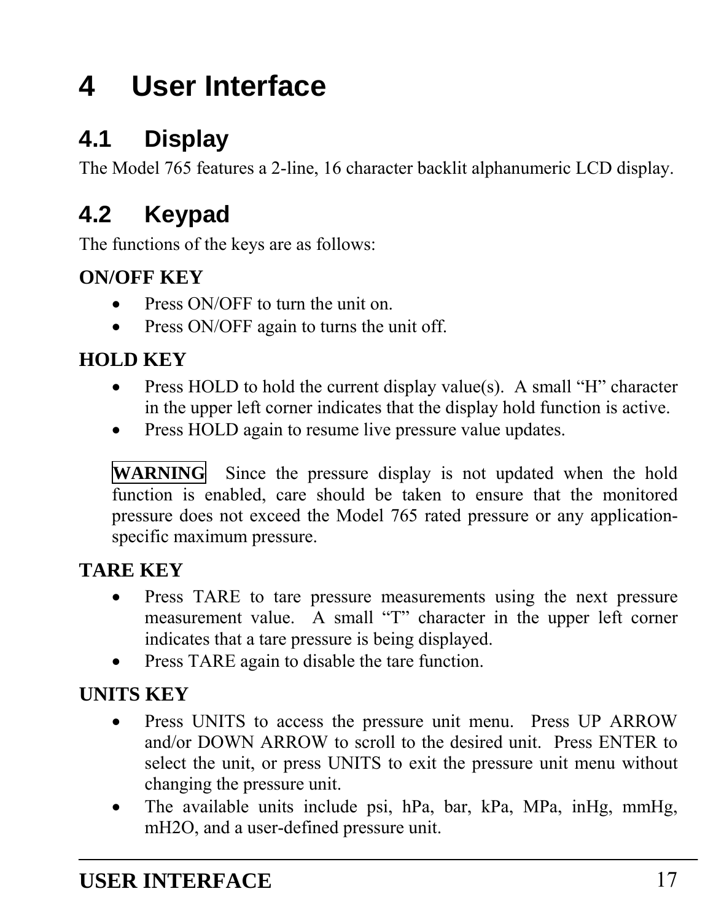# 4 User Interface

## 4.1 Display

The Model 765 features a 2-line, 16 character backlit alphanumeric LCD display.

## 4.2 Keypad

The functions of the keys are as follows:

**ON/OFF KEY**

- Press ON/OFF to turn the unit on.
- Press ON/OFF again to turns the unit off.

**HOLD KEY**

- Press HOLD to hold the current display value(s). A small "H" character in the upper left corner indicates that the display hold function is active.
- Press HOLD again to resume live pressure value updates.

**WARNING** Since the pressure display is not updated when the hold function is enabled, care should be taken to ensure that the monitored pressure does not exceed the Model 765 rated pressure or any application-specific maximum pressure.

**TARE KEY**

- Press TARE to tare pressure measurements using the next pressure measurement value. A small "T" character in the upper left corner indicates that a tare pressure is being displayed.
- Press TARE again to disable the tare function.

**UNITS KEY**

- Press UNITS to access the pressure unit menu. Press UP ARROW and/or DOWN ARROW to scroll to the desired unit. Press ENTER to select the unit, or press UNITS to exit the pressure unit menu without changing the pressure unit.
- The available units include psi, hPa, bar, kPa, MPa, inHg, mmHg, mH2O, and a user-defined pressure unit.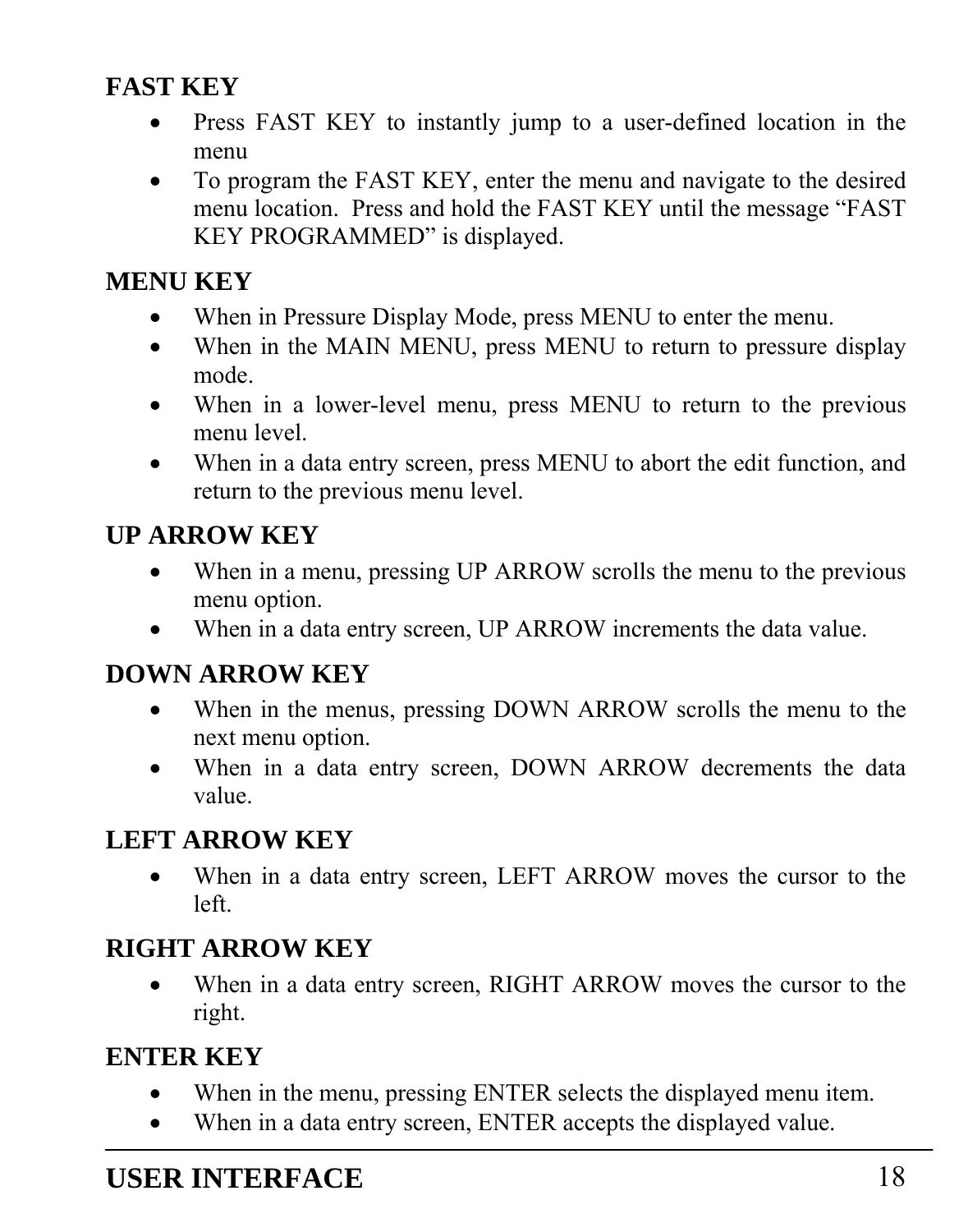## FAST KEY

- Press FAST KEY to instantly jump to a user-defined location in the menu
- To program the FAST KEY, enter the menu and navigate to the desired menu location. Press and hold the FAST KEY until the message "FAST KEY PROGRAMMED" is displayed.

## MENU KEY

- When in Pressure Display Mode, press MENU to enter the menu.
- When in the MAIN MENU, press MENU to return to pressure display mode.
- When in a lower-level menu, press MENU to return to the previous menu level.
- When in a data entry screen, press MENU to abort the edit function, and return to the previous menu level.

## UP ARROW KEY

- When in a menu, pressing UP ARROW scrolls the menu to the previous menu option.
- When in a data entry screen, UP ARROW increments the data value.

## DOWN ARROW KEY

- When in the menus, pressing DOWN ARROW scrolls the menu to the next menu option.
- When in a data entry screen, DOWN ARROW decrements the data value.

## LEFT ARROW KEY

- When in a data entry screen, LEFT ARROW moves the cursor to the left.

## RIGHT ARROW KEY

- When in a data entry screen, RIGHT ARROW moves the cursor to the right.

## ENTER KEY

- When in the menu, pressing ENTER selects the displayed menu item.
- When in a data entry screen, ENTER accepts the displayed value.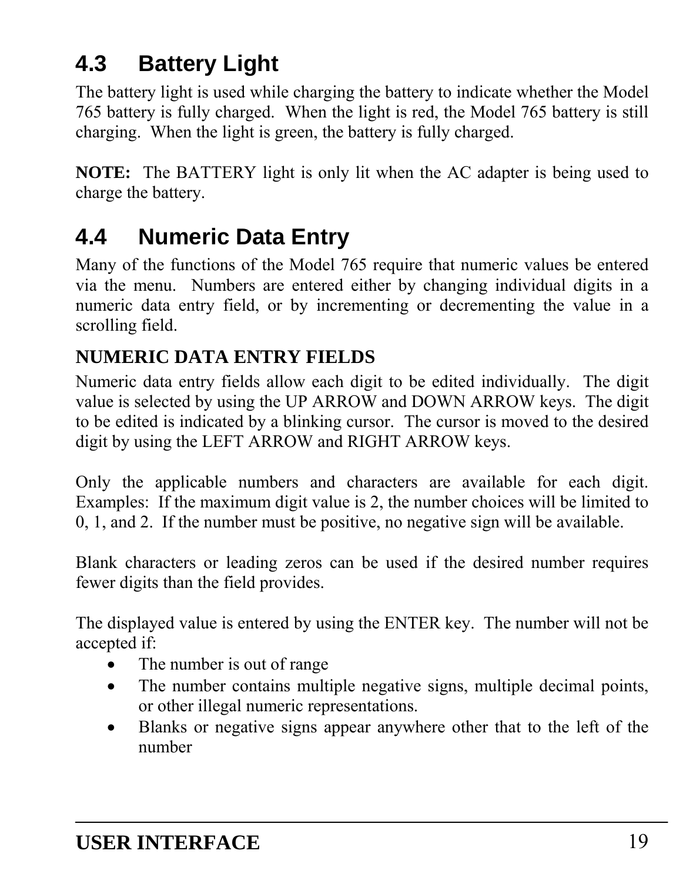## 4.3 Battery Light

The battery light is used while charging the battery to indicate whether the Model 765 battery is fully charged. When the light is red, the Model 765 battery is still charging. When the light is green, the battery is fully charged.

**NOTE:** The BATTERY light is only lit when the AC adapter is being used to charge the battery.

## 4.4 Numeric Data Entry

Many of the functions of the Model 765 require that numeric values be entered via the menu. Numbers are entered either by changing individual digits in a numeric data entry field, or by incrementing or decrementing the value in a scrolling field.

### NUMERIC DATA ENTRY FIELDS

Numeric data entry fields allow each digit to be edited individually. The digit value is selected by using the UP ARROW and DOWN ARROW keys. The digit to be edited is indicated by a blinking cursor. The cursor is moved to the desired digit by using the LEFT ARROW and RIGHT ARROW keys.

Only the applicable numbers and characters are available for each digit. Examples: If the maximum digit value is 2, the number choices will be limited to 0, 1, and 2. If the number must be positive, no negative sign will be available.

Blank characters or leading zeros can be used if the desired number requires fewer digits than the field provides.

The displayed value is entered by using the ENTER key. The number will not be accepted if:

- The number is out of range
- The number contains multiple negative signs, multiple decimal points, or other illegal numeric representations.
- Blanks or negative signs appear anywhere other that to the left of the number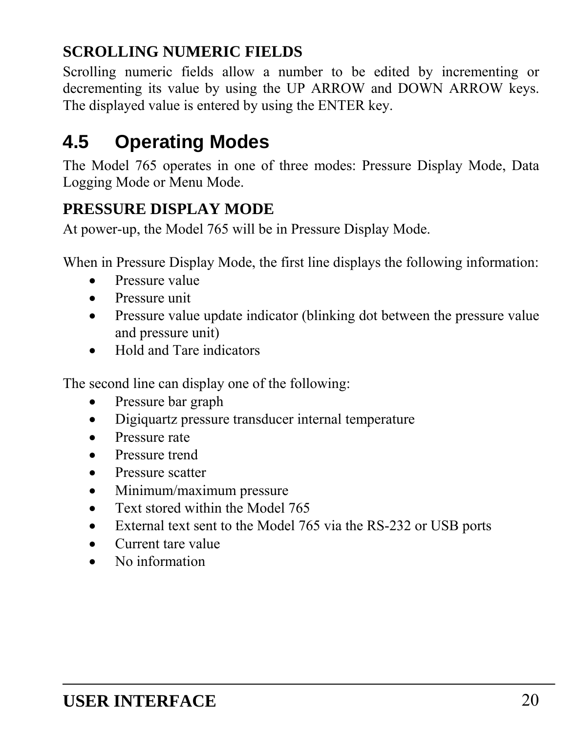### SCROLLING NUMERIC FIELDS

Scrolling numeric fields allow a number to be edited by incrementing or decrementing its value by using the UP ARROW and DOWN ARROW keys. The displayed value is entered by using the ENTER key.

## 4.5 Operating Modes

The Model 765 operates in one of three modes: Pressure Display Mode, Data Logging Mode or Menu Mode.

### PRESSURE DISPLAY MODE

At power-up, the Model 765 will be in Pressure Display Mode.

When in Pressure Display Mode, the first line displays the following information:

- Pressure value
- Pressure unit
- Pressure value update indicator (blinking dot between the pressure value and pressure unit)
- Hold and Tare indicators

The second line can display one of the following:

- Pressure bar graph
- Digiquartz pressure transducer internal temperature
- Pressure rate
- Pressure trend
- Pressure scatter
- Minimum/maximum pressure
- Text stored within the Model 765
- External text sent to the Model 765 via the RS-232 or USB ports
- Current tare value
- No information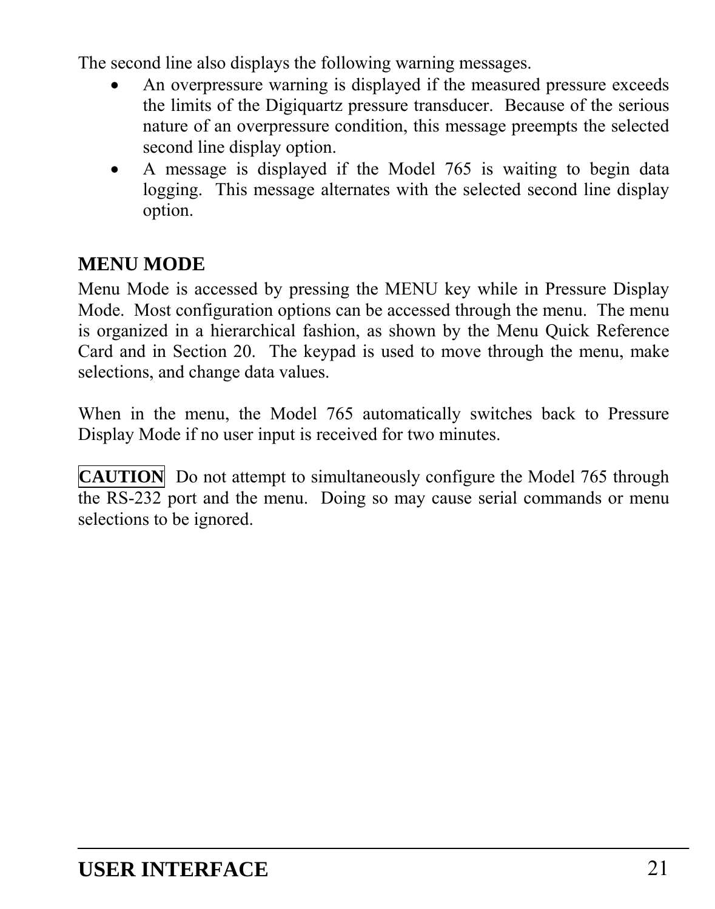The second line also displays the following warning messages.

- An overpressure warning is displayed if the measured pressure exceeds the limits of the Digiquartz pressure transducer.  Because of the serious nature of an overpressure condition, this message preempts the selected second line display option.
- A message is displayed if the Model 765 is waiting to begin data logging.  This message alternates with the selected second line display option.

## MENU MODE

Menu Mode is accessed by pressing the MENU key while in Pressure Display Mode.  Most configuration options can be accessed through the menu.  The menu is organized in a hierarchical fashion, as shown by the Menu Quick Reference Card and in Section 20.  The keypad is used to move through the menu, make selections, and change data values.

When in the menu, the Model 765 automatically switches back to Pressure Display Mode if no user input is received for two minutes.

**CAUTION**  Do not attempt to simultaneously configure the Model 765 through the RS-232 port and the menu.  Doing so may cause serial commands or menu selections to be ignored.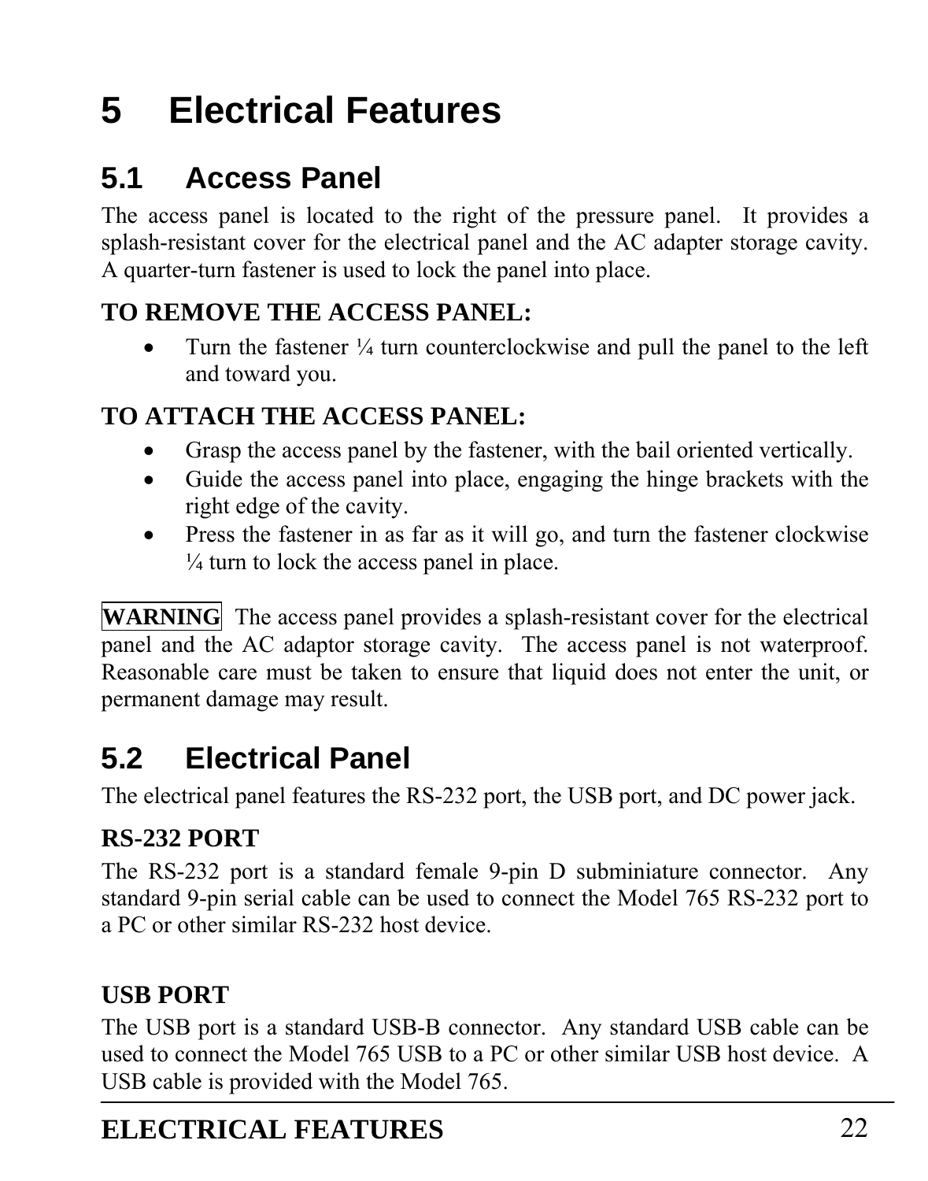# 5 Electrical Features

## 5.1 Access Panel

The access panel is located to the right of the pressure panel. It provides a splash-resistant cover for the electrical panel and the AC adapter storage cavity. A quarter-turn fastener is used to lock the panel into place.

**TO REMOVE THE ACCESS PANEL:**

- Turn the fastener ¼ turn counterclockwise and pull the panel to the left and toward you.

**TO ATTACH THE ACCESS PANEL:**

- Grasp the access panel by the fastener, with the bail oriented vertically.
- Guide the access panel into place, engaging the hinge brackets with the right edge of the cavity.
- Press the fastener in as far as it will go, and turn the fastener clockwise ¼ turn to lock the access panel in place.

**WARNING** The access panel provides a splash-resistant cover for the electrical panel and the AC adaptor storage cavity. The access panel is not waterproof. Reasonable care must be taken to ensure that liquid does not enter the unit, or permanent damage may result.

## 5.2 Electrical Panel

The electrical panel features the RS-232 port, the USB port, and DC power jack.

**RS-232 PORT**

The RS-232 port is a standard female 9-pin D subminiature connector. Any standard 9-pin serial cable can be used to connect the Model 765 RS-232 port to a PC or other similar RS-232 host device.

**USB PORT**

The USB port is a standard USB-B connector. Any standard USB cable can be used to connect the Model 765 USB to a PC or other similar USB host device. A USB cable is provided with the Model 765.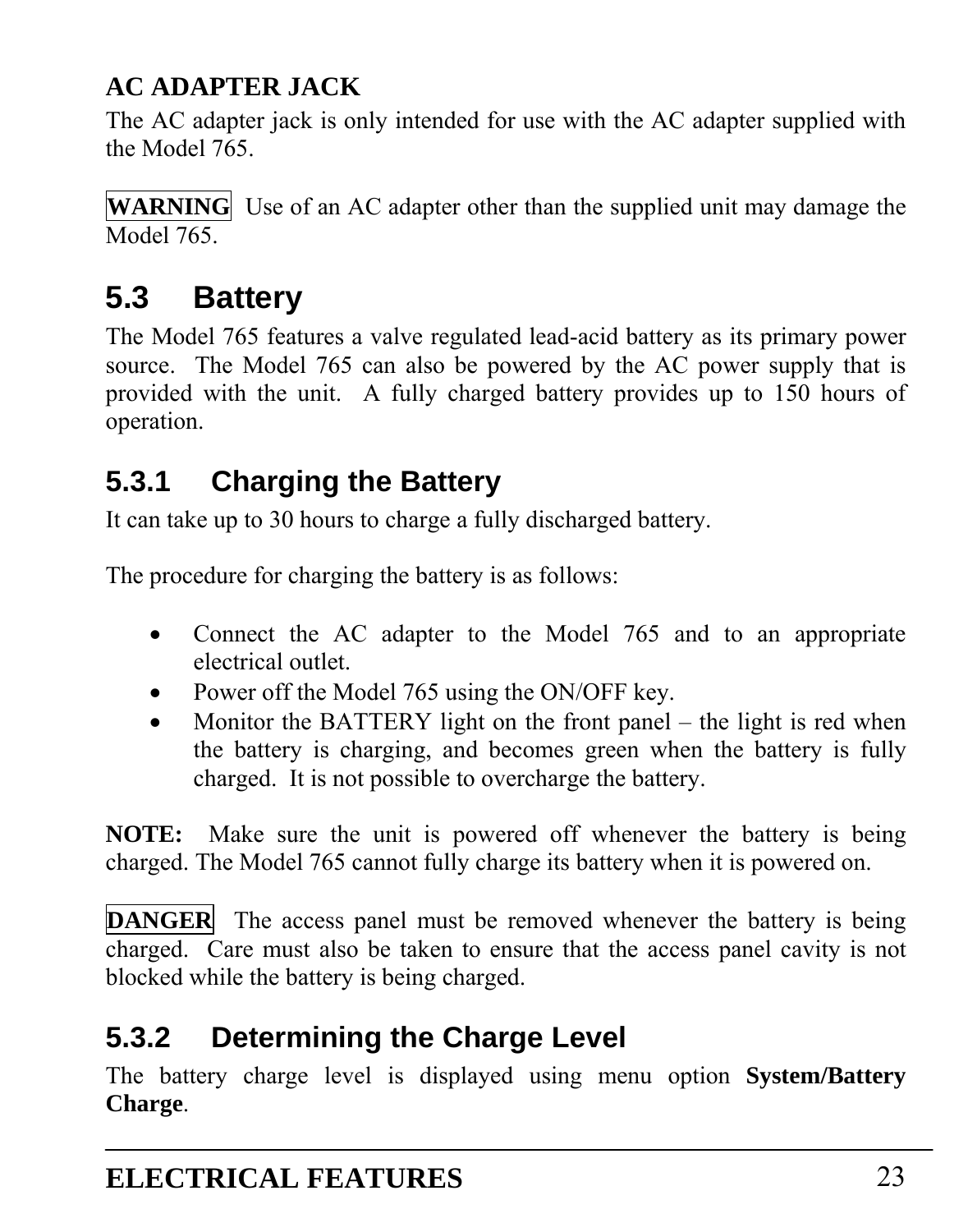**AC ADAPTER JACK**

The AC adapter jack is only intended for use with the AC adapter supplied with the Model 765.

**WARNING** Use of an AC adapter other than the supplied unit may damage the Model 765.

## 5.3 Battery

The Model 765 features a valve regulated lead-acid battery as its primary power source. The Model 765 can also be powered by the AC power supply that is provided with the unit. A fully charged battery provides up to 150 hours of operation.

### 5.3.1 Charging the Battery

It can take up to 30 hours to charge a fully discharged battery.

The procedure for charging the battery is as follows:

- Connect the AC adapter to the Model 765 and to an appropriate electrical outlet.
- Power off the Model 765 using the ON/OFF key.
- Monitor the BATTERY light on the front panel – the light is red when the battery is charging, and becomes green when the battery is fully charged. It is not possible to overcharge the battery.

**NOTE:** Make sure the unit is powered off whenever the battery is being charged. The Model 765 cannot fully charge its battery when it is powered on.

**DANGER** The access panel must be removed whenever the battery is being charged. Care must also be taken to ensure that the access panel cavity is not blocked while the battery is being charged.

### 5.3.2 Determining the Charge Level

The battery charge level is displayed using menu option **System/Battery Charge**.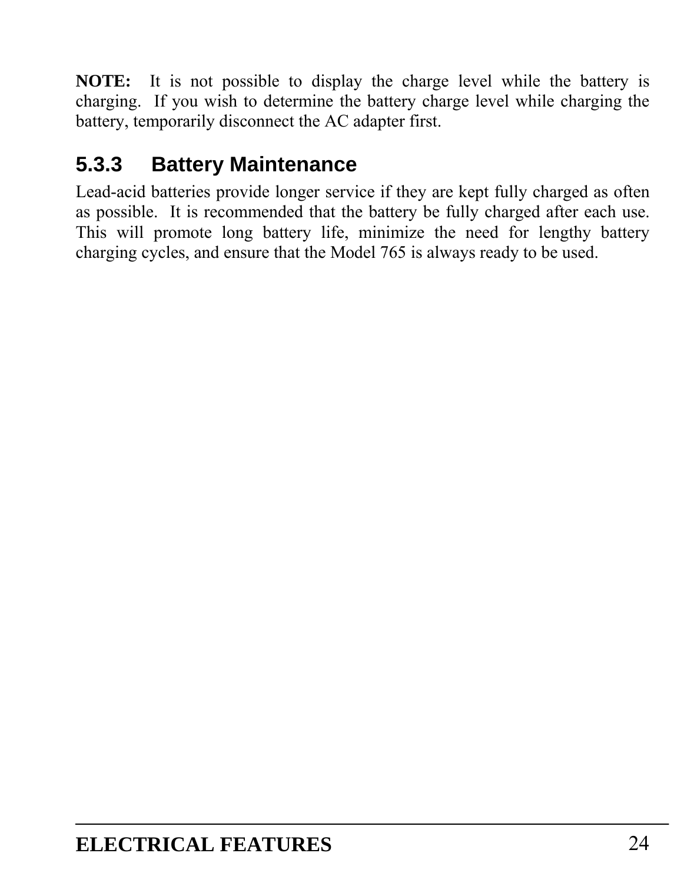**NOTE:** It is not possible to display the charge level while the battery is charging. If you wish to determine the battery charge level while charging the battery, temporarily disconnect the AC adapter first.

### 5.3.3 Battery Maintenance

Lead-acid batteries provide longer service if they are kept fully charged as often as possible. It is recommended that the battery be fully charged after each use. This will promote long battery life, minimize the need for lengthy battery charging cycles, and ensure that the Model 765 is always ready to be used.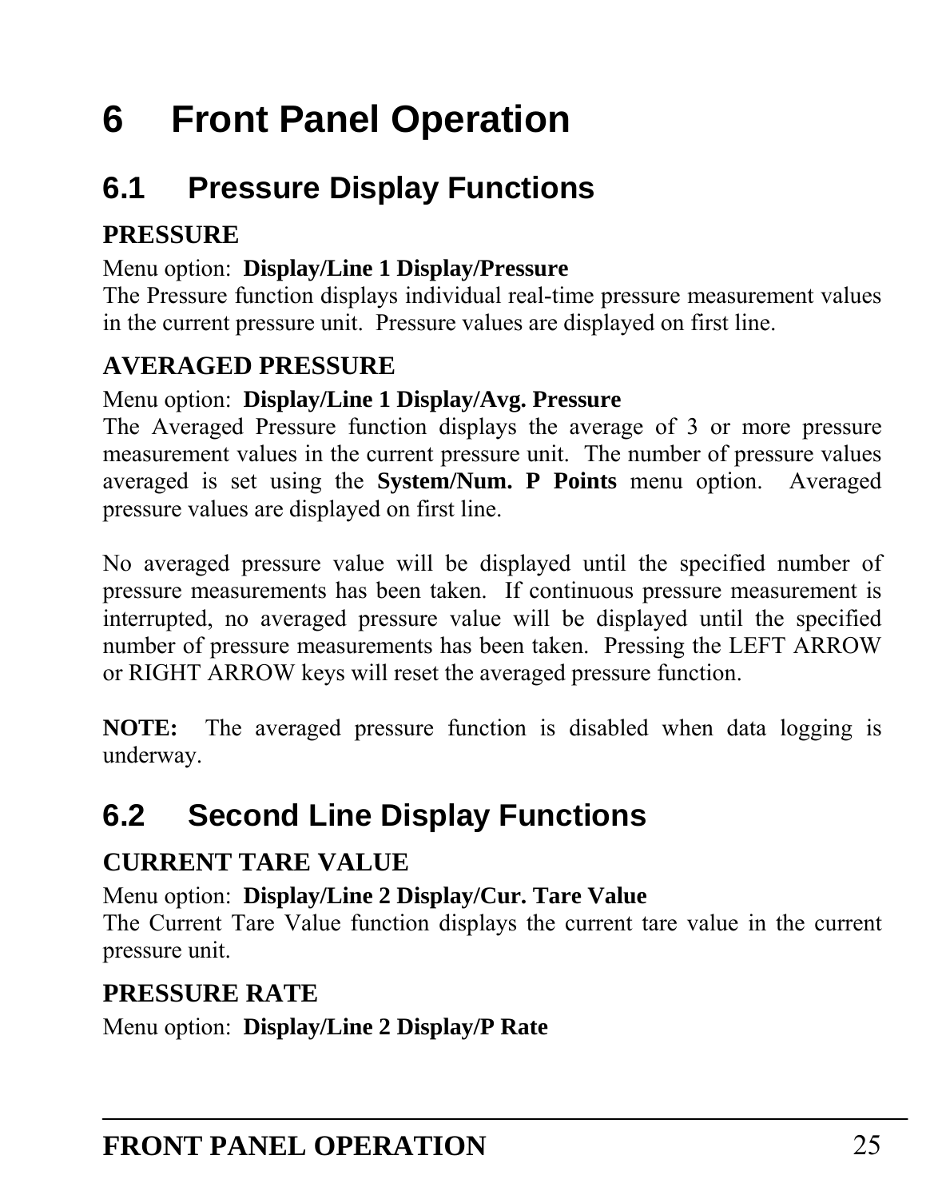# 6 Front Panel Operation

## 6.1 Pressure Display Functions

### PRESSURE

Menu option: **Display/Line 1 Display/Pressure**
The Pressure function displays individual real-time pressure measurement values in the current pressure unit. Pressure values are displayed on first line.

### AVERAGED PRESSURE

Menu option: **Display/Line 1 Display/Avg. Pressure**
The Averaged Pressure function displays the average of 3 or more pressure measurement values in the current pressure unit. The number of pressure values averaged is set using the **System/Num. P Points** menu option. Averaged pressure values are displayed on first line.

No averaged pressure value will be displayed until the specified number of pressure measurements has been taken. If continuous pressure measurement is interrupted, no averaged pressure value will be displayed until the specified number of pressure measurements has been taken. Pressing the LEFT ARROW or RIGHT ARROW keys will reset the averaged pressure function.

**NOTE:** The averaged pressure function is disabled when data logging is underway.

## 6.2 Second Line Display Functions

### CURRENT TARE VALUE

Menu option: **Display/Line 2 Display/Cur. Tare Value**
The Current Tare Value function displays the current tare value in the current pressure unit.

### PRESSURE RATE

Menu option: **Display/Line 2 Display/P Rate**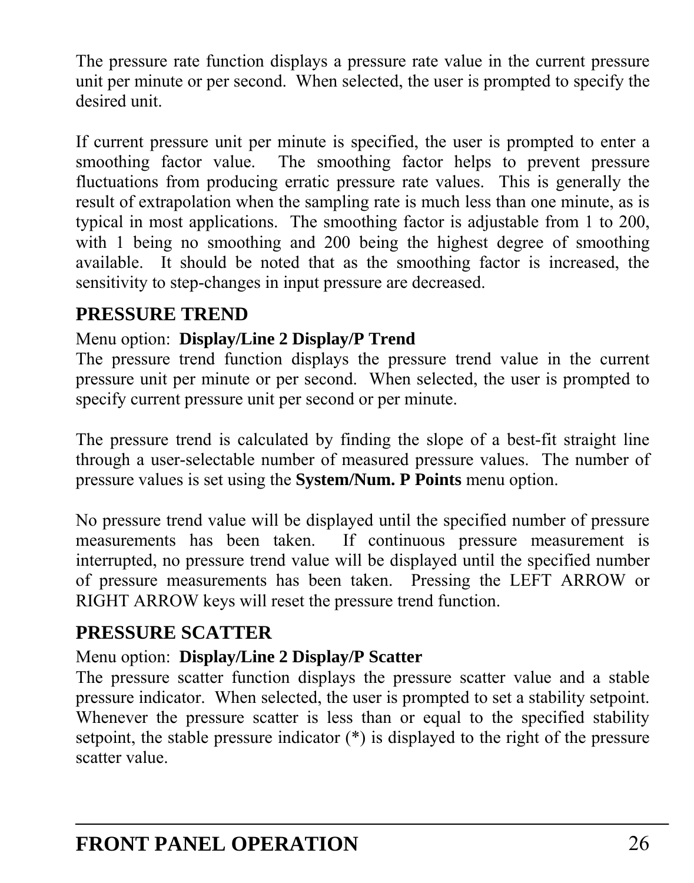The pressure rate function displays a pressure rate value in the current pressure unit per minute or per second. When selected, the user is prompted to specify the desired unit.

If current pressure unit per minute is specified, the user is prompted to enter a smoothing factor value. The smoothing factor helps to prevent pressure fluctuations from producing erratic pressure rate values. This is generally the result of extrapolation when the sampling rate is much less than one minute, as is typical in most applications. The smoothing factor is adjustable from 1 to 200, with 1 being no smoothing and 200 being the highest degree of smoothing available. It should be noted that as the smoothing factor is increased, the sensitivity to step-changes in input pressure are decreased.

## PRESSURE TREND

Menu option: **Display/Line 2 Display/P Trend**

The pressure trend function displays the pressure trend value in the current pressure unit per minute or per second. When selected, the user is prompted to specify current pressure unit per second or per minute.

The pressure trend is calculated by finding the slope of a best-fit straight line through a user-selectable number of measured pressure values. The number of pressure values is set using the **System/Num. P Points** menu option.

No pressure trend value will be displayed until the specified number of pressure measurements has been taken. If continuous pressure measurement is interrupted, no pressure trend value will be displayed until the specified number of pressure measurements has been taken. Pressing the LEFT ARROW or RIGHT ARROW keys will reset the pressure trend function.

## PRESSURE SCATTER

Menu option: **Display/Line 2 Display/P Scatter**

The pressure scatter function displays the pressure scatter value and a stable pressure indicator. When selected, the user is prompted to set a stability setpoint. Whenever the pressure scatter is less than or equal to the specified stability setpoint, the stable pressure indicator (*) is displayed to the right of the pressure scatter value.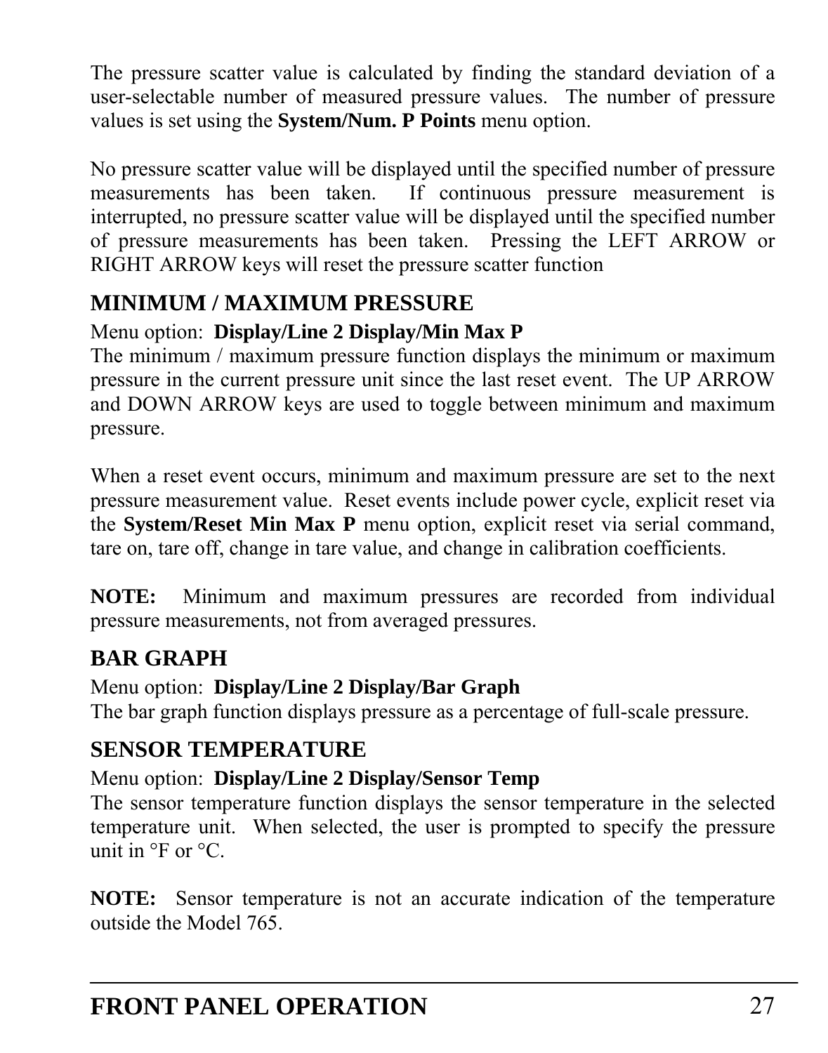The pressure scatter value is calculated by finding the standard deviation of a user-selectable number of measured pressure values. The number of pressure values is set using the **System/Num. P Points** menu option.

No pressure scatter value will be displayed until the specified number of pressure measurements has been taken. If continuous pressure measurement is interrupted, no pressure scatter value will be displayed until the specified number of pressure measurements has been taken. Pressing the LEFT ARROW or RIGHT ARROW keys will reset the pressure scatter function

## MINIMUM / MAXIMUM PRESSURE

Menu option: **Display/Line 2 Display/Min Max P**
The minimum / maximum pressure function displays the minimum or maximum pressure in the current pressure unit since the last reset event. The UP ARROW and DOWN ARROW keys are used to toggle between minimum and maximum pressure.

When a reset event occurs, minimum and maximum pressure are set to the next pressure measurement value. Reset events include power cycle, explicit reset via the **System/Reset Min Max P** menu option, explicit reset via serial command, tare on, tare off, change in tare value, and change in calibration coefficients.

**NOTE:** Minimum and maximum pressures are recorded from individual pressure measurements, not from averaged pressures.

## BAR GRAPH

Menu option: **Display/Line 2 Display/Bar Graph**
The bar graph function displays pressure as a percentage of full-scale pressure.

## SENSOR TEMPERATURE

Menu option: **Display/Line 2 Display/Sensor Temp**
The sensor temperature function displays the sensor temperature in the selected temperature unit. When selected, the user is prompted to specify the pressure unit in °F or °C.

**NOTE:** Sensor temperature is not an accurate indication of the temperature outside the Model 765.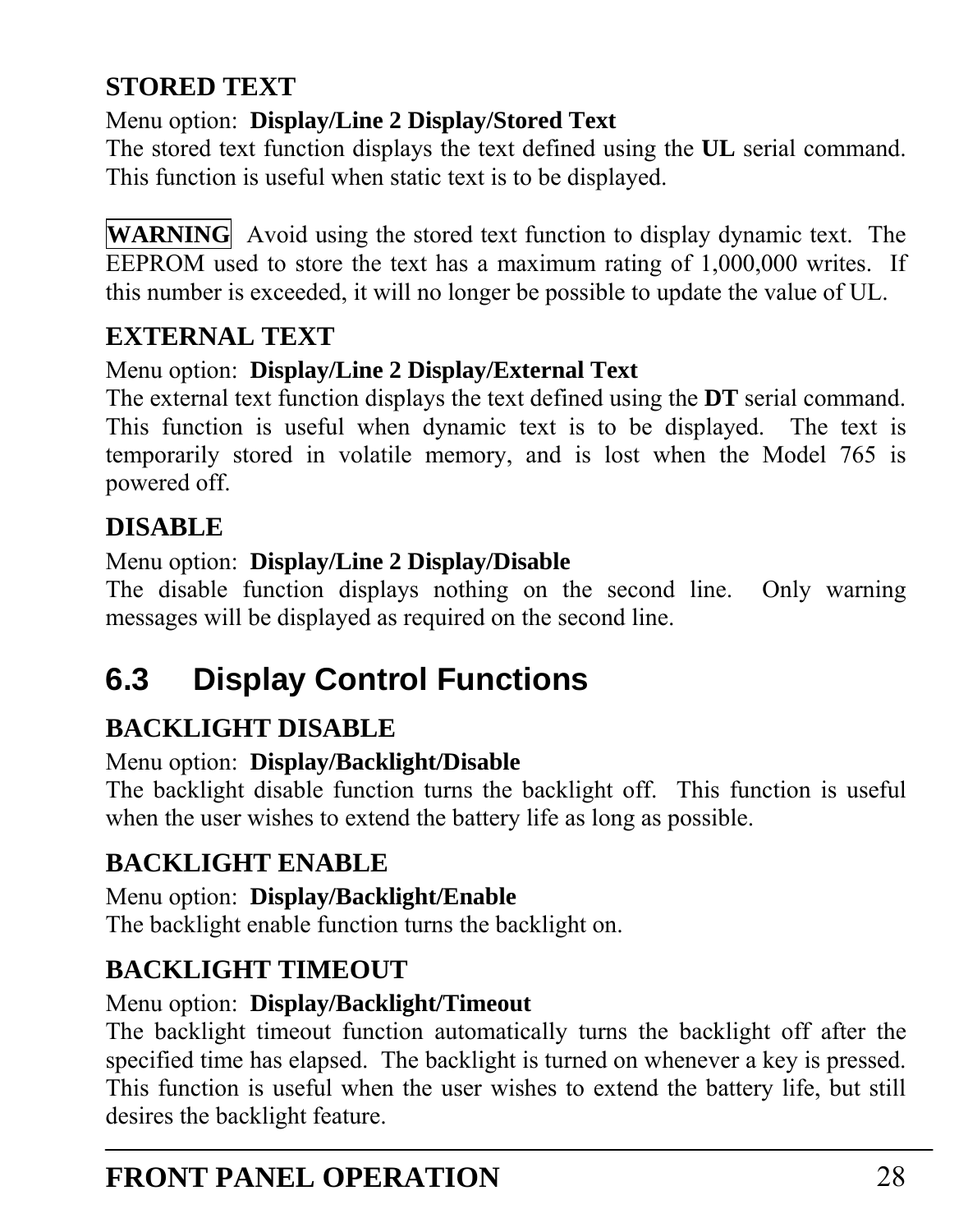### STORED TEXT

Menu option: **Display/Line 2 Display/Stored Text**
The stored text function displays the text defined using the **UL** serial command. This function is useful when static text is to be displayed.

**WARNING** Avoid using the stored text function to display dynamic text. The EEPROM used to store the text has a maximum rating of 1,000,000 writes. If this number is exceeded, it will no longer be possible to update the value of UL.

### EXTERNAL TEXT

Menu option: **Display/Line 2 Display/External Text**
The external text function displays the text defined using the **DT** serial command. This function is useful when dynamic text is to be displayed. The text is temporarily stored in volatile memory, and is lost when the Model 765 is powered off.

### DISABLE

Menu option: **Display/Line 2 Display/Disable**
The disable function displays nothing on the second line. Only warning messages will be displayed as required on the second line.

## 6.3 Display Control Functions

### BACKLIGHT DISABLE

Menu option: **Display/Backlight/Disable**
The backlight disable function turns the backlight off. This function is useful when the user wishes to extend the battery life as long as possible.

### BACKLIGHT ENABLE

Menu option: **Display/Backlight/Enable**
The backlight enable function turns the backlight on.

### BACKLIGHT TIMEOUT

Menu option: **Display/Backlight/Timeout**
The backlight timeout function automatically turns the backlight off after the specified time has elapsed. The backlight is turned on whenever a key is pressed. This function is useful when the user wishes to extend the battery life, but still desires the backlight feature.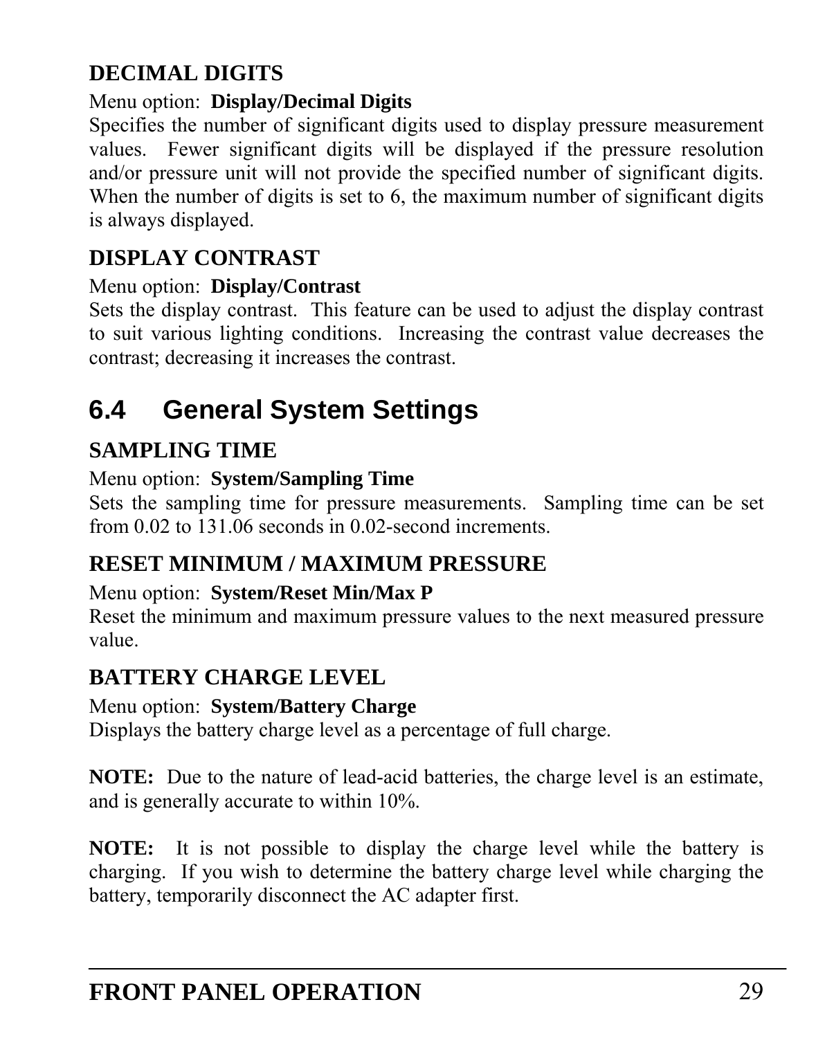### DECIMAL DIGITS

Menu option: **Display/Decimal Digits**

Specifies the number of significant digits used to display pressure measurement values. Fewer significant digits will be displayed if the pressure resolution and/or pressure unit will not provide the specified number of significant digits. When the number of digits is set to 6, the maximum number of significant digits is always displayed.

### DISPLAY CONTRAST

Menu option: **Display/Contrast**

Sets the display contrast. This feature can be used to adjust the display contrast to suit various lighting conditions. Increasing the contrast value decreases the contrast; decreasing it increases the contrast.

## 6.4 General System Settings

### SAMPLING TIME

Menu option: **System/Sampling Time**

Sets the sampling time for pressure measurements. Sampling time can be set from 0.02 to 131.06 seconds in 0.02-second increments.

### RESET MINIMUM / MAXIMUM PRESSURE

Menu option: **System/Reset Min/Max P**

Reset the minimum and maximum pressure values to the next measured pressure value.

### BATTERY CHARGE LEVEL

Menu option: **System/Battery Charge**

Displays the battery charge level as a percentage of full charge.

**NOTE:** Due to the nature of lead-acid batteries, the charge level is an estimate, and is generally accurate to within 10%.

**NOTE:** It is not possible to display the charge level while the battery is charging. If you wish to determine the battery charge level while charging the battery, temporarily disconnect the AC adapter first.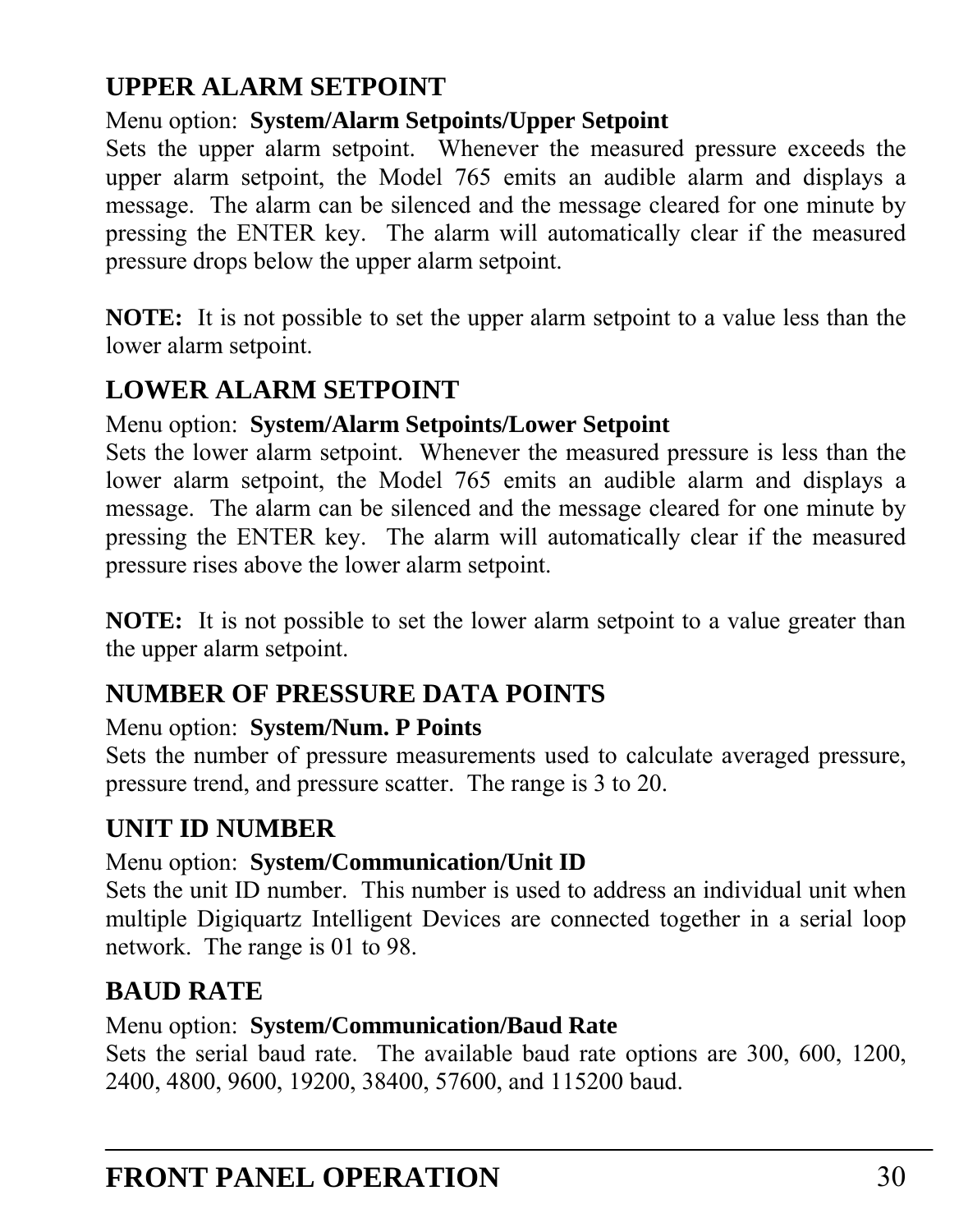## UPPER ALARM SETPOINT

Menu option: **System/Alarm Setpoints/Upper Setpoint**

Sets the upper alarm setpoint. Whenever the measured pressure exceeds the upper alarm setpoint, the Model 765 emits an audible alarm and displays a message. The alarm can be silenced and the message cleared for one minute by pressing the ENTER key. The alarm will automatically clear if the measured pressure drops below the upper alarm setpoint.

**NOTE:** It is not possible to set the upper alarm setpoint to a value less than the lower alarm setpoint.

## LOWER ALARM SETPOINT

Menu option: **System/Alarm Setpoints/Lower Setpoint**

Sets the lower alarm setpoint. Whenever the measured pressure is less than the lower alarm setpoint, the Model 765 emits an audible alarm and displays a message. The alarm can be silenced and the message cleared for one minute by pressing the ENTER key. The alarm will automatically clear if the measured pressure rises above the lower alarm setpoint.

**NOTE:** It is not possible to set the lower alarm setpoint to a value greater than the upper alarm setpoint.

## NUMBER OF PRESSURE DATA POINTS

Menu option: **System/Num. P Points**

Sets the number of pressure measurements used to calculate averaged pressure, pressure trend, and pressure scatter. The range is 3 to 20.

## UNIT ID NUMBER

Menu option: **System/Communication/Unit ID**

Sets the unit ID number. This number is used to address an individual unit when multiple Digiquartz Intelligent Devices are connected together in a serial loop network. The range is 01 to 98.

## BAUD RATE

Menu option: **System/Communication/Baud Rate**

Sets the serial baud rate. The available baud rate options are 300, 600, 1200, 2400, 4800, 9600, 19200, 38400, 57600, and 115200 baud.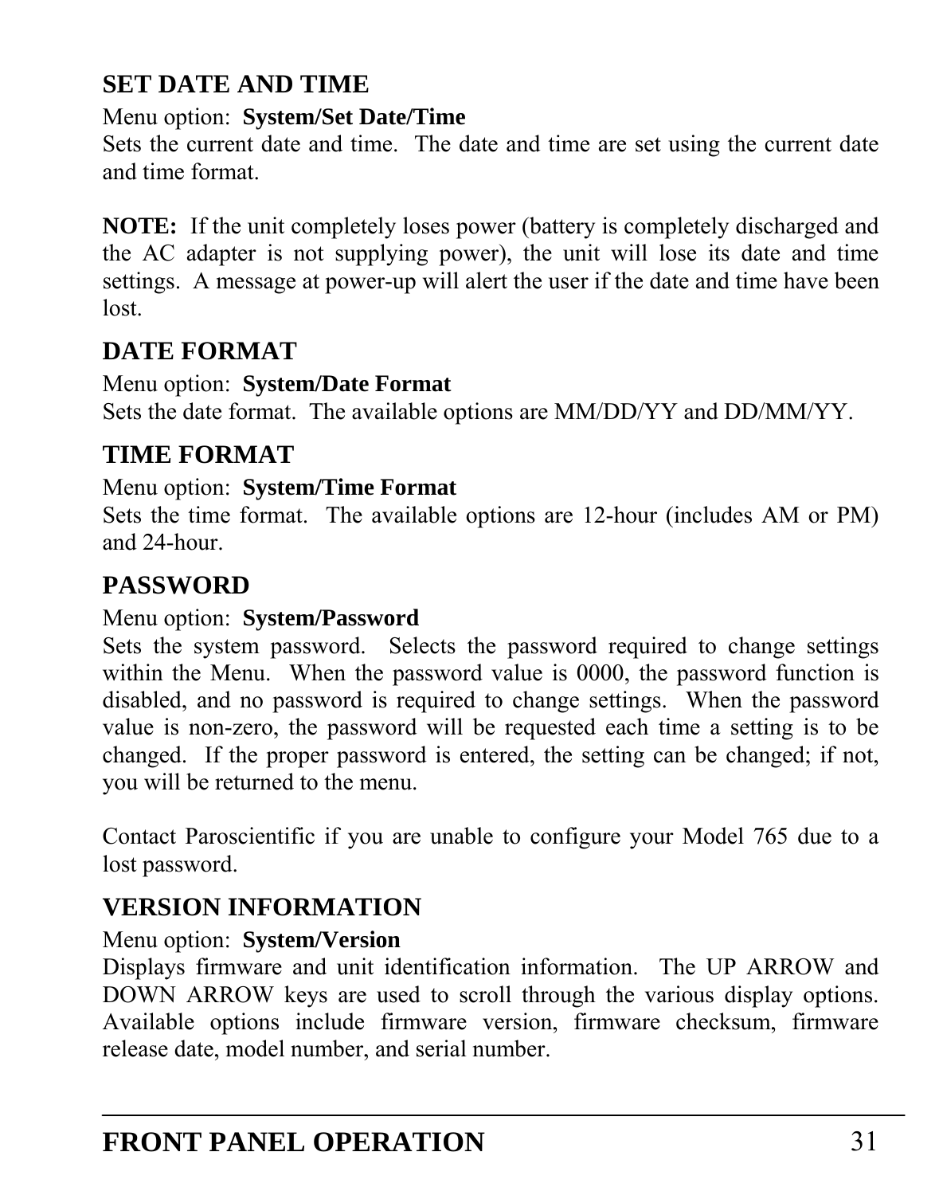## SET DATE AND TIME

Menu option: **System/Set Date/Time**

Sets the current date and time. The date and time are set using the current date and time format.

**NOTE:** If the unit completely loses power (battery is completely discharged and the AC adapter is not supplying power), the unit will lose its date and time settings. A message at power-up will alert the user if the date and time have been lost.

## DATE FORMAT

Menu option: **System/Date Format**

Sets the date format. The available options are MM/DD/YY and DD/MM/YY.

## TIME FORMAT

Menu option: **System/Time Format**

Sets the time format. The available options are 12-hour (includes AM or PM) and 24-hour.

## PASSWORD

Menu option: **System/Password**

Sets the system password. Selects the password required to change settings within the Menu. When the password value is 0000, the password function is disabled, and no password is required to change settings. When the password value is non-zero, the password will be requested each time a setting is to be changed. If the proper password is entered, the setting can be changed; if not, you will be returned to the menu.

Contact Paroscientific if you are unable to configure your Model 765 due to a lost password.

## VERSION INFORMATION

Menu option: **System/Version**

Displays firmware and unit identification information. The UP ARROW and DOWN ARROW keys are used to scroll through the various display options. Available options include firmware version, firmware checksum, firmware release date, model number, and serial number.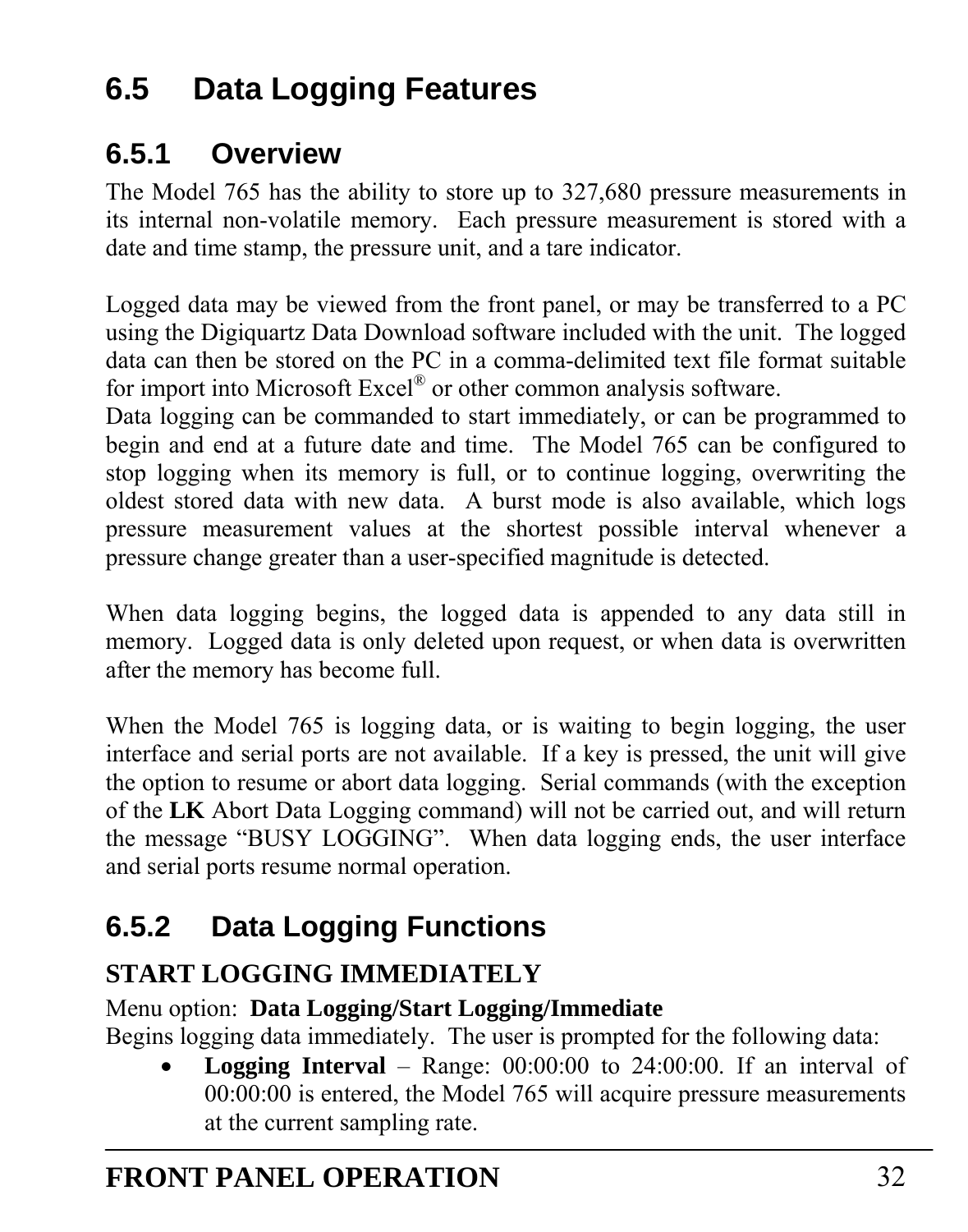## 6.5 Data Logging Features

### 6.5.1 Overview

The Model 765 has the ability to store up to 327,680 pressure measurements in its internal non-volatile memory. Each pressure measurement is stored with a date and time stamp, the pressure unit, and a tare indicator.

Logged data may be viewed from the front panel, or may be transferred to a PC using the Digiquartz Data Download software included with the unit. The logged data can then be stored on the PC in a comma-delimited text file format suitable for import into Microsoft Excel® or other common analysis software.
Data logging can be commanded to start immediately, or can be programmed to begin and end at a future date and time. The Model 765 can be configured to stop logging when its memory is full, or to continue logging, overwriting the oldest stored data with new data. A burst mode is also available, which logs pressure measurement values at the shortest possible interval whenever a pressure change greater than a user-specified magnitude is detected.

When data logging begins, the logged data is appended to any data still in memory. Logged data is only deleted upon request, or when data is overwritten after the memory has become full.

When the Model 765 is logging data, or is waiting to begin logging, the user interface and serial ports are not available. If a key is pressed, the unit will give the option to resume or abort data logging. Serial commands (with the exception of the **LK** Abort Data Logging command) will not be carried out, and will return the message "BUSY LOGGING". When data logging ends, the user interface and serial ports resume normal operation.

### 6.5.2 Data Logging Functions

**START LOGGING IMMEDIATELY**

Menu option: **Data Logging/Start Logging/Immediate**
Begins logging data immediately. The user is prompted for the following data:

- **Logging Interval** – Range: 00:00:00 to 24:00:00. If an interval of 00:00:00 is entered, the Model 765 will acquire pressure measurements at the current sampling rate.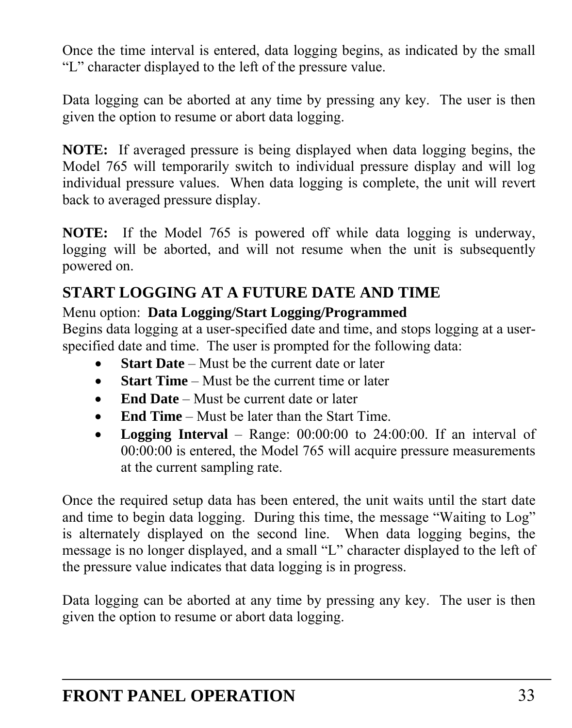Once the time interval is entered, data logging begins, as indicated by the small "L" character displayed to the left of the pressure value.

Data logging can be aborted at any time by pressing any key. The user is then given the option to resume or abort data logging.

**NOTE:** If averaged pressure is being displayed when data logging begins, the Model 765 will temporarily switch to individual pressure display and will log individual pressure values. When data logging is complete, the unit will revert back to averaged pressure display.

**NOTE:** If the Model 765 is powered off while data logging is underway, logging will be aborted, and will not resume when the unit is subsequently powered on.

## START LOGGING AT A FUTURE DATE AND TIME

Menu option: **Data Logging/Start Logging/Programmed**

Begins data logging at a user-specified date and time, and stops logging at a user-specified date and time. The user is prompted for the following data:

- **Start Date** – Must be the current date or later
- **Start Time** – Must be the current time or later
- **End Date** – Must be current date or later
- **End Time** – Must be later than the Start Time.
- **Logging Interval** – Range: 00:00:00 to 24:00:00. If an interval of 00:00:00 is entered, the Model 765 will acquire pressure measurements at the current sampling rate.

Once the required setup data has been entered, the unit waits until the start date and time to begin data logging. During this time, the message "Waiting to Log" is alternately displayed on the second line. When data logging begins, the message is no longer displayed, and a small "L" character displayed to the left of the pressure value indicates that data logging is in progress.

Data logging can be aborted at any time by pressing any key. The user is then given the option to resume or abort data logging.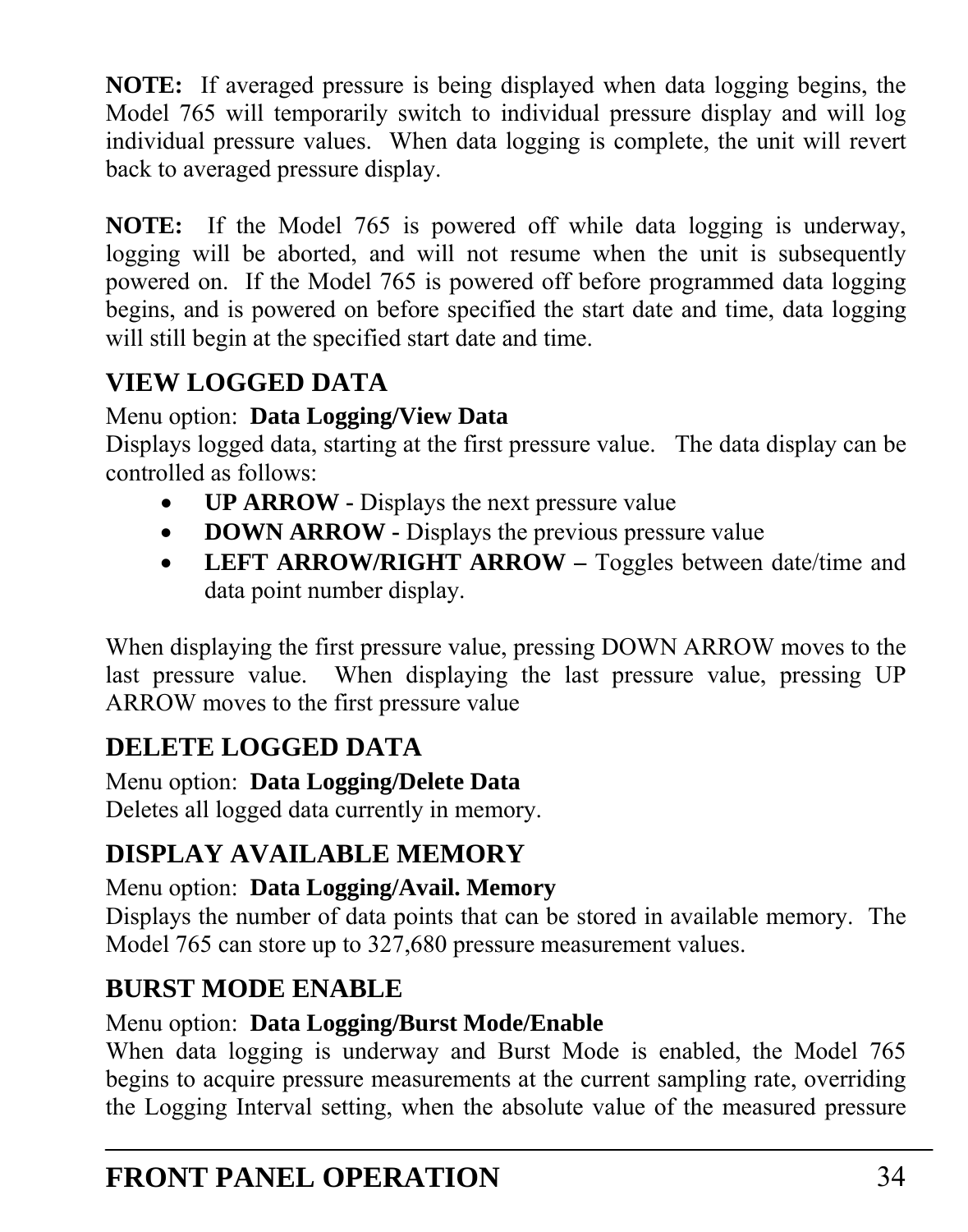**NOTE:** If averaged pressure is being displayed when data logging begins, the Model 765 will temporarily switch to individual pressure display and will log individual pressure values. When data logging is complete, the unit will revert back to averaged pressure display.

**NOTE:** If the Model 765 is powered off while data logging is underway, logging will be aborted, and will not resume when the unit is subsequently powered on. If the Model 765 is powered off before programmed data logging begins, and is powered on before specified the start date and time, data logging will still begin at the specified start date and time.

## VIEW LOGGED DATA

Menu option: **Data Logging/View Data**
Displays logged data, starting at the first pressure value. The data display can be controlled as follows:

- **UP ARROW -** Displays the next pressure value
- **DOWN ARROW -** Displays the previous pressure value
- **LEFT ARROW/RIGHT ARROW –** Toggles between date/time and data point number display.

When displaying the first pressure value, pressing DOWN ARROW moves to the last pressure value. When displaying the last pressure value, pressing UP ARROW moves to the first pressure value

## DELETE LOGGED DATA

Menu option: **Data Logging/Delete Data**
Deletes all logged data currently in memory.

## DISPLAY AVAILABLE MEMORY

Menu option: **Data Logging/Avail. Memory**
Displays the number of data points that can be stored in available memory. The Model 765 can store up to 327,680 pressure measurement values.

## BURST MODE ENABLE

Menu option: **Data Logging/Burst Mode/Enable**
When data logging is underway and Burst Mode is enabled, the Model 765 begins to acquire pressure measurements at the current sampling rate, overriding the Logging Interval setting, when the absolute value of the measured pressure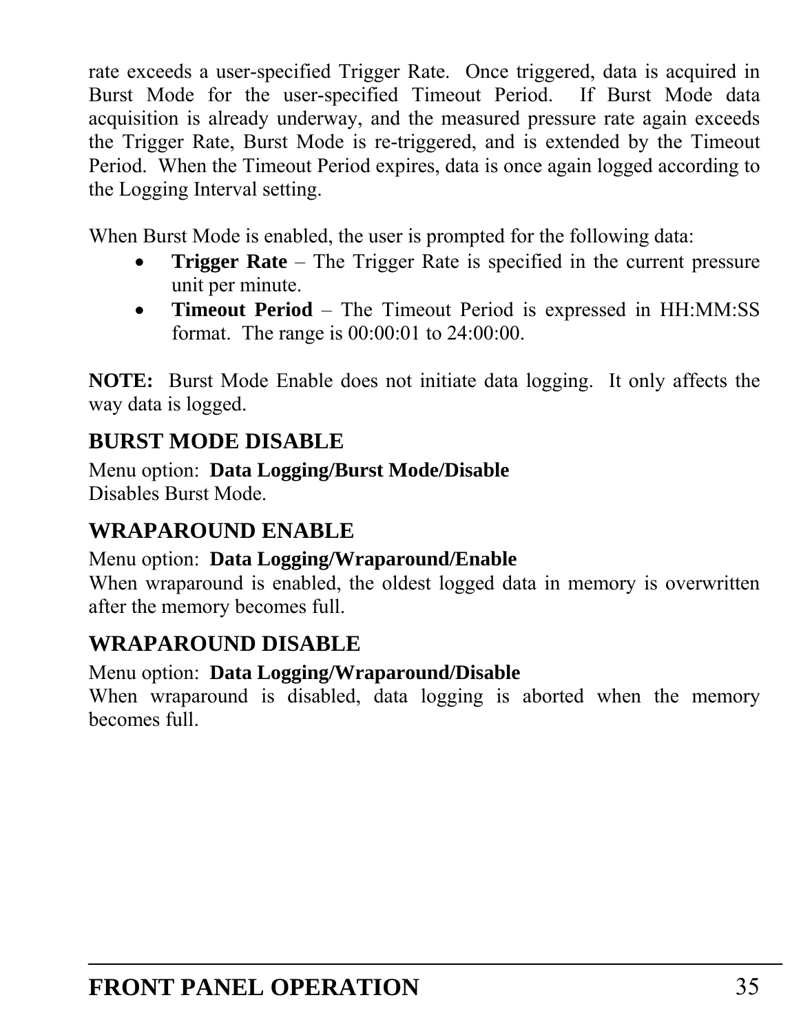rate exceeds a user-specified Trigger Rate. Once triggered, data is acquired in Burst Mode for the user-specified Timeout Period. If Burst Mode data acquisition is already underway, and the measured pressure rate again exceeds the Trigger Rate, Burst Mode is re-triggered, and is extended by the Timeout Period. When the Timeout Period expires, data is once again logged according to the Logging Interval setting.

When Burst Mode is enabled, the user is prompted for the following data:

- **Trigger Rate** – The Trigger Rate is specified in the current pressure unit per minute.
- **Timeout Period** – The Timeout Period is expressed in HH:MM:SS format. The range is 00:00:01 to 24:00:00.

**NOTE:** Burst Mode Enable does not initiate data logging. It only affects the way data is logged.

## BURST MODE DISABLE

Menu option: **Data Logging/Burst Mode/Disable**
Disables Burst Mode.

## WRAPAROUND ENABLE

Menu option: **Data Logging/Wraparound/Enable**
When wraparound is enabled, the oldest logged data in memory is overwritten after the memory becomes full.

## WRAPAROUND DISABLE

Menu option: **Data Logging/Wraparound/Disable**
When wraparound is disabled, data logging is aborted when the memory becomes full.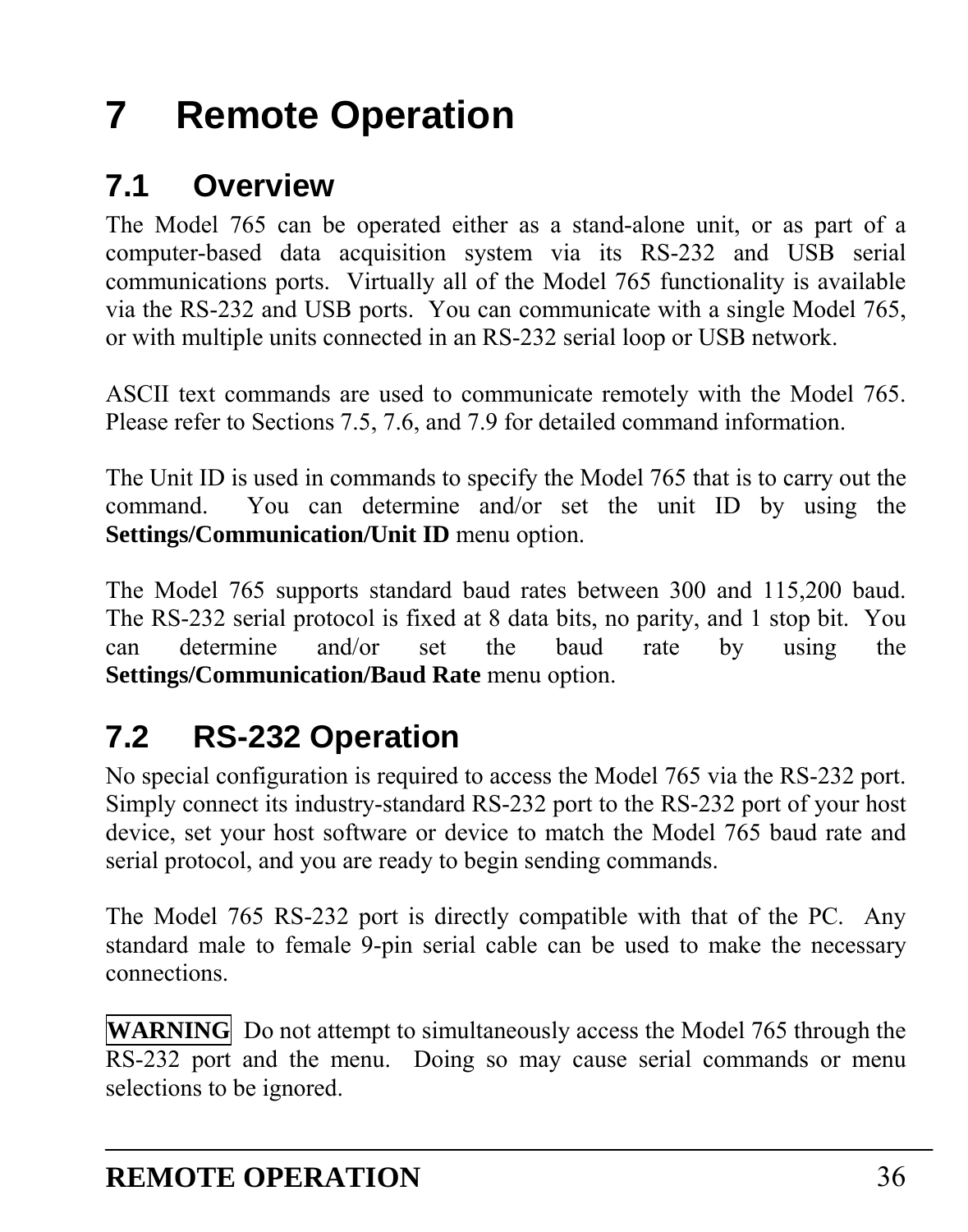# 7 Remote Operation

## 7.1 Overview

The Model 765 can be operated either as a stand-alone unit, or as part of a computer-based data acquisition system via its RS-232 and USB serial communications ports. Virtually all of the Model 765 functionality is available via the RS-232 and USB ports. You can communicate with a single Model 765, or with multiple units connected in an RS-232 serial loop or USB network.

ASCII text commands are used to communicate remotely with the Model 765. Please refer to Sections 7.5, 7.6, and 7.9 for detailed command information.

The Unit ID is used in commands to specify the Model 765 that is to carry out the command. You can determine and/or set the unit ID by using the **Settings/Communication/Unit ID** menu option.

The Model 765 supports standard baud rates between 300 and 115,200 baud. The RS-232 serial protocol is fixed at 8 data bits, no parity, and 1 stop bit. You can determine and/or set the baud rate by using the **Settings/Communication/Baud Rate** menu option.

## 7.2 RS-232 Operation

No special configuration is required to access the Model 765 via the RS-232 port. Simply connect its industry-standard RS-232 port to the RS-232 port of your host device, set your host software or device to match the Model 765 baud rate and serial protocol, and you are ready to begin sending commands.

The Model 765 RS-232 port is directly compatible with that of the PC. Any standard male to female 9-pin serial cable can be used to make the necessary connections.

**WARNING** Do not attempt to simultaneously access the Model 765 through the RS-232 port and the menu. Doing so may cause serial commands or menu selections to be ignored.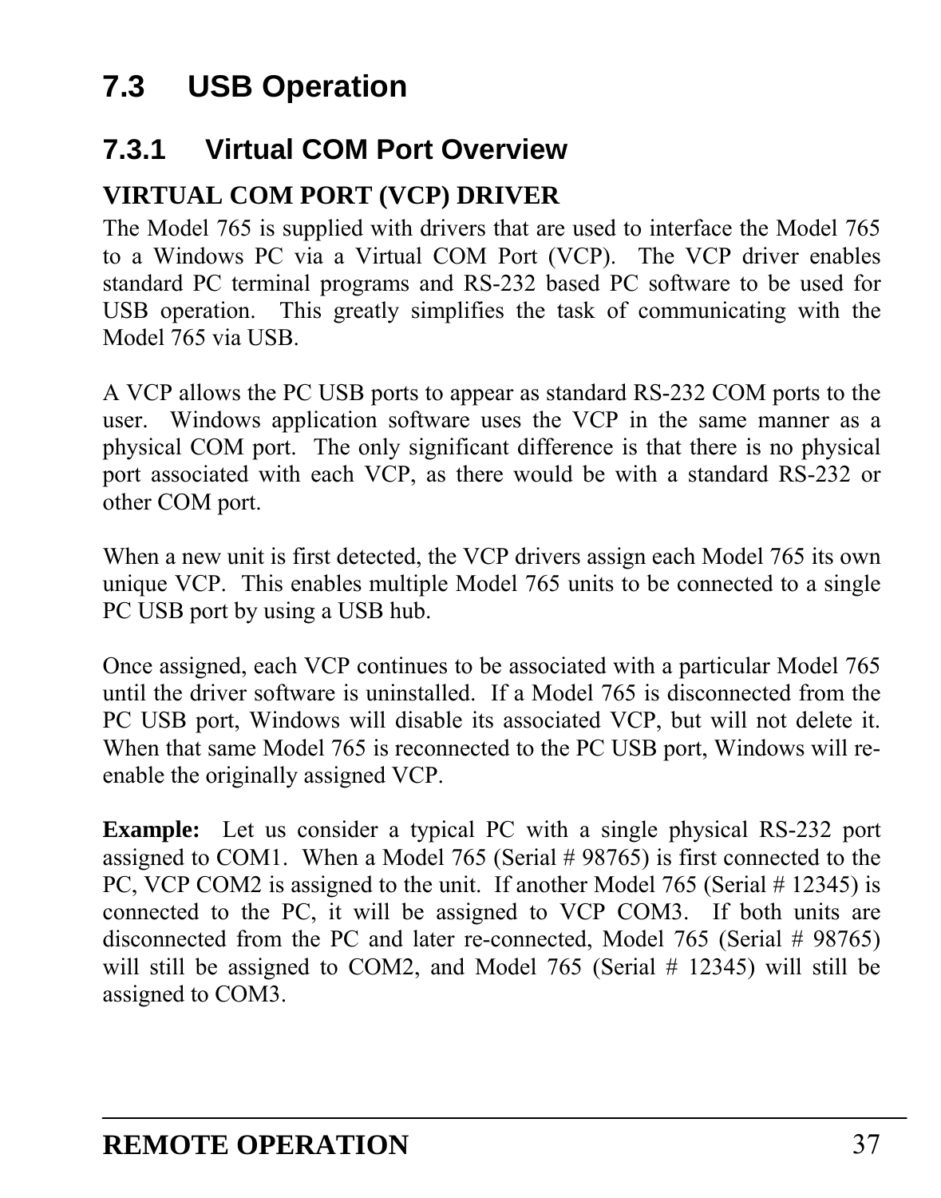# 7.3 USB Operation

## 7.3.1 Virtual COM Port Overview

**VIRTUAL COM PORT (VCP) DRIVER**

The Model 765 is supplied with drivers that are used to interface the Model 765 to a Windows PC via a Virtual COM Port (VCP). The VCP driver enables standard PC terminal programs and RS-232 based PC software to be used for USB operation. This greatly simplifies the task of communicating with the Model 765 via USB.

A VCP allows the PC USB ports to appear as standard RS-232 COM ports to the user. Windows application software uses the VCP in the same manner as a physical COM port. The only significant difference is that there is no physical port associated with each VCP, as there would be with a standard RS-232 or other COM port.

When a new unit is first detected, the VCP drivers assign each Model 765 its own unique VCP. This enables multiple Model 765 units to be connected to a single PC USB port by using a USB hub.

Once assigned, each VCP continues to be associated with a particular Model 765 until the driver software is uninstalled. If a Model 765 is disconnected from the PC USB port, Windows will disable its associated VCP, but will not delete it. When that same Model 765 is reconnected to the PC USB port, Windows will re-enable the originally assigned VCP.

**Example:** Let us consider a typical PC with a single physical RS-232 port assigned to COM1. When a Model 765 (Serial # 98765) is first connected to the PC, VCP COM2 is assigned to the unit. If another Model 765 (Serial # 12345) is connected to the PC, it will be assigned to VCP COM3. If both units are disconnected from the PC and later re-connected, Model 765 (Serial # 98765) will still be assigned to COM2, and Model 765 (Serial # 12345) will still be assigned to COM3.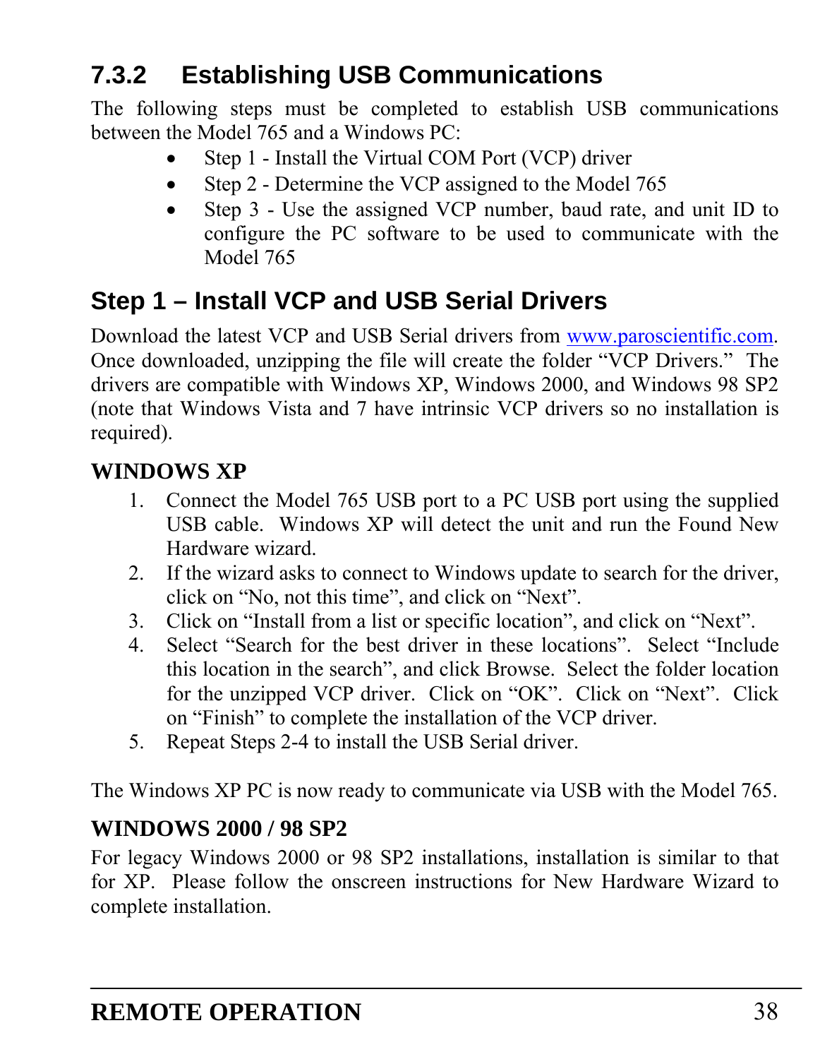### 7.3.2 Establishing USB Communications

The following steps must be completed to establish USB communications between the Model 765 and a Windows PC:

- Step 1 - Install the Virtual COM Port (VCP) driver
- Step 2 - Determine the VCP assigned to the Model 765
- Step 3 - Use the assigned VCP number, baud rate, and unit ID to configure the PC software to be used to communicate with the Model 765

### Step 1 – Install VCP and USB Serial Drivers

Download the latest VCP and USB Serial drivers from www.paroscientific.com. Once downloaded, unzipping the file will create the folder "VCP Drivers." The drivers are compatible with Windows XP, Windows 2000, and Windows 98 SP2 (note that Windows Vista and 7 have intrinsic VCP drivers so no installation is required).

**WINDOWS XP**

1. Connect the Model 765 USB port to a PC USB port using the supplied USB cable. Windows XP will detect the unit and run the Found New Hardware wizard.
2. If the wizard asks to connect to Windows update to search for the driver, click on "No, not this time", and click on "Next".
3. Click on "Install from a list or specific location", and click on "Next".
4. Select "Search for the best driver in these locations". Select "Include this location in the search", and click Browse. Select the folder location for the unzipped VCP driver. Click on "OK". Click on "Next". Click on "Finish" to complete the installation of the VCP driver.
5. Repeat Steps 2-4 to install the USB Serial driver.

The Windows XP PC is now ready to communicate via USB with the Model 765.

**WINDOWS 2000 / 98 SP2**

For legacy Windows 2000 or 98 SP2 installations, installation is similar to that for XP. Please follow the onscreen instructions for New Hardware Wizard to complete installation.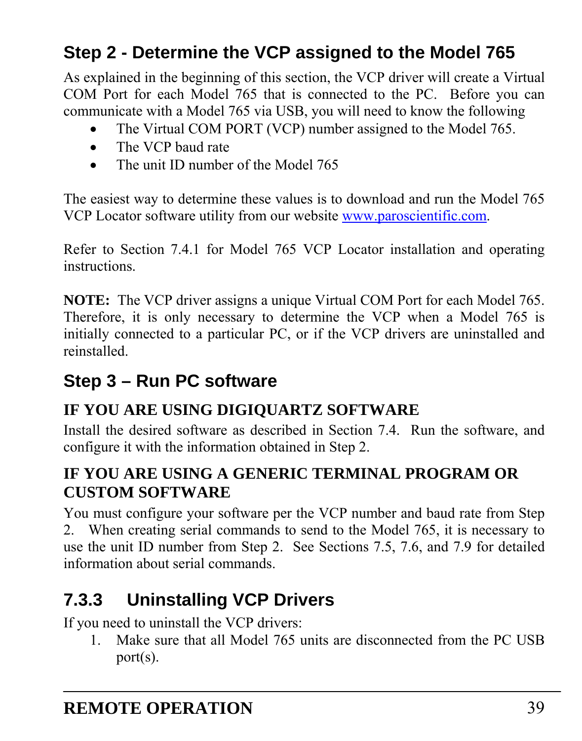## Step 2 - Determine the VCP assigned to the Model 765

As explained in the beginning of this section, the VCP driver will create a Virtual COM Port for each Model 765 that is connected to the PC. Before you can communicate with a Model 765 via USB, you will need to know the following

- The Virtual COM PORT (VCP) number assigned to the Model 765.
- The VCP baud rate
- The unit ID number of the Model 765

The easiest way to determine these values is to download and run the Model 765 VCP Locator software utility from our website www.paroscientific.com.

Refer to Section 7.4.1 for Model 765 VCP Locator installation and operating instructions.

**NOTE:** The VCP driver assigns a unique Virtual COM Port for each Model 765. Therefore, it is only necessary to determine the VCP when a Model 765 is initially connected to a particular PC, or if the VCP drivers are uninstalled and reinstalled.

## Step 3 – Run PC software

**IF YOU ARE USING DIGIQUARTZ SOFTWARE**

Install the desired software as described in Section 7.4. Run the software, and configure it with the information obtained in Step 2.

**IF YOU ARE USING A GENERIC TERMINAL PROGRAM OR CUSTOM SOFTWARE**

You must configure your software per the VCP number and baud rate from Step 2. When creating serial commands to send to the Model 765, it is necessary to use the unit ID number from Step 2. See Sections 7.5, 7.6, and 7.9 for detailed information about serial commands.

### 7.3.3 Uninstalling VCP Drivers

If you need to uninstall the VCP drivers:

1. Make sure that all Model 765 units are disconnected from the PC USB port(s).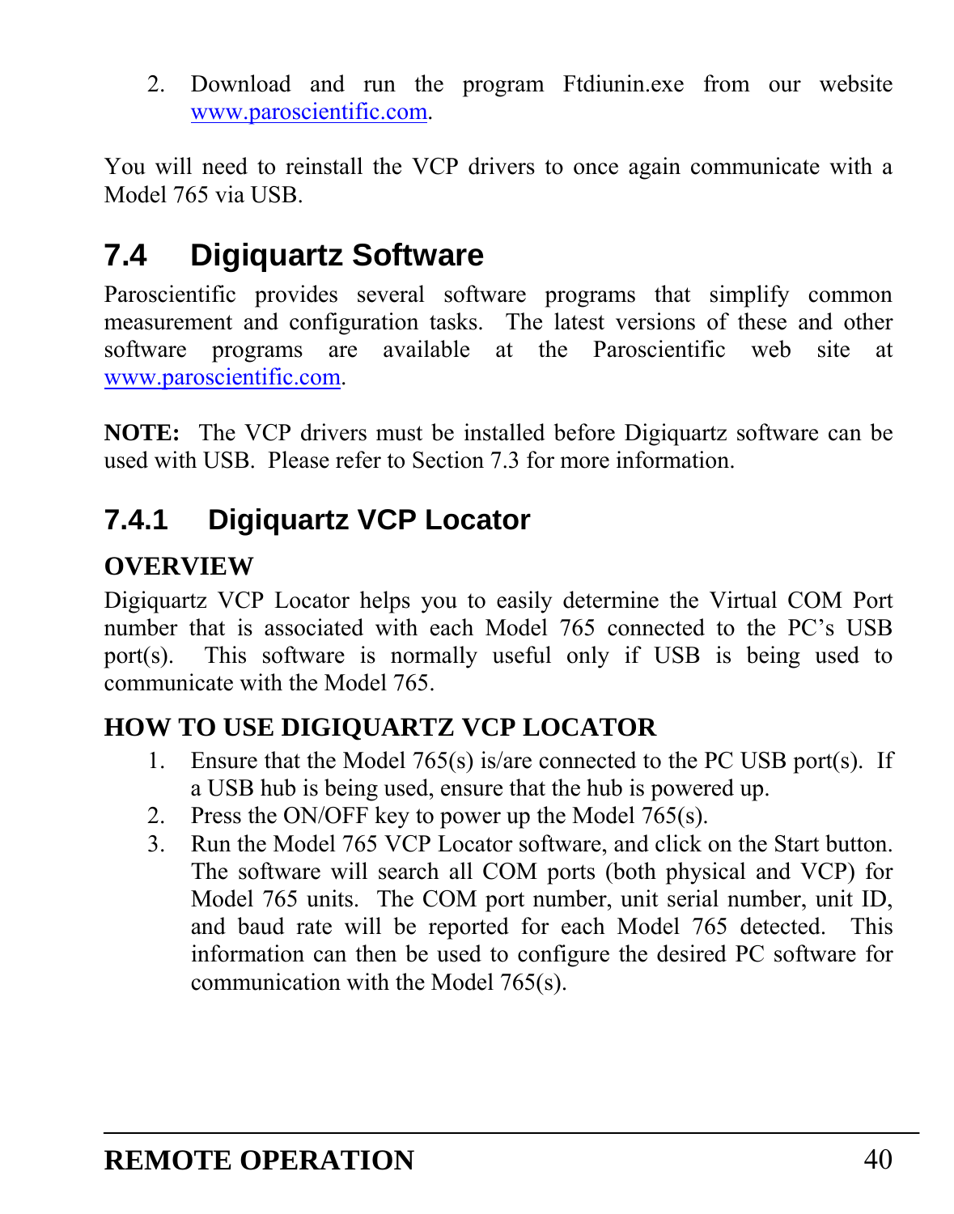2. Download and run the program Ftdiunin.exe from our website www.paroscientific.com.

You will need to reinstall the VCP drivers to once again communicate with a Model 765 via USB.

## 7.4 Digiquartz Software

Paroscientific provides several software programs that simplify common measurement and configuration tasks. The latest versions of these and other software programs are available at the Paroscientific web site at www.paroscientific.com.

**NOTE:** The VCP drivers must be installed before Digiquartz software can be used with USB. Please refer to Section 7.3 for more information.

### 7.4.1 Digiquartz VCP Locator

**OVERVIEW**

Digiquartz VCP Locator helps you to easily determine the Virtual COM Port number that is associated with each Model 765 connected to the PC's USB port(s). This software is normally useful only if USB is being used to communicate with the Model 765.

**HOW TO USE DIGIQUARTZ VCP LOCATOR**

1. Ensure that the Model 765(s) is/are connected to the PC USB port(s). If a USB hub is being used, ensure that the hub is powered up.
2. Press the ON/OFF key to power up the Model 765(s).
3. Run the Model 765 VCP Locator software, and click on the Start button. The software will search all COM ports (both physical and VCP) for Model 765 units. The COM port number, unit serial number, unit ID, and baud rate will be reported for each Model 765 detected. This information can then be used to configure the desired PC software for communication with the Model 765(s).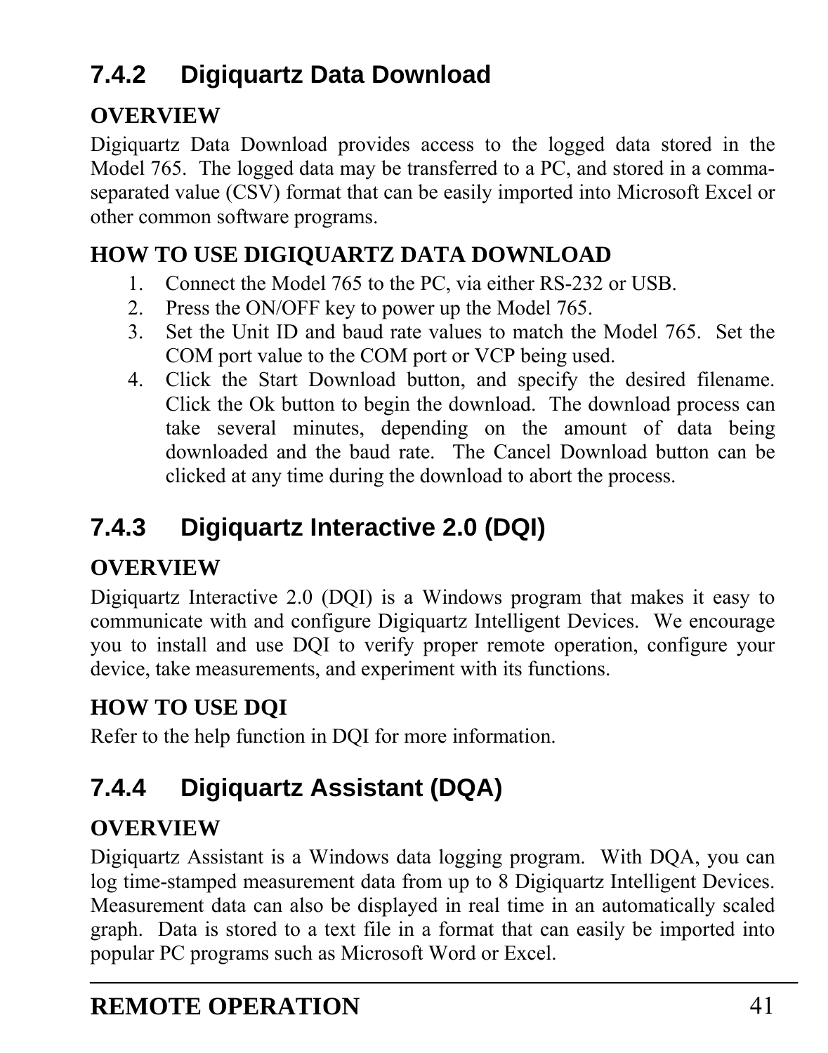### 7.4.2 Digiquartz Data Download

**OVERVIEW**

Digiquartz Data Download provides access to the logged data stored in the Model 765. The logged data may be transferred to a PC, and stored in a comma-separated value (CSV) format that can be easily imported into Microsoft Excel or other common software programs.

**HOW TO USE DIGIQUARTZ DATA DOWNLOAD**

1. Connect the Model 765 to the PC, via either RS-232 or USB.
2. Press the ON/OFF key to power up the Model 765.
3. Set the Unit ID and baud rate values to match the Model 765. Set the COM port value to the COM port or VCP being used.
4. Click the Start Download button, and specify the desired filename. Click the Ok button to begin the download. The download process can take several minutes, depending on the amount of data being downloaded and the baud rate. The Cancel Download button can be clicked at any time during the download to abort the process.

### 7.4.3 Digiquartz Interactive 2.0 (DQI)

**OVERVIEW**

Digiquartz Interactive 2.0 (DQI) is a Windows program that makes it easy to communicate with and configure Digiquartz Intelligent Devices. We encourage you to install and use DQI to verify proper remote operation, configure your device, take measurements, and experiment with its functions.

**HOW TO USE DQI**

Refer to the help function in DQI for more information.

### 7.4.4 Digiquartz Assistant (DQA)

**OVERVIEW**

Digiquartz Assistant is a Windows data logging program. With DQA, you can log time-stamped measurement data from up to 8 Digiquartz Intelligent Devices. Measurement data can also be displayed in real time in an automatically scaled graph. Data is stored to a text file in a format that can easily be imported into popular PC programs such as Microsoft Word or Excel.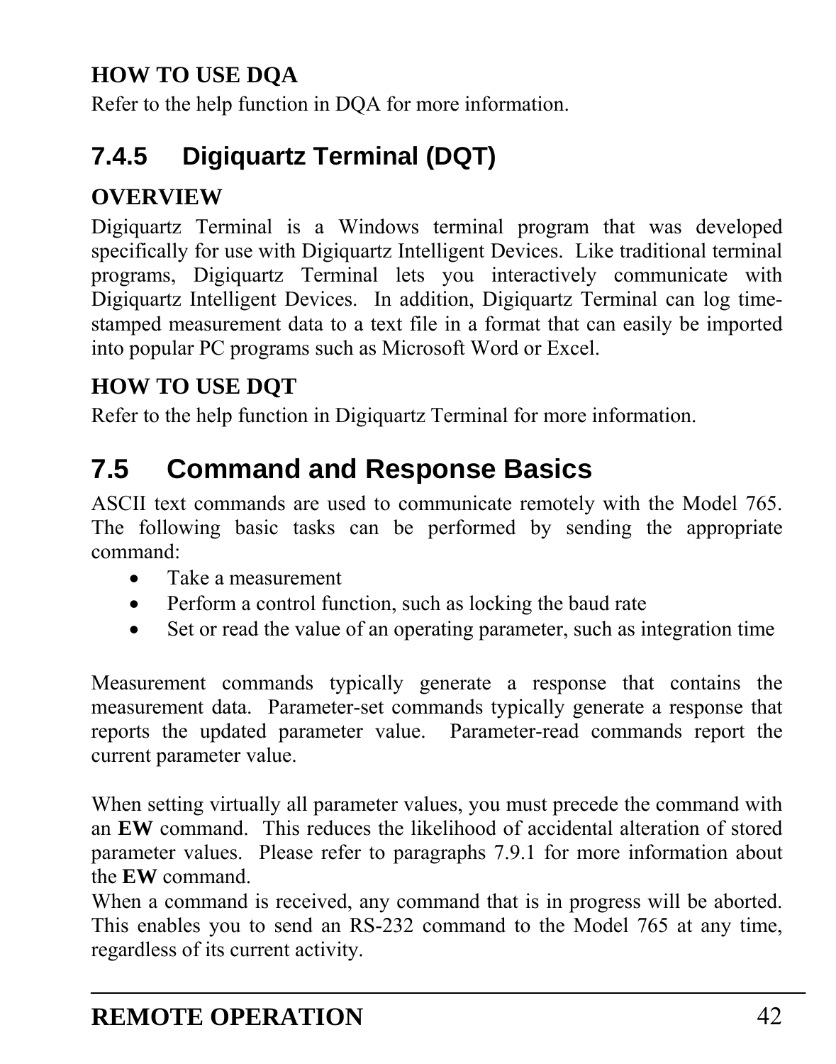**HOW TO USE DQA**

Refer to the help function in DQA for more information.

### 7.4.5 Digiquartz Terminal (DQT)

**OVERVIEW**

Digiquartz Terminal is a Windows terminal program that was developed specifically for use with Digiquartz Intelligent Devices. Like traditional terminal programs, Digiquartz Terminal lets you interactively communicate with Digiquartz Intelligent Devices. In addition, Digiquartz Terminal can log time-stamped measurement data to a text file in a format that can easily be imported into popular PC programs such as Microsoft Word or Excel.

**HOW TO USE DQT**

Refer to the help function in Digiquartz Terminal for more information.

## 7.5 Command and Response Basics

ASCII text commands are used to communicate remotely with the Model 765. The following basic tasks can be performed by sending the appropriate command:

- Take a measurement
- Perform a control function, such as locking the baud rate
- Set or read the value of an operating parameter, such as integration time

Measurement commands typically generate a response that contains the measurement data. Parameter-set commands typically generate a response that reports the updated parameter value. Parameter-read commands report the current parameter value.

When setting virtually all parameter values, you must precede the command with an **EW** command. This reduces the likelihood of accidental alteration of stored parameter values. Please refer to paragraphs 7.9.1 for more information about the **EW** command.

When a command is received, any command that is in progress will be aborted. This enables you to send an RS-232 command to the Model 765 at any time, regardless of its current activity.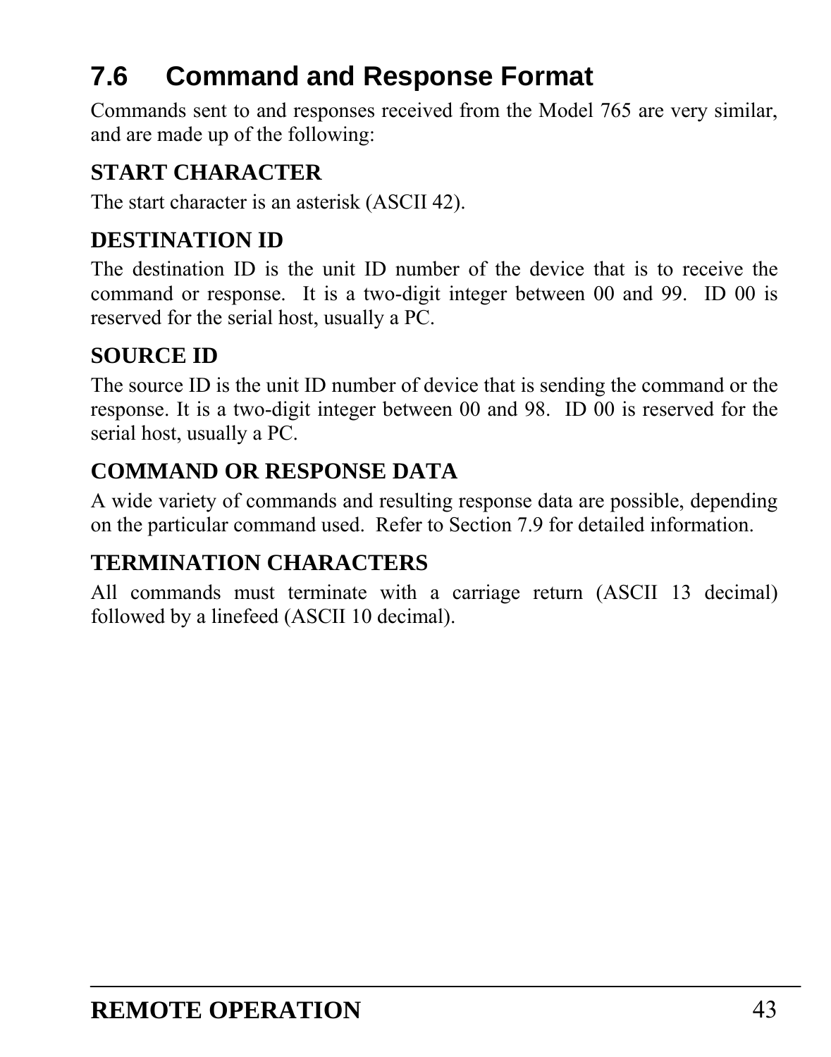## 7.6 Command and Response Format

Commands sent to and responses received from the Model 765 are very similar, and are made up of the following:

### START CHARACTER

The start character is an asterisk (ASCII 42).

### DESTINATION ID

The destination ID is the unit ID number of the device that is to receive the command or response. It is a two-digit integer between 00 and 99. ID 00 is reserved for the serial host, usually a PC.

### SOURCE ID

The source ID is the unit ID number of device that is sending the command or the response. It is a two-digit integer between 00 and 98. ID 00 is reserved for the serial host, usually a PC.

### COMMAND OR RESPONSE DATA

A wide variety of commands and resulting response data are possible, depending on the particular command used. Refer to Section 7.9 for detailed information.

### TERMINATION CHARACTERS

All commands must terminate with a carriage return (ASCII 13 decimal) followed by a linefeed (ASCII 10 decimal).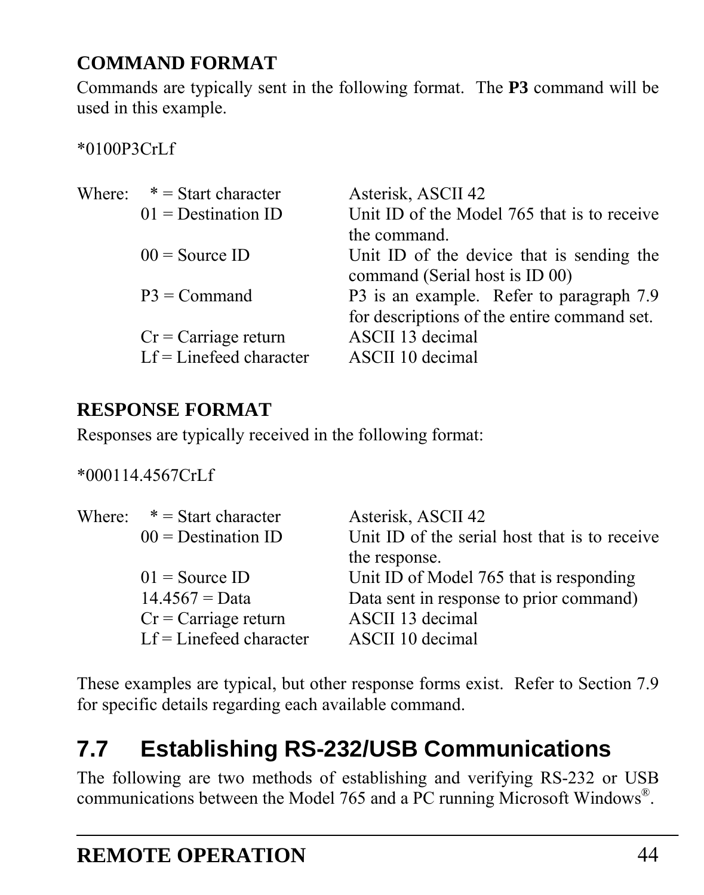**COMMAND FORMAT**

Commands are typically sent in the following format. The **P3** command will be used in this example.

*0100P3CrLf

| Where: | | |
|---|---|---|
| | * = Start character | Asterisk, ASCII 42 |
| | 01 = Destination ID | Unit ID of the Model 765 that is to receive the command. |
| | 00 = Source ID | Unit ID of the device that is sending the command (Serial host is ID 00) |
| | P3 = Command | P3 is an example. Refer to paragraph 7.9 for descriptions of the entire command set. |
| | Cr = Carriage return | ASCII 13 decimal |
| | Lf = Linefeed character | ASCII 10 decimal |

**RESPONSE FORMAT**

Responses are typically received in the following format:

*000114.4567CrLf

| Where: | | |
|---|---|---|
| | * = Start character | Asterisk, ASCII 42 |
| | 00 = Destination ID | Unit ID of the serial host that is to receive the response. |
| | 01 = Source ID | Unit ID of Model 765 that is responding |
| | 14.4567 = Data | Data sent in response to prior command) |
| | Cr = Carriage return | ASCII 13 decimal |
| | Lf = Linefeed character | ASCII 10 decimal |

These examples are typical, but other response forms exist. Refer to Section 7.9 for specific details regarding each available command.

## 7.7 Establishing RS-232/USB Communications

The following are two methods of establishing and verifying RS-232 or USB communications between the Model 765 and a PC running Microsoft Windows®.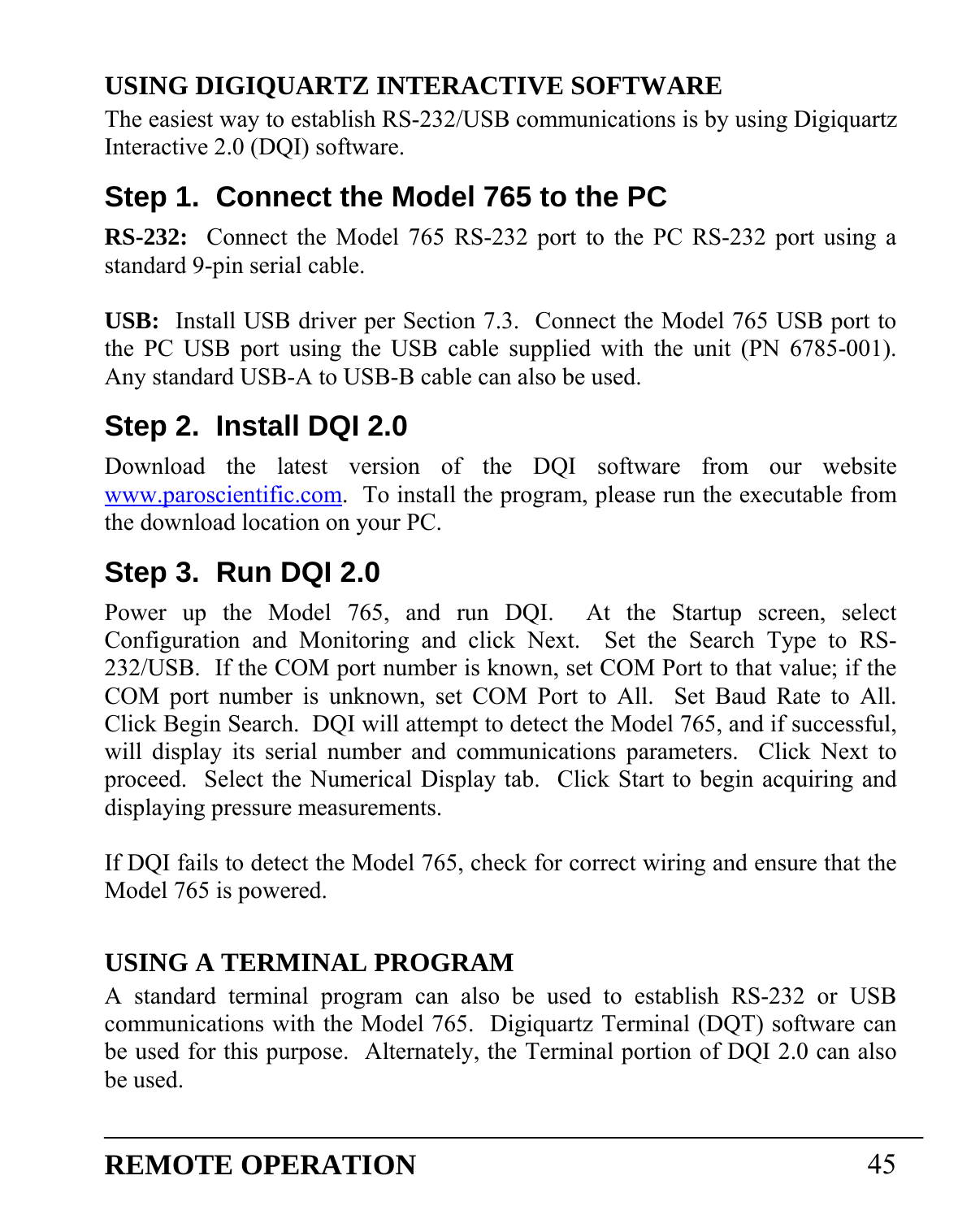### USING DIGIQUARTZ INTERACTIVE SOFTWARE

The easiest way to establish RS-232/USB communications is by using Digiquartz Interactive 2.0 (DQI) software.

## Step 1. Connect the Model 765 to the PC

**RS-232:** Connect the Model 765 RS-232 port to the PC RS-232 port using a standard 9-pin serial cable.

**USB:** Install USB driver per Section 7.3. Connect the Model 765 USB port to the PC USB port using the USB cable supplied with the unit (PN 6785-001). Any standard USB-A to USB-B cable can also be used.

## Step 2. Install DQI 2.0

Download the latest version of the DQI software from our website www.paroscientific.com. To install the program, please run the executable from the download location on your PC.

## Step 3. Run DQI 2.0

Power up the Model 765, and run DQI. At the Startup screen, select Configuration and Monitoring and click Next. Set the Search Type to RS-232/USB. If the COM port number is known, set COM Port to that value; if the COM port number is unknown, set COM Port to All. Set Baud Rate to All. Click Begin Search. DQI will attempt to detect the Model 765, and if successful, will display its serial number and communications parameters. Click Next to proceed. Select the Numerical Display tab. Click Start to begin acquiring and displaying pressure measurements.

If DQI fails to detect the Model 765, check for correct wiring and ensure that the Model 765 is powered.

### USING A TERMINAL PROGRAM

A standard terminal program can also be used to establish RS-232 or USB communications with the Model 765. Digiquartz Terminal (DQT) software can be used for this purpose. Alternately, the Terminal portion of DQI 2.0 can also be used.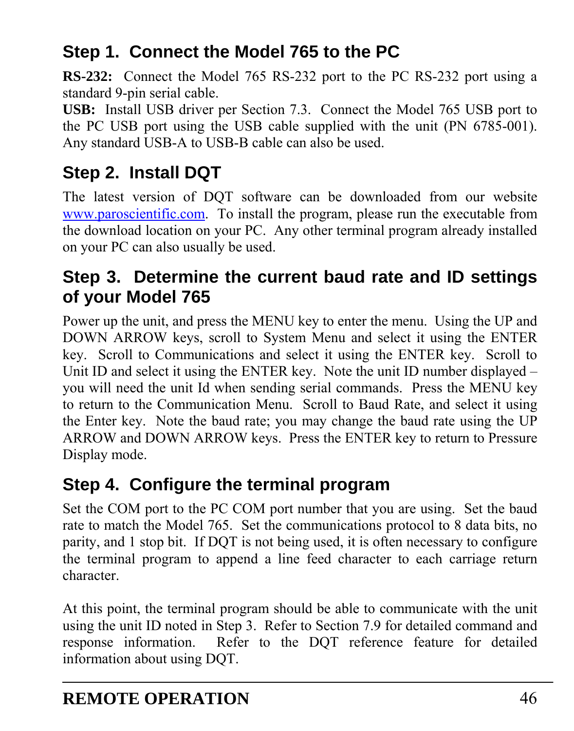## Step 1. Connect the Model 765 to the PC

**RS-232:** Connect the Model 765 RS-232 port to the PC RS-232 port using a standard 9-pin serial cable.
**USB:** Install USB driver per Section 7.3. Connect the Model 765 USB port to the PC USB port using the USB cable supplied with the unit (PN 6785-001). Any standard USB-A to USB-B cable can also be used.

## Step 2. Install DQT

The latest version of DQT software can be downloaded from our website [www.paroscientific.com](http://www.paroscientific.com). To install the program, please run the executable from the download location on your PC. Any other terminal program already installed on your PC can also usually be used.

## Step 3. Determine the current baud rate and ID settings of your Model 765

Power up the unit, and press the MENU key to enter the menu. Using the UP and DOWN ARROW keys, scroll to System Menu and select it using the ENTER key. Scroll to Communications and select it using the ENTER key. Scroll to Unit ID and select it using the ENTER key. Note the unit ID number displayed – you will need the unit Id when sending serial commands. Press the MENU key to return to the Communication Menu. Scroll to Baud Rate, and select it using the Enter key. Note the baud rate; you may change the baud rate using the UP ARROW and DOWN ARROW keys. Press the ENTER key to return to Pressure Display mode.

## Step 4. Configure the terminal program

Set the COM port to the PC COM port number that you are using. Set the baud rate to match the Model 765. Set the communications protocol to 8 data bits, no parity, and 1 stop bit. If DQT is not being used, it is often necessary to configure the terminal program to append a line feed character to each carriage return character.

At this point, the terminal program should be able to communicate with the unit using the unit ID noted in Step 3. Refer to Section 7.9 for detailed command and response information. Refer to the DQT reference feature for detailed information about using DQT.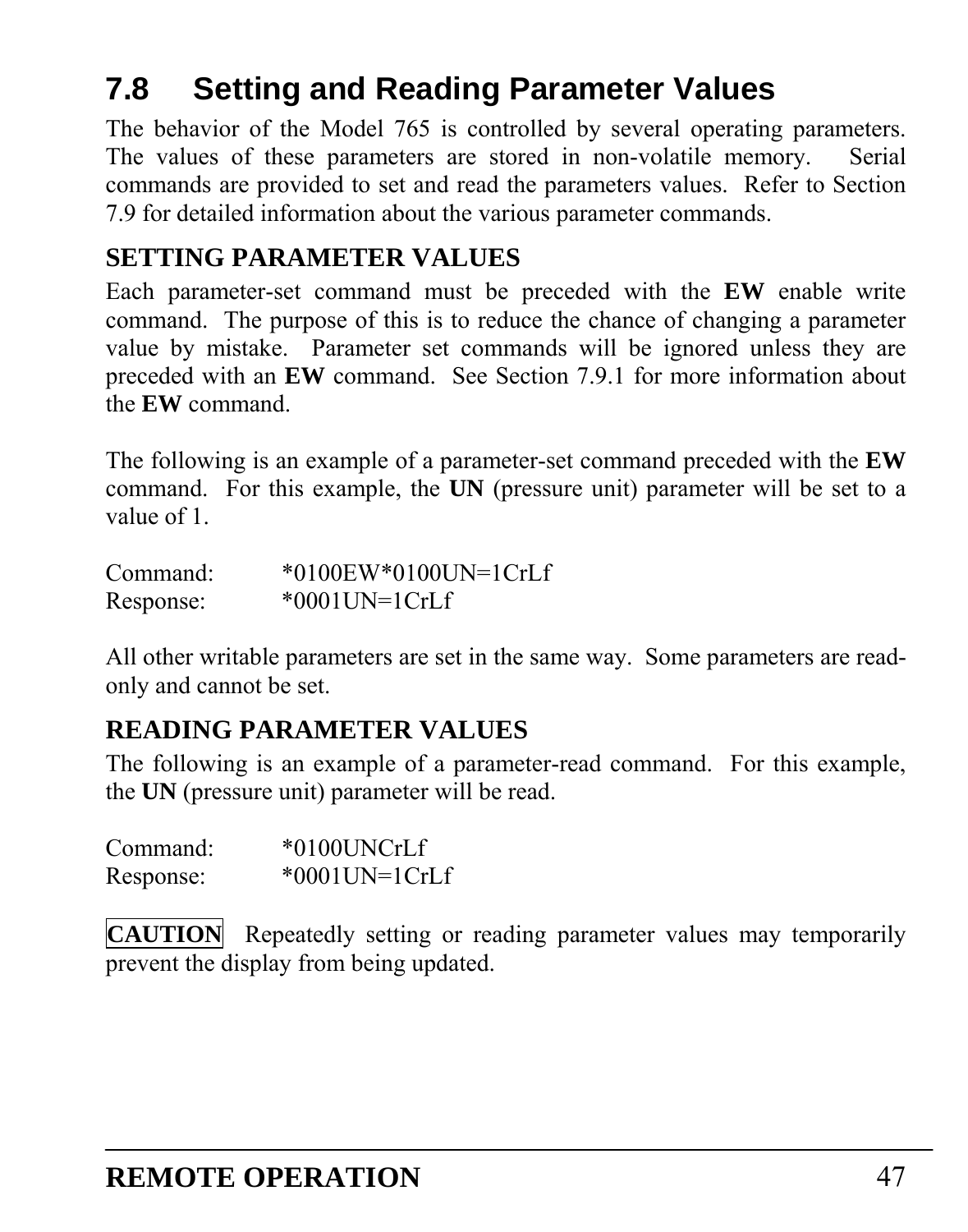## 7.8 Setting and Reading Parameter Values

The behavior of the Model 765 is controlled by several operating parameters. The values of these parameters are stored in non-volatile memory. Serial commands are provided to set and read the parameters values. Refer to Section 7.9 for detailed information about the various parameter commands.

### SETTING PARAMETER VALUES

Each parameter-set command must be preceded with the **EW** enable write command. The purpose of this is to reduce the chance of changing a parameter value by mistake. Parameter set commands will be ignored unless they are preceded with an **EW** command. See Section 7.9.1 for more information about the **EW** command.

The following is an example of a parameter-set command preceded with the **EW** command. For this example, the **UN** (pressure unit) parameter will be set to a value of 1.

```
Command:     *0100EW*0100UN=1CrLf
Response:    *0001UN=1CrLf
```

All other writable parameters are set in the same way. Some parameters are read-only and cannot be set.

### READING PARAMETER VALUES

The following is an example of a parameter-read command. For this example, the **UN** (pressure unit) parameter will be read.

```
Command:     *0100UNCrLf
Response:    *0001UN=1CrLf
```

**CAUTION** Repeatedly setting or reading parameter values may temporarily prevent the display from being updated.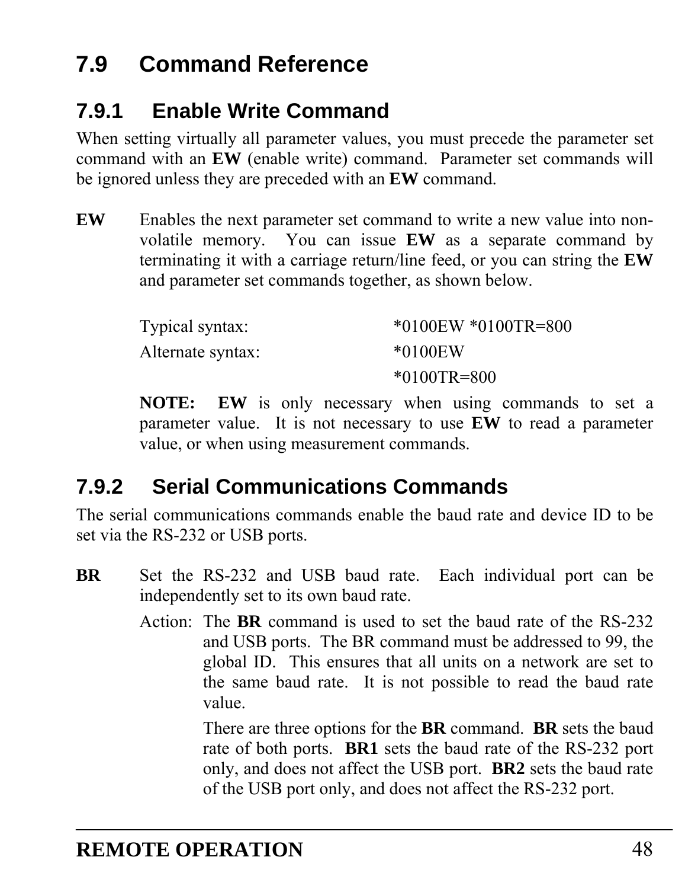## 7.9 Command Reference

### 7.9.1 Enable Write Command

When setting virtually all parameter values, you must precede the parameter set command with an **EW** (enable write) command. Parameter set commands will be ignored unless they are preceded with an **EW** command.

**EW** Enables the next parameter set command to write a new value into non-volatile memory. You can issue **EW** as a separate command by terminating it with a carriage return/line feed, or you can string the **EW** and parameter set commands together, as shown below.

| | |
|---|---|
| Typical syntax: | *0100EW *0100TR=800 |
| Alternate syntax: | *0100EW |
| | *0100TR=800 |

**NOTE:** **EW** is only necessary when using commands to set a parameter value. It is not necessary to use **EW** to read a parameter value, or when using measurement commands.

### 7.9.2 Serial Communications Commands

The serial communications commands enable the baud rate and device ID to be set via the RS-232 or USB ports.

**BR** Set the RS-232 and USB baud rate. Each individual port can be independently set to its own baud rate.

Action: The **BR** command is used to set the baud rate of the RS-232 and USB ports. The BR command must be addressed to 99, the global ID. This ensures that all units on a network are set to the same baud rate. It is not possible to read the baud rate value.

There are three options for the **BR** command. **BR** sets the baud rate of both ports. **BR1** sets the baud rate of the RS-232 port only, and does not affect the USB port. **BR2** sets the baud rate of the USB port only, and does not affect the RS-232 port.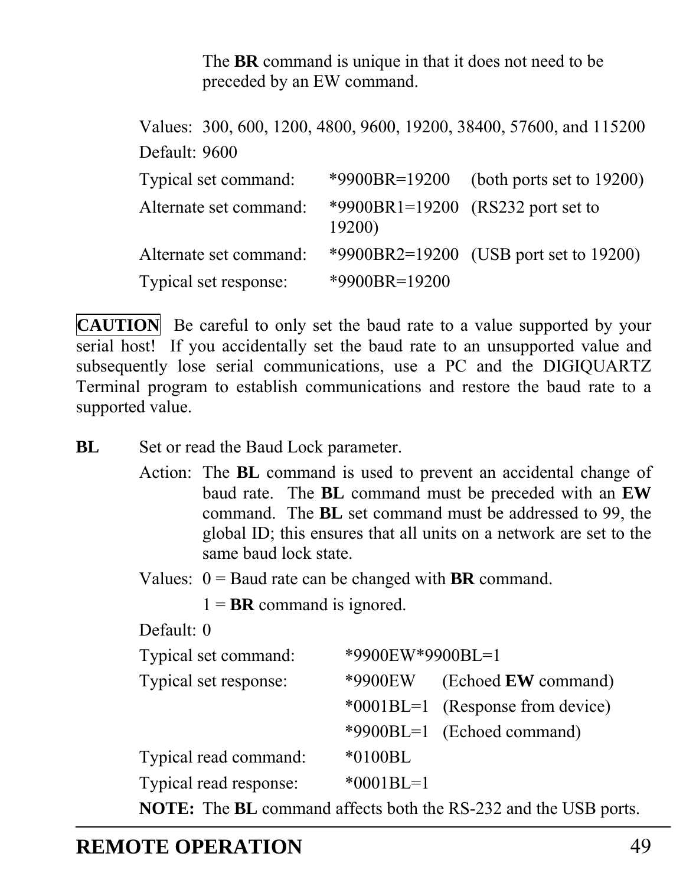The **BR** command is unique in that it does not need to be preceded by an EW command.

Values: 300, 600, 1200, 4800, 9600, 19200, 38400, 57600, and 115200

Default: 9600

| | | |
|---|---|---|
| Typical set command: | *9900BR=19200 | (both ports set to 19200) |
| Alternate set command: | *9900BR1=19200 | (RS232 port set to 19200) |
| Alternate set command: | *9900BR2=19200 | (USB port set to 19200) |
| Typical set response: | *9900BR=19200 | |

**CAUTION** Be careful to only set the baud rate to a value supported by your serial host! If you accidentally set the baud rate to an unsupported value and subsequently lose serial communications, use a PC and the DIGIQUARTZ Terminal program to establish communications and restore the baud rate to a supported value.

**BL** Set or read the Baud Lock parameter.

Action: The **BL** command is used to prevent an accidental change of baud rate. The **BL** command must be preceded with an **EW** command. The **BL** set command must be addressed to 99, the global ID; this ensures that all units on a network are set to the same baud lock state.

Values: 0 = Baud rate can be changed with **BR** command.

1 = **BR** command is ignored.

Default: 0

| | | |
|---|---|---|
| Typical set command: | *9900EW*9900BL=1 | |
| Typical set response: | *9900EW | (Echoed **EW** command) |
| | *0001BL=1 | (Response from device) |
| | *9900BL=1 | (Echoed command) |
| Typical read command: | *0100BL | |
| Typical read response: | *0001BL=1 | |

**NOTE:** The **BL** command affects both the RS-232 and the USB ports.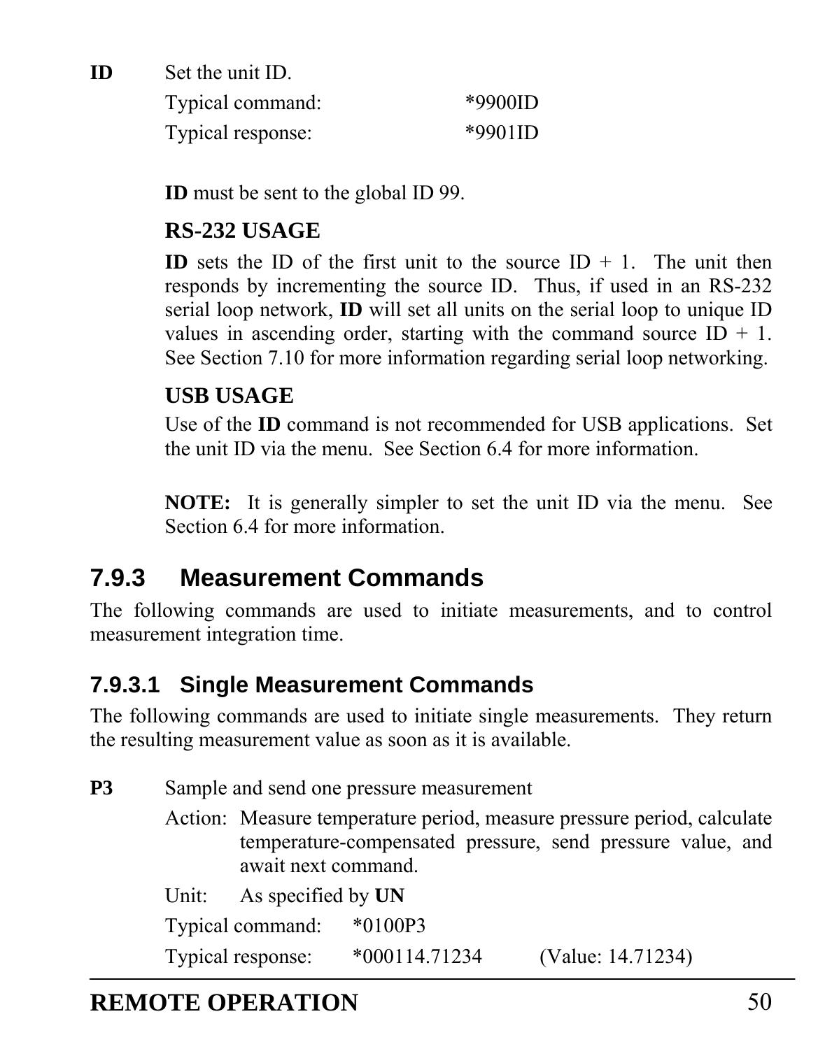**ID** Set the unit ID.

Typical command: *9900ID

Typical response: *9901ID

**ID** must be sent to the global ID 99.

**RS-232 USAGE**

**ID** sets the ID of the first unit to the source ID + 1. The unit then responds by incrementing the source ID. Thus, if used in an RS-232 serial loop network, **ID** will set all units on the serial loop to unique ID values in ascending order, starting with the command source ID + 1. See Section 7.10 for more information regarding serial loop networking.

**USB USAGE**

Use of the **ID** command is not recommended for USB applications. Set the unit ID via the menu. See Section 6.4 for more information.

**NOTE:** It is generally simpler to set the unit ID via the menu. See Section 6.4 for more information.

### 7.9.3 Measurement Commands

The following commands are used to initiate measurements, and to control measurement integration time.

#### 7.9.3.1 Single Measurement Commands

The following commands are used to initiate single measurements. They return the resulting measurement value as soon as it is available.

**P3** Sample and send one pressure measurement

Action: Measure temperature period, measure pressure period, calculate temperature-compensated pressure, send pressure value, and await next command.

Unit: As specified by **UN**

Typical command: *0100P3

Typical response: *000114.71234 (Value: 14.71234)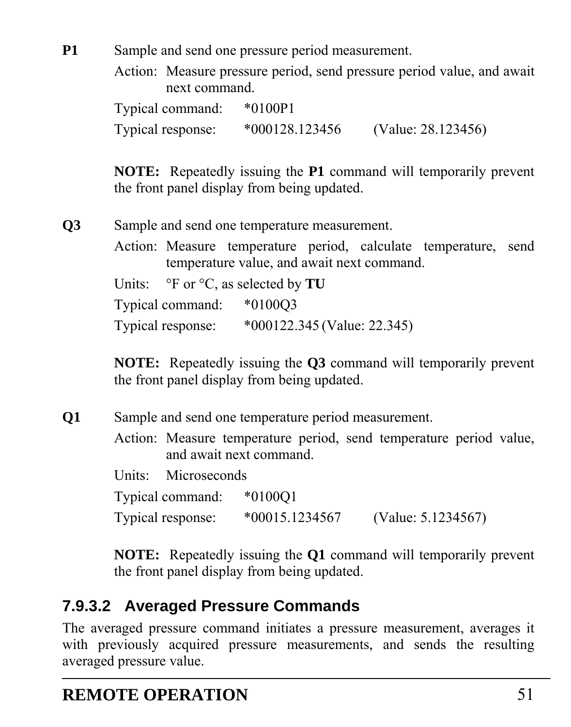**P1** Sample and send one pressure period measurement.

Action: Measure pressure period, send pressure period value, and await next command.

Typical command: *0100P1

Typical response: *000128.123456 (Value: 28.123456)

**NOTE:** Repeatedly issuing the **P1** command will temporarily prevent the front panel display from being updated.

**Q3** Sample and send one temperature measurement.

Action: Measure temperature period, calculate temperature, send temperature value, and await next command.

Units: °F or °C, as selected by **TU**

Typical command: *0100Q3

Typical response: *000122.345 (Value: 22.345)

**NOTE:** Repeatedly issuing the **Q3** command will temporarily prevent the front panel display from being updated.

**Q1** Sample and send one temperature period measurement.

Action: Measure temperature period, send temperature period value, and await next command.

Units: Microseconds

Typical command: *0100Q1

Typical response: *00015.1234567 (Value: 5.1234567)

**NOTE:** Repeatedly issuing the **Q1** command will temporarily prevent the front panel display from being updated.

### 7.9.3.2 Averaged Pressure Commands

The averaged pressure command initiates a pressure measurement, averages it with previously acquired pressure measurements, and sends the resulting averaged pressure value.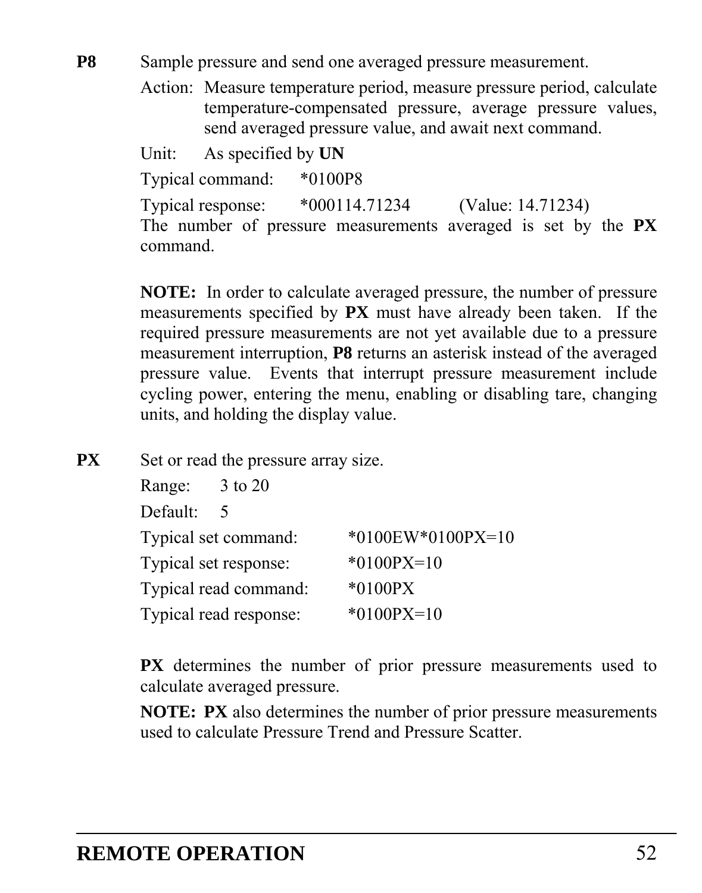**P8** Sample pressure and send one averaged pressure measurement.

Action: Measure temperature period, measure pressure period, calculate temperature-compensated pressure, average pressure values, send averaged pressure value, and await next command.

Unit: As specified by **UN**

Typical command: *0100P8

Typical response: *000114.71234 (Value: 14.71234)

The number of pressure measurements averaged is set by the **PX** command.

**NOTE:** In order to calculate averaged pressure, the number of pressure measurements specified by **PX** must have already been taken. If the required pressure measurements are not yet available due to a pressure measurement interruption, **P8** returns an asterisk instead of the averaged pressure value. Events that interrupt pressure measurement include cycling power, entering the menu, enabling or disabling tare, changing units, and holding the display value.

**PX** Set or read the pressure array size.

Range: 3 to 20

Default: 5

Typical set command: *0100EW*0100PX=10

Typical set response: *0100PX=10

Typical read command: *0100PX

Typical read response: *0100PX=10

**PX** determines the number of prior pressure measurements used to calculate averaged pressure.

**NOTE: PX** also determines the number of prior pressure measurements used to calculate Pressure Trend and Pressure Scatter.

**REMOTE OPERATION**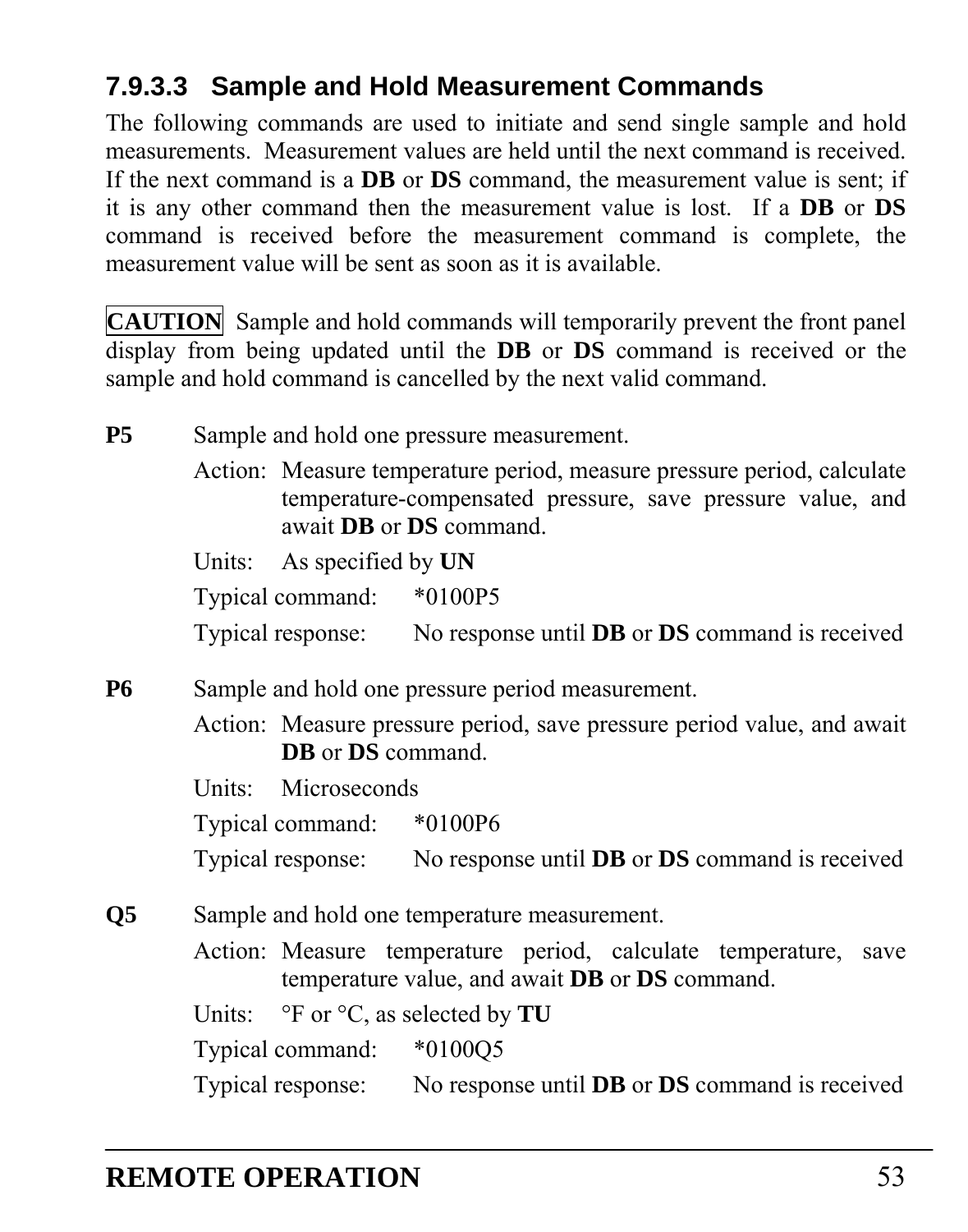### 7.9.3.3 Sample and Hold Measurement Commands

The following commands are used to initiate and send single sample and hold measurements. Measurement values are held until the next command is received. If the next command is a **DB** or **DS** command, the measurement value is sent; if it is any other command then the measurement value is lost. If a **DB** or **DS** command is received before the measurement command is complete, the measurement value will be sent as soon as it is available.

**CAUTION** Sample and hold commands will temporarily prevent the front panel display from being updated until the **DB** or **DS** command is received or the sample and hold command is cancelled by the next valid command.

**P5** Sample and hold one pressure measurement.

Action: Measure temperature period, measure pressure period, calculate temperature-compensated pressure, save pressure value, and await **DB** or **DS** command.

Units: As specified by **UN**

Typical command: *0100P5

Typical response: No response until **DB** or **DS** command is received

**P6** Sample and hold one pressure period measurement.

Action: Measure pressure period, save pressure period value, and await **DB** or **DS** command.

Units: Microseconds

Typical command: *0100P6

Typical response: No response until **DB** or **DS** command is received

**Q5** Sample and hold one temperature measurement.

Action: Measure temperature period, calculate temperature, save temperature value, and await **DB** or **DS** command.

Units: °F or °C, as selected by **TU**

Typical command: *0100Q5

Typical response: No response until **DB** or **DS** command is received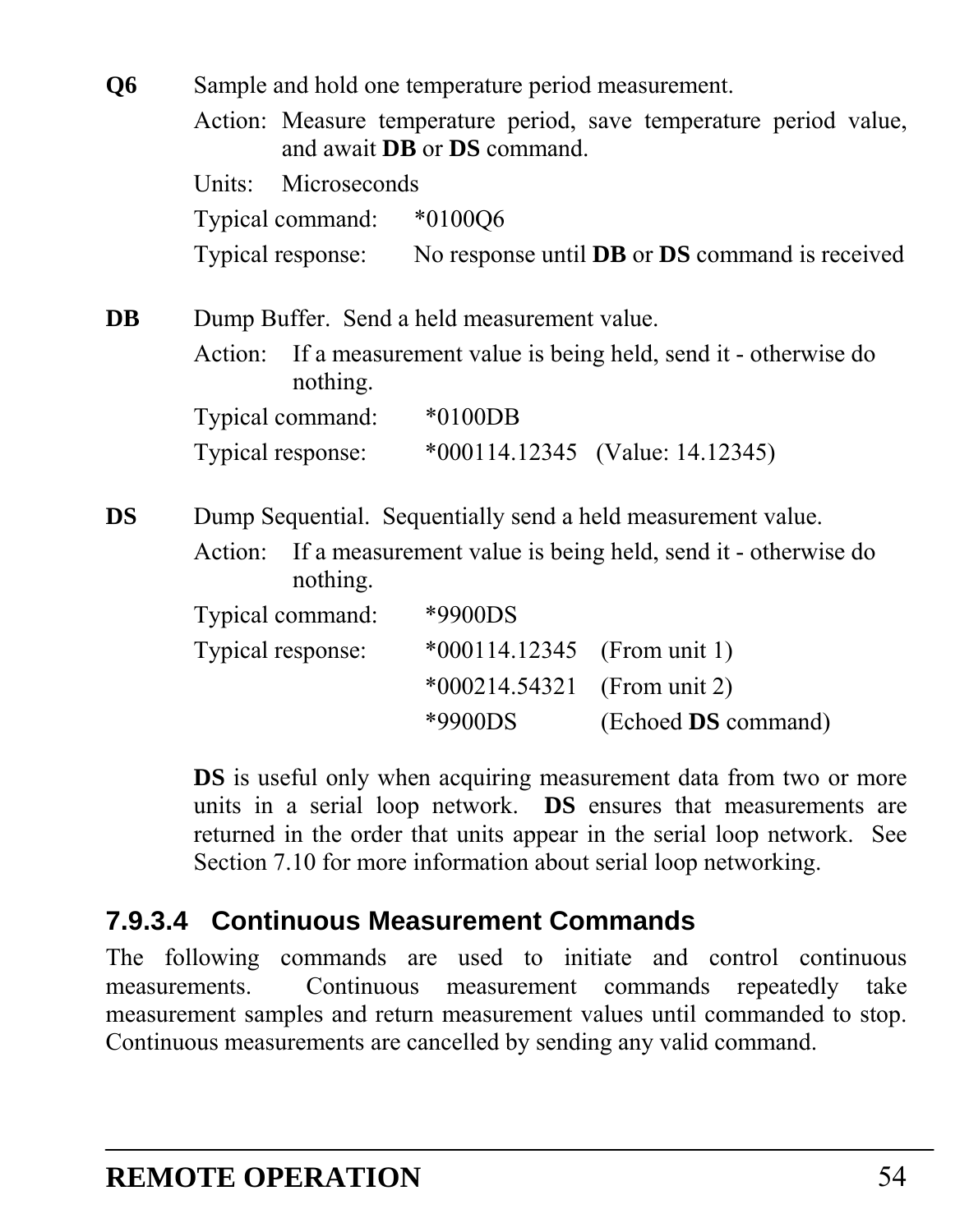**Q6** Sample and hold one temperature period measurement.

Action: Measure temperature period, save temperature period value, and await **DB** or **DS** command.

Units: Microseconds

Typical command: *0100Q6

Typical response: No response until **DB** or **DS** command is received

**DB** Dump Buffer. Send a held measurement value.

Action: If a measurement value is being held, send it - otherwise do nothing.

Typical command: *0100DB

Typical response: *000114.12345 (Value: 14.12345)

**DS** Dump Sequential. Sequentially send a held measurement value.

Action: If a measurement value is being held, send it - otherwise do nothing.

Typical command: *9900DS

Typical response:
*000114.12345 (From unit 1)
*000214.54321 (From unit 2)
*9900DS (Echoed **DS** command)

**DS** is useful only when acquiring measurement data from two or more units in a serial loop network. **DS** ensures that measurements are returned in the order that units appear in the serial loop network. See Section 7.10 for more information about serial loop networking.

#### 7.9.3.4 Continuous Measurement Commands

The following commands are used to initiate and control continuous measurements. Continuous measurement commands repeatedly take measurement samples and return measurement values until commanded to stop. Continuous measurements are cancelled by sending any valid command.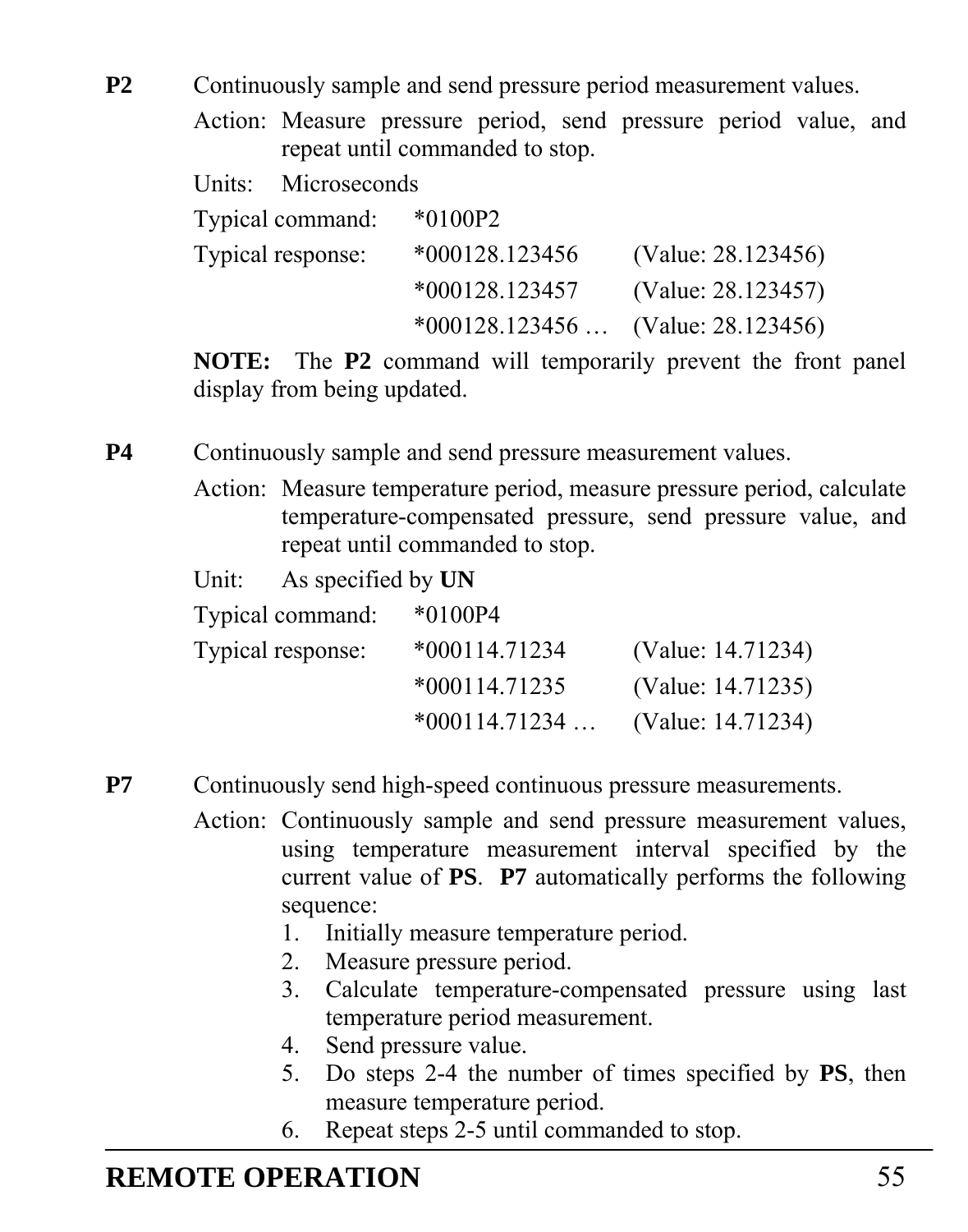**P2** Continuously sample and send pressure period measurement values.

Action: Measure pressure period, send pressure period value, and repeat until commanded to stop.

Units: Microseconds

Typical command: *0100P2

Typical response:

| | |
|---|---|
| *000128.123456 | (Value: 28.123456) |
| *000128.123457 | (Value: 28.123457) |
| *000128.123456 … | (Value: 28.123456) |

**NOTE:** The **P2** command will temporarily prevent the front panel display from being updated.

**P4** Continuously sample and send pressure measurement values.

Action: Measure temperature period, measure pressure period, calculate temperature-compensated pressure, send pressure value, and repeat until commanded to stop.

Unit: As specified by **UN**

Typical command: *0100P4

Typical response:

| | |
|---|---|
| *000114.71234 | (Value: 14.71234) |
| *000114.71235 | (Value: 14.71235) |
| *000114.71234 … | (Value: 14.71234) |

**P7** Continuously send high-speed continuous pressure measurements.

Action: Continuously sample and send pressure measurement values, using temperature measurement interval specified by the current value of **PS**. **P7** automatically performs the following sequence:

1. Initially measure temperature period.
2. Measure pressure period.
3. Calculate temperature-compensated pressure using last temperature period measurement.
4. Send pressure value.
5. Do steps 2-4 the number of times specified by **PS**, then measure temperature period.
6. Repeat steps 2-5 until commanded to stop.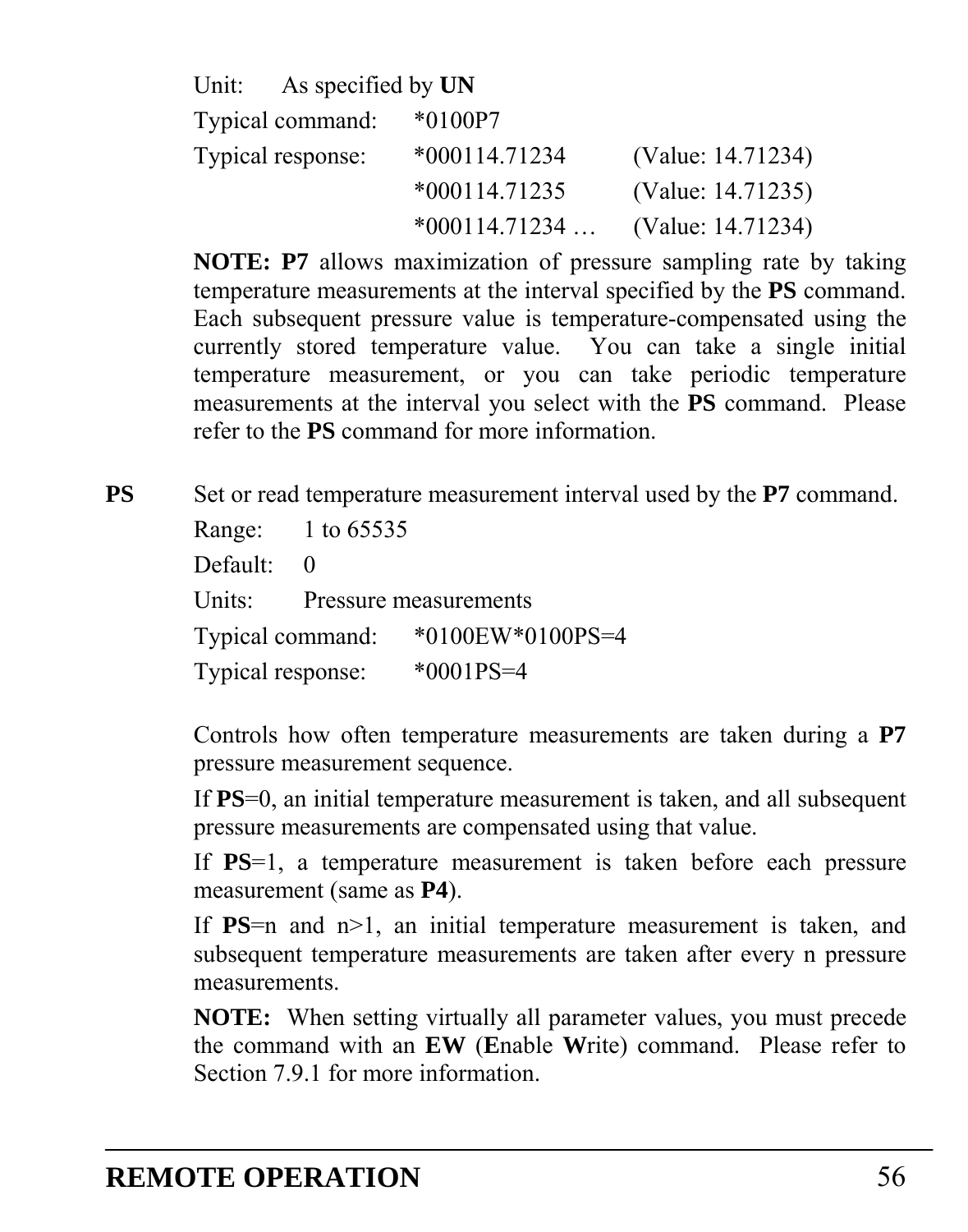Unit: As specified by **UN**

Typical command: *0100P7

Typical response: *000114.71234 (Value: 14.71234)
*000114.71235 (Value: 14.71235)
*000114.71234 … (Value: 14.71234)

**NOTE: P7** allows maximization of pressure sampling rate by taking temperature measurements at the interval specified by the **PS** command. Each subsequent pressure value is temperature-compensated using the currently stored temperature value. You can take a single initial temperature measurement, or you can take periodic temperature measurements at the interval you select with the **PS** command. Please refer to the **PS** command for more information.

**PS** Set or read temperature measurement interval used by the **P7** command.

Range: 1 to 65535

Default: 0

Units: Pressure measurements

Typical command: *0100EW*0100PS=4

Typical response: *0001PS=4

Controls how often temperature measurements are taken during a **P7** pressure measurement sequence.

If **PS**=0, an initial temperature measurement is taken, and all subsequent pressure measurements are compensated using that value.

If **PS**=1, a temperature measurement is taken before each pressure measurement (same as **P4**).

If **PS**=n and n>1, an initial temperature measurement is taken, and subsequent temperature measurements are taken after every n pressure measurements.

**NOTE:** When setting virtually all parameter values, you must precede the command with an **EW** (**E**nable **W**rite) command. Please refer to Section 7.9.1 for more information.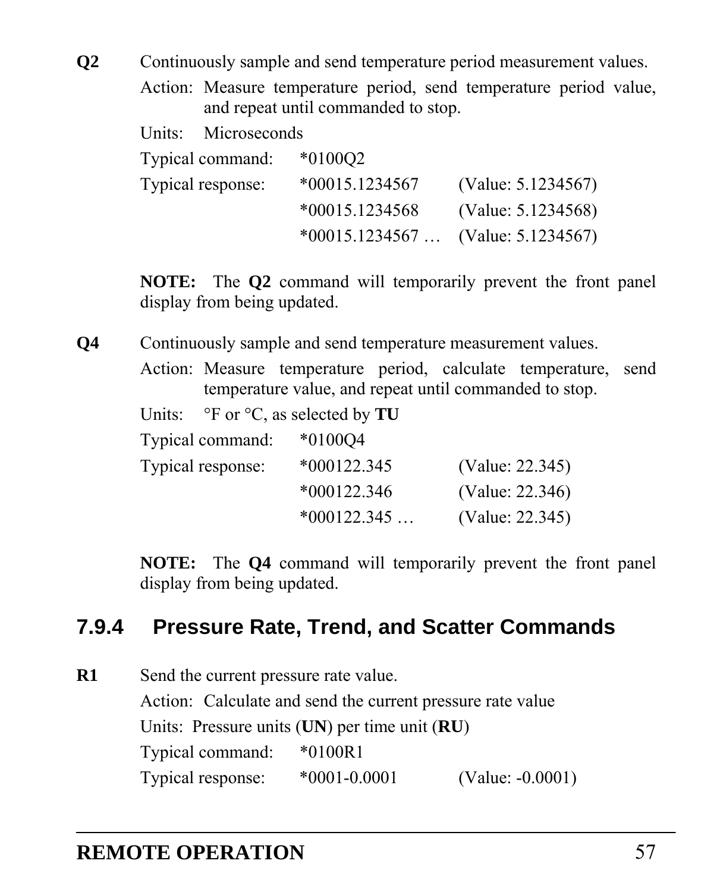**Q2** Continuously sample and send temperature period measurement values.

Action: Measure temperature period, send temperature period value, and repeat until commanded to stop.

Units: Microseconds

Typical command: *0100Q2

Typical response:

| | |
|---|---|
| *00015.1234567 | (Value: 5.1234567) |
| *00015.1234568 | (Value: 5.1234568) |
| *00015.1234567 … | (Value: 5.1234567) |

**NOTE:** The **Q2** command will temporarily prevent the front panel display from being updated.

**Q4** Continuously sample and send temperature measurement values.

Action: Measure temperature period, calculate temperature, send temperature value, and repeat until commanded to stop.

Units: °F or °C, as selected by **TU**

Typical command: *0100Q4

Typical response:

| | |
|---|---|
| *000122.345 | (Value: 22.345) |
| *000122.346 | (Value: 22.346) |
| *000122.345 … | (Value: 22.345) |

**NOTE:** The **Q4** command will temporarily prevent the front panel display from being updated.

## 7.9.4 Pressure Rate, Trend, and Scatter Commands

**R1** Send the current pressure rate value.

Action: Calculate and send the current pressure rate value

Units: Pressure units (**UN**) per time unit (**RU**)

Typical command: *0100R1

Typical response: *0001-0.0001 (Value: -0.0001)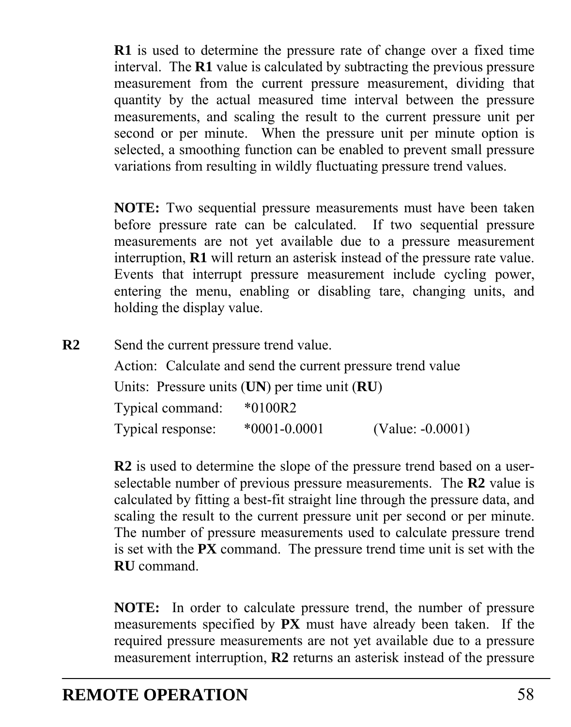**R1** is used to determine the pressure rate of change over a fixed time interval. The **R1** value is calculated by subtracting the previous pressure measurement from the current pressure measurement, dividing that quantity by the actual measured time interval between the pressure measurements, and scaling the result to the current pressure unit per second or per minute. When the pressure unit per minute option is selected, a smoothing function can be enabled to prevent small pressure variations from resulting in wildly fluctuating pressure trend values.

**NOTE:** Two sequential pressure measurements must have been taken before pressure rate can be calculated. If two sequential pressure measurements are not yet available due to a pressure measurement interruption, **R1** will return an asterisk instead of the pressure rate value. Events that interrupt pressure measurement include cycling power, entering the menu, enabling or disabling tare, changing units, and holding the display value.

**R2** Send the current pressure trend value.

Action: Calculate and send the current pressure trend value

Units: Pressure units (**UN**) per time unit (**RU**)

Typical command: *0100R2

Typical response: *0001-0.0001 (Value: -0.0001)

**R2** is used to determine the slope of the pressure trend based on a user-selectable number of previous pressure measurements. The **R2** value is calculated by fitting a best-fit straight line through the pressure data, and scaling the result to the current pressure unit per second or per minute. The number of pressure measurements used to calculate pressure trend is set with the **PX** command. The pressure trend time unit is set with the **RU** command.

**NOTE:** In order to calculate pressure trend, the number of pressure measurements specified by **PX** must have already been taken. If the required pressure measurements are not yet available due to a pressure measurement interruption, **R2** returns an asterisk instead of the pressure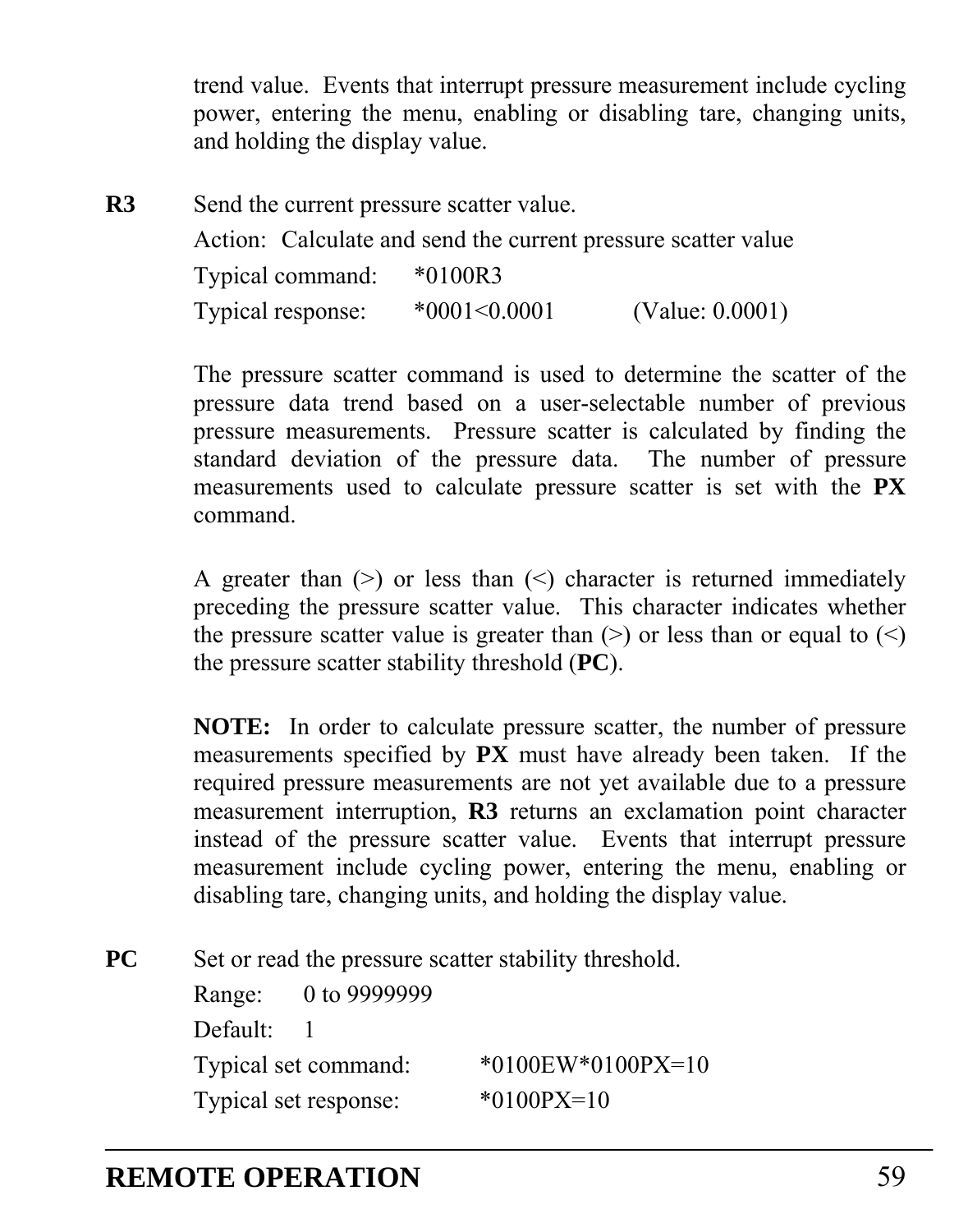trend value. Events that interrupt pressure measurement include cycling power, entering the menu, enabling or disabling tare, changing units, and holding the display value.

**R3** Send the current pressure scatter value.

Action: Calculate and send the current pressure scatter value

Typical command: *0100R3

Typical response: *0001<0.0001 (Value: 0.0001)

The pressure scatter command is used to determine the scatter of the pressure data trend based on a user-selectable number of previous pressure measurements. Pressure scatter is calculated by finding the standard deviation of the pressure data. The number of pressure measurements used to calculate pressure scatter is set with the **PX** command.

A greater than (>) or less than (<) character is returned immediately preceding the pressure scatter value. This character indicates whether the pressure scatter value is greater than (>) or less than or equal to (<) the pressure scatter stability threshold (**PC**).

**NOTE:** In order to calculate pressure scatter, the number of pressure measurements specified by **PX** must have already been taken. If the required pressure measurements are not yet available due to a pressure measurement interruption, **R3** returns an exclamation point character instead of the pressure scatter value. Events that interrupt pressure measurement include cycling power, entering the menu, enabling or disabling tare, changing units, and holding the display value.

**PC** Set or read the pressure scatter stability threshold.

Range: 0 to 9999999

Default: 1

Typical set command: *0100EW*0100PX=10

Typical set response: *0100PX=10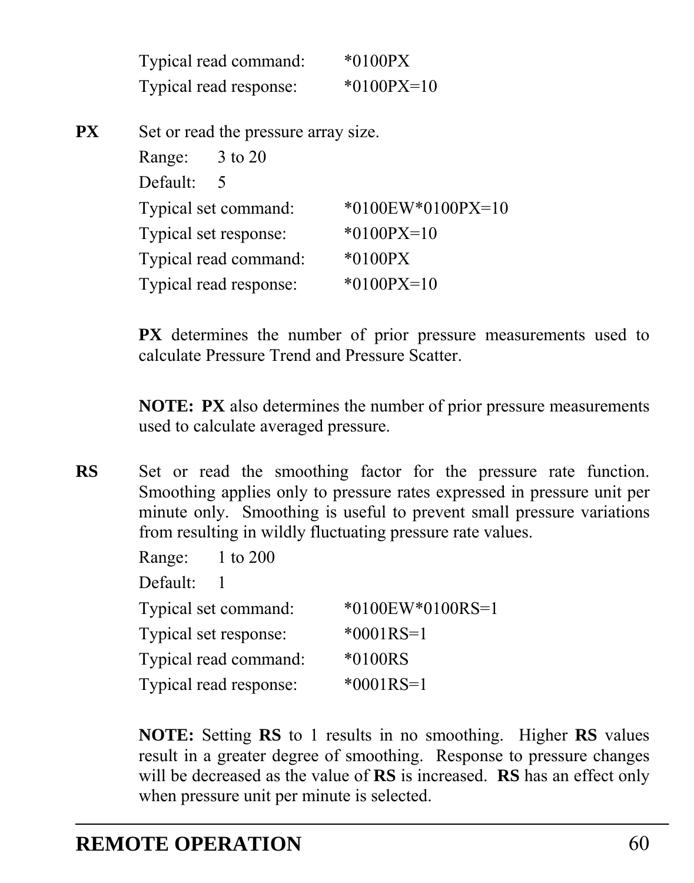Typical read command: *0100PX
Typical read response: *0100PX=10

**PX** Set or read the pressure array size.

Range: 3 to 20

Default: 5

Typical set command: *0100EW*0100PX=10

Typical set response: *0100PX=10

Typical read command: *0100PX

Typical read response: *0100PX=10

**PX** determines the number of prior pressure measurements used to calculate Pressure Trend and Pressure Scatter.

**NOTE: PX** also determines the number of prior pressure measurements used to calculate averaged pressure.

**RS** Set or read the smoothing factor for the pressure rate function. Smoothing applies only to pressure rates expressed in pressure unit per minute only. Smoothing is useful to prevent small pressure variations from resulting in wildly fluctuating pressure rate values.

Range: 1 to 200

Default: 1

Typical set command: *0100EW*0100RS=1

Typical set response: *0001RS=1

Typical read command: *0100RS

Typical read response: *0001RS=1

**NOTE:** Setting **RS** to 1 results in no smoothing. Higher **RS** values result in a greater degree of smoothing. Response to pressure changes will be decreased as the value of **RS** is increased. **RS** has an effect only when pressure unit per minute is selected.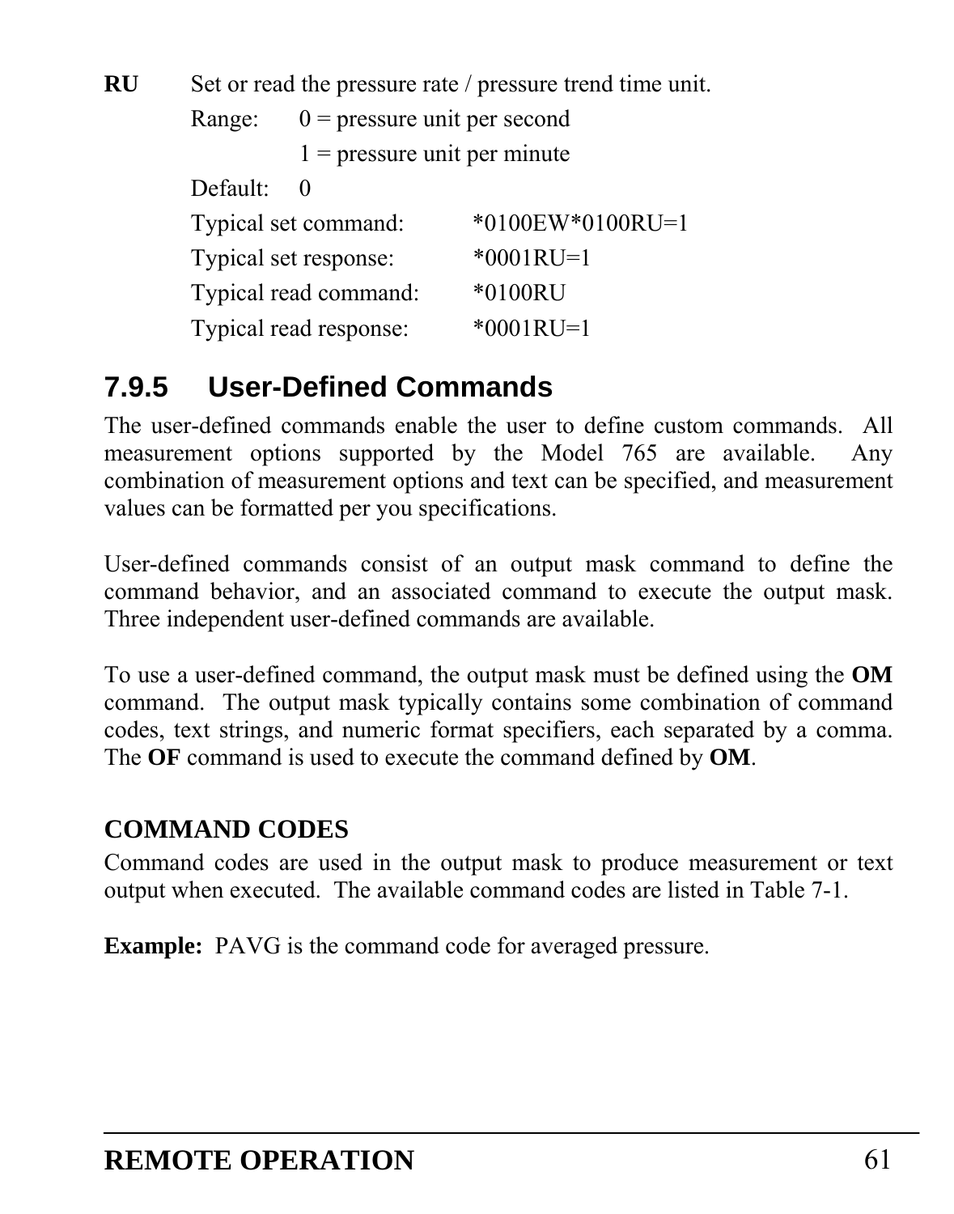**RU** Set or read the pressure rate / pressure trend time unit.

Range: 0 = pressure unit per second

1 = pressure unit per minute

Default: 0

Typical set command: *0100EW*0100RU=1

Typical set response: *0001RU=1

Typical read command: *0100RU

Typical read response: *0001RU=1

### 7.9.5 User-Defined Commands

The user-defined commands enable the user to define custom commands. All measurement options supported by the Model 765 are available. Any combination of measurement options and text can be specified, and measurement values can be formatted per you specifications.

User-defined commands consist of an output mask command to define the command behavior, and an associated command to execute the output mask. Three independent user-defined commands are available.

To use a user-defined command, the output mask must be defined using the **OM** command. The output mask typically contains some combination of command codes, text strings, and numeric format specifiers, each separated by a comma. The **OF** command is used to execute the command defined by **OM**.

**COMMAND CODES**

Command codes are used in the output mask to produce measurement or text output when executed. The available command codes are listed in Table 7-1.

**Example:** PAVG is the command code for averaged pressure.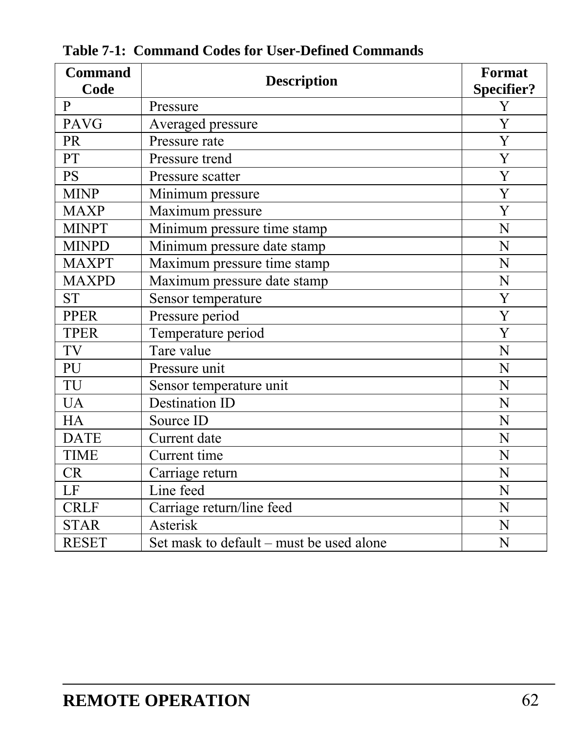**Table 7-1: Command Codes for User-Defined Commands**

| Command Code | Description | Format Specifier? |
|---|---|---|
| P | Pressure | Y |
| PAVG | Averaged pressure | Y |
| PR | Pressure rate | Y |
| PT | Pressure trend | Y |
| PS | Pressure scatter | Y |
| MINP | Minimum pressure | Y |
| MAXP | Maximum pressure | Y |
| MINPT | Minimum pressure time stamp | N |
| MINPD | Minimum pressure date stamp | N |
| MAXPT | Maximum pressure time stamp | N |
| MAXPD | Maximum pressure date stamp | N |
| ST | Sensor temperature | Y |
| PPER | Pressure period | Y |
| TPER | Temperature period | Y |
| TV | Tare value | N |
| PU | Pressure unit | N |
| TU | Sensor temperature unit | N |
| UA | Destination ID | N |
| HA | Source ID | N |
| DATE | Current date | N |
| TIME | Current time | N |
| CR | Carriage return | N |
| LF | Line feed | N |
| CRLF | Carriage return/line feed | N |
| STAR | Asterisk | N |
| RESET | Set mask to default – must be used alone | N |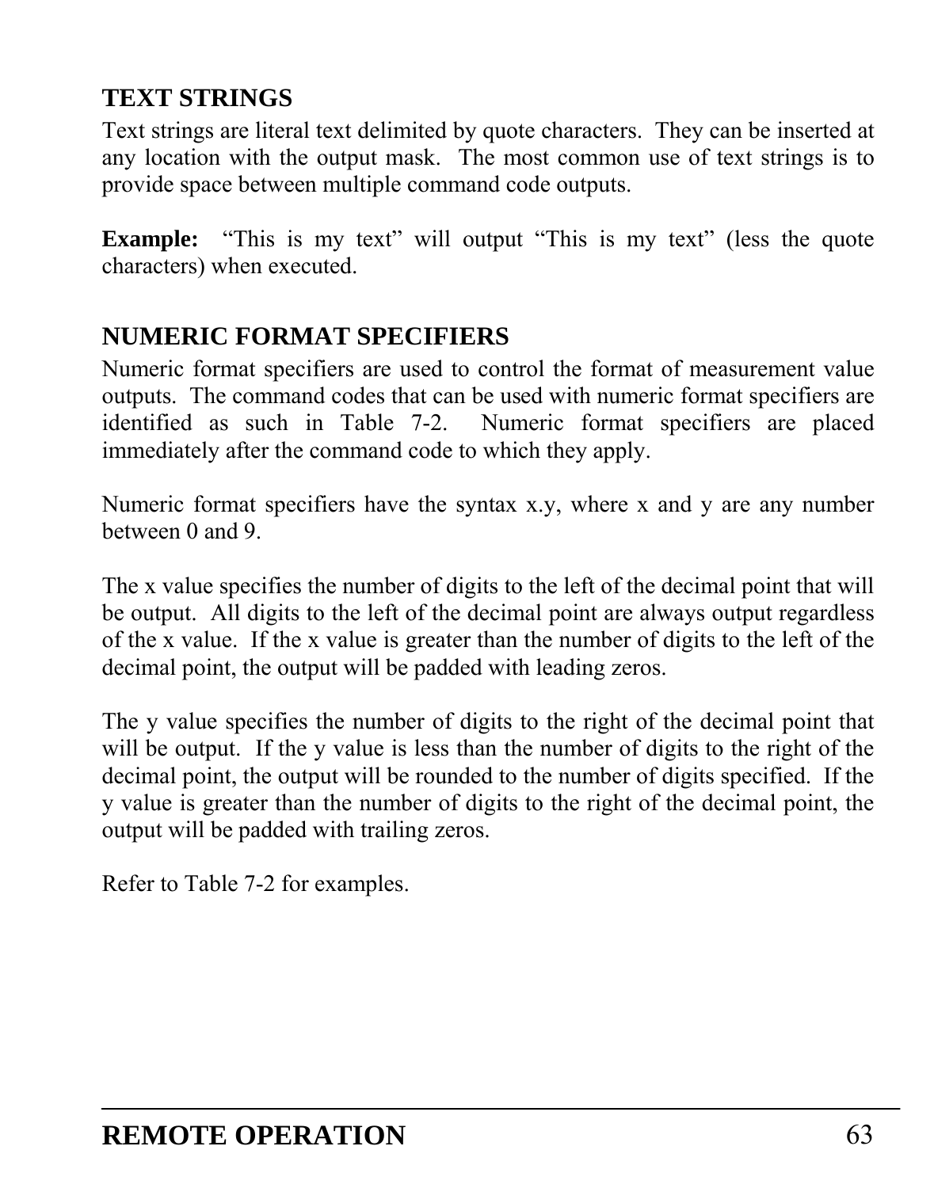## TEXT STRINGS

Text strings are literal text delimited by quote characters. They can be inserted at any location with the output mask. The most common use of text strings is to provide space between multiple command code outputs.

**Example:** "This is my text" will output "This is my text" (less the quote characters) when executed.

## NUMERIC FORMAT SPECIFIERS

Numeric format specifiers are used to control the format of measurement value outputs. The command codes that can be used with numeric format specifiers are identified as such in Table 7-2. Numeric format specifiers are placed immediately after the command code to which they apply.

Numeric format specifiers have the syntax x.y, where x and y are any number between 0 and 9.

The x value specifies the number of digits to the left of the decimal point that will be output. All digits to the left of the decimal point are always output regardless of the x value. If the x value is greater than the number of digits to the left of the decimal point, the output will be padded with leading zeros.

The y value specifies the number of digits to the right of the decimal point that will be output. If the y value is less than the number of digits to the right of the decimal point, the output will be rounded to the number of digits specified. If the y value is greater than the number of digits to the right of the decimal point, the output will be padded with trailing zeros.

Refer to Table 7-2 for examples.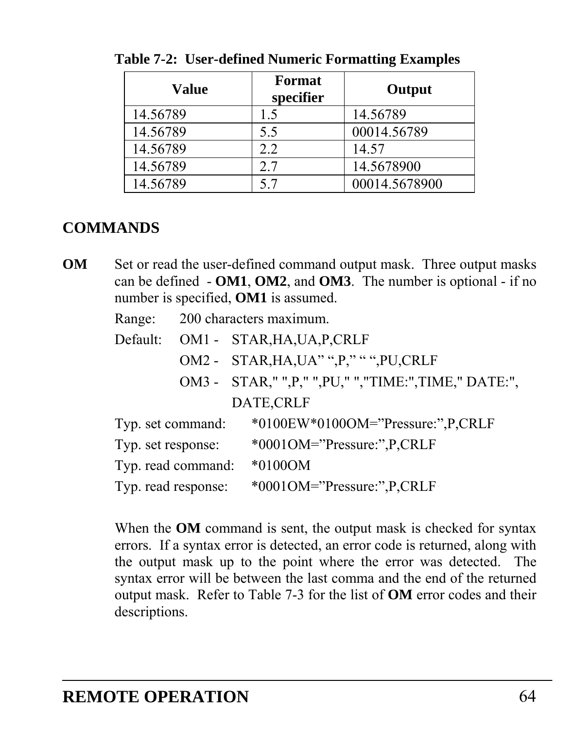**Table 7-2: User-defined Numeric Formatting Examples**

| Value | Format specifier | Output |
|---|---|---|
| 14.56789 | 1.5 | 14.56789 |
| 14.56789 | 5.5 | 00014.56789 |
| 14.56789 | 2.2 | 14.57 |
| 14.56789 | 2.7 | 14.5678900 |
| 14.56789 | 5.7 | 00014.5678900 |

## COMMANDS

**OM** Set or read the user-defined command output mask. Three output masks can be defined - **OM1**, **OM2**, and **OM3**. The number is optional - if no number is specified, **OM1** is assumed.

Range: 200 characters maximum.

Default: OM1 - STAR,HA,UA,P,CRLF

OM2 - STAR,HA,UA" ",P," ",PU,CRLF

OM3 - STAR," ",P," ",PU," ","TIME:",TIME," DATE:", DATE,CRLF

Typ. set command: *0100EW*0100OM="Pressure:",P,CRLF

Typ. set response: *0001OM="Pressure:",P,CRLF

Typ. read command: *0100OM

Typ. read response: *0001OM="Pressure:",P,CRLF

When the **OM** command is sent, the output mask is checked for syntax errors. If a syntax error is detected, an error code is returned, along with the output mask up to the point where the error was detected. The syntax error will be between the last comma and the end of the returned output mask. Refer to Table 7-3 for the list of **OM** error codes and their descriptions.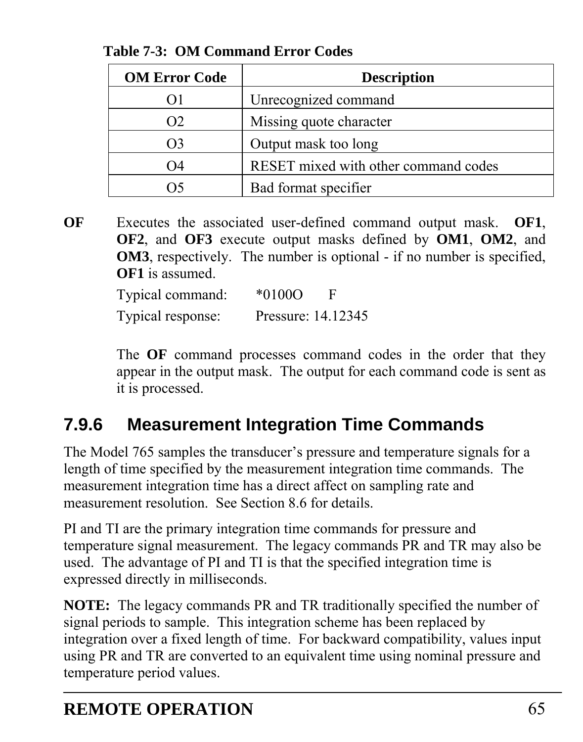**Table 7-3: OM Command Error Codes**

| OM Error Code | Description |
|---|---|
| O1 | Unrecognized command |
| O2 | Missing quote character |
| O3 | Output mask too long |
| O4 | RESET mixed with other command codes |
| O5 | Bad format specifier |

**OF** Executes the associated user-defined command output mask. **OF1**, **OF2**, and **OF3** execute output masks defined by **OM1**, **OM2**, and **OM3**, respectively. The number is optional - if no number is specified, **OF1** is assumed.

Typical command: *0100O F

Typical response: Pressure: 14.12345

The **OF** command processes command codes in the order that they appear in the output mask. The output for each command code is sent as it is processed.

### 7.9.6 Measurement Integration Time Commands

The Model 765 samples the transducer's pressure and temperature signals for a length of time specified by the measurement integration time commands. The measurement integration time has a direct affect on sampling rate and measurement resolution. See Section 8.6 for details.

PI and TI are the primary integration time commands for pressure and temperature signal measurement. The legacy commands PR and TR may also be used. The advantage of PI and TI is that the specified integration time is expressed directly in milliseconds.

**NOTE:** The legacy commands PR and TR traditionally specified the number of signal periods to sample. This integration scheme has been replaced by integration over a fixed length of time. For backward compatibility, values input using PR and TR are converted to an equivalent time using nominal pressure and temperature period values.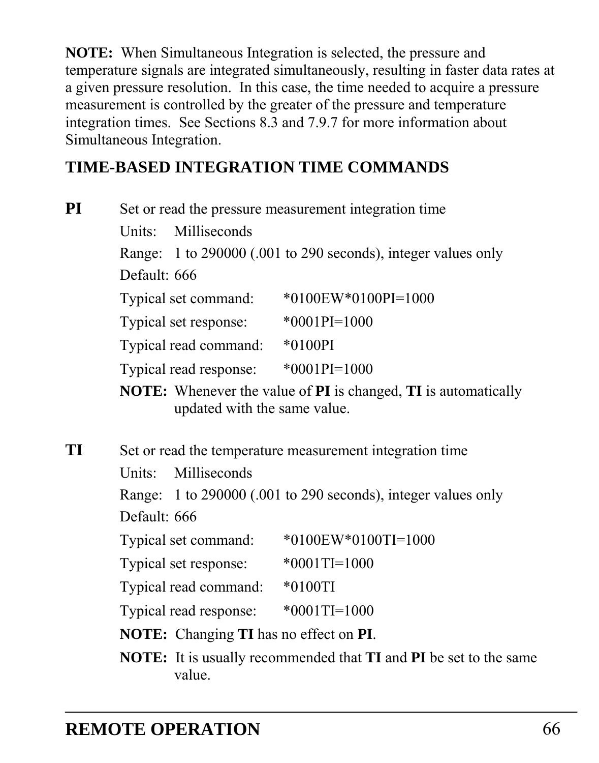**NOTE:** When Simultaneous Integration is selected, the pressure and temperature signals are integrated simultaneously, resulting in faster data rates at a given pressure resolution. In this case, the time needed to acquire a pressure measurement is controlled by the greater of the pressure and temperature integration times. See Sections 8.3 and 7.9.7 for more information about Simultaneous Integration.

## TIME-BASED INTEGRATION TIME COMMANDS

**PI** Set or read the pressure measurement integration time

Units: Milliseconds

Range: 1 to 290000 (.001 to 290 seconds), integer values only

Default: 666

| | |
|---|---|
| Typical set command: | *0100EW*0100PI=1000 |
| Typical set response: | *0001PI=1000 |
| Typical read command: | *0100PI |
| Typical read response: | *0001PI=1000 |

**NOTE:** Whenever the value of **PI** is changed, **TI** is automatically updated with the same value.

**TI** Set or read the temperature measurement integration time

Units: Milliseconds

Range: 1 to 290000 (.001 to 290 seconds), integer values only

Default: 666

| | |
|---|---|
| Typical set command: | *0100EW*0100TI=1000 |
| Typical set response: | *0001TI=1000 |
| Typical read command: | *0100TI |
| Typical read response: | *0001TI=1000 |

**NOTE:** Changing **TI** has no effect on **PI**.

**NOTE:** It is usually recommended that **TI** and **PI** be set to the same value.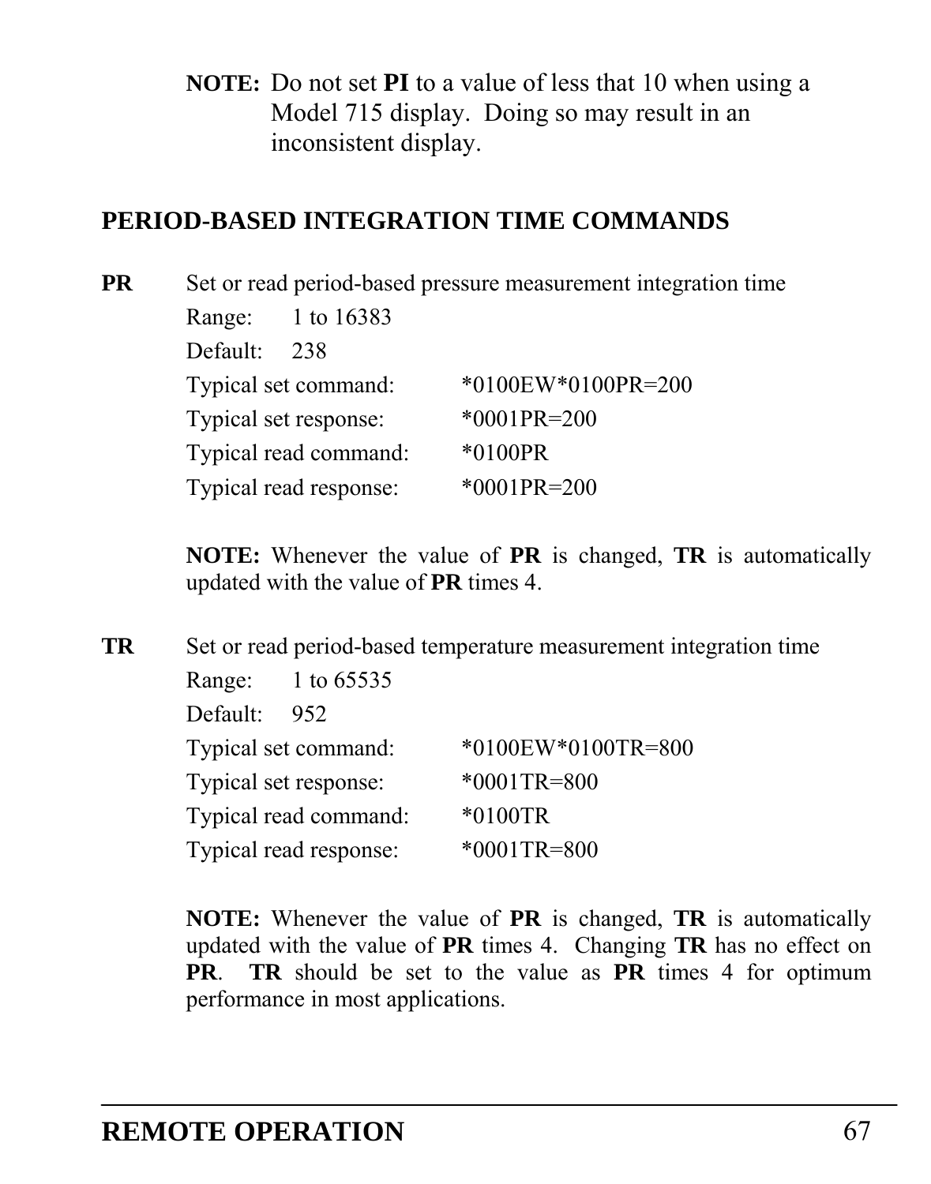**NOTE:** Do not set **PI** to a value of less that 10 when using a Model 715 display. Doing so may result in an inconsistent display.

## PERIOD-BASED INTEGRATION TIME COMMANDS

**PR** Set or read period-based pressure measurement integration time

Range: 1 to 16383

Default: 238

| | |
|---|---|
| Typical set command: | *0100EW*0100PR=200 |
| Typical set response: | *0001PR=200 |
| Typical read command: | *0100PR |
| Typical read response: | *0001PR=200 |

**NOTE:** Whenever the value of **PR** is changed, **TR** is automatically updated with the value of **PR** times 4.

**TR** Set or read period-based temperature measurement integration time

Range: 1 to 65535

Default: 952

| | |
|---|---|
| Typical set command: | *0100EW*0100TR=800 |
| Typical set response: | *0001TR=800 |
| Typical read command: | *0100TR |
| Typical read response: | *0001TR=800 |

**NOTE:** Whenever the value of **PR** is changed, **TR** is automatically updated with the value of **PR** times 4. Changing **TR** has no effect on **PR**. **TR** should be set to the value as **PR** times 4 for optimum performance in most applications.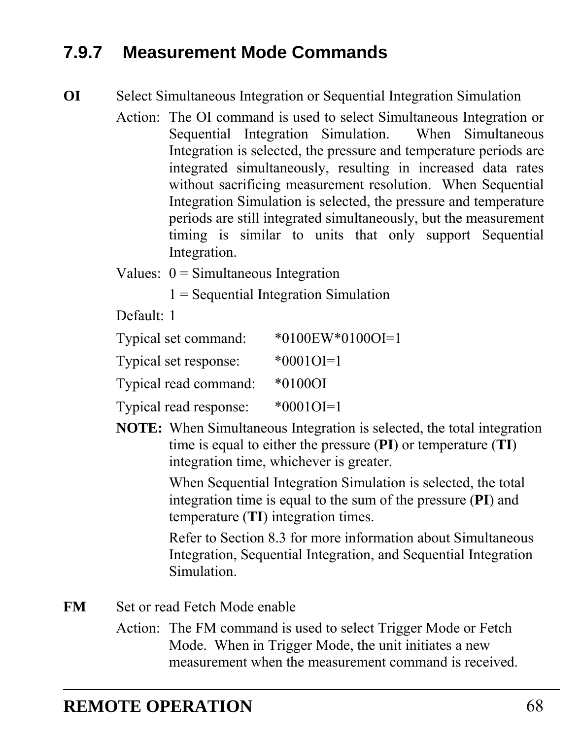### 7.9.7 Measurement Mode Commands

**OI** Select Simultaneous Integration or Sequential Integration Simulation

Action: The OI command is used to select Simultaneous Integration or Sequential Integration Simulation. When Simultaneous Integration is selected, the pressure and temperature periods are integrated simultaneously, resulting in increased data rates without sacrificing measurement resolution. When Sequential Integration Simulation is selected, the pressure and temperature periods are still integrated simultaneously, but the measurement timing is similar to units that only support Sequential Integration.

Values: 0 = Simultaneous Integration

1 = Sequential Integration Simulation

Default: 1

Typical set command: *0100EW*0100OI=1

Typical set response: *0001OI=1

Typical read command: *0100OI

Typical read response: *0001OI=1

**NOTE:** When Simultaneous Integration is selected, the total integration time is equal to either the pressure (**PI**) or temperature (**TI**) integration time, whichever is greater.

When Sequential Integration Simulation is selected, the total integration time is equal to the sum of the pressure (**PI**) and temperature (**TI**) integration times.

Refer to Section 8.3 for more information about Simultaneous Integration, Sequential Integration, and Sequential Integration Simulation.

**FM** Set or read Fetch Mode enable

Action: The FM command is used to select Trigger Mode or Fetch Mode. When in Trigger Mode, the unit initiates a new measurement when the measurement command is received.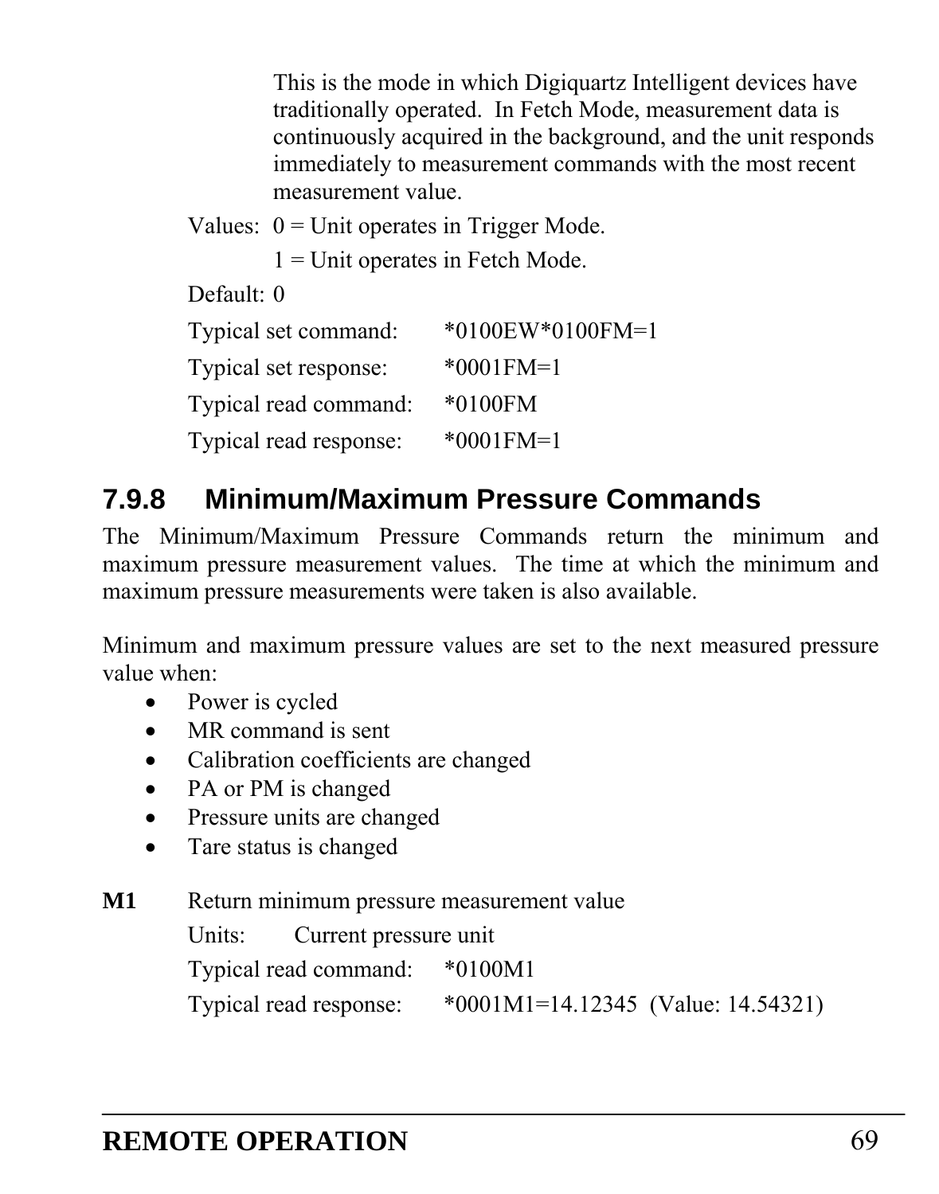This is the mode in which Digiquartz Intelligent devices have traditionally operated. In Fetch Mode, measurement data is continuously acquired in the background, and the unit responds immediately to measurement commands with the most recent measurement value.

Values: 0 = Unit operates in Trigger Mode.

1 = Unit operates in Fetch Mode.

Default: 0

Typical set command: *0100EW*0100FM=1

Typical set response: *0001FM=1

Typical read command: *0100FM

Typical read response: *0001FM=1

### 7.9.8 Minimum/Maximum Pressure Commands

The Minimum/Maximum Pressure Commands return the minimum and maximum pressure measurement values. The time at which the minimum and maximum pressure measurements were taken is also available.

Minimum and maximum pressure values are set to the next measured pressure value when:

- Power is cycled
- MR command is sent
- Calibration coefficients are changed
- PA or PM is changed
- Pressure units are changed
- Tare status is changed

**M1** Return minimum pressure measurement value

Units: Current pressure unit

Typical read command: *0100M1

Typical read response: *0001M1=14.12345 (Value: 14.54321)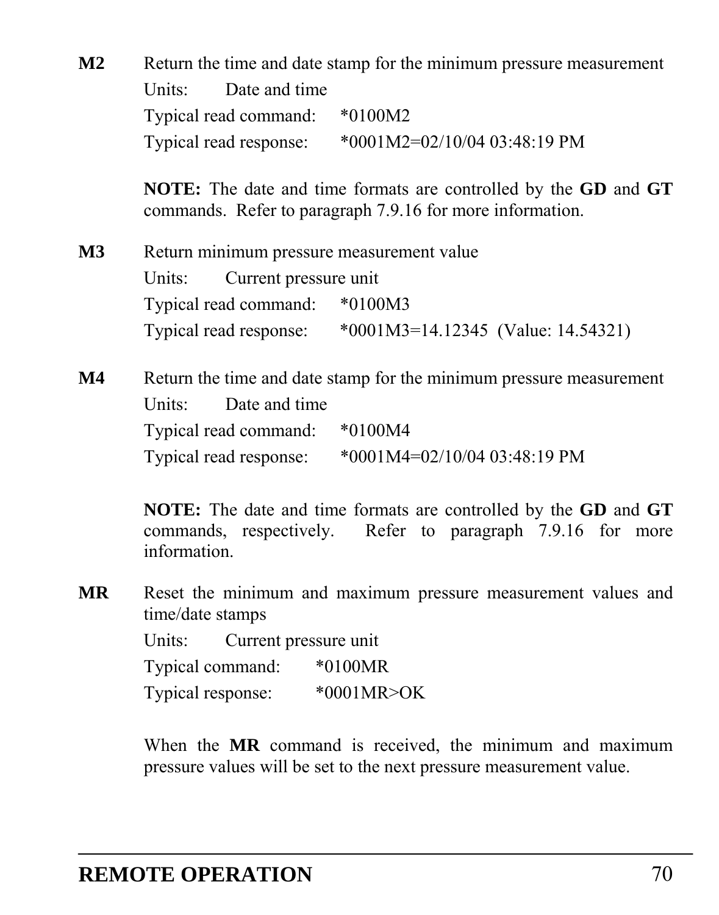**M2** Return the time and date stamp for the minimum pressure measurement

Units: Date and time

Typical read command: *0100M2

Typical read response: *0001M2=02/10/04 03:48:19 PM

**NOTE:** The date and time formats are controlled by the **GD** and **GT** commands. Refer to paragraph 7.9.16 for more information.

**M3** Return minimum pressure measurement value

Units: Current pressure unit

Typical read command: *0100M3

Typical read response: *0001M3=14.12345 (Value: 14.54321)

**M4** Return the time and date stamp for the minimum pressure measurement

Units: Date and time

Typical read command: *0100M4

Typical read response: *0001M4=02/10/04 03:48:19 PM

**NOTE:** The date and time formats are controlled by the **GD** and **GT** commands, respectively. Refer to paragraph 7.9.16 for more information.

**MR** Reset the minimum and maximum pressure measurement values and time/date stamps

Units: Current pressure unit

Typical command: *0100MR

Typical response: *0001MR>OK

When the **MR** command is received, the minimum and maximum pressure values will be set to the next pressure measurement value.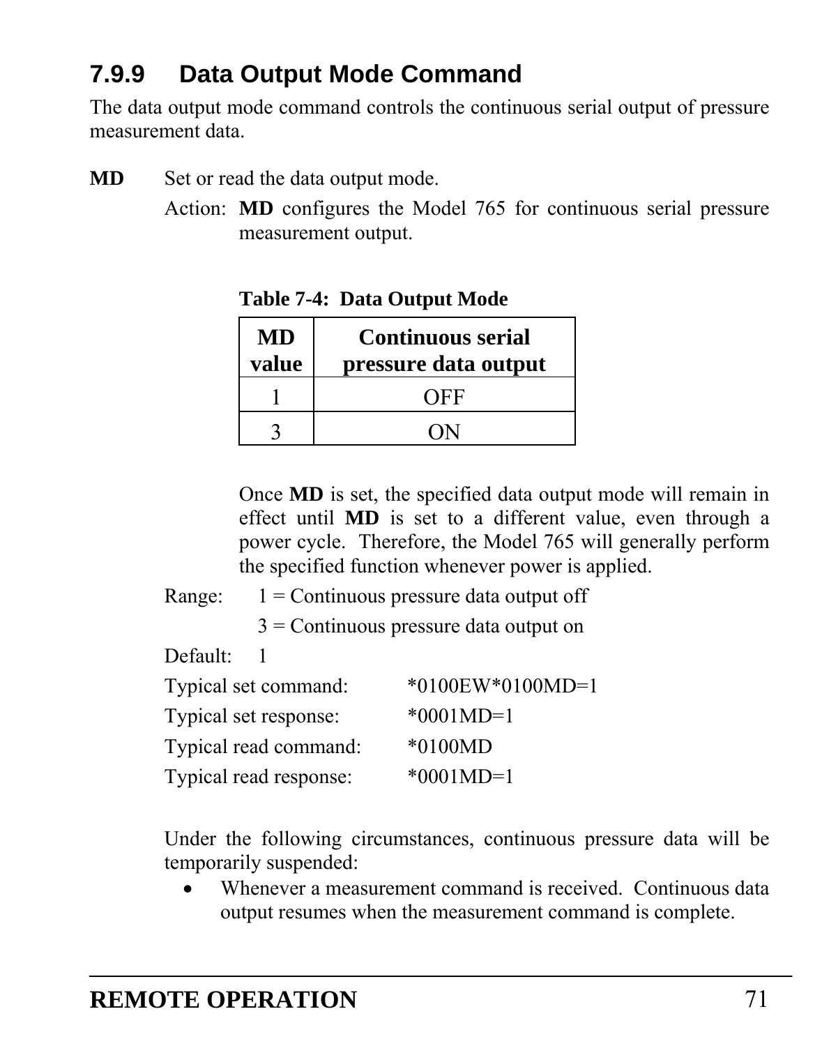### 7.9.9 Data Output Mode Command

The data output mode command controls the continuous serial output of pressure measurement data.

**MD** Set or read the data output mode.

Action: **MD** configures the Model 765 for continuous serial pressure measurement output.

**Table 7-4: Data Output Mode**

| MD value | Continuous serial pressure data output |
|---|---|
| 1 | OFF |
| 3 | ON |

Once **MD** is set, the specified data output mode will remain in effect until **MD** is set to a different value, even through a power cycle. Therefore, the Model 765 will generally perform the specified function whenever power is applied.

Range: 1 = Continuous pressure data output off

3 = Continuous pressure data output on

Default: 1

Typical set command: *0100EW*0100MD=1

Typical set response: *0001MD=1

Typical read command: *0100MD

Typical read response: *0001MD=1

Under the following circumstances, continuous pressure data will be temporarily suspended:

- Whenever a measurement command is received. Continuous data output resumes when the measurement command is complete.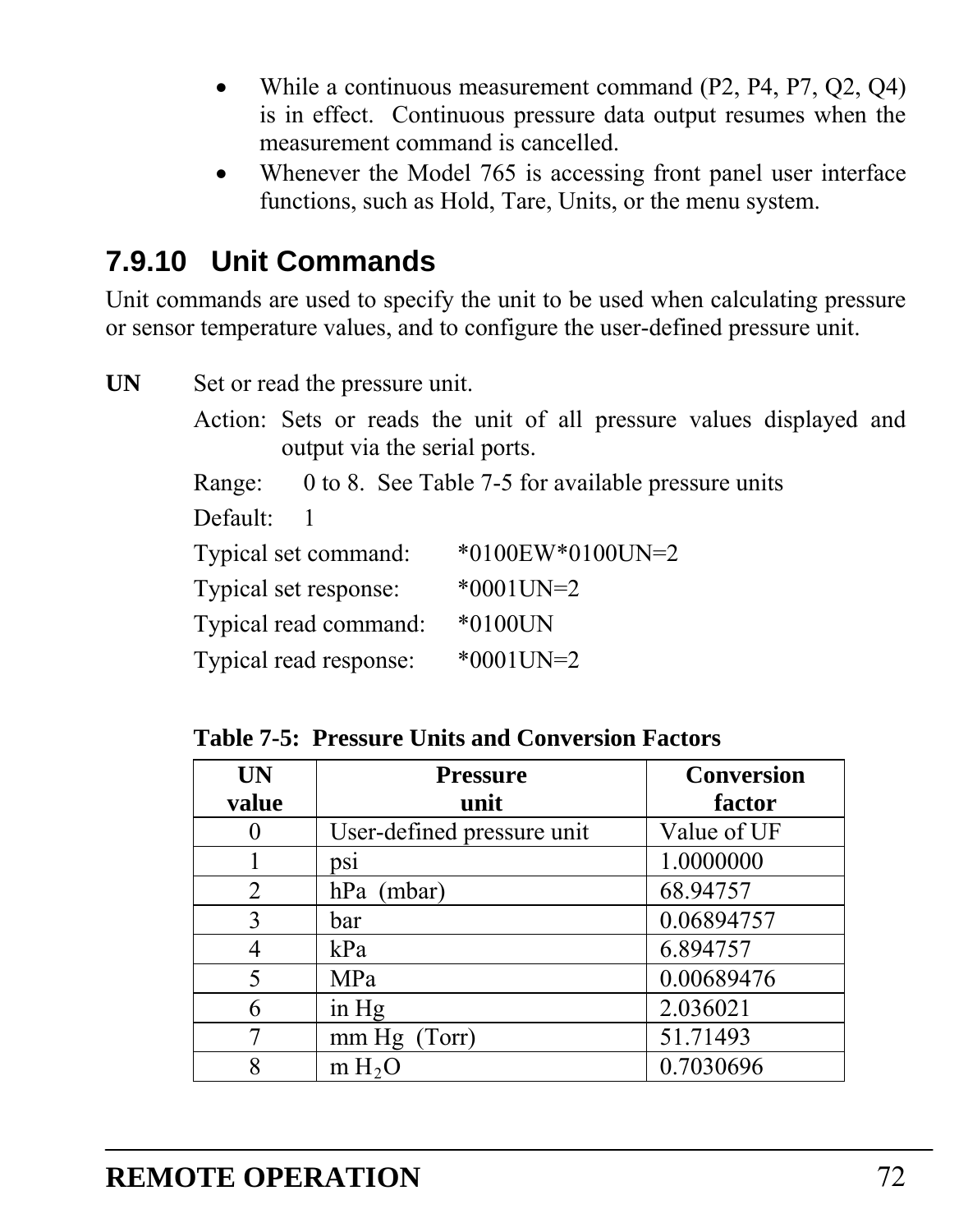- While a continuous measurement command (P2, P4, P7, Q2, Q4) is in effect. Continuous pressure data output resumes when the measurement command is cancelled.
- Whenever the Model 765 is accessing front panel user interface functions, such as Hold, Tare, Units, or the menu system.

### 7.9.10 Unit Commands

Unit commands are used to specify the unit to be used when calculating pressure or sensor temperature values, and to configure the user-defined pressure unit.

**UN** Set or read the pressure unit.

Action: Sets or reads the unit of all pressure values displayed and output via the serial ports.

Range: 0 to 8. See Table 7-5 for available pressure units

Default: 1

Typical set command: *0100EW*0100UN=2

Typical set response: *0001UN=2

Typical read command: *0100UN

Typical read response: *0001UN=2

**Table 7-5: Pressure Units and Conversion Factors**

| UN value | Pressure unit | Conversion factor |
|---|---|---|
| 0 | User-defined pressure unit | Value of UF |
| 1 | psi | 1.0000000 |
| 2 | hPa (mbar) | 68.94757 |
| 3 | bar | 0.06894757 |
| 4 | kPa | 6.894757 |
| 5 | MPa | 0.00689476 |
| 6 | in Hg | 2.036021 |
| 7 | mm Hg (Torr) | 51.71493 |
| 8 | m $H_2O$ | 0.7030696 |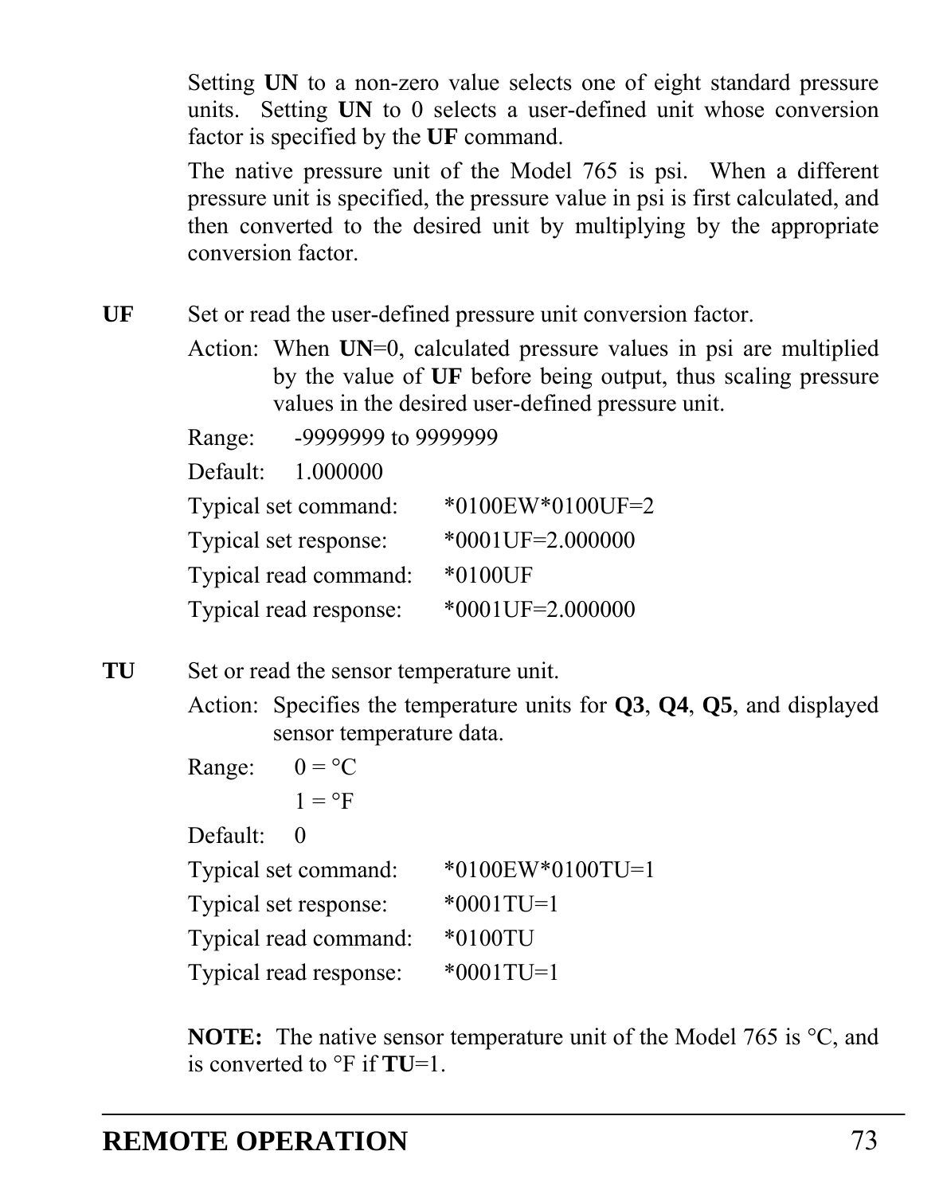Setting **UN** to a non-zero value selects one of eight standard pressure units. Setting **UN** to 0 selects a user-defined unit whose conversion factor is specified by the **UF** command.

The native pressure unit of the Model 765 is psi. When a different pressure unit is specified, the pressure value in psi is first calculated, and then converted to the desired unit by multiplying by the appropriate conversion factor.

**UF** Set or read the user-defined pressure unit conversion factor.

Action: When **UN**=0, calculated pressure values in psi are multiplied by the value of **UF** before being output, thus scaling pressure values in the desired user-defined pressure unit.

Range: -9999999 to 9999999

Default: 1.000000

Typical set command: *0100EW*0100UF=2

Typical set response: *0001UF=2.000000

Typical read command: *0100UF

Typical read response: *0001UF=2.000000

**TU** Set or read the sensor temperature unit.

Action: Specifies the temperature units for **Q3**, **Q4**, **Q5**, and displayed sensor temperature data.

Range: 0 = °C
1 = °F

Default: 0

Typical set command: *0100EW*0100TU=1

Typical set response: *0001TU=1

Typical read command: *0100TU

Typical read response: *0001TU=1

**NOTE:** The native sensor temperature unit of the Model 765 is °C, and is converted to °F if **TU**=1.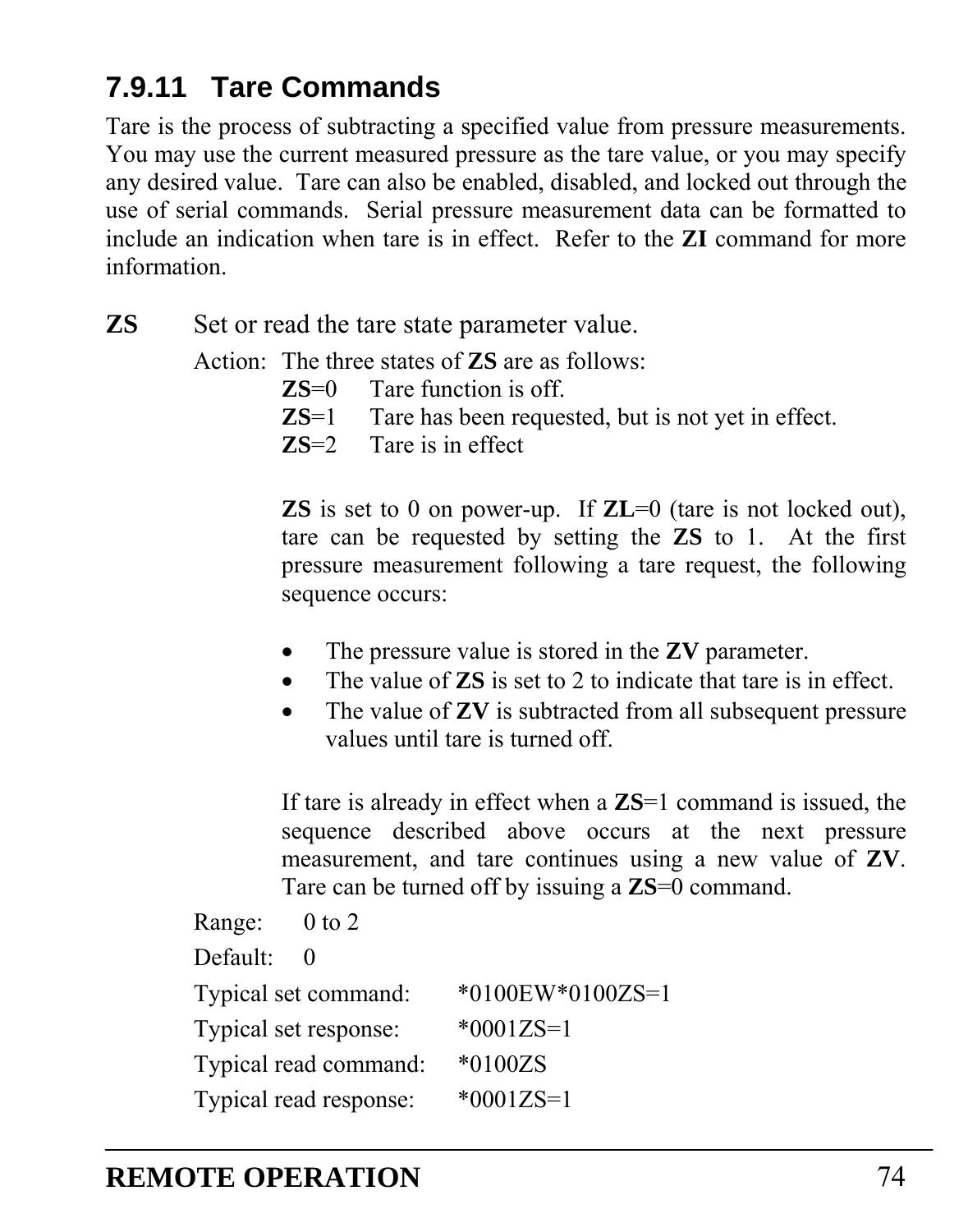### 7.9.11 Tare Commands

Tare is the process of subtracting a specified value from pressure measurements. You may use the current measured pressure as the tare value, or you may specify any desired value. Tare can also be enabled, disabled, and locked out through the use of serial commands. Serial pressure measurement data can be formatted to include an indication when tare is in effect. Refer to the **ZI** command for more information.

**ZS** Set or read the tare state parameter value.

Action: The three states of **ZS** are as follows:

**ZS**=0 Tare function is off.
**ZS**=1 Tare has been requested, but is not yet in effect.
**ZS**=2 Tare is in effect

**ZS** is set to 0 on power-up. If **ZL**=0 (tare is not locked out), tare can be requested by setting the **ZS** to 1. At the first pressure measurement following a tare request, the following sequence occurs:

- The pressure value is stored in the **ZV** parameter.
- The value of **ZS** is set to 2 to indicate that tare is in effect.
- The value of **ZV** is subtracted from all subsequent pressure values until tare is turned off.

If tare is already in effect when a **ZS**=1 command is issued, the sequence described above occurs at the next pressure measurement, and tare continues using a new value of **ZV**. Tare can be turned off by issuing a **ZS**=0 command.

Range: 0 to 2

Default: 0

Typical set command: *0100EW*0100ZS=1

Typical set response: *0001ZS=1

Typical read command: *0100ZS

Typical read response: *0001ZS=1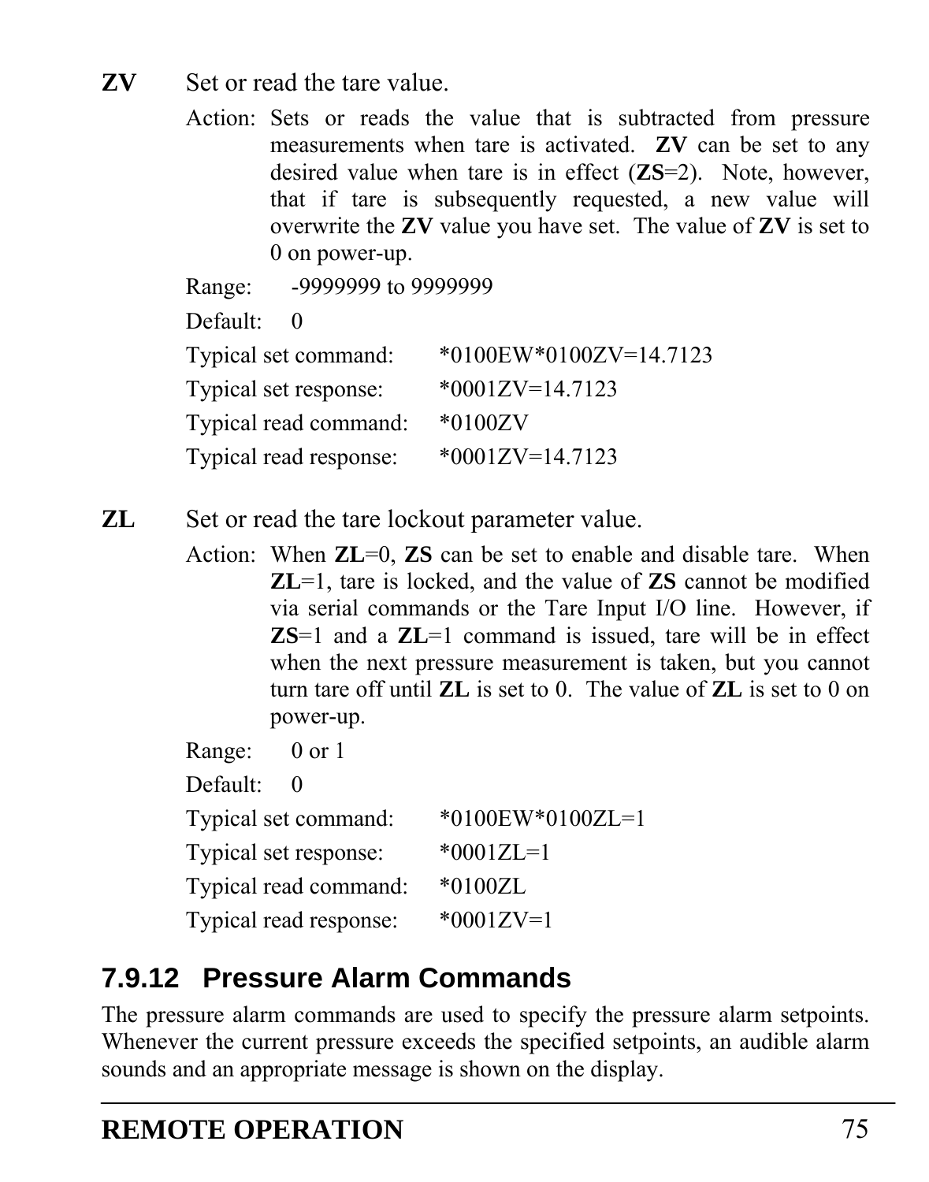**ZV** Set or read the tare value.

Action: Sets or reads the value that is subtracted from pressure measurements when tare is activated. **ZV** can be set to any desired value when tare is in effect (**ZS**=2). Note, however, that if tare is subsequently requested, a new value will overwrite the **ZV** value you have set. The value of **ZV** is set to 0 on power-up.

Range: -9999999 to 9999999

Default: 0

Typical set command: *0100EW*0100ZV=14.7123

Typical set response: *0001ZV=14.7123

Typical read command: *0100ZV

Typical read response: *0001ZV=14.7123

**ZL** Set or read the tare lockout parameter value.

Action: When **ZL**=0, **ZS** can be set to enable and disable tare. When **ZL**=1, tare is locked, and the value of **ZS** cannot be modified via serial commands or the Tare Input I/O line. However, if **ZS**=1 and a **ZL**=1 command is issued, tare will be in effect when the next pressure measurement is taken, but you cannot turn tare off until **ZL** is set to 0. The value of **ZL** is set to 0 on power-up.

Range: 0 or 1

Default: 0

Typical set command: *0100EW*0100ZL=1

Typical set response: *0001ZL=1

Typical read command: *0100ZL

Typical read response: *0001ZV=1

### 7.9.12 Pressure Alarm Commands

The pressure alarm commands are used to specify the pressure alarm setpoints. Whenever the current pressure exceeds the specified setpoints, an audible alarm sounds and an appropriate message is shown on the display.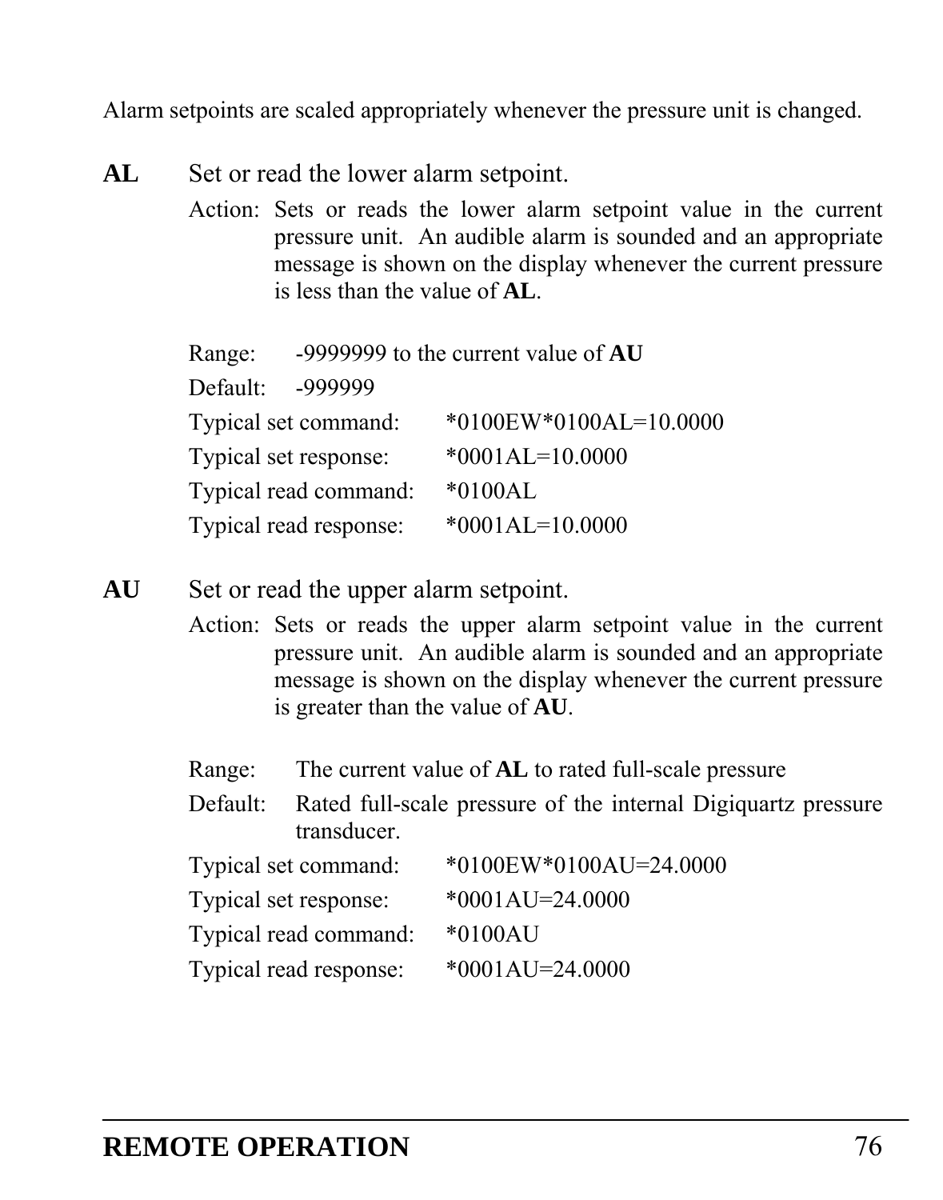Alarm setpoints are scaled appropriately whenever the pressure unit is changed.

**AL** Set or read the lower alarm setpoint.

Action: Sets or reads the lower alarm setpoint value in the current pressure unit. An audible alarm is sounded and an appropriate message is shown on the display whenever the current pressure is less than the value of **AL**.

Range: -9999999 to the current value of **AU**

Default: -999999

Typical set command: *0100EW*0100AL=10.0000

Typical set response: *0001AL=10.0000

Typical read command: *0100AL

Typical read response: *0001AL=10.0000

**AU** Set or read the upper alarm setpoint.

Action: Sets or reads the upper alarm setpoint value in the current pressure unit. An audible alarm is sounded and an appropriate message is shown on the display whenever the current pressure is greater than the value of **AU**.

Range: The current value of **AL** to rated full-scale pressure

Default: Rated full-scale pressure of the internal Digiquartz pressure transducer.

Typical set command: *0100EW*0100AU=24.0000

Typical set response: *0001AU=24.0000

Typical read command: *0100AU

Typical read response: *0001AU=24.0000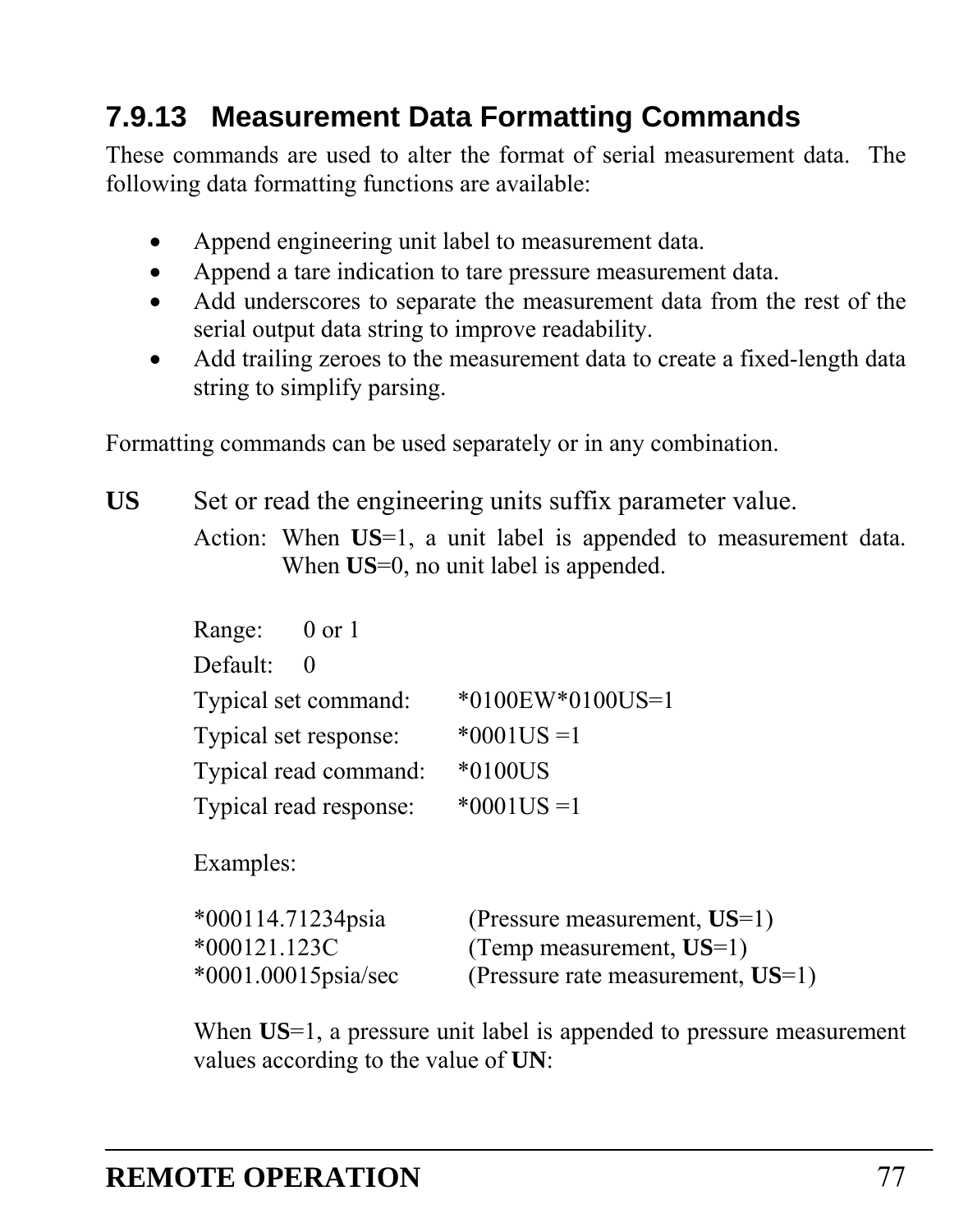### 7.9.13 Measurement Data Formatting Commands

These commands are used to alter the format of serial measurement data. The following data formatting functions are available:

- Append engineering unit label to measurement data.
- Append a tare indication to tare pressure measurement data.
- Add underscores to separate the measurement data from the rest of the serial output data string to improve readability.
- Add trailing zeroes to the measurement data to create a fixed-length data string to simplify parsing.

Formatting commands can be used separately or in any combination.

**US** Set or read the engineering units suffix parameter value.

Action: When **US**=1, a unit label is appended to measurement data. When **US**=0, no unit label is appended.

Range: 0 or 1

Default: 0

Typical set command: *0100EW*0100US=1

Typical set response: *0001US =1

Typical read command: *0100US

Typical read response: *0001US =1

Examples:

*000114.71234psia (Pressure measurement, **US**=1)
*000121.123C (Temp measurement, **US**=1)
*0001.00015psia/sec (Pressure rate measurement, **US**=1)

When **US**=1, a pressure unit label is appended to pressure measurement values according to the value of **UN**: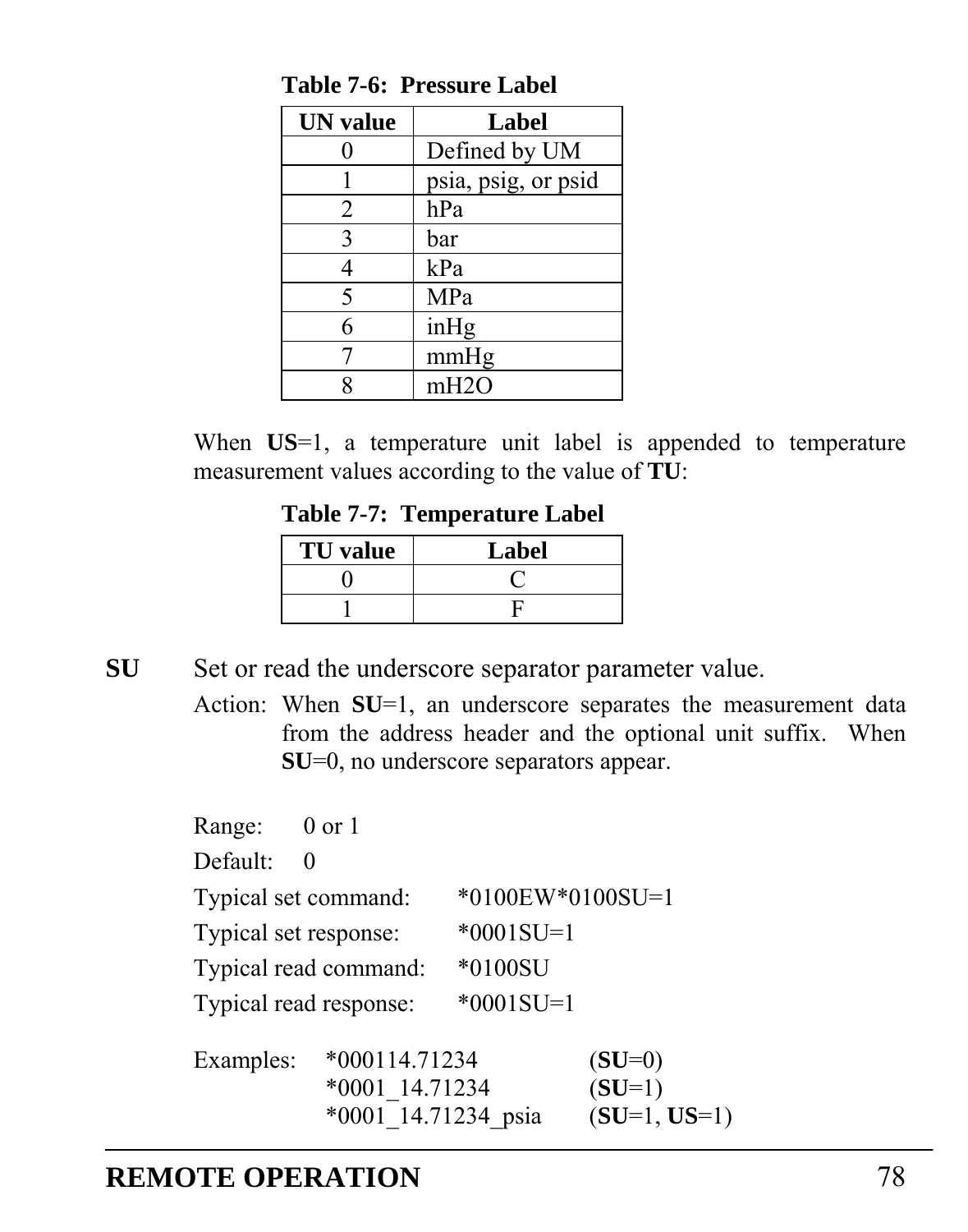**Table 7-6: Pressure Label**

| UN value | Label |
|---|---|
| 0 | Defined by UM |
| 1 | psia, psig, or psid |
| 2 | hPa |
| 3 | bar |
| 4 | kPa |
| 5 | MPa |
| 6 | inHg |
| 7 | mmHg |
| 8 | mH2O |

When **US**=1, a temperature unit label is appended to temperature measurement values according to the value of **TU**:

**Table 7-7: Temperature Label**

| TU value | Label |
|---|---|
| 0 | C |
| 1 | F |

**SU** Set or read the underscore separator parameter value.

Action: When **SU**=1, an underscore separates the measurement data from the address header and the optional unit suffix. When **SU**=0, no underscore separators appear.

Range: 0 or 1

Default: 0

Typical set command: *0100EW*0100SU=1

Typical set response: *0001SU=1

Typical read command: *0100SU

Typical read response: *0001SU=1

Examples:

| | |
|---|---|
| *000114.71234 | (**SU**=0) |
| *0001_14.71234 | (**SU**=1) |
| *0001_14.71234_psia | (**SU**=1, **US**=1) |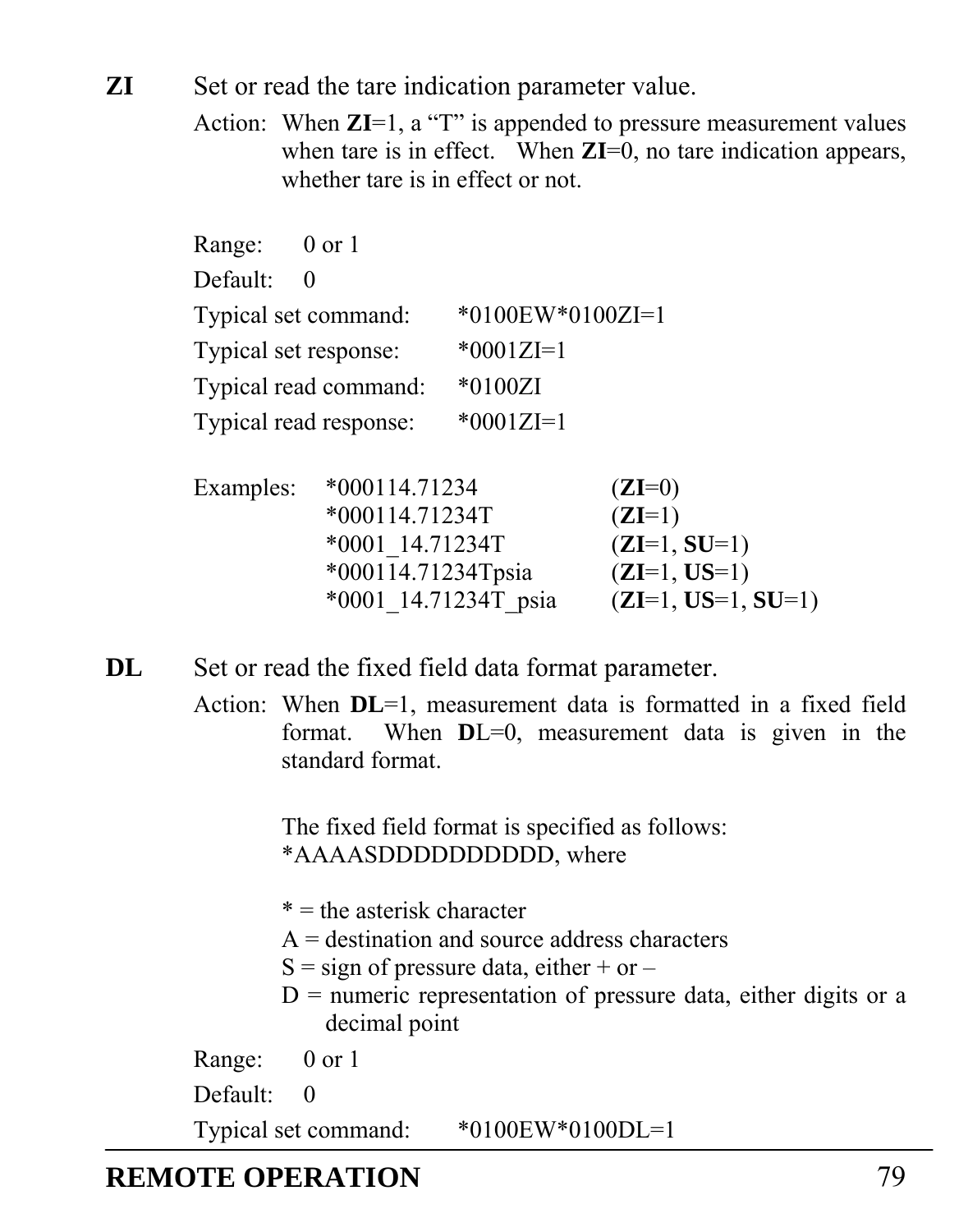**ZI** Set or read the tare indication parameter value.

Action: When **ZI**=1, a “T” is appended to pressure measurement values when tare is in effect. When **ZI**=0, no tare indication appears, whether tare is in effect or not.

Range: 0 or 1

Default: 0

Typical set command: *0100EW*0100ZI=1

Typical set response: *0001ZI=1

Typical read command: *0100ZI

Typical read response: *0001ZI=1

Examples:

| | |
|---|---|
| *000114.71234 | (**ZI**=0) |
| *000114.71234T | (**ZI**=1) |
| *0001_14.71234T | (**ZI**=1, **SU**=1) |
| *000114.71234Tpsia | (**ZI**=1, **US**=1) |
| *0001_14.71234T_psia | (**ZI**=1, **US**=1, **SU**=1) |

**DL** Set or read the fixed field data format parameter.

Action: When **DL**=1, measurement data is formatted in a fixed field format. When **D**L=0, measurement data is given in the standard format.

The fixed field format is specified as follows:
*AAAASDDDDDDDDDD, where

* = the asterisk character
A = destination and source address characters
S = sign of pressure data, either + or –
D = numeric representation of pressure data, either digits or a decimal point

Range: 0 or 1

Default: 0

Typical set command: *0100EW*0100DL=1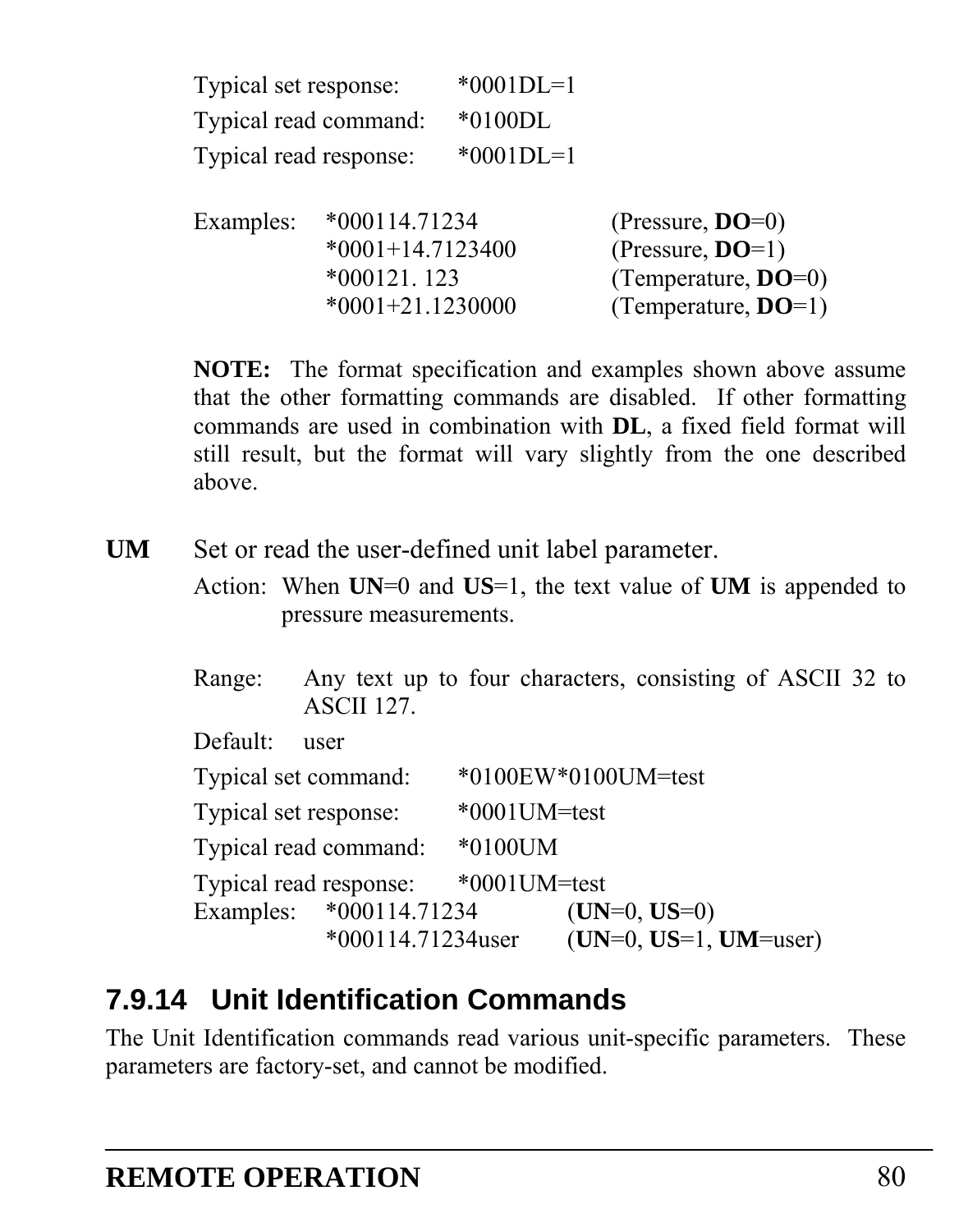Typical set response: *0001DL=1

Typical read command: *0100DL

Typical read response: *0001DL=1

| Examples: | | |
|---|---|---|
| | *000114.71234 | (Pressure, **DO**=0) |
| | *0001+14.7123400 | (Pressure, **DO**=1) |
| | *000121. 123 | (Temperature, **DO**=0) |
| | *0001+21.1230000 | (Temperature, **DO**=1) |

**NOTE:** The format specification and examples shown above assume that the other formatting commands are disabled. If other formatting commands are used in combination with **DL**, a fixed field format will still result, but the format will vary slightly from the one described above.

**UM** Set or read the user-defined unit label parameter.

Action: When **UN**=0 and **US**=1, the text value of **UM** is appended to pressure measurements.

Range: Any text up to four characters, consisting of ASCII 32 to ASCII 127.

Default: user

Typical set command: *0100EW*0100UM=test

Typical set response: *0001UM=test

Typical read command: *0100UM

Typical read response: *0001UM=test

| Examples: | | |
|---|---|---|
| | *000114.71234 | (**UN**=0, **US**=0) |
| | *000114.71234user | (**UN**=0, **US**=1, **UM**=user) |

## 7.9.14 Unit Identification Commands

The Unit Identification commands read various unit-specific parameters. These parameters are factory-set, and cannot be modified.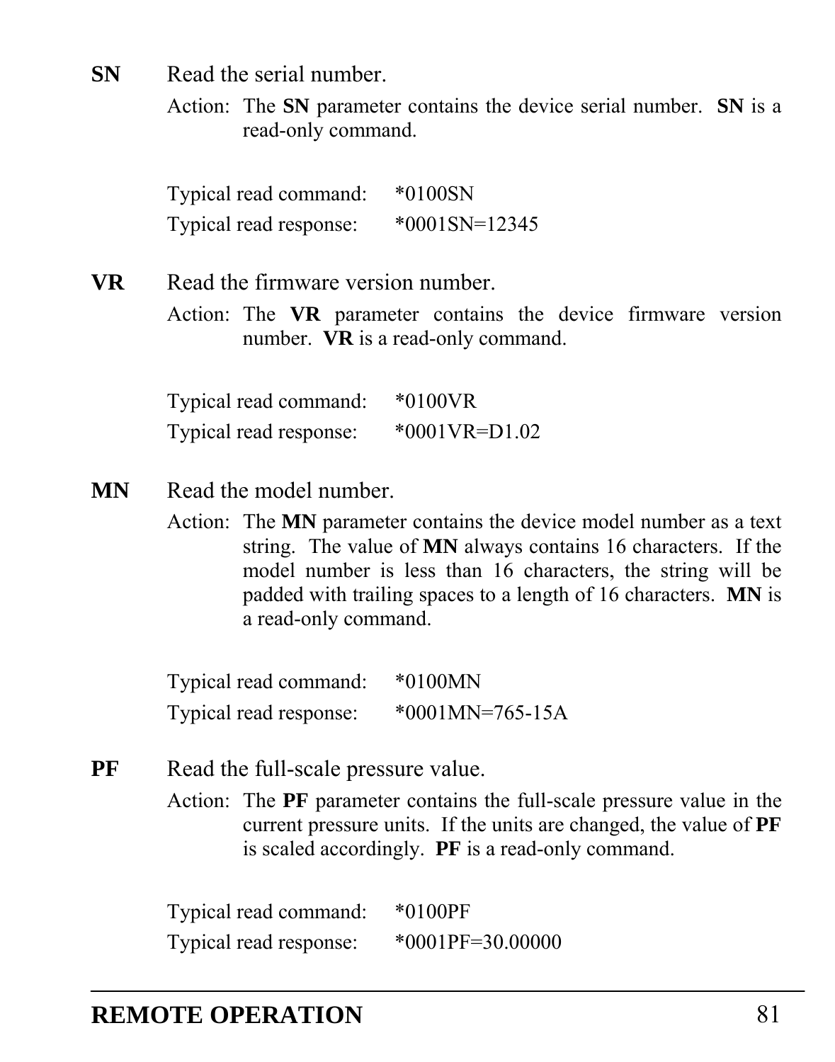**SN** Read the serial number.

Action: The **SN** parameter contains the device serial number. **SN** is a read-only command.

Typical read command: *0100SN
Typical read response: *0001SN=12345

**VR** Read the firmware version number.

Action: The **VR** parameter contains the device firmware version number. **VR** is a read-only command.

Typical read command: *0100VR
Typical read response: *0001VR=D1.02

**MN** Read the model number.

Action: The **MN** parameter contains the device model number as a text string. The value of **MN** always contains 16 characters. If the model number is less than 16 characters, the string will be padded with trailing spaces to a length of 16 characters. **MN** is a read-only command.

Typical read command: *0100MN
Typical read response: *0001MN=765-15A

**PF** Read the full-scale pressure value.

Action: The **PF** parameter contains the full-scale pressure value in the current pressure units. If the units are changed, the value of **PF** is scaled accordingly. **PF** is a read-only command.

Typical read command: *0100PF
Typical read response: *0001PF=30.00000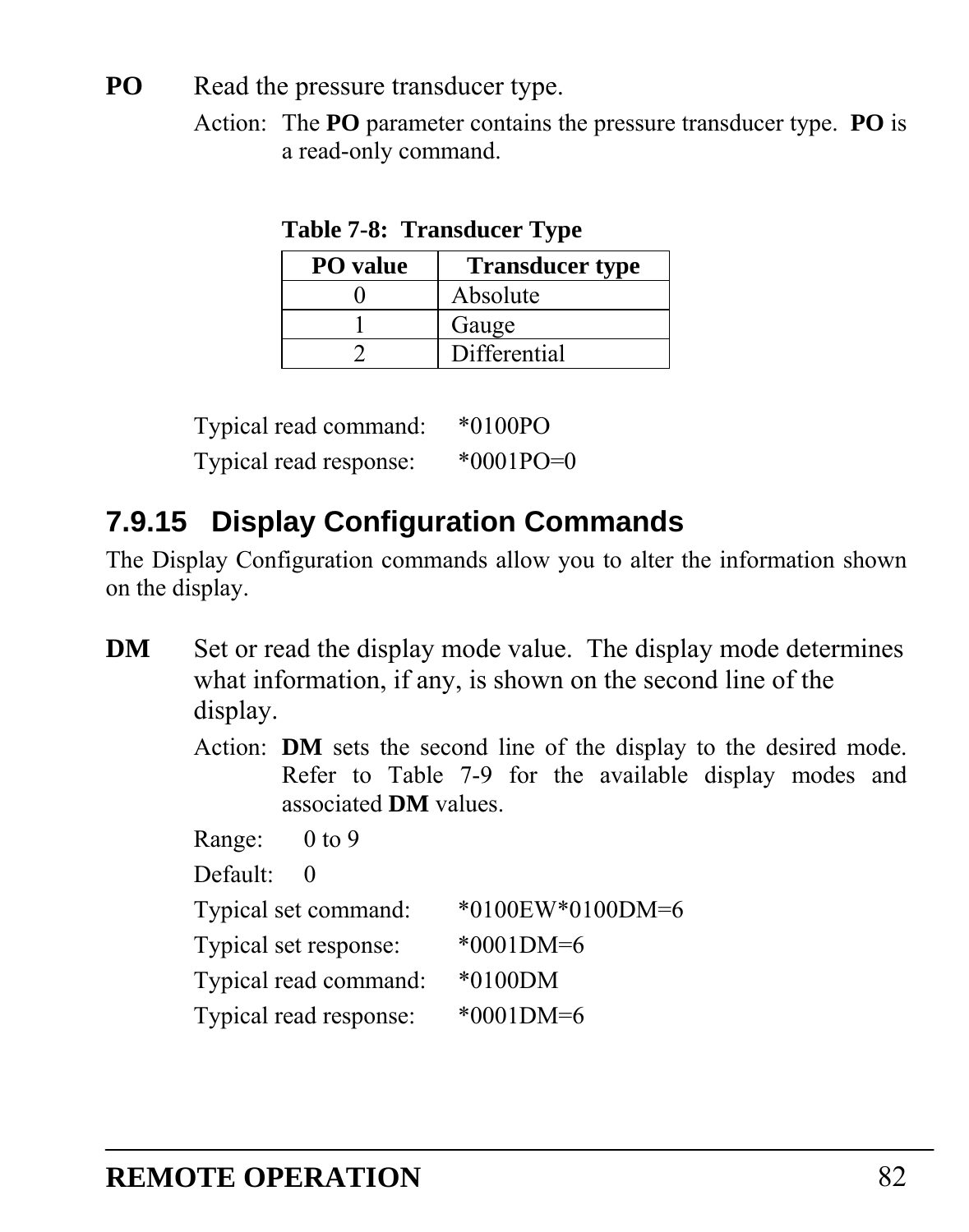**PO** Read the pressure transducer type.

Action: The **PO** parameter contains the pressure transducer type. **PO** is a read-only command.

**Table 7-8: Transducer Type**

| PO value | Transducer type |
|---|---|
| 0 | Absolute |
| 1 | Gauge |
| 2 | Differential |

Typical read command: *0100PO

Typical read response: *0001PO=0

## 7.9.15 Display Configuration Commands

The Display Configuration commands allow you to alter the information shown on the display.

**DM** Set or read the display mode value. The display mode determines what information, if any, is shown on the second line of the display.

Action: **DM** sets the second line of the display to the desired mode. Refer to Table 7-9 for the available display modes and associated **DM** values.

Range: 0 to 9

Default: 0

Typical set command: *0100EW*0100DM=6

Typical set response: *0001DM=6

Typical read command: *0100DM

Typical read response: *0001DM=6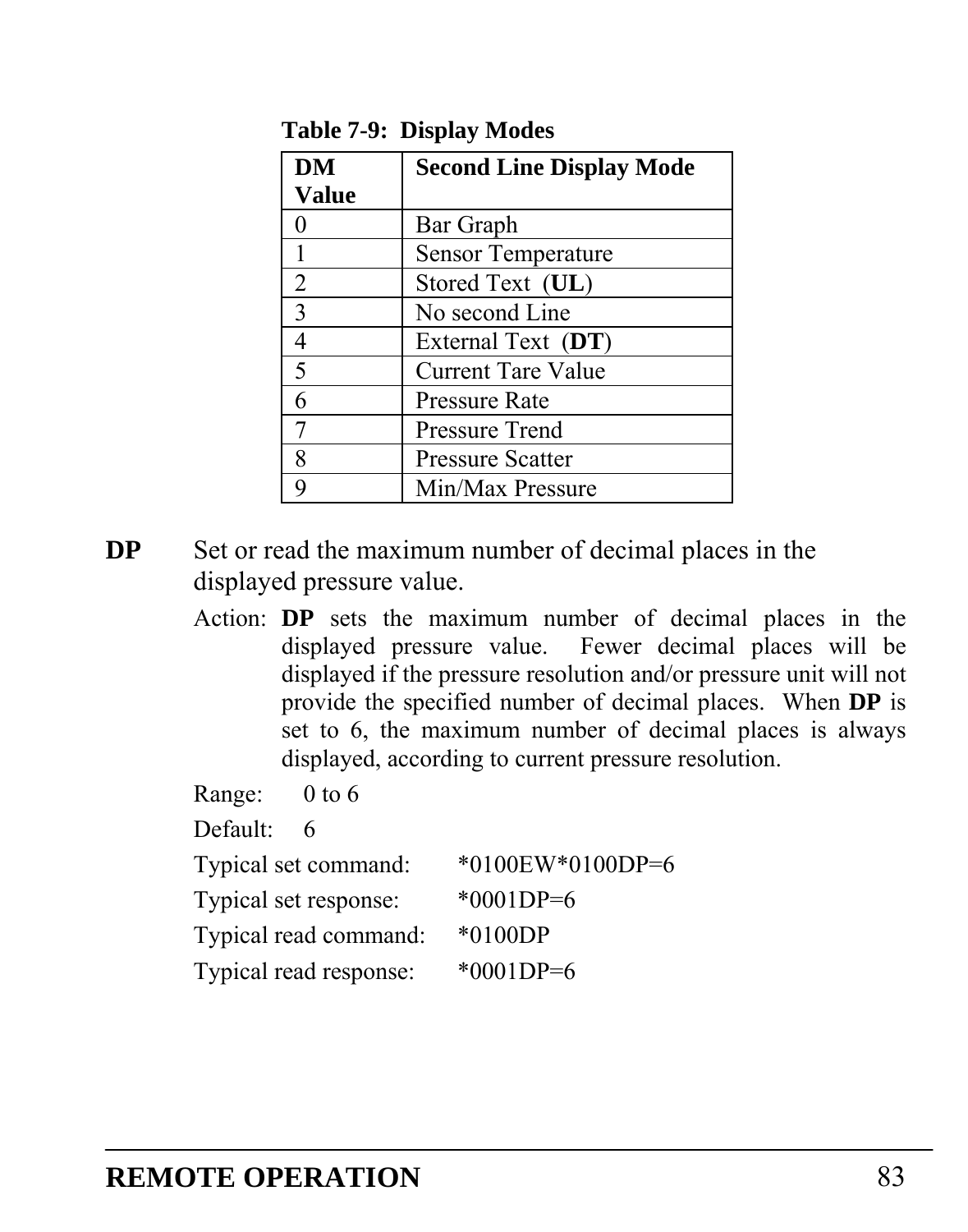**Table 7-9: Display Modes**

| DM Value | Second Line Display Mode |
|---|---|
| 0 | Bar Graph |
| 1 | Sensor Temperature |
| 2 | Stored Text (**UL**) |
| 3 | No second Line |
| 4 | External Text (**DT**) |
| 5 | Current Tare Value |
| 6 | Pressure Rate |
| 7 | Pressure Trend |
| 8 | Pressure Scatter |
| 9 | Min/Max Pressure |

**DP** Set or read the maximum number of decimal places in the displayed pressure value.

Action: **DP** sets the maximum number of decimal places in the displayed pressure value. Fewer decimal places will be displayed if the pressure resolution and/or pressure unit will not provide the specified number of decimal places. When **DP** is set to 6, the maximum number of decimal places is always displayed, according to current pressure resolution.

Range: 0 to 6

Default: 6

Typical set command: *0100EW*0100DP=6

Typical set response: *0001DP=6

Typical read command: *0100DP

Typical read response: *0001DP=6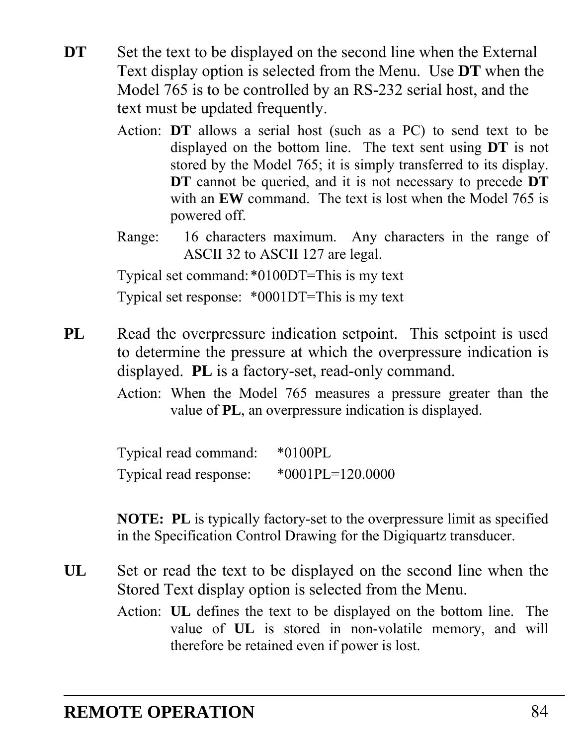**DT** Set the text to be displayed on the second line when the External Text display option is selected from the Menu. Use **DT** when the Model 765 is to be controlled by an RS-232 serial host, and the text must be updated frequently.

Action: **DT** allows a serial host (such as a PC) to send text to be displayed on the bottom line. The text sent using **DT** is not stored by the Model 765; it is simply transferred to its display. **DT** cannot be queried, and it is not necessary to precede **DT** with an **EW** command. The text is lost when the Model 765 is powered off.

Range: 16 characters maximum. Any characters in the range of ASCII 32 to ASCII 127 are legal.

Typical set command: *0100DT=This is my text

Typical set response: *0001DT=This is my text

**PL** Read the overpressure indication setpoint. This setpoint is used to determine the pressure at which the overpressure indication is displayed. **PL** is a factory-set, read-only command.

Action: When the Model 765 measures a pressure greater than the value of **PL**, an overpressure indication is displayed.

Typical read command: *0100PL

Typical read response: *0001PL=120.0000

**NOTE: PL** is typically factory-set to the overpressure limit as specified in the Specification Control Drawing for the Digiquartz transducer.

**UL** Set or read the text to be displayed on the second line when the Stored Text display option is selected from the Menu.

Action: **UL** defines the text to be displayed on the bottom line. The value of **UL** is stored in non-volatile memory, and will therefore be retained even if power is lost.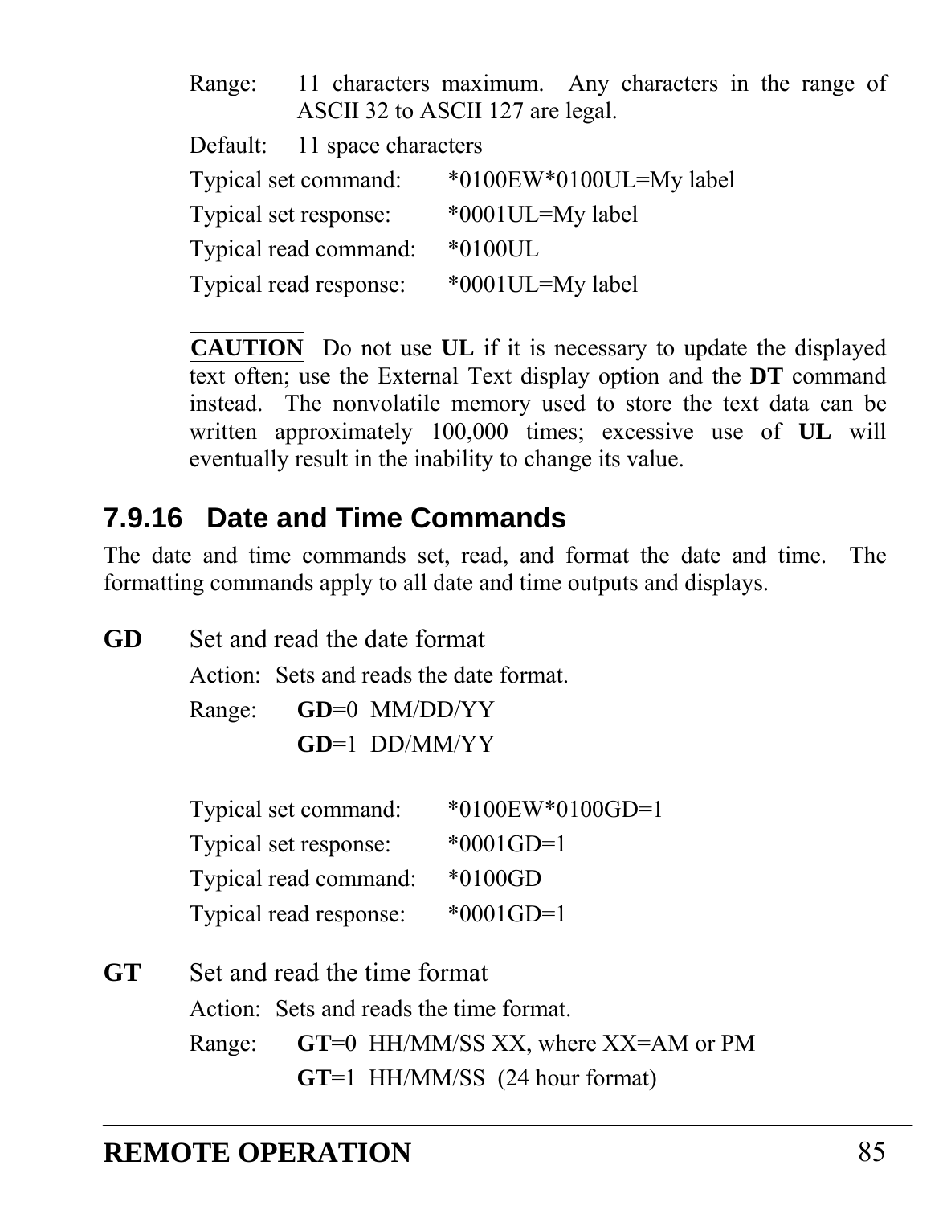Range: 11 characters maximum. Any characters in the range of ASCII 32 to ASCII 127 are legal.

Default: 11 space characters

Typical set command: *0100EW*0100UL=My label

Typical set response: *0001UL=My label

Typical read command: *0100UL

Typical read response: *0001UL=My label

**CAUTION** Do not use **UL** if it is necessary to update the displayed text often; use the External Text display option and the **DT** command instead. The nonvolatile memory used to store the text data can be written approximately 100,000 times; excessive use of **UL** will eventually result in the inability to change its value.

### 7.9.16 Date and Time Commands

The date and time commands set, read, and format the date and time. The formatting commands apply to all date and time outputs and displays.

**GD** Set and read the date format

Action: Sets and reads the date format.

Range: **GD**=0 MM/DD/YY

**GD**=1 DD/MM/YY

Typical set command: *0100EW*0100GD=1

Typical set response: *0001GD=1

Typical read command: *0100GD

Typical read response: *0001GD=1

**GT** Set and read the time format

Action: Sets and reads the time format.

Range: **GT**=0 HH/MM/SS XX, where XX=AM or PM

**GT**=1 HH/MM/SS (24 hour format)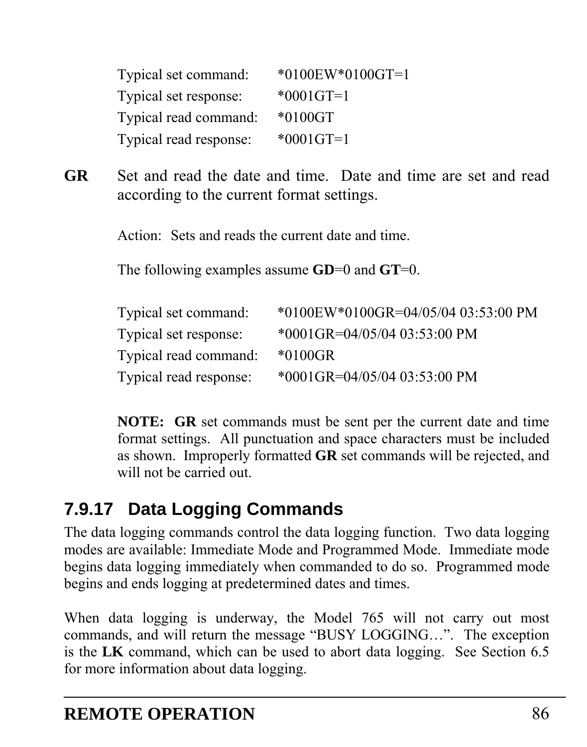| | |
|---|---|
| Typical set command: | *0100EW*0100GT=1 |
| Typical set response: | *0001GT=1 |
| Typical read command: | *0100GT |
| Typical read response: | *0001GT=1 |

**GR** Set and read the date and time. Date and time are set and read according to the current format settings.

Action: Sets and reads the current date and time.

The following examples assume **GD**=0 and **GT**=0.

| | |
|---|---|
| Typical set command: | *0100EW*0100GR=04/05/04 03:53:00 PM |
| Typical set response: | *0001GR=04/05/04 03:53:00 PM |
| Typical read command: | *0100GR |
| Typical read response: | *0001GR=04/05/04 03:53:00 PM |

**NOTE:** **GR** set commands must be sent per the current date and time format settings. All punctuation and space characters must be included as shown. Improperly formatted **GR** set commands will be rejected, and will not be carried out.

### 7.9.17 Data Logging Commands

The data logging commands control the data logging function. Two data logging modes are available: Immediate Mode and Programmed Mode. Immediate mode begins data logging immediately when commanded to do so. Programmed mode begins and ends logging at predetermined dates and times.

When data logging is underway, the Model 765 will not carry out most commands, and will return the message "BUSY LOGGING…". The exception is the **LK** command, which can be used to abort data logging. See Section 6.5 for more information about data logging.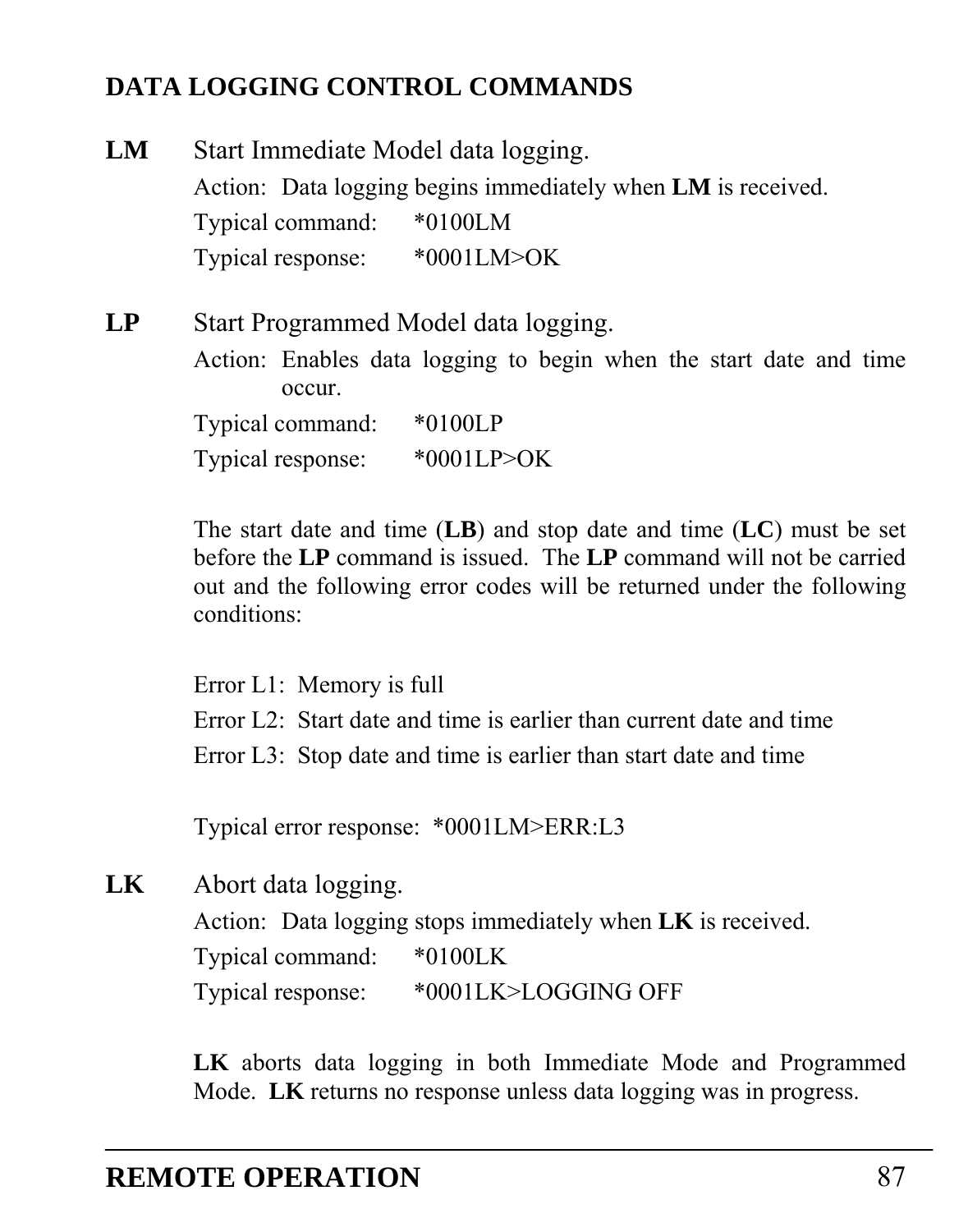## DATA LOGGING CONTROL COMMANDS

**LM** Start Immediate Model data logging.

Action: Data logging begins immediately when **LM** is received.

Typical command: *0100LM

Typical response: *0001LM>OK

**LP** Start Programmed Model data logging.

Action: Enables data logging to begin when the start date and time occur.

Typical command: *0100LP

Typical response: *0001LP>OK

The start date and time (**LB**) and stop date and time (**LC**) must be set before the **LP** command is issued. The **LP** command will not be carried out and the following error codes will be returned under the following conditions:

Error L1: Memory is full

Error L2: Start date and time is earlier than current date and time

Error L3: Stop date and time is earlier than start date and time

Typical error response: *0001LM>ERR:L3

**LK** Abort data logging.

Action: Data logging stops immediately when **LK** is received.

Typical command: *0100LK

Typical response: *0001LK>LOGGING OFF

**LK** aborts data logging in both Immediate Mode and Programmed Mode. **LK** returns no response unless data logging was in progress.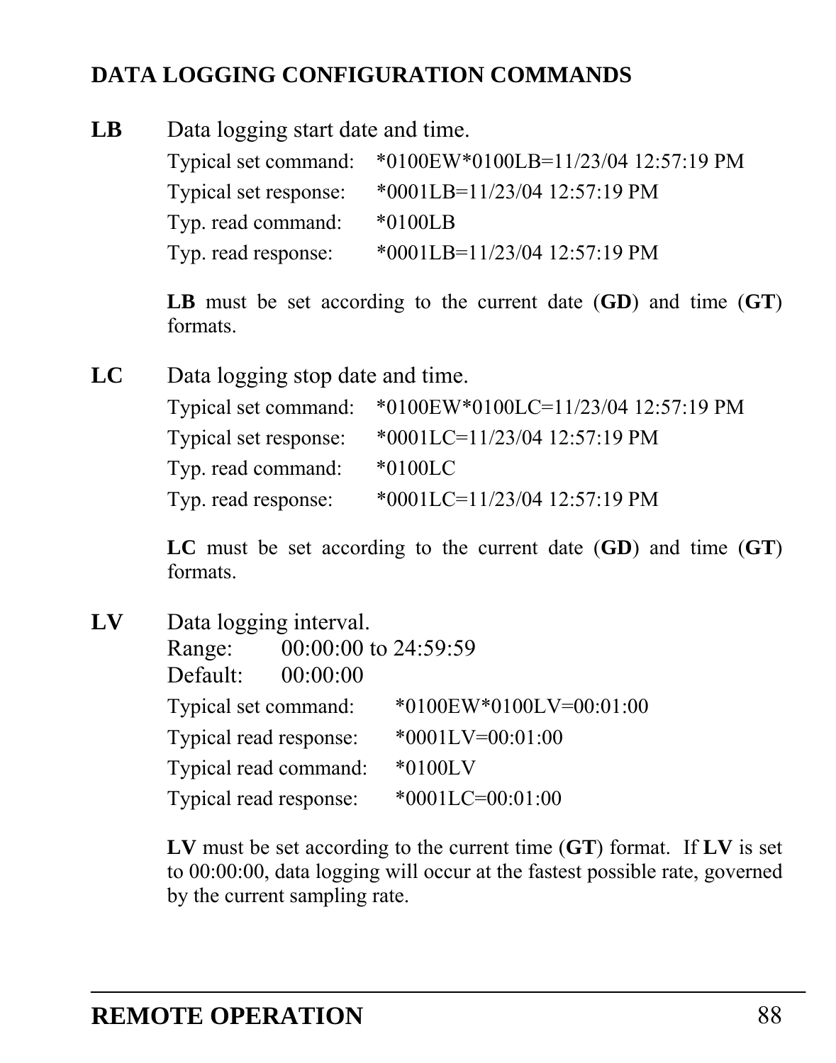## DATA LOGGING CONFIGURATION COMMANDS

**LB** Data logging start date and time.

| | |
|---|---|
| Typical set command: | *0100EW*0100LB=11/23/04 12:57:19 PM |
| Typical set response: | *0001LB=11/23/04 12:57:19 PM |
| Typ. read command: | *0100LB |
| Typ. read response: | *0001LB=11/23/04 12:57:19 PM |

**LB** must be set according to the current date (**GD**) and time (**GT**) formats.

**LC** Data logging stop date and time.

| | |
|---|---|
| Typical set command: | *0100EW*0100LC=11/23/04 12:57:19 PM |
| Typical set response: | *0001LC=11/23/04 12:57:19 PM |
| Typ. read command: | *0100LC |
| Typ. read response: | *0001LC=11/23/04 12:57:19 PM |

**LC** must be set according to the current date (**GD**) and time (**GT**) formats.

**LV** Data logging interval.

Range: 00:00:00 to 24:59:59
Default: 00:00:00

| | |
|---|---|
| Typical set command: | *0100EW*0100LV=00:01:00 |
| Typical read response: | *0001LV=00:01:00 |
| Typical read command: | *0100LV |
| Typical read response: | *0001LC=00:01:00 |

**LV** must be set according to the current time (**GT**) format. If **LV** is set to 00:00:00, data logging will occur at the fastest possible rate, governed by the current sampling rate.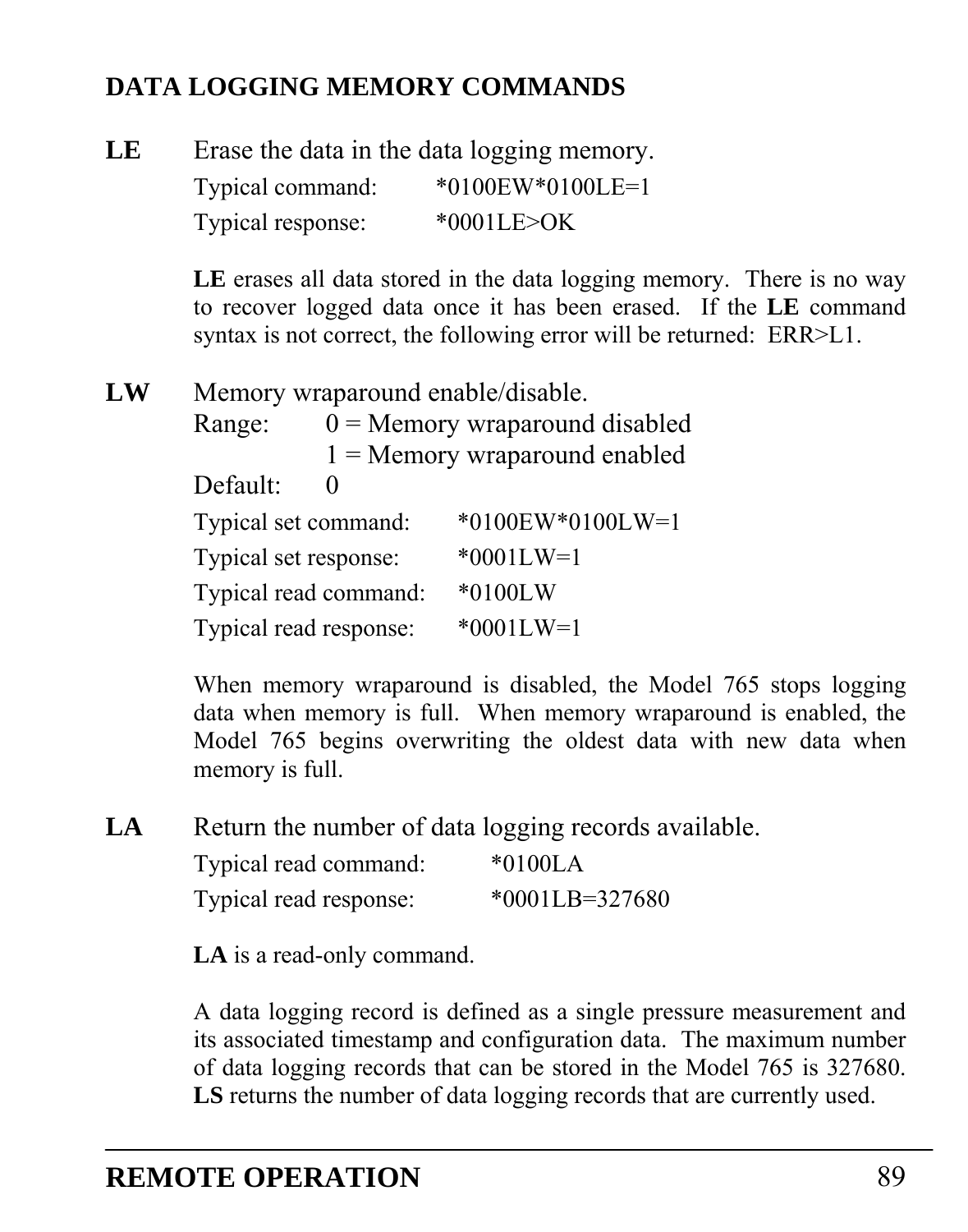## DATA LOGGING MEMORY COMMANDS

**LE** Erase the data in the data logging memory.

Typical command: *0100EW*0100LE=1

Typical response: *0001LE>OK

**LE** erases all data stored in the data logging memory. There is no way to recover logged data once it has been erased. If the **LE** command syntax is not correct, the following error will be returned: ERR>L1.

**LW** Memory wraparound enable/disable.

Range: 0 = Memory wraparound disabled
1 = Memory wraparound enabled

Default: 0

Typical set command: *0100EW*0100LW=1

Typical set response: *0001LW=1

Typical read command: *0100LW

Typical read response: *0001LW=1

When memory wraparound is disabled, the Model 765 stops logging data when memory is full. When memory wraparound is enabled, the Model 765 begins overwriting the oldest data with new data when memory is full.

**LA** Return the number of data logging records available.

Typical read command: *0100LA

Typical read response: *0001LB=327680

**LA** is a read-only command.

A data logging record is defined as a single pressure measurement and its associated timestamp and configuration data. The maximum number of data logging records that can be stored in the Model 765 is 327680. **LS** returns the number of data logging records that are currently used.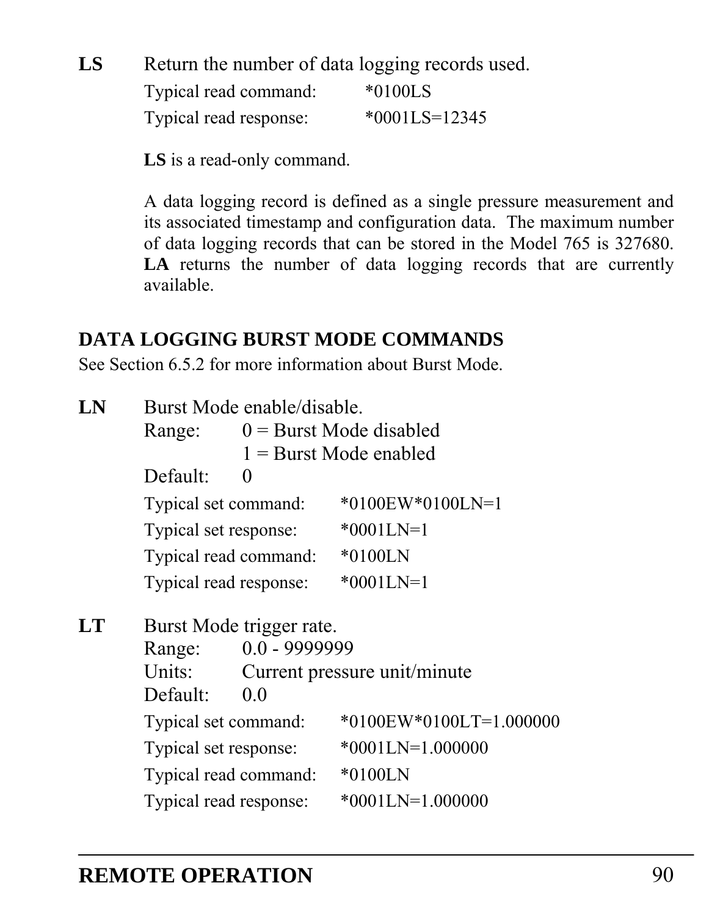**LS** Return the number of data logging records used.

Typical read command: *0100LS

Typical read response: *0001LS=12345

**LS** is a read-only command.

A data logging record is defined as a single pressure measurement and its associated timestamp and configuration data. The maximum number of data logging records that can be stored in the Model 765 is 327680. **LA** returns the number of data logging records that are currently available.

## DATA LOGGING BURST MODE COMMANDS

See Section 6.5.2 for more information about Burst Mode.

**LN** Burst Mode enable/disable.

Range: 0 = Burst Mode disabled
1 = Burst Mode enabled

Default: 0

Typical set command: *0100EW*0100LN=1

Typical set response: *0001LN=1

Typical read command: *0100LN

Typical read response: *0001LN=1

**LT** Burst Mode trigger rate.

Range: 0.0 - 9999999

Units: Current pressure unit/minute

Default: 0.0

Typical set command: *0100EW*0100LT=1.000000

Typical set response: *0001LN=1.000000

Typical read command: *0100LN

Typical read response: *0001LN=1.000000

**REMOTE OPERATION**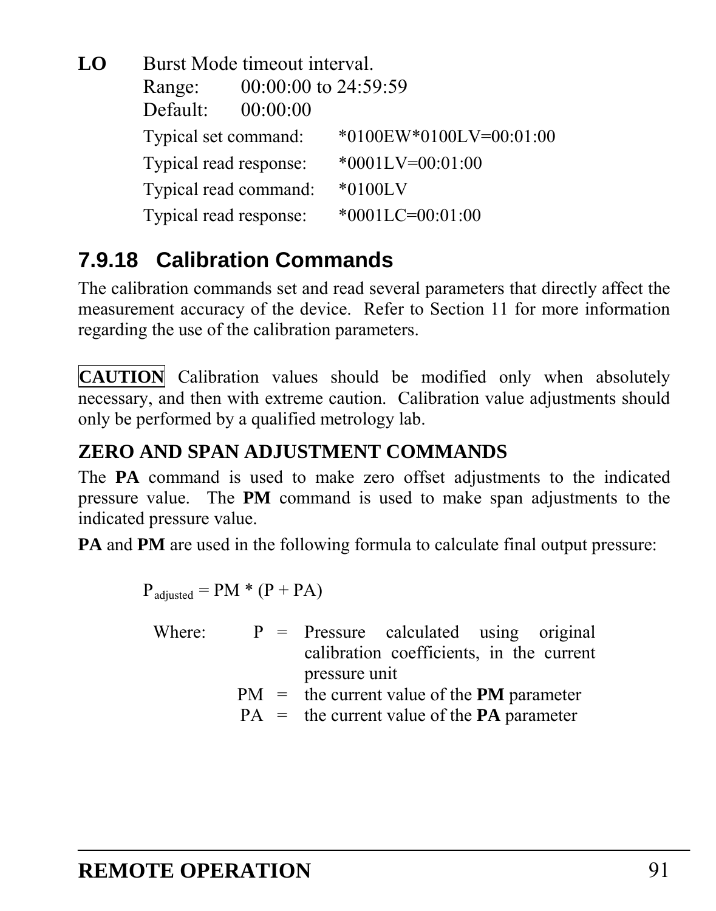**LO** Burst Mode timeout interval.

Range: 00:00:00 to 24:59:59

Default: 00:00:00

Typical set command: *0100EW*0100LV=00:01:00

Typical read response: *0001LV=00:01:00

Typical read command: *0100LV

Typical read response: *0001LC=00:01:00

### 7.9.18 Calibration Commands

The calibration commands set and read several parameters that directly affect the measurement accuracy of the device. Refer to Section 11 for more information regarding the use of the calibration parameters.

**CAUTION** Calibration values should be modified only when absolutely necessary, and then with extreme caution. Calibration value adjustments should only be performed by a qualified metrology lab.

**ZERO AND SPAN ADJUSTMENT COMMANDS**

The **PA** command is used to make zero offset adjustments to the indicated pressure value. The **PM** command is used to make span adjustments to the indicated pressure value.

**PA** and **PM** are used in the following formula to calculate final output pressure:

$$P_{adjusted} = PM * (P + PA)$$

Where:

P = Pressure calculated using original calibration coefficients, in the current pressure unit

PM = the current value of the **PM** parameter

PA = the current value of the **PA** parameter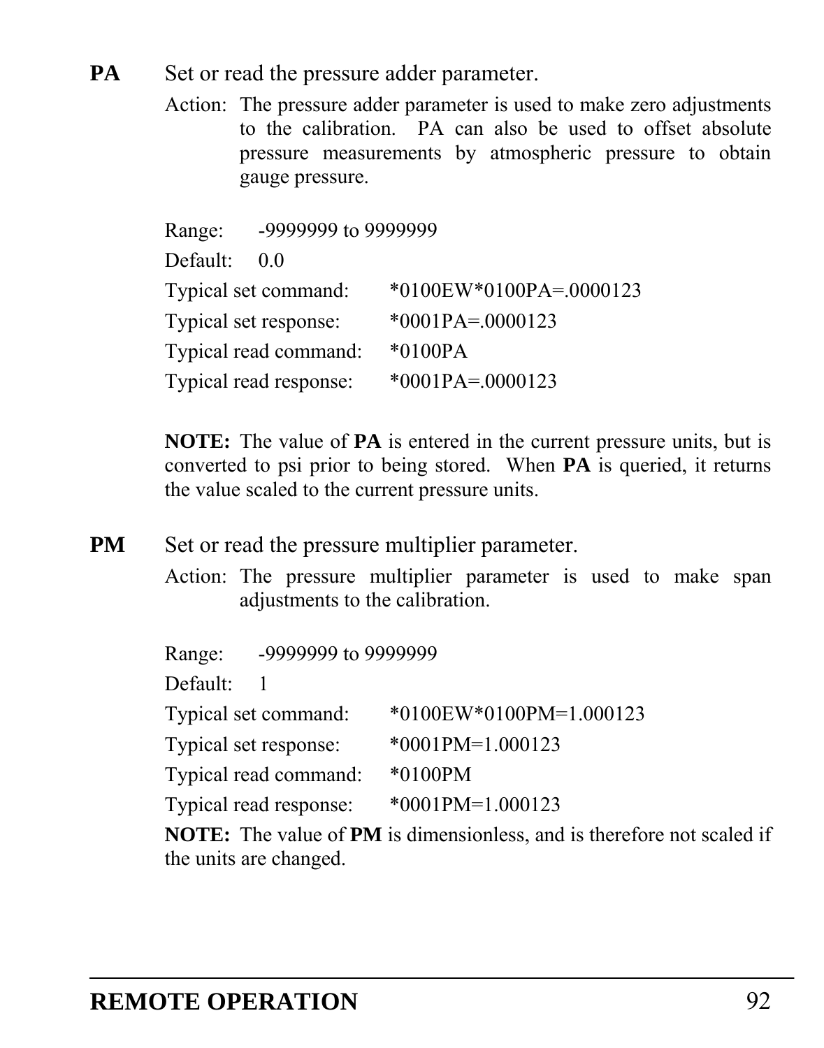**PA** Set or read the pressure adder parameter.

Action: The pressure adder parameter is used to make zero adjustments to the calibration. PA can also be used to offset absolute pressure measurements by atmospheric pressure to obtain gauge pressure.

Range: -9999999 to 9999999

Default: 0.0

Typical set command: *0100EW*0100PA=.0000123

Typical set response: *0001PA=.0000123

Typical read command: *0100PA

Typical read response: *0001PA=.0000123

**NOTE:** The value of **PA** is entered in the current pressure units, but is converted to psi prior to being stored. When **PA** is queried, it returns the value scaled to the current pressure units.

**PM** Set or read the pressure multiplier parameter.

Action: The pressure multiplier parameter is used to make span adjustments to the calibration.

Range: -9999999 to 9999999

Default: 1

Typical set command: *0100EW*0100PM=1.000123

Typical set response: *0001PM=1.000123

Typical read command: *0100PM

Typical read response: *0001PM=1.000123

**NOTE:** The value of **PM** is dimensionless, and is therefore not scaled if the units are changed.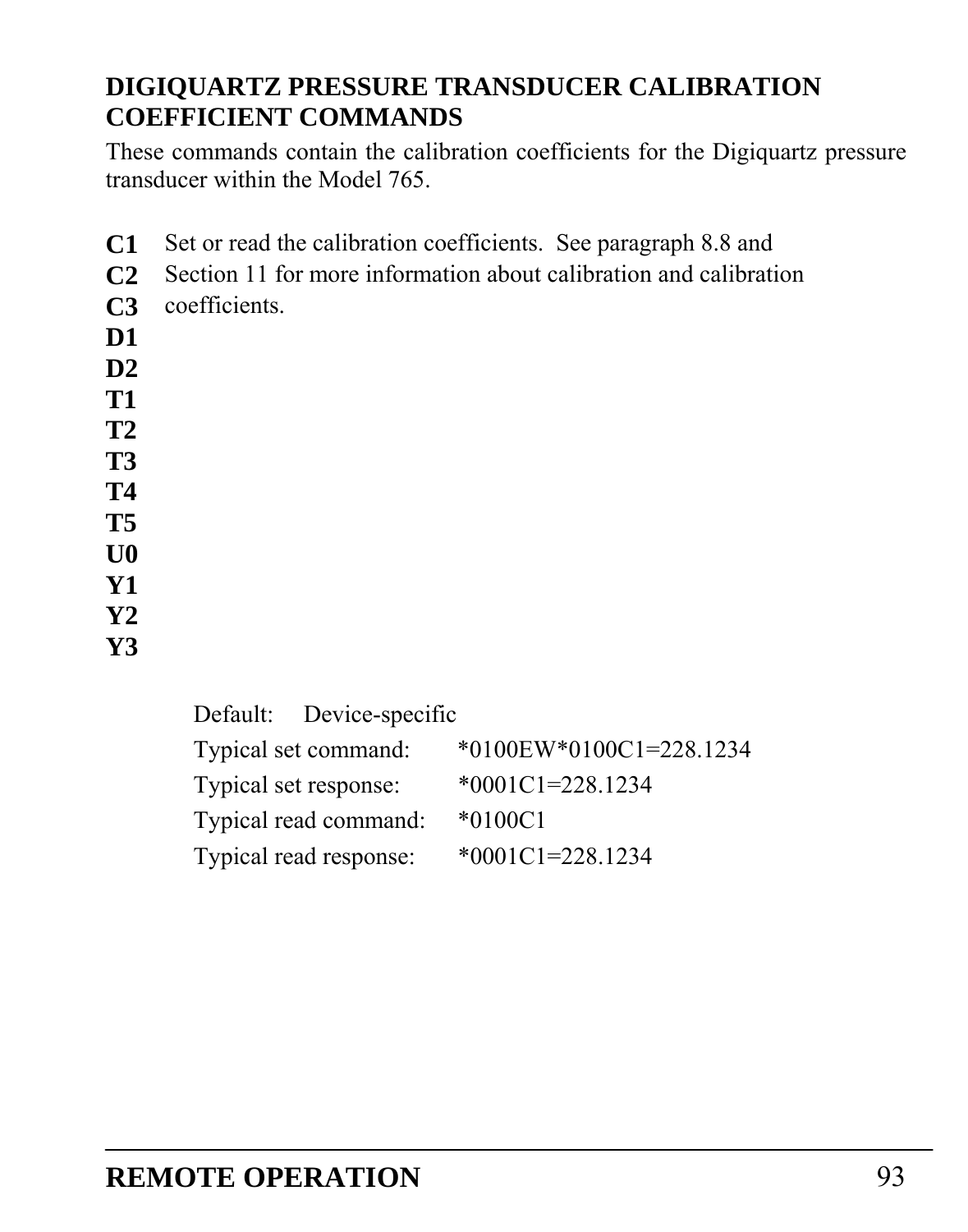## DIGIQUARTZ PRESSURE TRANSDUCER CALIBRATION COEFFICIENT COMMANDS

These commands contain the calibration coefficients for the Digiquartz pressure transducer within the Model 765.

**C1**
**C2**
**C3**
**D1**
**D2**
**T1**
**T2**
**T3**
**T4**
**T5**
**U0**
**Y1**
**Y2**
**Y3**

Set or read the calibration coefficients. See paragraph 8.8 and Section 11 for more information about calibration and calibration coefficients.

Default: Device-specific

Typical set command: *0100EW*0100C1=228.1234

Typical set response: *0001C1=228.1234

Typical read command: *0100C1

Typical read response: *0001C1=228.1234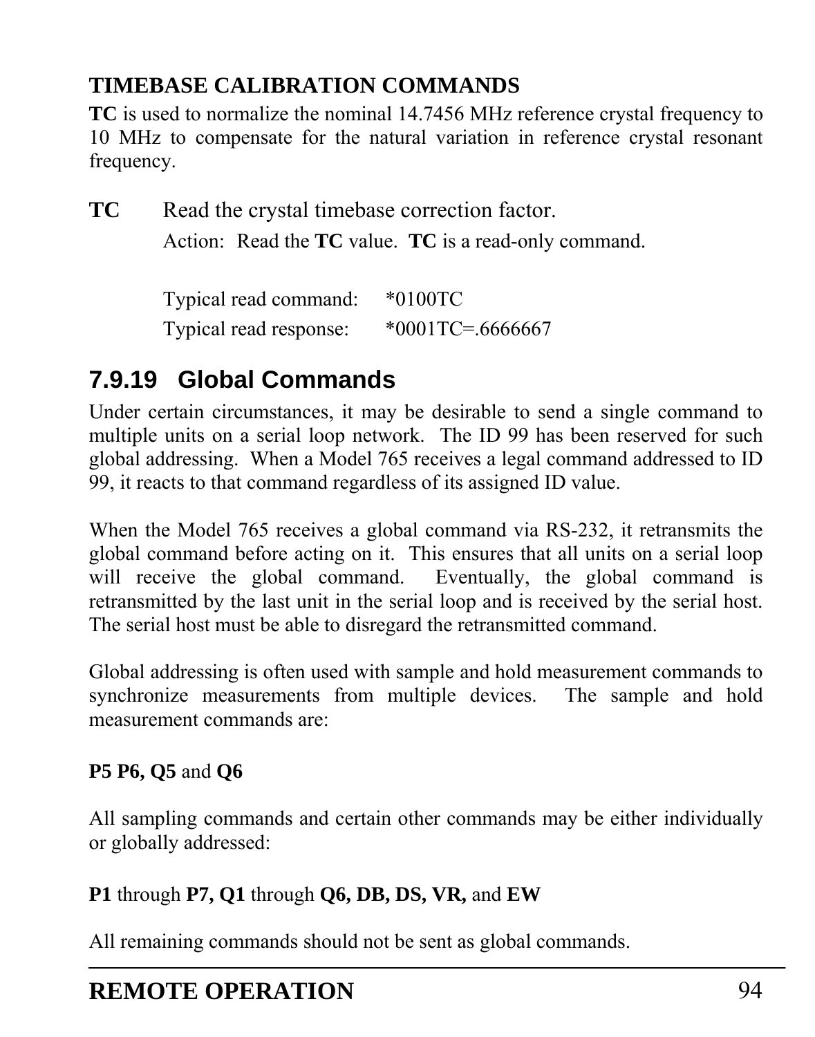**TIMEBASE CALIBRATION COMMANDS**

**TC** is used to normalize the nominal 14.7456 MHz reference crystal frequency to 10 MHz to compensate for the natural variation in reference crystal resonant frequency.

**TC** Read the crystal timebase correction factor.

Action: Read the **TC** value. **TC** is a read-only command.

Typical read command: *0100TC

Typical read response: *0001TC=.6666667

## 7.9.19 Global Commands

Under certain circumstances, it may be desirable to send a single command to multiple units on a serial loop network. The ID 99 has been reserved for such global addressing. When a Model 765 receives a legal command addressed to ID 99, it reacts to that command regardless of its assigned ID value.

When the Model 765 receives a global command via RS-232, it retransmits the global command before acting on it. This ensures that all units on a serial loop will receive the global command. Eventually, the global command is retransmitted by the last unit in the serial loop and is received by the serial host. The serial host must be able to disregard the retransmitted command.

Global addressing is often used with sample and hold measurement commands to synchronize measurements from multiple devices. The sample and hold measurement commands are:

**P5 P6, Q5** and **Q6**

All sampling commands and certain other commands may be either individually or globally addressed:

**P1** through **P7, Q1** through **Q6, DB, DS, VR,** and **EW**

All remaining commands should not be sent as global commands.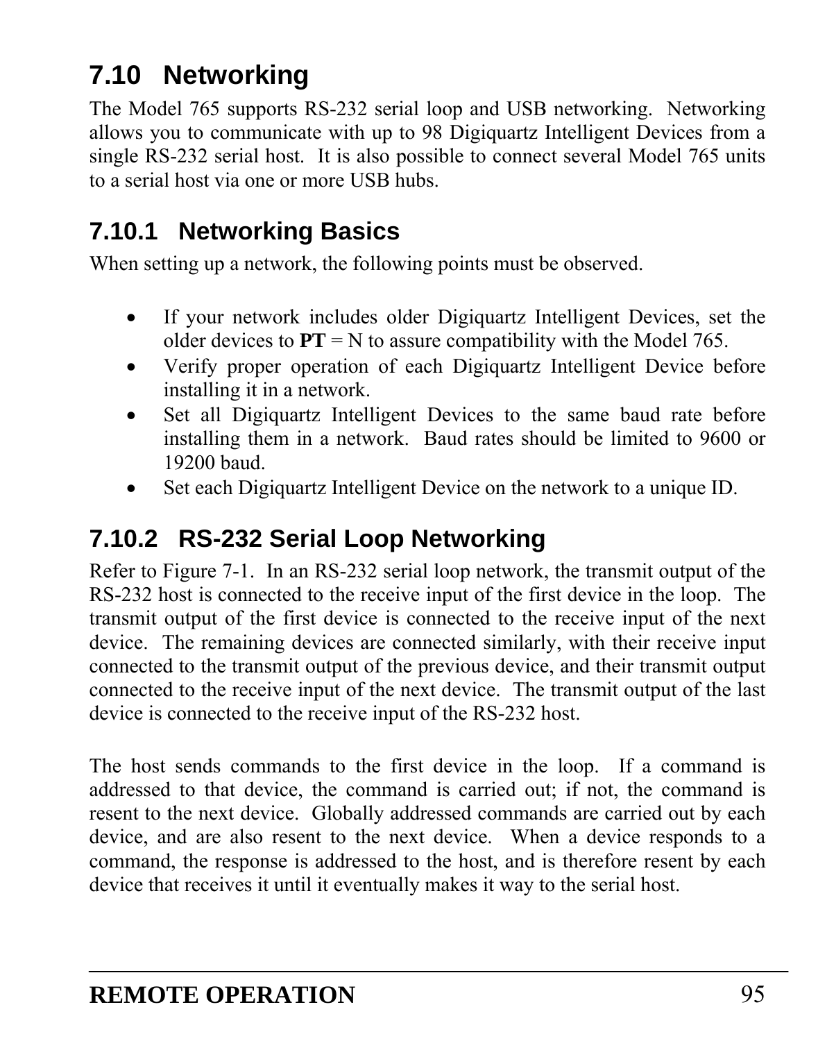## 7.10 Networking

The Model 765 supports RS-232 serial loop and USB networking. Networking allows you to communicate with up to 98 Digiquartz Intelligent Devices from a single RS-232 serial host. It is also possible to connect several Model 765 units to a serial host via one or more USB hubs.

### 7.10.1 Networking Basics

When setting up a network, the following points must be observed.

- If your network includes older Digiquartz Intelligent Devices, set the older devices to **PT** = N to assure compatibility with the Model 765.
- Verify proper operation of each Digiquartz Intelligent Device before installing it in a network.
- Set all Digiquartz Intelligent Devices to the same baud rate before installing them in a network. Baud rates should be limited to 9600 or 19200 baud.
- Set each Digiquartz Intelligent Device on the network to a unique ID.

### 7.10.2 RS-232 Serial Loop Networking

Refer to Figure 7-1. In an RS-232 serial loop network, the transmit output of the RS-232 host is connected to the receive input of the first device in the loop. The transmit output of the first device is connected to the receive input of the next device. The remaining devices are connected similarly, with their receive input connected to the transmit output of the previous device, and their transmit output connected to the receive input of the next device. The transmit output of the last device is connected to the receive input of the RS-232 host.

The host sends commands to the first device in the loop. If a command is addressed to that device, the command is carried out; if not, the command is resent to the next device. Globally addressed commands are carried out by each device, and are also resent to the next device. When a device responds to a command, the response is addressed to the host, and is therefore resent by each device that receives it until it eventually makes it way to the serial host.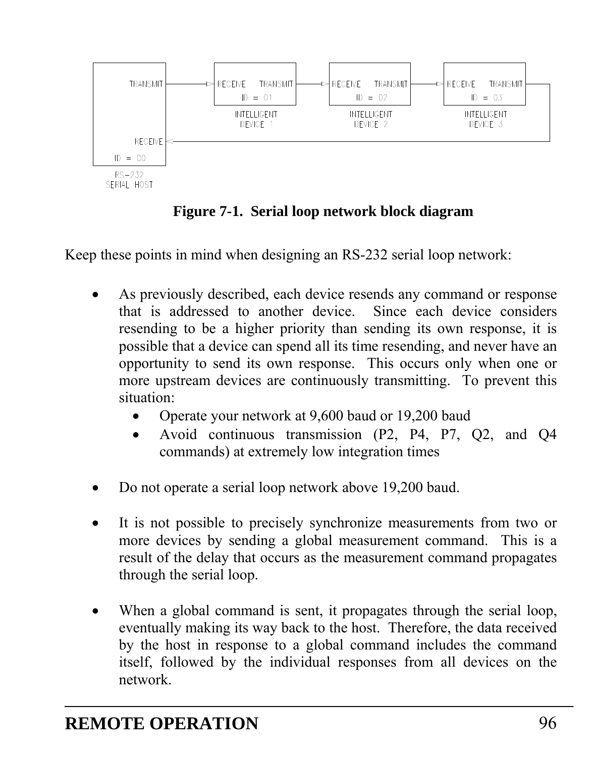**Figure 7-1. Serial loop network block diagram**

Keep these points in mind when designing an RS-232 serial loop network:

- As previously described, each device resends any command or response that is addressed to another device. Since each device considers resending to be a higher priority than sending its own response, it is possible that a device can spend all its time resending, and never have an opportunity to send its own response. This occurs only when one or more upstream devices are continuously transmitting. To prevent this situation:
  - Operate your network at 9,600 baud or 19,200 baud
  - Avoid continuous transmission (P2, P4, P7, Q2, and Q4 commands) at extremely low integration times

- Do not operate a serial loop network above 19,200 baud.

- It is not possible to precisely synchronize measurements from two or more devices by sending a global measurement command. This is a result of the delay that occurs as the measurement command propagates through the serial loop.

- When a global command is sent, it propagates through the serial loop, eventually making its way back to the host. Therefore, the data received by the host in response to a global command includes the command itself, followed by the individual responses from all devices on the network.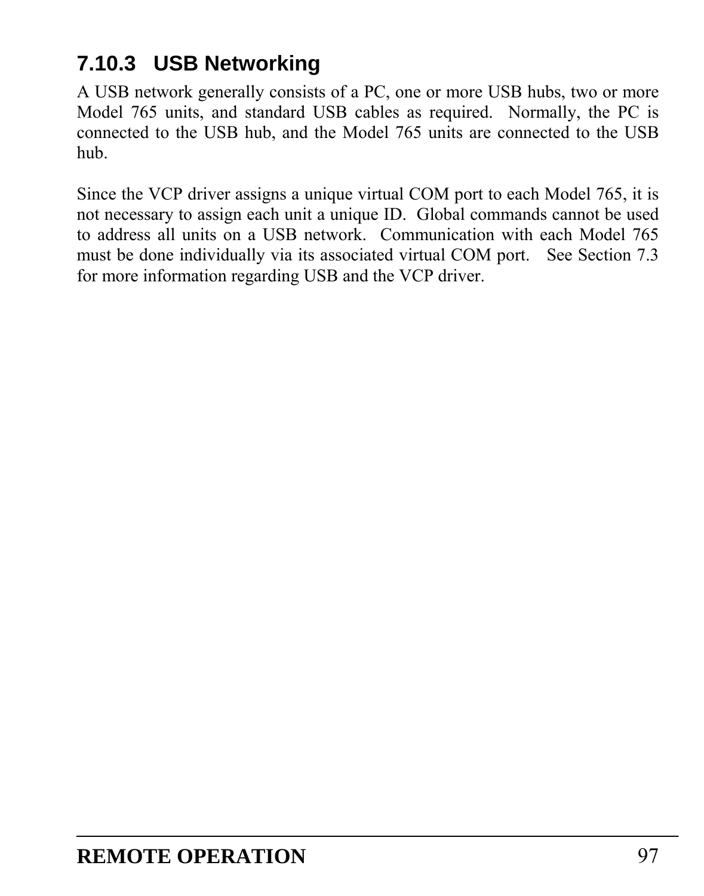### 7.10.3 USB Networking

A USB network generally consists of a PC, one or more USB hubs, two or more Model 765 units, and standard USB cables as required. Normally, the PC is connected to the USB hub, and the Model 765 units are connected to the USB hub.

Since the VCP driver assigns a unique virtual COM port to each Model 765, it is not necessary to assign each unit a unique ID. Global commands cannot be used to address all units on a USB network. Communication with each Model 765 must be done individually via its associated virtual COM port. See Section 7.3 for more information regarding USB and the VCP driver.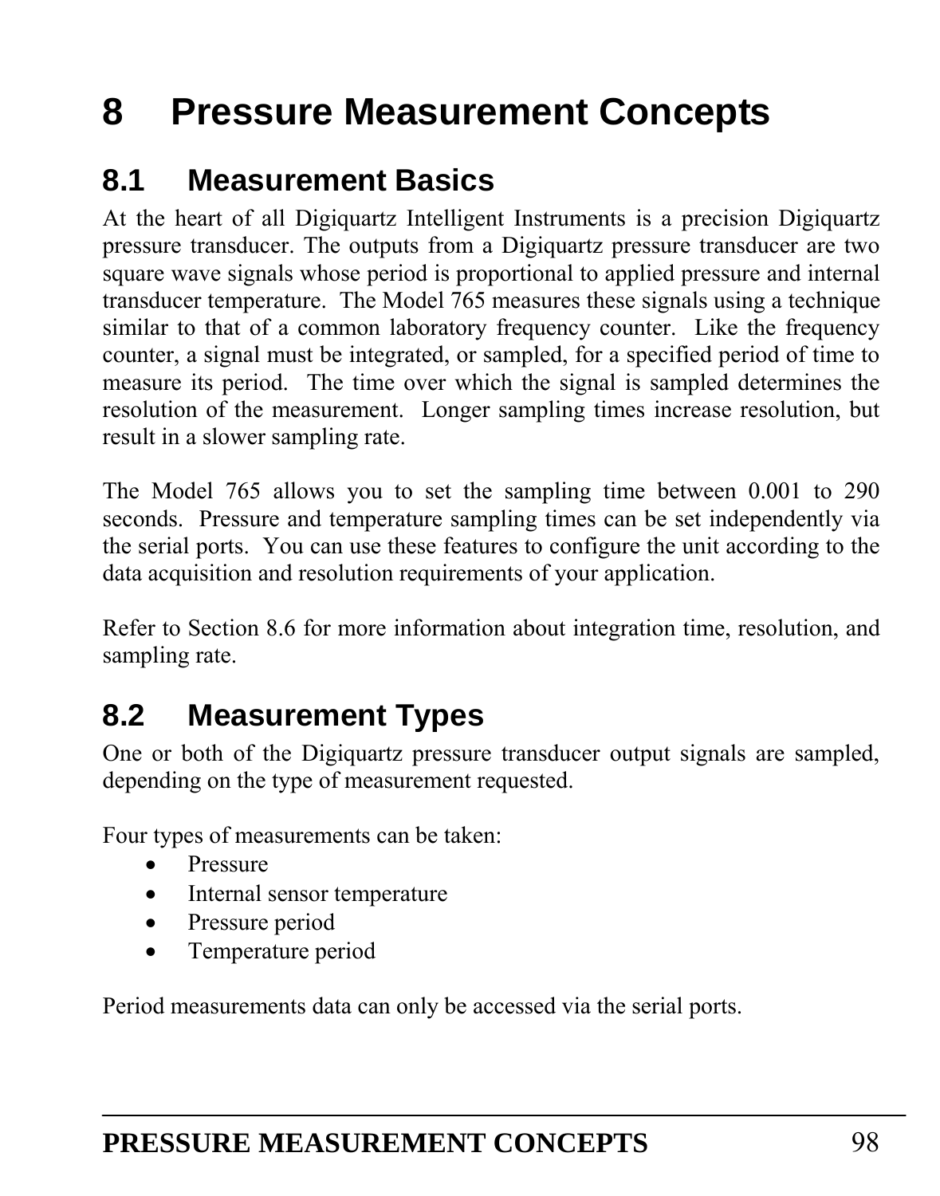# 8 Pressure Measurement Concepts

## 8.1 Measurement Basics

At the heart of all Digiquartz Intelligent Instruments is a precision Digiquartz pressure transducer. The outputs from a Digiquartz pressure transducer are two square wave signals whose period is proportional to applied pressure and internal transducer temperature. The Model 765 measures these signals using a technique similar to that of a common laboratory frequency counter. Like the frequency counter, a signal must be integrated, or sampled, for a specified period of time to measure its period. The time over which the signal is sampled determines the resolution of the measurement. Longer sampling times increase resolution, but result in a slower sampling rate.

The Model 765 allows you to set the sampling time between 0.001 to 290 seconds. Pressure and temperature sampling times can be set independently via the serial ports. You can use these features to configure the unit according to the data acquisition and resolution requirements of your application.

Refer to Section 8.6 for more information about integration time, resolution, and sampling rate.

## 8.2 Measurement Types

One or both of the Digiquartz pressure transducer output signals are sampled, depending on the type of measurement requested.

Four types of measurements can be taken:

- Pressure
- Internal sensor temperature
- Pressure period
- Temperature period

Period measurements data can only be accessed via the serial ports.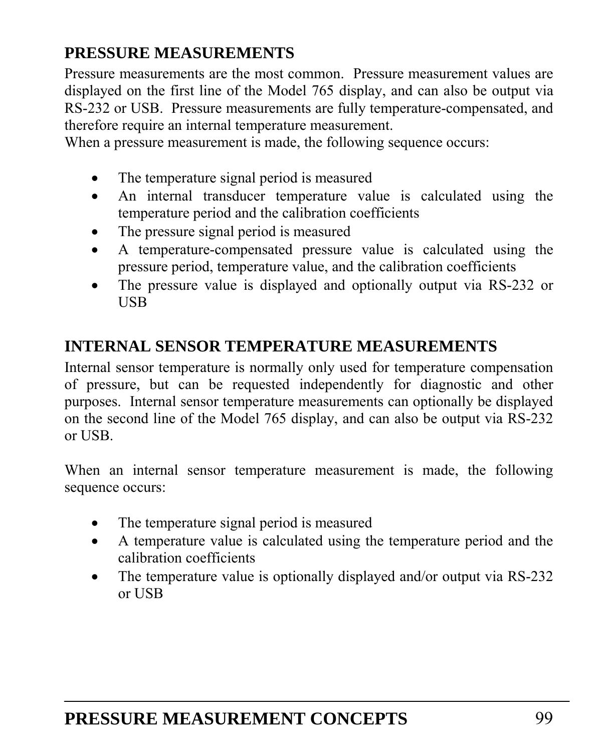## PRESSURE MEASUREMENTS

Pressure measurements are the most common. Pressure measurement values are displayed on the first line of the Model 765 display, and can also be output via RS-232 or USB. Pressure measurements are fully temperature-compensated, and therefore require an internal temperature measurement.
When a pressure measurement is made, the following sequence occurs:

- The temperature signal period is measured
- An internal transducer temperature value is calculated using the temperature period and the calibration coefficients
- The pressure signal period is measured
- A temperature-compensated pressure value is calculated using the pressure period, temperature value, and the calibration coefficients
- The pressure value is displayed and optionally output via RS-232 or USB

## INTERNAL SENSOR TEMPERATURE MEASUREMENTS

Internal sensor temperature is normally only used for temperature compensation of pressure, but can be requested independently for diagnostic and other purposes. Internal sensor temperature measurements can optionally be displayed on the second line of the Model 765 display, and can also be output via RS-232 or USB.

When an internal sensor temperature measurement is made, the following sequence occurs:

- The temperature signal period is measured
- A temperature value is calculated using the temperature period and the calibration coefficients
- The temperature value is optionally displayed and/or output via RS-232 or USB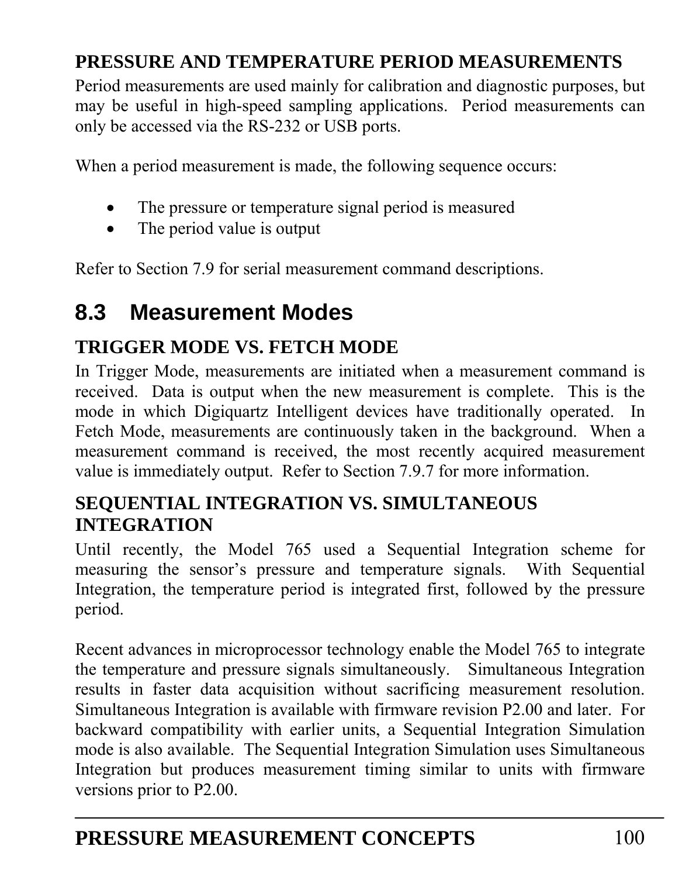### PRESSURE AND TEMPERATURE PERIOD MEASUREMENTS

Period measurements are used mainly for calibration and diagnostic purposes, but may be useful in high-speed sampling applications. Period measurements can only be accessed via the RS-232 or USB ports.

When a period measurement is made, the following sequence occurs:

- The pressure or temperature signal period is measured
- The period value is output

Refer to Section 7.9 for serial measurement command descriptions.

## 8.3 Measurement Modes

### TRIGGER MODE VS. FETCH MODE

In Trigger Mode, measurements are initiated when a measurement command is received. Data is output when the new measurement is complete. This is the mode in which Digiquartz Intelligent devices have traditionally operated. In Fetch Mode, measurements are continuously taken in the background. When a measurement command is received, the most recently acquired measurement value is immediately output. Refer to Section 7.9.7 for more information.

### SEQUENTIAL INTEGRATION VS. SIMULTANEOUS INTEGRATION

Until recently, the Model 765 used a Sequential Integration scheme for measuring the sensor's pressure and temperature signals. With Sequential Integration, the temperature period is integrated first, followed by the pressure period.

Recent advances in microprocessor technology enable the Model 765 to integrate the temperature and pressure signals simultaneously. Simultaneous Integration results in faster data acquisition without sacrificing measurement resolution. Simultaneous Integration is available with firmware revision P2.00 and later. For backward compatibility with earlier units, a Sequential Integration Simulation mode is also available. The Sequential Integration Simulation uses Simultaneous Integration but produces measurement timing similar to units with firmware versions prior to P2.00.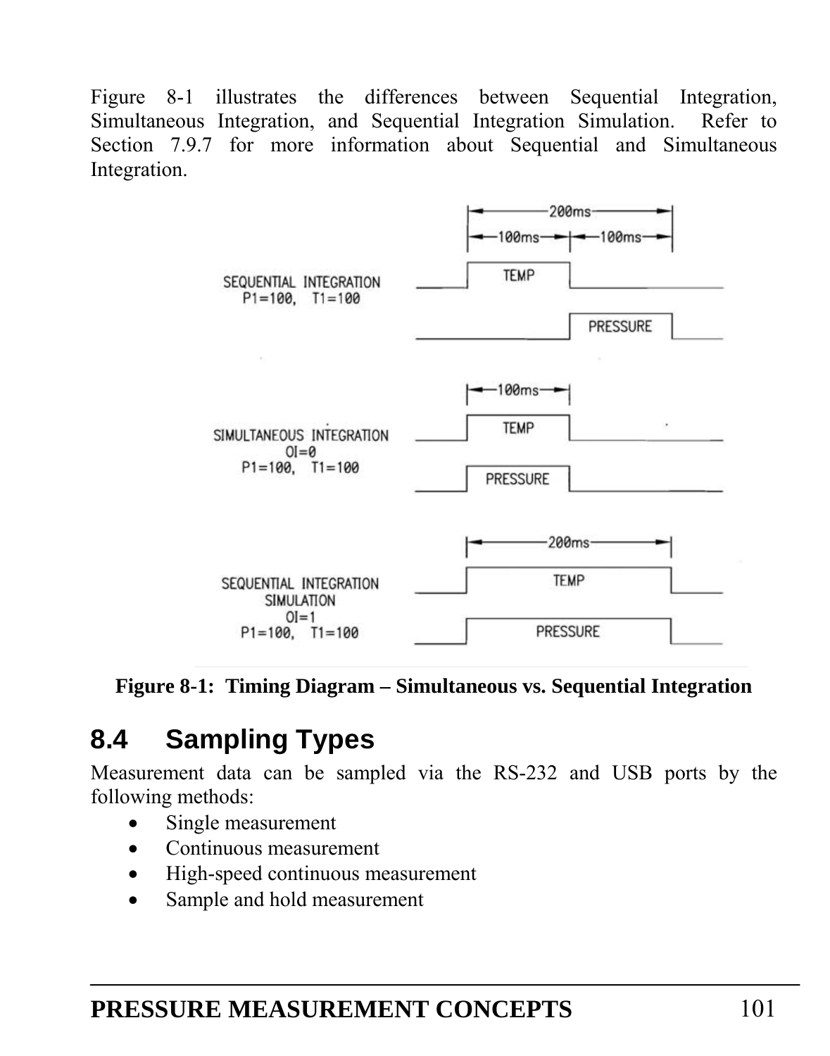Figure 8-1 illustrates the differences between Sequential Integration, Simultaneous Integration, and Sequential Integration Simulation. Refer to Section 7.9.7 for more information about Sequential and Simultaneous Integration.

**Figure 8-1: Timing Diagram – Simultaneous vs. Sequential Integration**

## 8.4 Sampling Types

Measurement data can be sampled via the RS-232 and USB ports by the following methods:

- Single measurement
- Continuous measurement
- High-speed continuous measurement
- Sample and hold measurement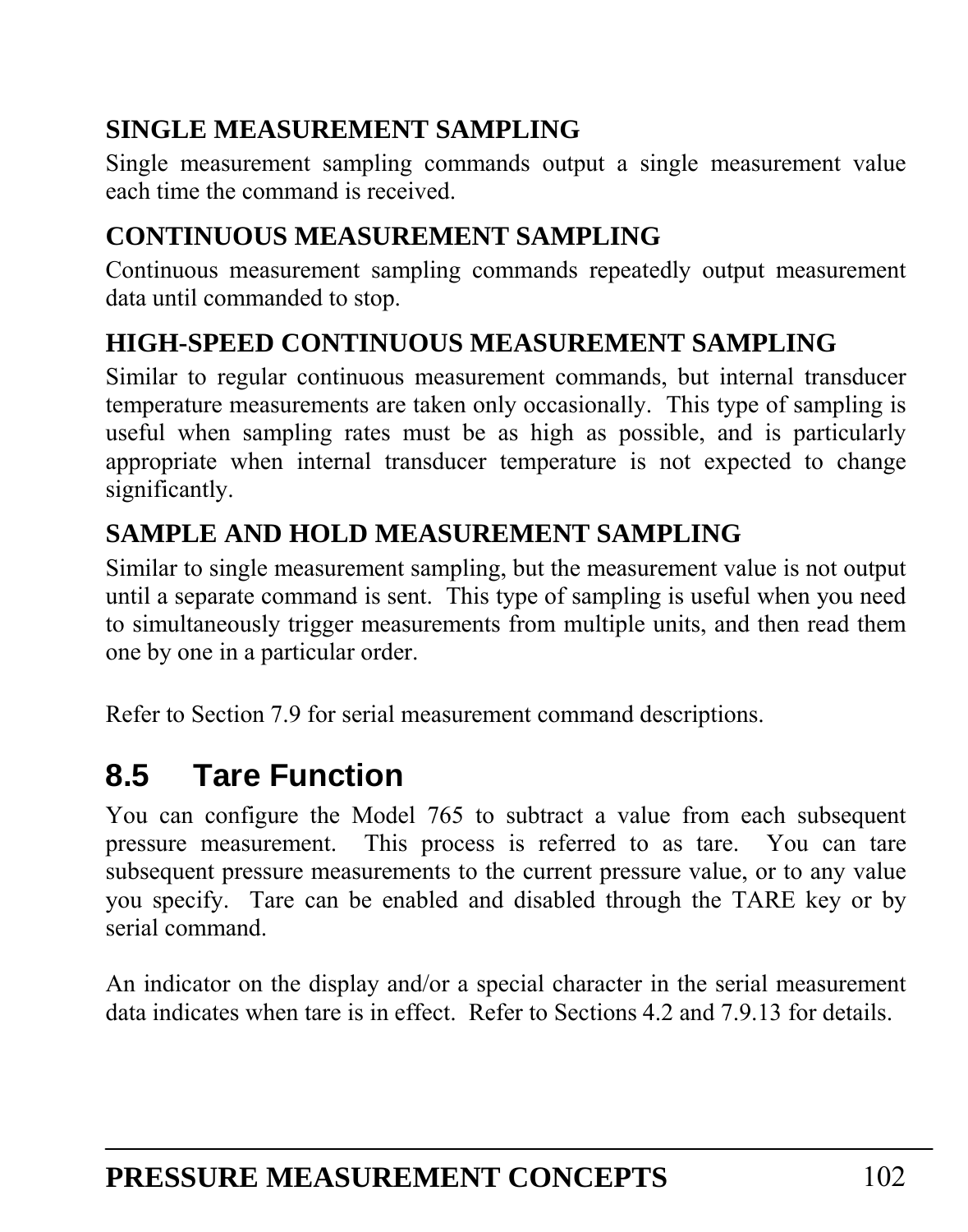**SINGLE MEASUREMENT SAMPLING**

Single measurement sampling commands output a single measurement value each time the command is received.

**CONTINUOUS MEASUREMENT SAMPLING**

Continuous measurement sampling commands repeatedly output measurement data until commanded to stop.

**HIGH-SPEED CONTINUOUS MEASUREMENT SAMPLING**

Similar to regular continuous measurement commands, but internal transducer temperature measurements are taken only occasionally. This type of sampling is useful when sampling rates must be as high as possible, and is particularly appropriate when internal transducer temperature is not expected to change significantly.

**SAMPLE AND HOLD MEASUREMENT SAMPLING**

Similar to single measurement sampling, but the measurement value is not output until a separate command is sent. This type of sampling is useful when you need to simultaneously trigger measurements from multiple units, and then read them one by one in a particular order.

Refer to Section 7.9 for serial measurement command descriptions.

## 8.5 Tare Function

You can configure the Model 765 to subtract a value from each subsequent pressure measurement. This process is referred to as tare. You can tare subsequent pressure measurements to the current pressure value, or to any value you specify. Tare can be enabled and disabled through the TARE key or by serial command.

An indicator on the display and/or a special character in the serial measurement data indicates when tare is in effect. Refer to Sections 4.2 and 7.9.13 for details.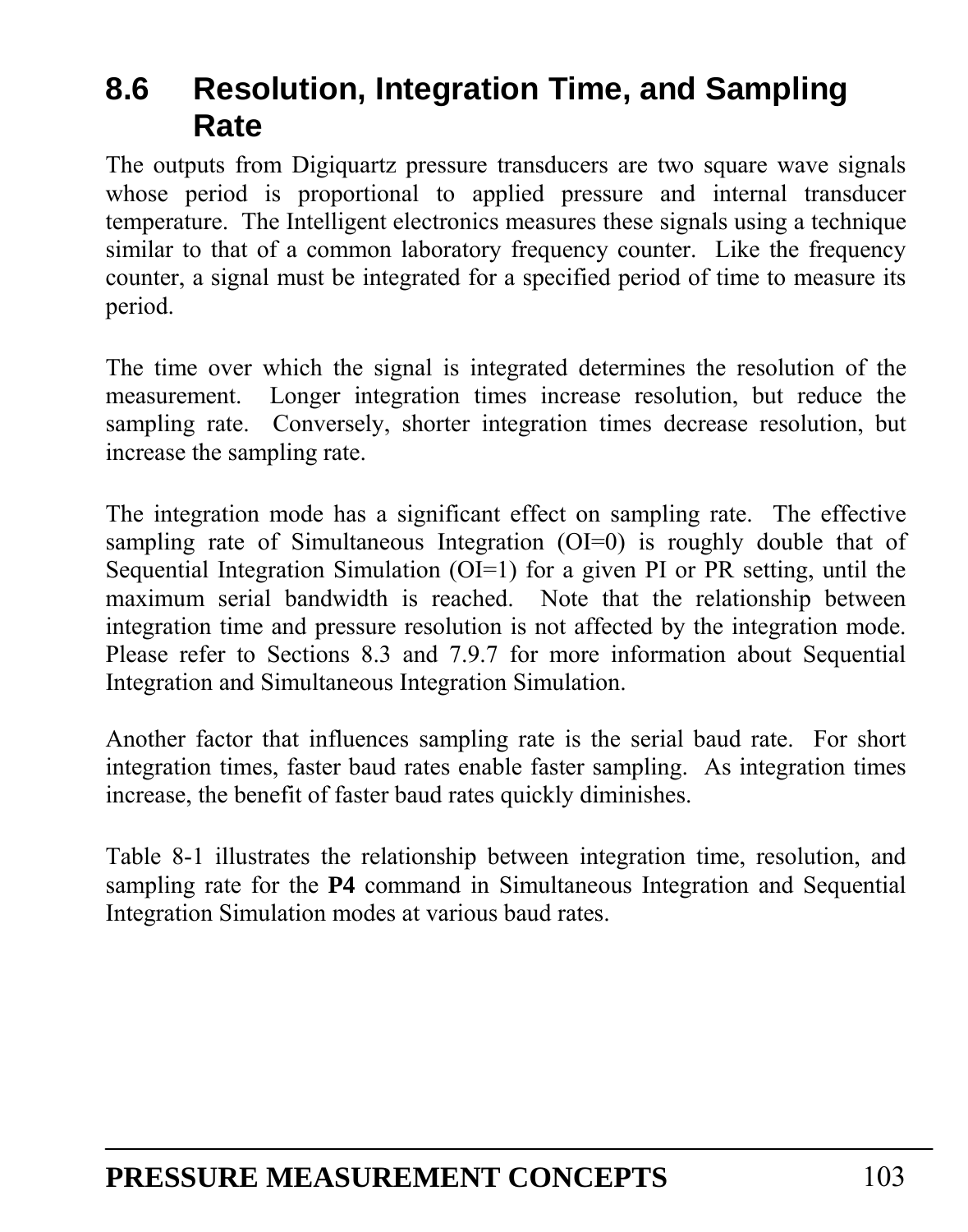## 8.6 Resolution, Integration Time, and Sampling Rate

The outputs from Digiquartz pressure transducers are two square wave signals whose period is proportional to applied pressure and internal transducer temperature. The Intelligent electronics measures these signals using a technique similar to that of a common laboratory frequency counter. Like the frequency counter, a signal must be integrated for a specified period of time to measure its period.

The time over which the signal is integrated determines the resolution of the measurement. Longer integration times increase resolution, but reduce the sampling rate. Conversely, shorter integration times decrease resolution, but increase the sampling rate.

The integration mode has a significant effect on sampling rate. The effective sampling rate of Simultaneous Integration (OI=0) is roughly double that of Sequential Integration Simulation (OI=1) for a given PI or PR setting, until the maximum serial bandwidth is reached. Note that the relationship between integration time and pressure resolution is not affected by the integration mode. Please refer to Sections 8.3 and 7.9.7 for more information about Sequential Integration and Simultaneous Integration Simulation.

Another factor that influences sampling rate is the serial baud rate. For short integration times, faster baud rates enable faster sampling. As integration times increase, the benefit of faster baud rates quickly diminishes.

Table 8-1 illustrates the relationship between integration time, resolution, and sampling rate for the **P4** command in Simultaneous Integration and Sequential Integration Simulation modes at various baud rates.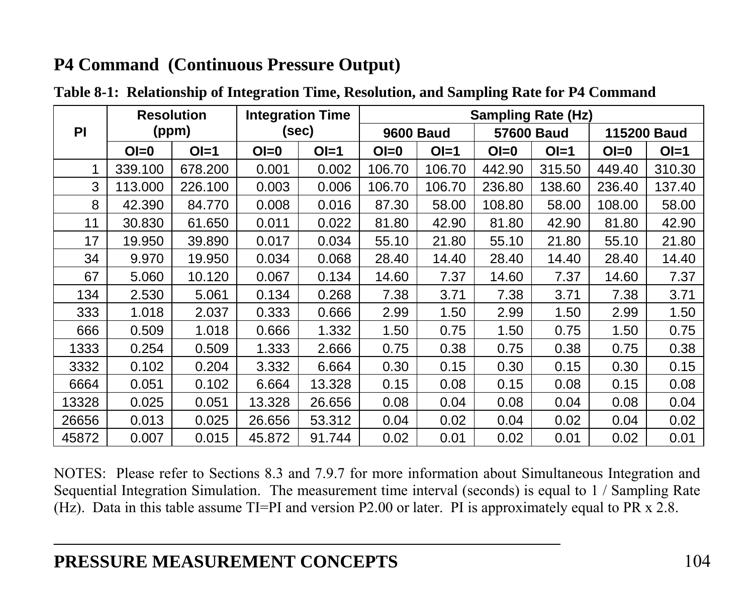## P4 Command (Continuous Pressure Output)

**Table 8-1: Relationship of Integration Time, Resolution, and Sampling Rate for P4 Command**

| PI | Resolution (ppm) | | Integration Time (sec) | | Sampling Rate (Hz) | | | | | |
|---|---|---|---|---|---|---|---|---|---|---|
| | | | | | 9600 Baud | | 57600 Baud | | 115200 Baud | |
| | OI=0 | OI=1 | OI=0 | OI=1 | OI=0 | OI=1 | OI=0 | OI=1 | OI=0 | OI=1 |
| 1 | 339.100 | 678.200 | 0.001 | 0.002 | 106.70 | 106.70 | 442.90 | 315.50 | 449.40 | 310.30 |
| 3 | 113.000 | 226.100 | 0.003 | 0.006 | 106.70 | 106.70 | 236.80 | 138.60 | 236.40 | 137.40 |
| 8 | 42.390 | 84.770 | 0.008 | 0.016 | 87.30 | 58.00 | 108.80 | 58.00 | 108.00 | 58.00 |
| 11 | 30.830 | 61.650 | 0.011 | 0.022 | 81.80 | 42.90 | 81.80 | 42.90 | 81.80 | 42.90 |
| 17 | 19.950 | 39.890 | 0.017 | 0.034 | 55.10 | 21.80 | 55.10 | 21.80 | 55.10 | 21.80 |
| 34 | 9.970 | 19.950 | 0.034 | 0.068 | 28.40 | 14.40 | 28.40 | 14.40 | 28.40 | 14.40 |
| 67 | 5.060 | 10.120 | 0.067 | 0.134 | 14.60 | 7.37 | 14.60 | 7.37 | 14.60 | 7.37 |
| 134 | 2.530 | 5.061 | 0.134 | 0.268 | 7.38 | 3.71 | 7.38 | 3.71 | 7.38 | 3.71 |
| 333 | 1.018 | 2.037 | 0.333 | 0.666 | 2.99 | 1.50 | 2.99 | 1.50 | 2.99 | 1.50 |
| 666 | 0.509 | 1.018 | 0.666 | 1.332 | 1.50 | 0.75 | 1.50 | 0.75 | 1.50 | 0.75 |
| 1333 | 0.254 | 0.509 | 1.333 | 2.666 | 0.75 | 0.38 | 0.75 | 0.38 | 0.75 | 0.38 |
| 3332 | 0.102 | 0.204 | 3.332 | 6.664 | 0.30 | 0.15 | 0.30 | 0.15 | 0.30 | 0.15 |
| 6664 | 0.051 | 0.102 | 6.664 | 13.328 | 0.15 | 0.08 | 0.15 | 0.08 | 0.15 | 0.08 |
| 13328 | 0.025 | 0.051 | 13.328 | 26.656 | 0.08 | 0.04 | 0.08 | 0.04 | 0.08 | 0.04 |
| 26656 | 0.013 | 0.025 | 26.656 | 53.312 | 0.04 | 0.02 | 0.04 | 0.02 | 0.04 | 0.02 |
| 45872 | 0.007 | 0.015 | 45.872 | 91.744 | 0.02 | 0.01 | 0.02 | 0.01 | 0.02 | 0.01 |

NOTES: Please refer to Sections 8.3 and 7.9.7 for more information about Simultaneous Integration and Sequential Integration Simulation. The measurement time interval (seconds) is equal to 1 / Sampling Rate (Hz). Data in this table assume TI=PI and version P2.00 or later. PI is approximately equal to PR x 2.8.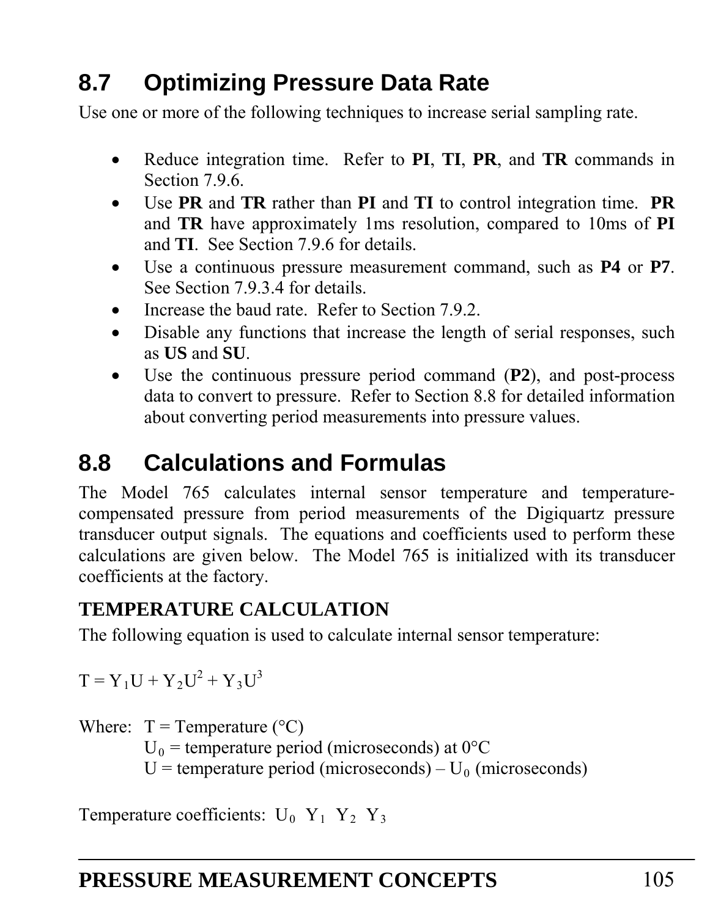## 8.7 Optimizing Pressure Data Rate

Use one or more of the following techniques to increase serial sampling rate.

- Reduce integration time. Refer to **PI**, **TI**, **PR**, and **TR** commands in Section 7.9.6.
- Use **PR** and **TR** rather than **PI** and **TI** to control integration time. **PR** and **TR** have approximately 1ms resolution, compared to 10ms of **PI** and **TI**. See Section 7.9.6 for details.
- Use a continuous pressure measurement command, such as **P4** or **P7**. See Section 7.9.3.4 for details.
- Increase the baud rate. Refer to Section 7.9.2.
- Disable any functions that increase the length of serial responses, such as **US** and **SU**.
- Use the continuous pressure period command (**P2**), and post-process data to convert to pressure. Refer to Section 8.8 for detailed information about converting period measurements into pressure values.

## 8.8 Calculations and Formulas

The Model 765 calculates internal sensor temperature and temperature-compensated pressure from period measurements of the Digiquartz pressure transducer output signals. The equations and coefficients used to perform these calculations are given below. The Model 765 is initialized with its transducer coefficients at the factory.

### TEMPERATURE CALCULATION

The following equation is used to calculate internal sensor temperature:

$$T = Y_1 U + Y_2 U^2 + Y_3 U^3$$

Where: $T$ = Temperature (°C)
$U_0$ = temperature period (microseconds) at 0°C
$U$ = temperature period (microseconds) – $U_0$ (microseconds)

Temperature coefficients: $U_0$ $Y_1$ $Y_2$ $Y_3$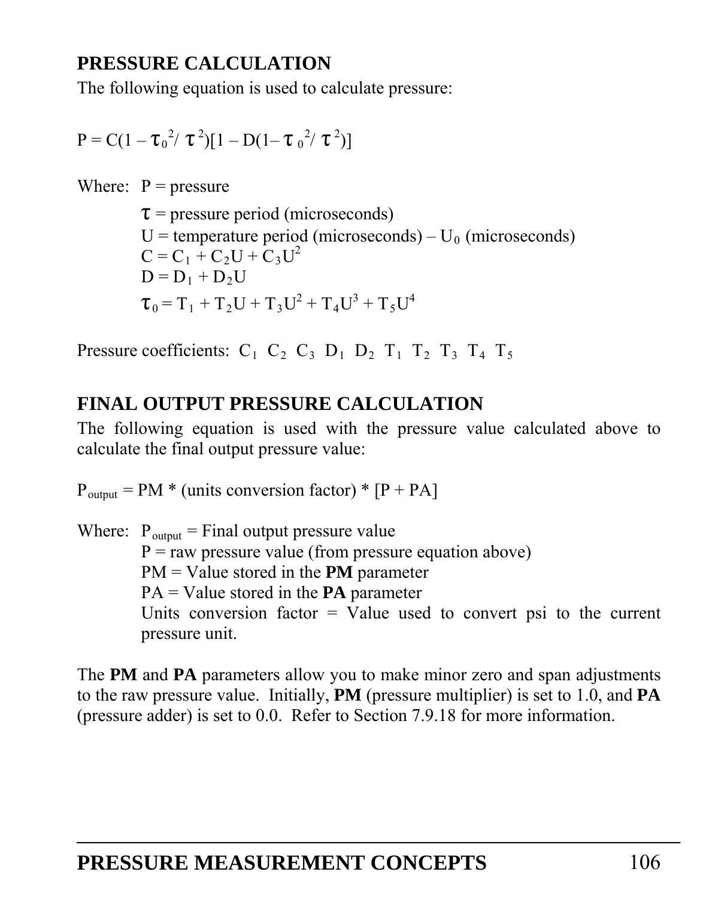## PRESSURE CALCULATION

The following equation is used to calculate pressure:

$$P = C(1 - \tau_0^2/\tau^2)[1 - D(1 - \tau_0^2/\tau^2)]$$

Where: $P$ = pressure

$\tau$ = pressure period (microseconds)

$U$ = temperature period (microseconds) – $U_0$ (microseconds)

$C = C_1 + C_2U + C_3U^2$

$D = D_1 + D_2U$

$\tau_0 = T_1 + T_2U + T_3U^2 + T_4U^3 + T_5U^4$

Pressure coefficients: $C_1$ $C_2$ $C_3$ $D_1$ $D_2$ $T_1$ $T_2$ $T_3$ $T_4$ $T_5$

## FINAL OUTPUT PRESSURE CALCULATION

The following equation is used with the pressure value calculated above to calculate the final output pressure value:

$$P_{output} = PM * (\text{units conversion factor}) * [P + PA]$$

Where: $P_{output}$ = Final output pressure value

P = raw pressure value (from pressure equation above)

PM = Value stored in the **PM** parameter

PA = Value stored in the **PA** parameter

Units conversion factor = Value used to convert psi to the current pressure unit.

The **PM** and **PA** parameters allow you to make minor zero and span adjustments to the raw pressure value. Initially, **PM** (pressure multiplier) is set to 1.0, and **PA** (pressure adder) is set to 0.0. Refer to Section 7.9.18 for more information.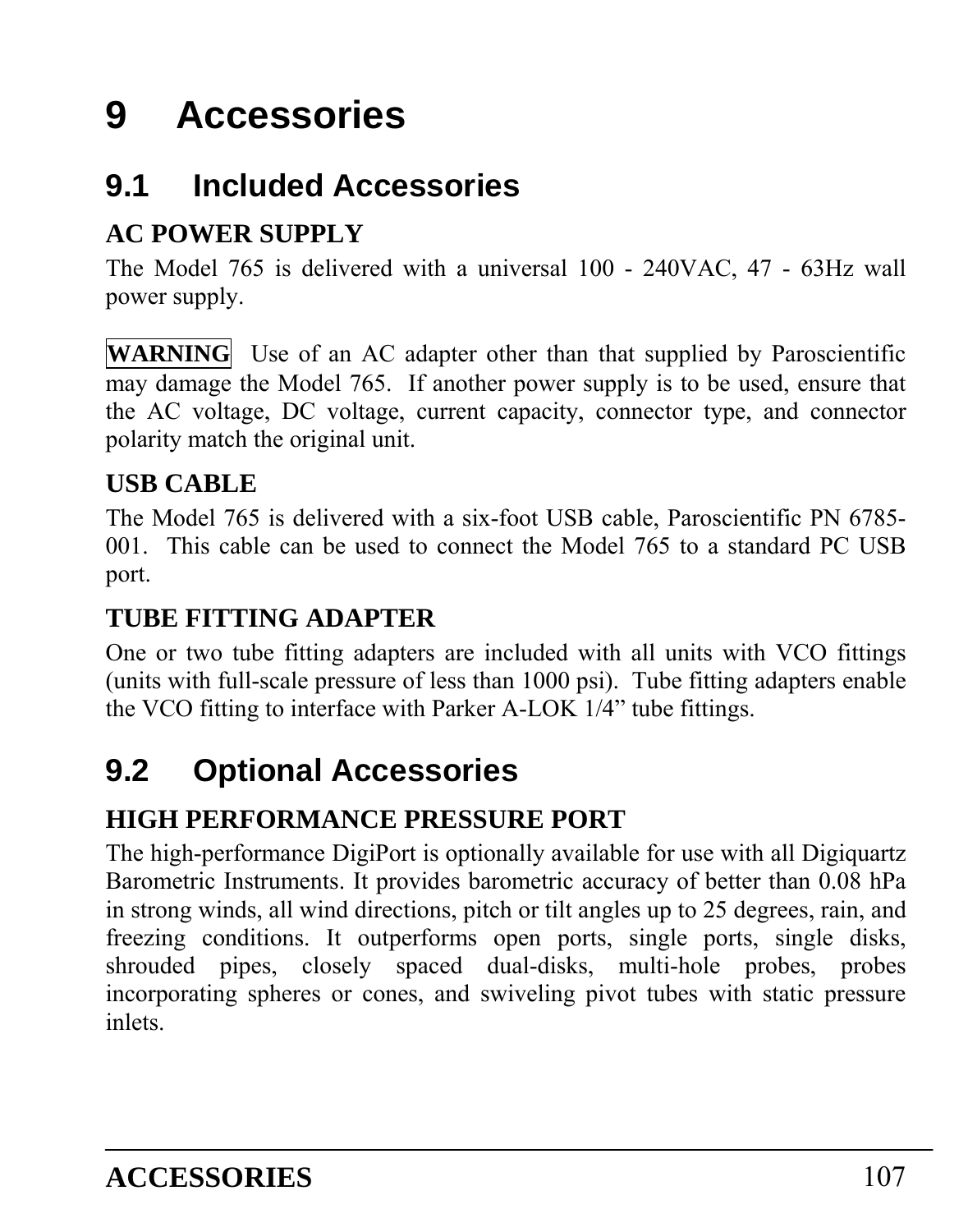# 9 Accessories

## 9.1 Included Accessories

**AC POWER SUPPLY**

The Model 765 is delivered with a universal 100 - 240VAC, 47 - 63Hz wall power supply.

**WARNING** Use of an AC adapter other than that supplied by Paroscientific may damage the Model 765. If another power supply is to be used, ensure that the AC voltage, DC voltage, current capacity, connector type, and connector polarity match the original unit.

**USB CABLE**

The Model 765 is delivered with a six-foot USB cable, Paroscientific PN 6785-001. This cable can be used to connect the Model 765 to a standard PC USB port.

**TUBE FITTING ADAPTER**

One or two tube fitting adapters are included with all units with VCO fittings (units with full-scale pressure of less than 1000 psi). Tube fitting adapters enable the VCO fitting to interface with Parker A-LOK 1/4" tube fittings.

## 9.2 Optional Accessories

**HIGH PERFORMANCE PRESSURE PORT**

The high-performance DigiPort is optionally available for use with all Digiquartz Barometric Instruments. It provides barometric accuracy of better than 0.08 hPa in strong winds, all wind directions, pitch or tilt angles up to 25 degrees, rain, and freezing conditions. It outperforms open ports, single ports, single disks, shrouded pipes, closely spaced dual-disks, multi-hole probes, probes incorporating spheres or cones, and swiveling pivot tubes with static pressure inlets.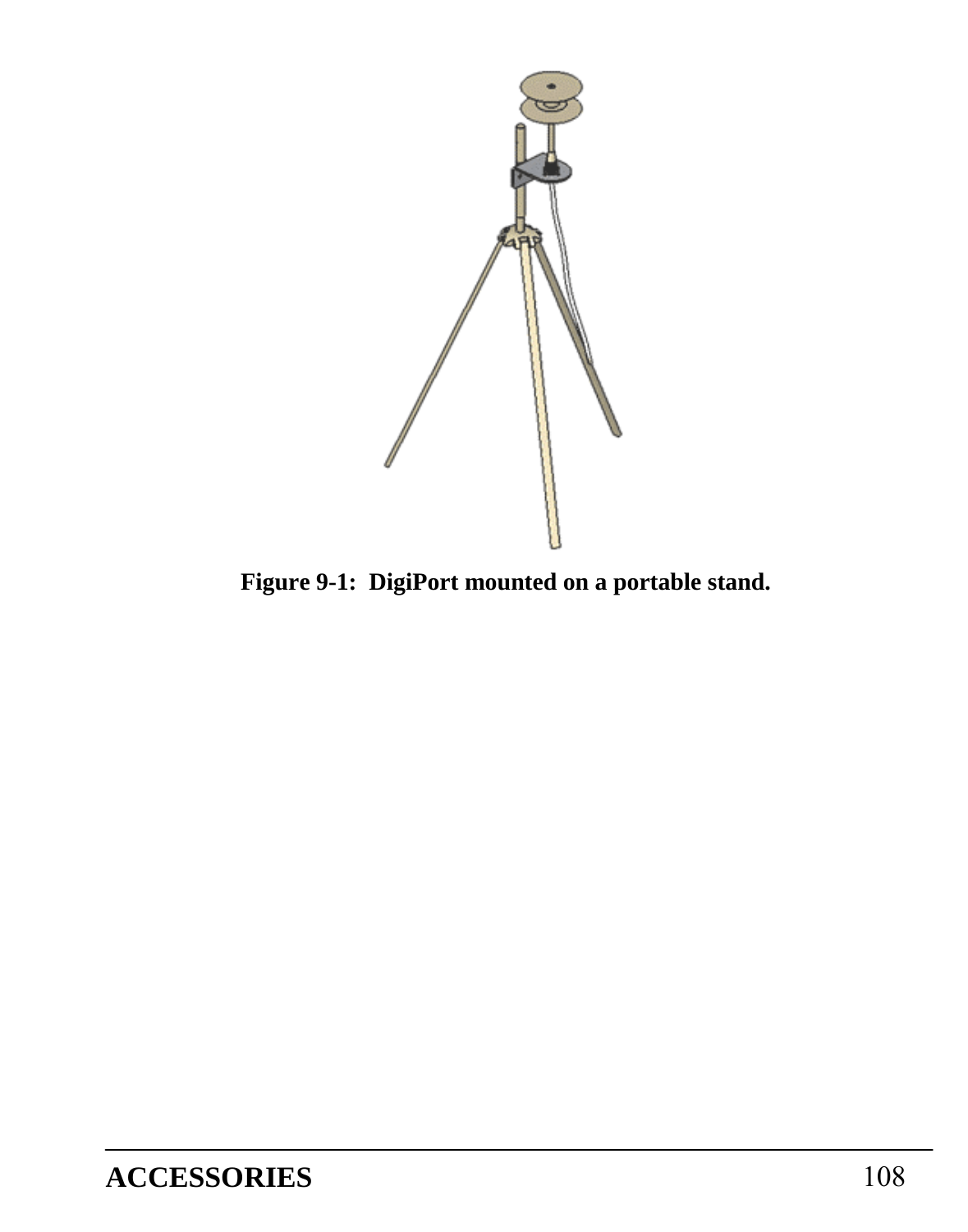**Figure 9-1: DigiPort mounted on a portable stand.**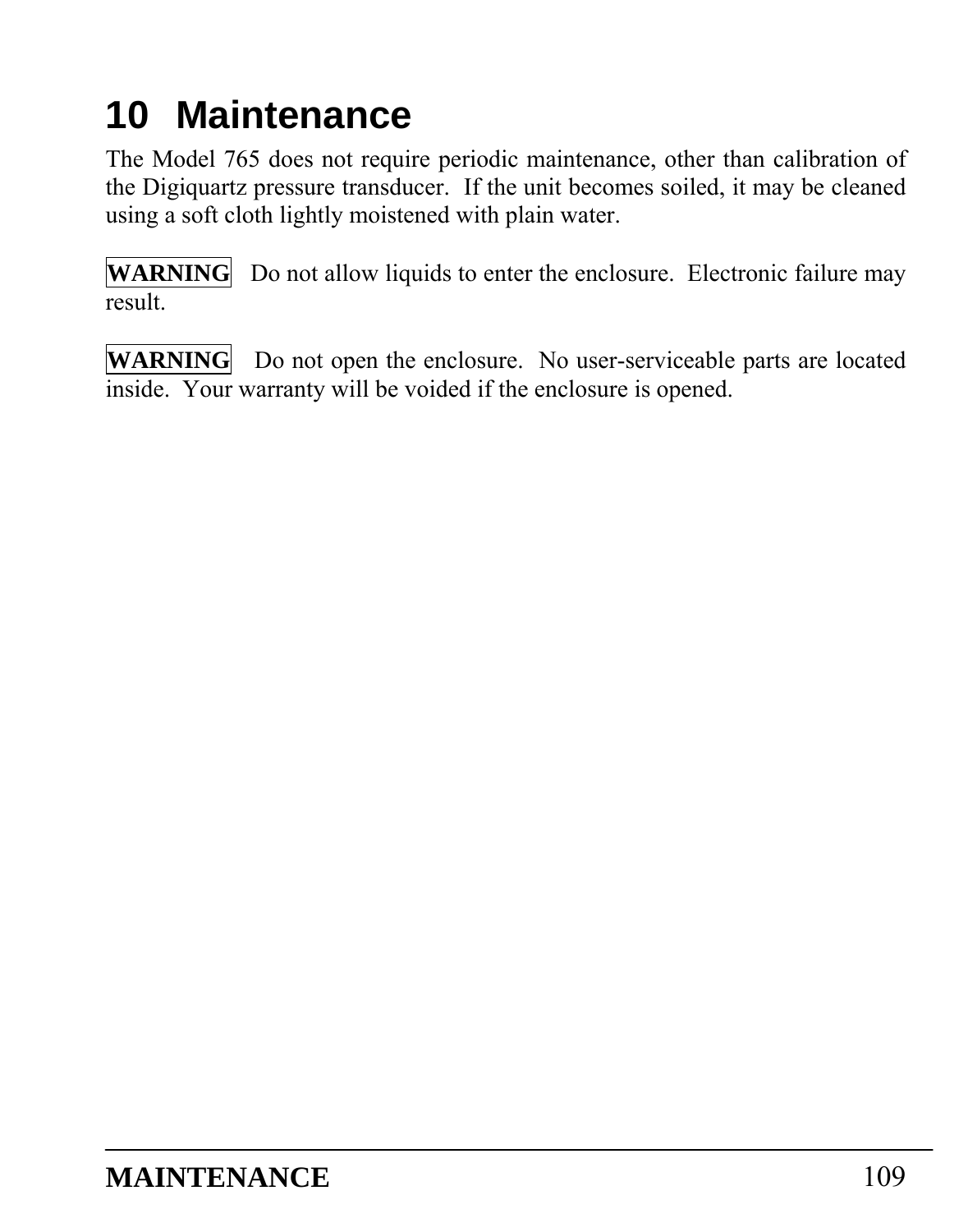# 10 Maintenance

The Model 765 does not require periodic maintenance, other than calibration of the Digiquartz pressure transducer. If the unit becomes soiled, it may be cleaned using a soft cloth lightly moistened with plain water.

**WARNING** Do not allow liquids to enter the enclosure. Electronic failure may result.

**WARNING** Do not open the enclosure. No user-serviceable parts are located inside. Your warranty will be voided if the enclosure is opened.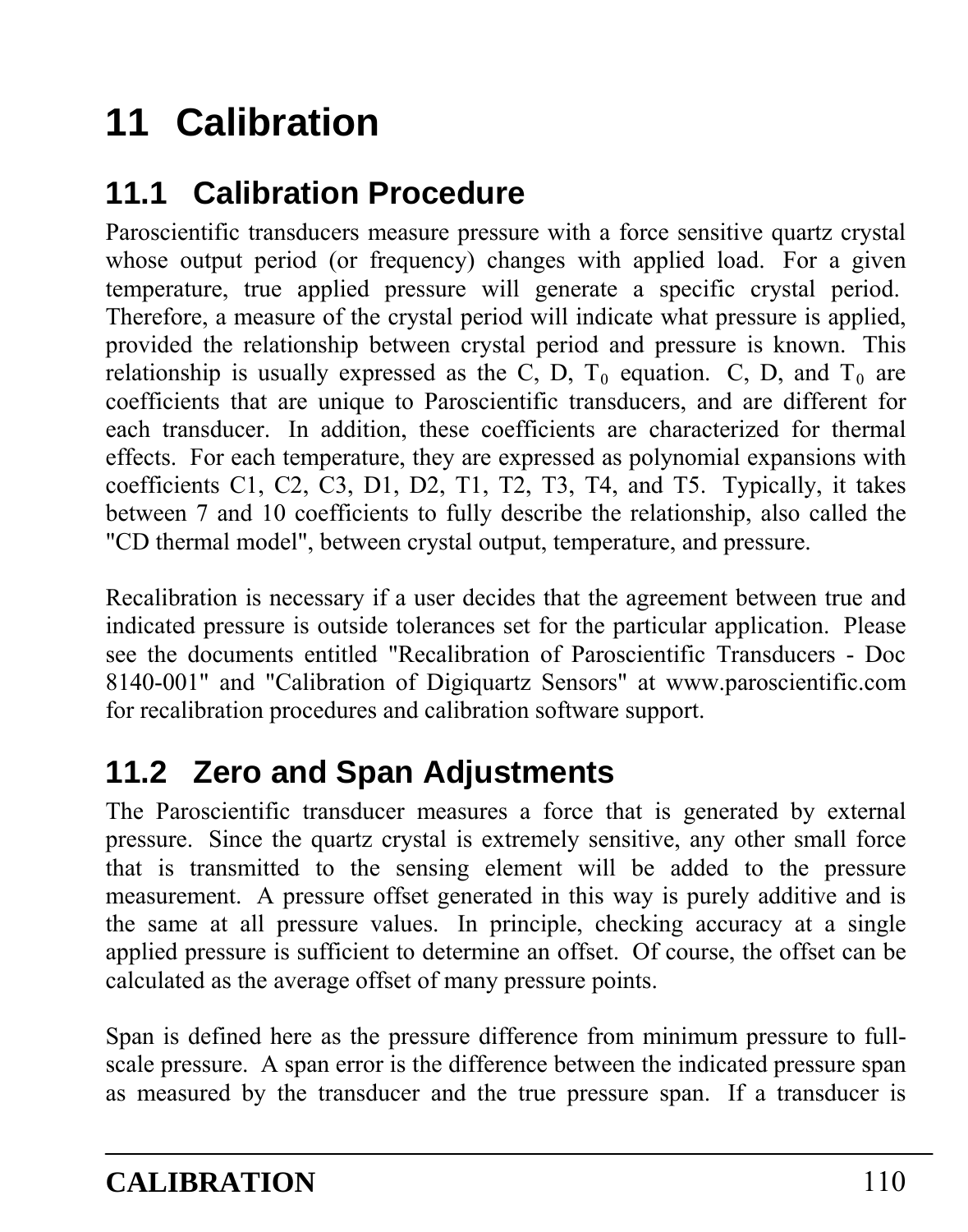# 11 Calibration

## 11.1 Calibration Procedure

Paroscientific transducers measure pressure with a force sensitive quartz crystal whose output period (or frequency) changes with applied load. For a given temperature, true applied pressure will generate a specific crystal period. Therefore, a measure of the crystal period will indicate what pressure is applied, provided the relationship between crystal period and pressure is known. This relationship is usually expressed as the C, D, $T_0$ equation. C, D, and $T_0$ are coefficients that are unique to Paroscientific transducers, and are different for each transducer. In addition, these coefficients are characterized for thermal effects. For each temperature, they are expressed as polynomial expansions with coefficients C1, C2, C3, D1, D2, T1, T2, T3, T4, and T5. Typically, it takes between 7 and 10 coefficients to fully describe the relationship, also called the "CD thermal model", between crystal output, temperature, and pressure.

Recalibration is necessary if a user decides that the agreement between true and indicated pressure is outside tolerances set for the particular application. Please see the documents entitled "Recalibration of Paroscientific Transducers - Doc 8140-001" and "Calibration of Digiquartz Sensors" at www.paroscientific.com for recalibration procedures and calibration software support.

## 11.2 Zero and Span Adjustments

The Paroscientific transducer measures a force that is generated by external pressure. Since the quartz crystal is extremely sensitive, any other small force that is transmitted to the sensing element will be added to the pressure measurement. A pressure offset generated in this way is purely additive and is the same at all pressure values. In principle, checking accuracy at a single applied pressure is sufficient to determine an offset. Of course, the offset can be calculated as the average offset of many pressure points.

Span is defined here as the pressure difference from minimum pressure to full-scale pressure. A span error is the difference between the indicated pressure span as measured by the transducer and the true pressure span. If a transducer is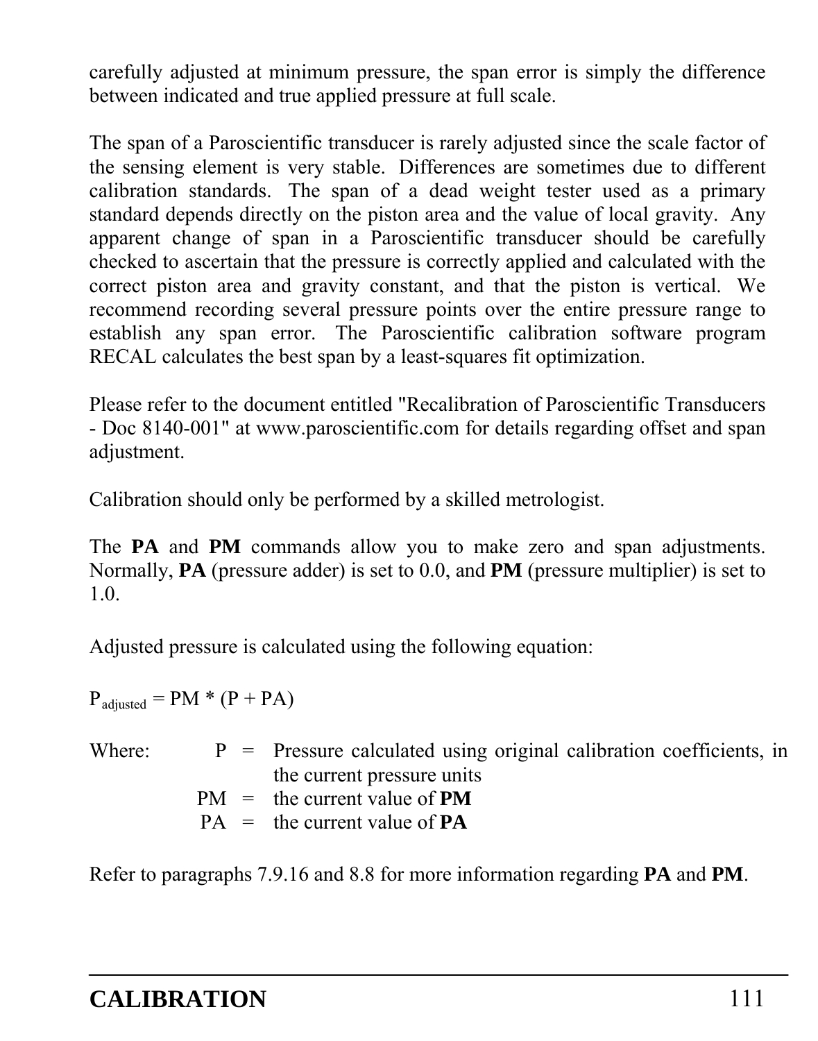carefully adjusted at minimum pressure, the span error is simply the difference between indicated and true applied pressure at full scale.

The span of a Paroscientific transducer is rarely adjusted since the scale factor of the sensing element is very stable. Differences are sometimes due to different calibration standards. The span of a dead weight tester used as a primary standard depends directly on the piston area and the value of local gravity. Any apparent change of span in a Paroscientific transducer should be carefully checked to ascertain that the pressure is correctly applied and calculated with the correct piston area and gravity constant, and that the piston is vertical. We recommend recording several pressure points over the entire pressure range to establish any span error. The Paroscientific calibration software program RECAL calculates the best span by a least-squares fit optimization.

Please refer to the document entitled "Recalibration of Paroscientific Transducers - Doc 8140-001" at www.paroscientific.com for details regarding offset and span adjustment.

Calibration should only be performed by a skilled metrologist.

The **PA** and **PM** commands allow you to make zero and span adjustments. Normally, **PA** (pressure adder) is set to 0.0, and **PM** (pressure multiplier) is set to 1.0.

Adjusted pressure is calculated using the following equation:

$$P_{adjusted} = PM * (P + PA)$$

Where:

- P = Pressure calculated using original calibration coefficients, in the current pressure units
- PM = the current value of **PM**
- PA = the current value of **PA**

Refer to paragraphs 7.9.16 and 8.8 for more information regarding **PA** and **PM**.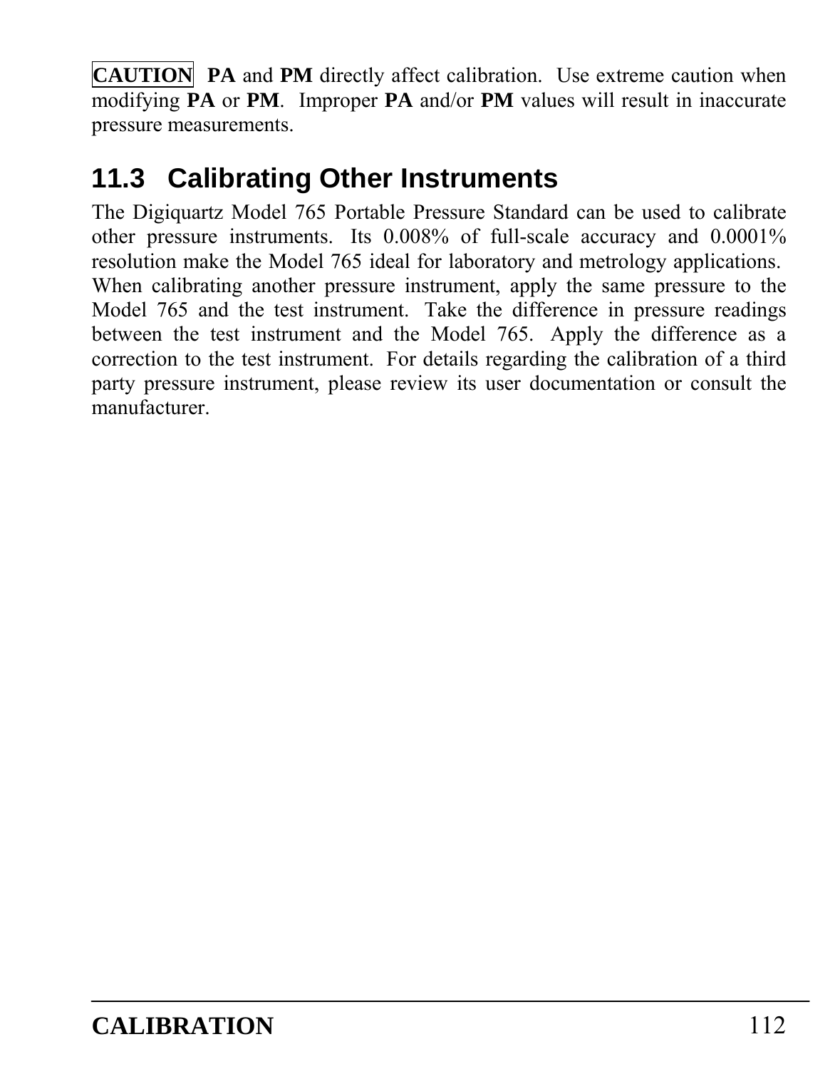**CAUTION** **PA** and **PM** directly affect calibration. Use extreme caution when modifying **PA** or **PM**. Improper **PA** and/or **PM** values will result in inaccurate pressure measurements.

## 11.3 Calibrating Other Instruments

The Digiquartz Model 765 Portable Pressure Standard can be used to calibrate other pressure instruments. Its 0.008% of full-scale accuracy and 0.0001% resolution make the Model 765 ideal for laboratory and metrology applications. When calibrating another pressure instrument, apply the same pressure to the Model 765 and the test instrument. Take the difference in pressure readings between the test instrument and the Model 765. Apply the difference as a correction to the test instrument. For details regarding the calibration of a third party pressure instrument, please review its user documentation or consult the manufacturer.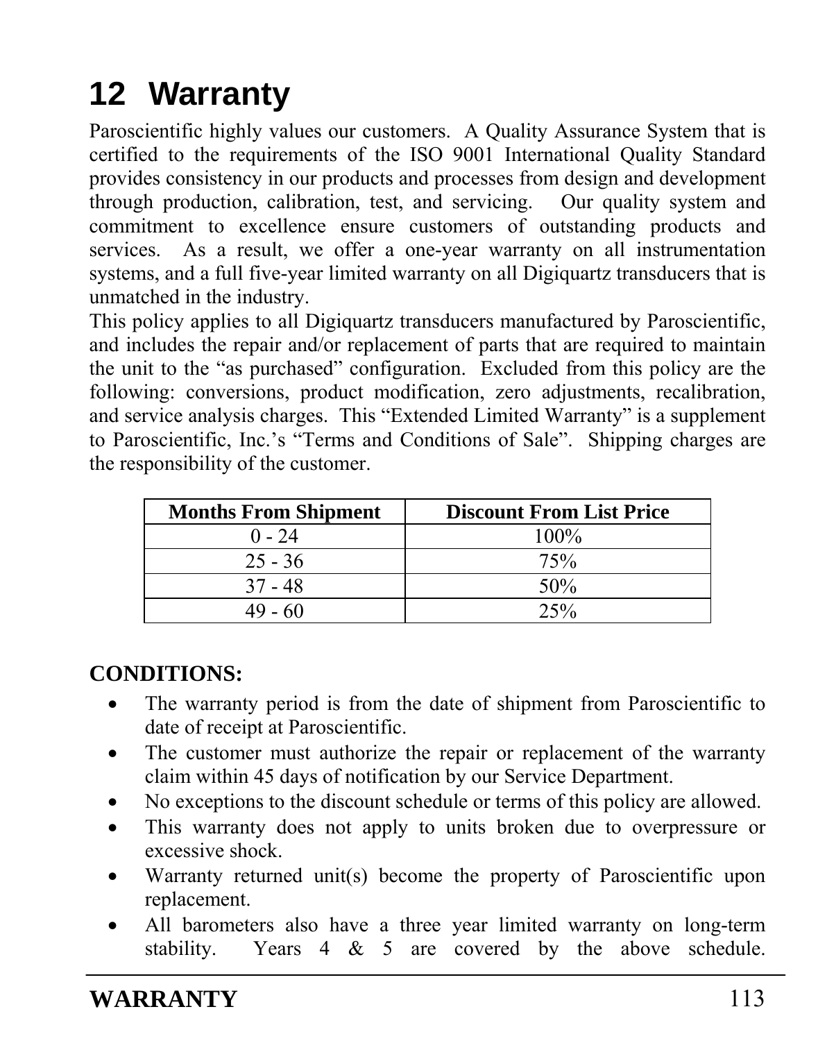# 12 Warranty

Paroscientific highly values our customers. A Quality Assurance System that is certified to the requirements of the ISO 9001 International Quality Standard provides consistency in our products and processes from design and development through production, calibration, test, and servicing. Our quality system and commitment to excellence ensure customers of outstanding products and services. As a result, we offer a one-year warranty on all instrumentation systems, and a full five-year limited warranty on all Digiquartz transducers that is unmatched in the industry.

This policy applies to all Digiquartz transducers manufactured by Paroscientific, and includes the repair and/or replacement of parts that are required to maintain the unit to the "as purchased" configuration. Excluded from this policy are the following: conversions, product modification, zero adjustments, recalibration, and service analysis charges. This "Extended Limited Warranty" is a supplement to Paroscientific, Inc.'s "Terms and Conditions of Sale". Shipping charges are the responsibility of the customer.

| Months From Shipment | Discount From List Price |
|---|---|
| 0 - 24 | 100% |
| 25 - 36 | 75% |
| 37 - 48 | 50% |
| 49 - 60 | 25% |

**CONDITIONS:**

- The warranty period is from the date of shipment from Paroscientific to date of receipt at Paroscientific.
- The customer must authorize the repair or replacement of the warranty claim within 45 days of notification by our Service Department.
- No exceptions to the discount schedule or terms of this policy are allowed.
- This warranty does not apply to units broken due to overpressure or excessive shock.
- Warranty returned unit(s) become the property of Paroscientific upon replacement.
- All barometers also have a three year limited warranty on long-term stability. Years 4 & 5 are covered by the above schedule.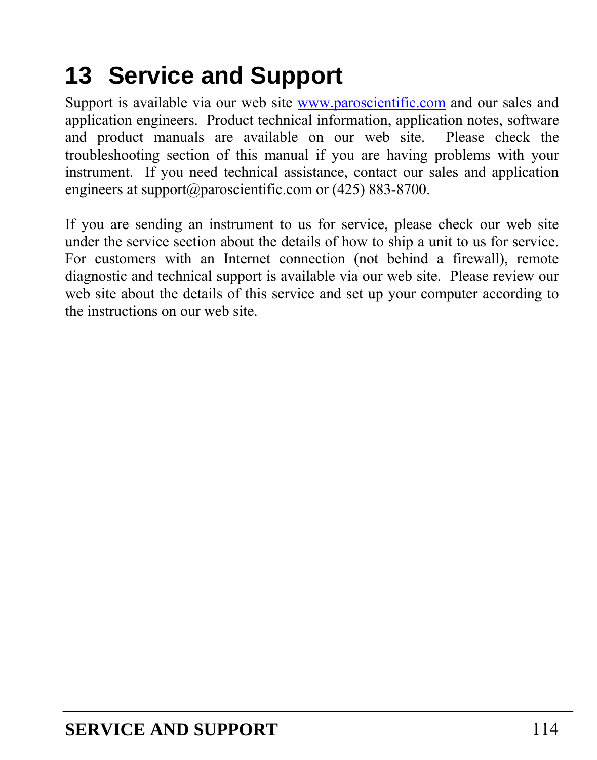# 13 Service and Support

Support is available via our web site www.paroscientific.com and our sales and application engineers. Product technical information, application notes, software and product manuals are available on our web site. Please check the troubleshooting section of this manual if you are having problems with your instrument. If you need technical assistance, contact our sales and application engineers at support@paroscientific.com or (425) 883-8700.

If you are sending an instrument to us for service, please check our web site under the service section about the details of how to ship a unit to us for service. For customers with an Internet connection (not behind a firewall), remote diagnostic and technical support is available via our web site. Please review our web site about the details of this service and set up your computer according to the instructions on our web site.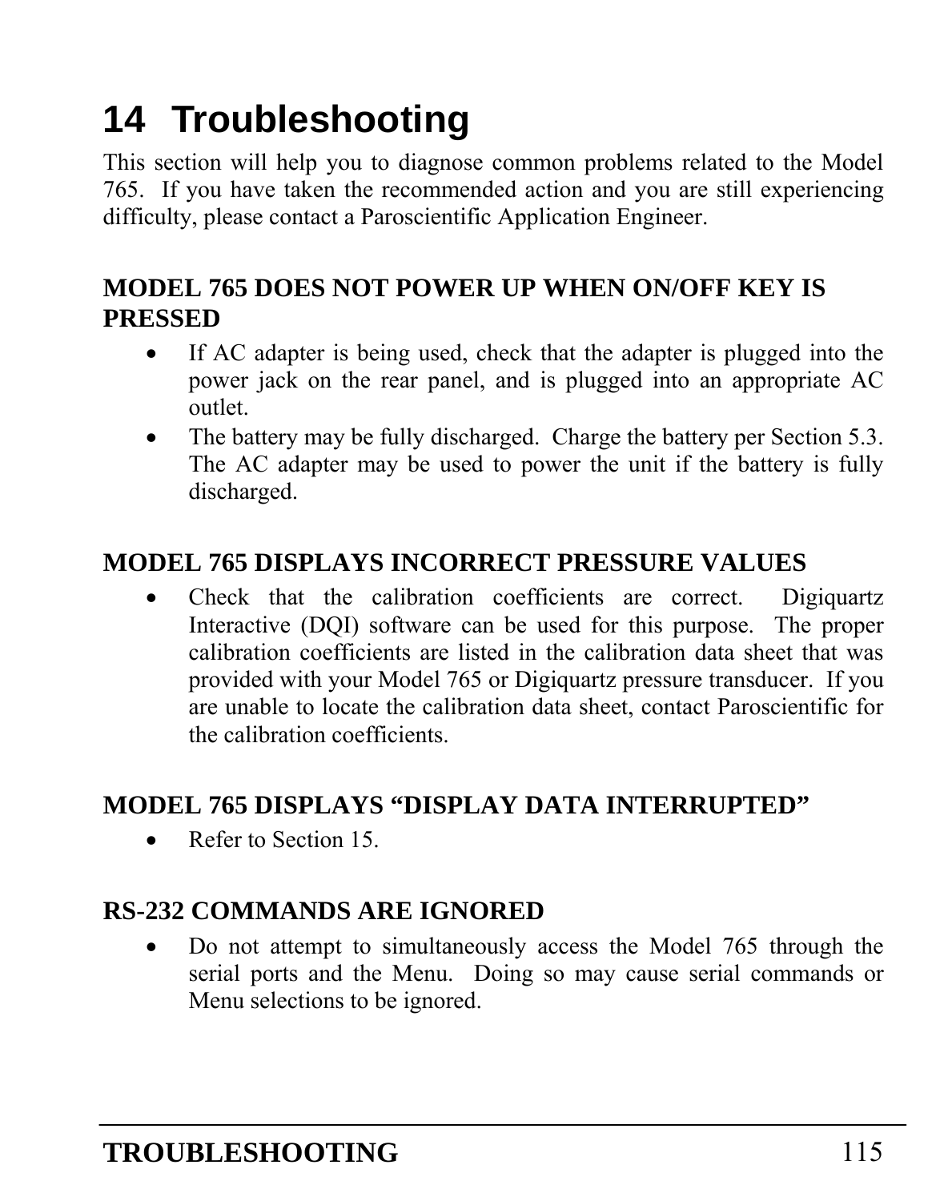# 14 Troubleshooting

This section will help you to diagnose common problems related to the Model 765. If you have taken the recommended action and you are still experiencing difficulty, please contact a Paroscientific Application Engineer.

**MODEL 765 DOES NOT POWER UP WHEN ON/OFF KEY IS PRESSED**

- If AC adapter is being used, check that the adapter is plugged into the power jack on the rear panel, and is plugged into an appropriate AC outlet.
- The battery may be fully discharged. Charge the battery per Section 5.3. The AC adapter may be used to power the unit if the battery is fully discharged.

**MODEL 765 DISPLAYS INCORRECT PRESSURE VALUES**

- Check that the calibration coefficients are correct. Digiquartz Interactive (DQI) software can be used for this purpose. The proper calibration coefficients are listed in the calibration data sheet that was provided with your Model 765 or Digiquartz pressure transducer. If you are unable to locate the calibration data sheet, contact Paroscientific for the calibration coefficients.

**MODEL 765 DISPLAYS "DISPLAY DATA INTERRUPTED"**

- Refer to Section 15.

**RS-232 COMMANDS ARE IGNORED**

- Do not attempt to simultaneously access the Model 765 through the serial ports and the Menu. Doing so may cause serial commands or Menu selections to be ignored.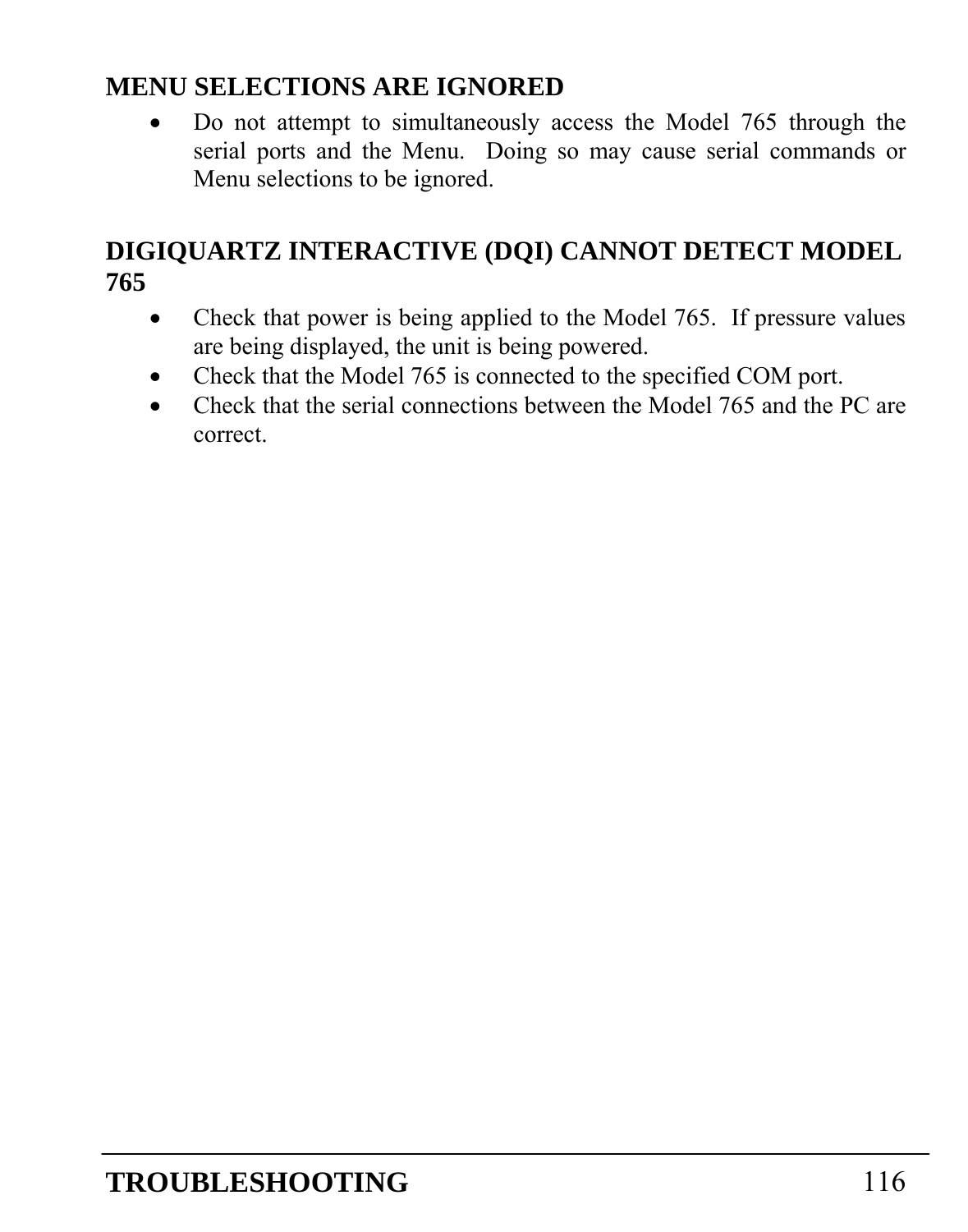## MENU SELECTIONS ARE IGNORED

- Do not attempt to simultaneously access the Model 765 through the serial ports and the Menu. Doing so may cause serial commands or Menu selections to be ignored.

## DIGIQUARTZ INTERACTIVE (DQI) CANNOT DETECT MODEL 765

- Check that power is being applied to the Model 765. If pressure values are being displayed, the unit is being powered.
- Check that the Model 765 is connected to the specified COM port.
- Check that the serial connections between the Model 765 and the PC are correct.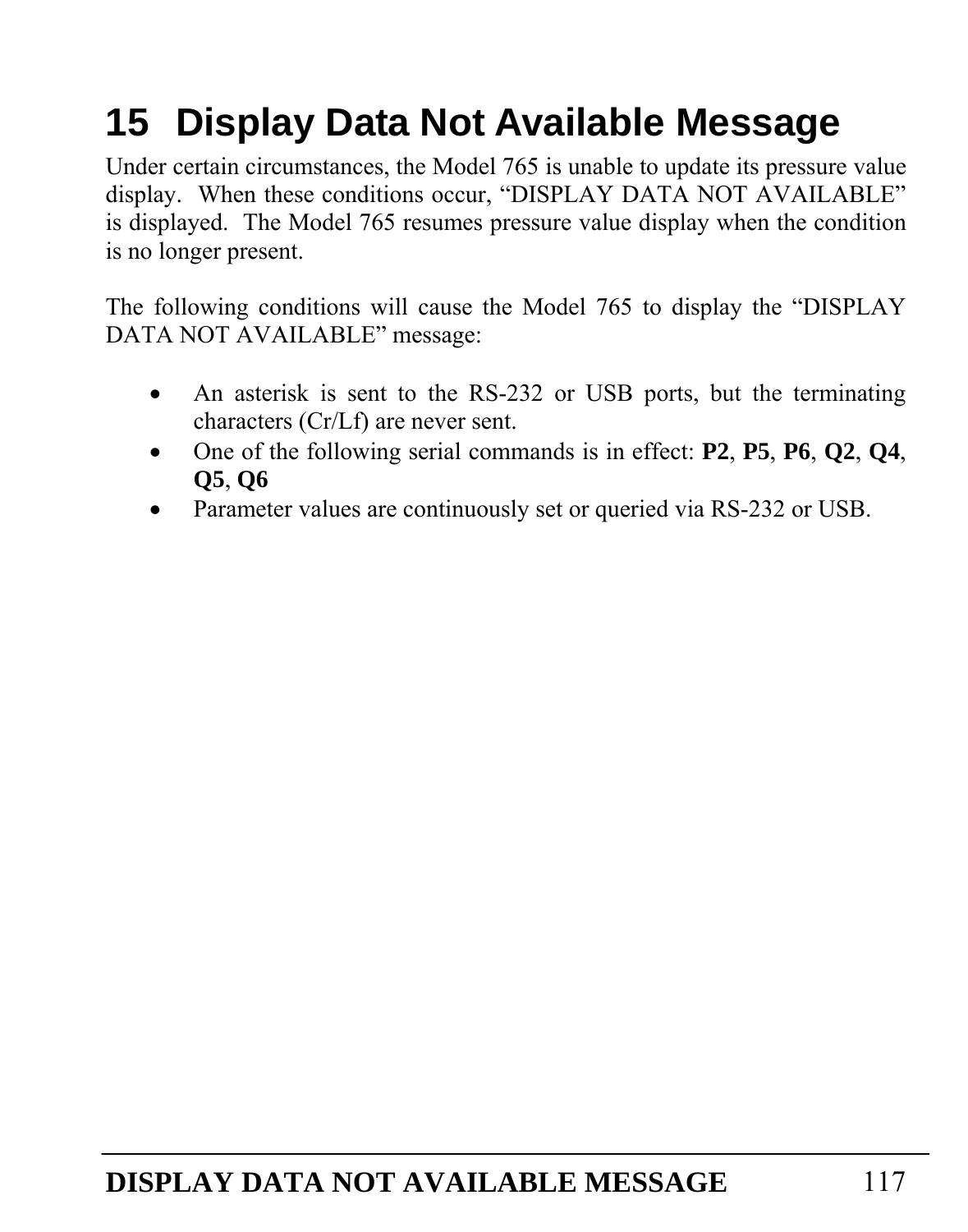# 15 Display Data Not Available Message

Under certain circumstances, the Model 765 is unable to update its pressure value display. When these conditions occur, "DISPLAY DATA NOT AVAILABLE" is displayed. The Model 765 resumes pressure value display when the condition is no longer present.

The following conditions will cause the Model 765 to display the "DISPLAY DATA NOT AVAILABLE" message:

- An asterisk is sent to the RS-232 or USB ports, but the terminating characters (Cr/Lf) are never sent.
- One of the following serial commands is in effect: **P2**, **P5**, **P6**, **Q2**, **Q4**, **Q5**, **Q6**
- Parameter values are continuously set or queried via RS-232 or USB.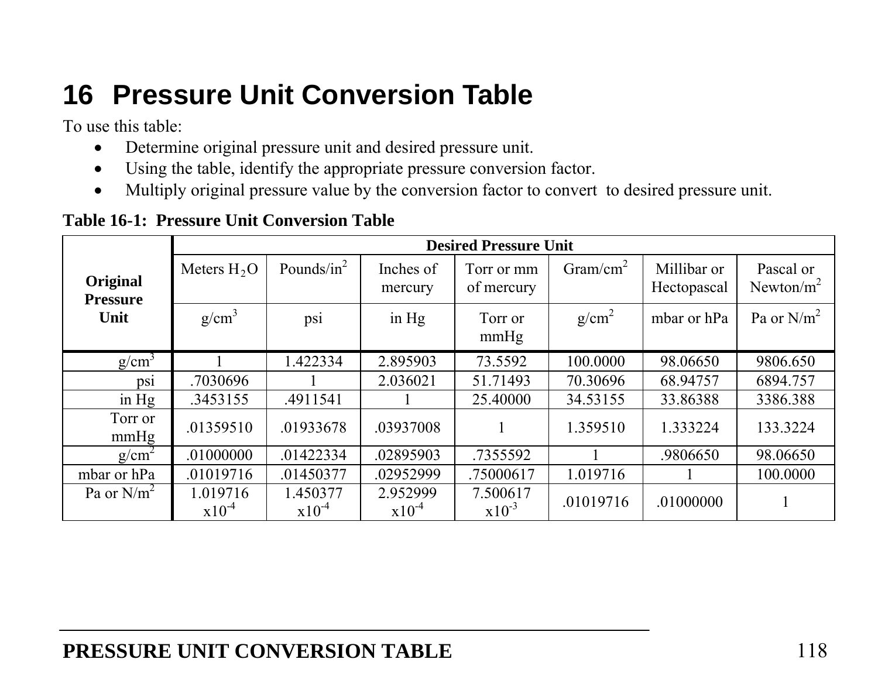# 16 Pressure Unit Conversion Table

To use this table:

- Determine original pressure unit and desired pressure unit.
- Using the table, identify the appropriate pressure conversion factor.
- Multiply original pressure value by the conversion factor to convert to desired pressure unit.

**Table 16-1: Pressure Unit Conversion Table**

| Original Pressure Unit | Desired Pressure Unit | | | | | | |
|---|---|---|---|---|---|---|---|
| | Meters $H_2O$ | Pounds/in$^2$ | Inches of mercury | Torr or mm of mercury | Gram/cm$^2$ | Millibar or Hectopascal | Pascal or Newton/m$^2$ |
| | g/cm$^3$ | psi | in Hg | Torr or mmHg | g/cm$^2$ | mbar or hPa | Pa or N/m$^2$ |
| g/cm$^3$ | 1 | 1.422334 | 2.895903 | 73.5592 | 100.0000 | 98.06650 | 9806.650 |
| psi | .7030696 | 1 | 2.036021 | 51.71493 | 70.30696 | 68.94757 | 6894.757 |
| in Hg | .3453155 | .4911541 | 1 | 25.40000 | 34.53155 | 33.86388 | 3386.388 |
| Torr or mmHg | .01359510 | .01933678 | .03937008 | 1 | 1.359510 | 1.333224 | 133.3224 |
| g/cm$^2$ | .01000000 | .01422334 | .02895903 | .7355592 | 1 | .9806650 | 98.06650 |
| mbar or hPa | .01019716 | .01450377 | .02952999 | .75000617 | 1.019716 | 1 | 100.0000 |
| Pa or N/m$^2$ | $1.019716 \times 10^{-4}$ | $1.450377 \times 10^{-4}$ | $2.952999 \times 10^{-4}$ | $7.500617 \times 10^{-3}$ | .01019716 | .01000000 | 1 |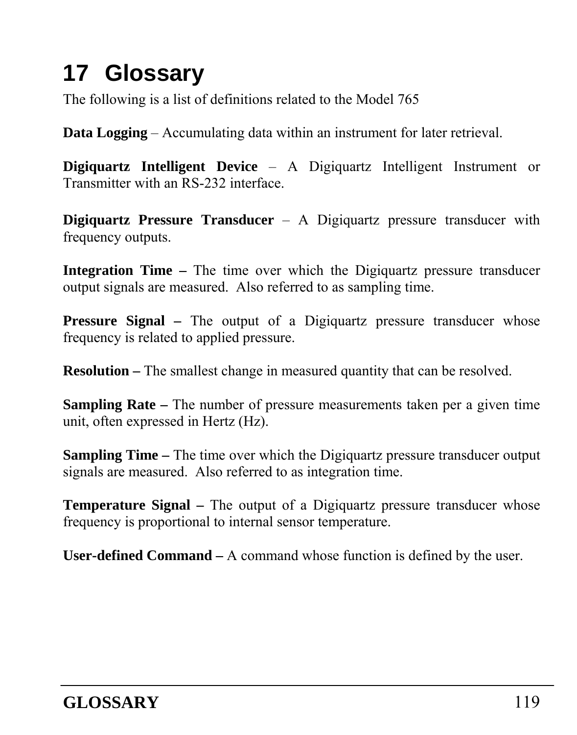# 17 Glossary

The following is a list of definitions related to the Model 765

**Data Logging** – Accumulating data within an instrument for later retrieval.

**Digiquartz Intelligent Device** – A Digiquartz Intelligent Instrument or Transmitter with an RS-232 interface.

**Digiquartz Pressure Transducer** – A Digiquartz pressure transducer with frequency outputs.

**Integration Time –** The time over which the Digiquartz pressure transducer output signals are measured. Also referred to as sampling time.

**Pressure Signal –** The output of a Digiquartz pressure transducer whose frequency is related to applied pressure.

**Resolution –** The smallest change in measured quantity that can be resolved.

**Sampling Rate –** The number of pressure measurements taken per a given time unit, often expressed in Hertz (Hz).

**Sampling Time –** The time over which the Digiquartz pressure transducer output signals are measured. Also referred to as integration time.

**Temperature Signal –** The output of a Digiquartz pressure transducer whose frequency is proportional to internal sensor temperature.

**User-defined Command –** A command whose function is defined by the user.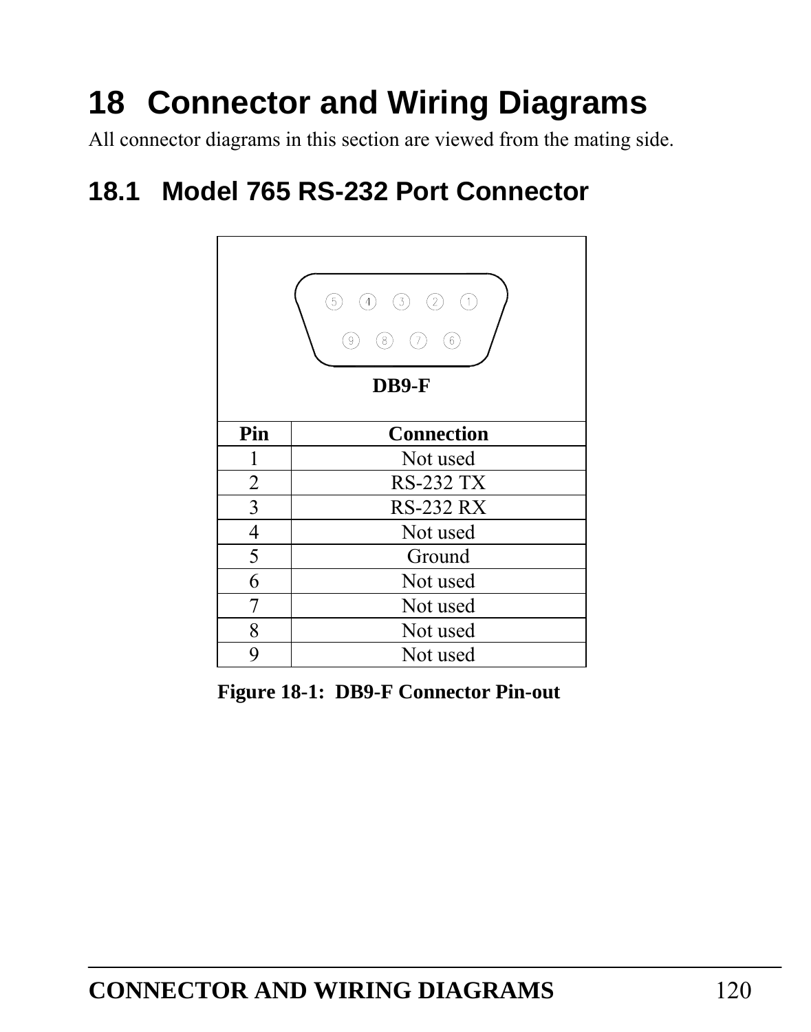# 18 Connector and Wiring Diagrams

All connector diagrams in this section are viewed from the mating side.

## 18.1 Model 765 RS-232 Port Connector

DB9-F

| Pin | Connection |
| --- | --- |
| 1 | Not used |
| 2 | RS-232 TX |
| 3 | RS-232 RX |
| 4 | Not used |
| 5 | Ground |
| 6 | Not used |
| 7 | Not used |
| 8 | Not used |
| 9 | Not used |

**Figure 18-1: DB9-F Connector Pin-out**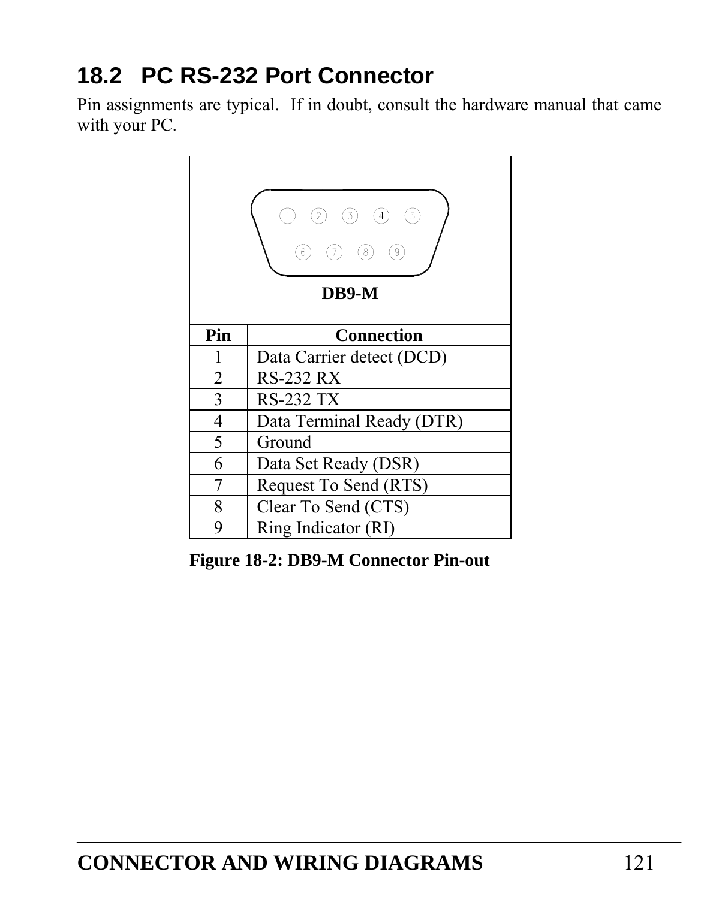## 18.2 PC RS-232 Port Connector

Pin assignments are typical. If in doubt, consult the hardware manual that came with your PC.

DB9-M

| Pin | Connection |
|---|---|
| 1 | Data Carrier detect (DCD) |
| 2 | RS-232 RX |
| 3 | RS-232 TX |
| 4 | Data Terminal Ready (DTR) |
| 5 | Ground |
| 6 | Data Set Ready (DSR) |
| 7 | Request To Send (RTS) |
| 8 | Clear To Send (CTS) |
| 9 | Ring Indicator (RI) |

**Figure 18-2: DB9-M Connector Pin-out**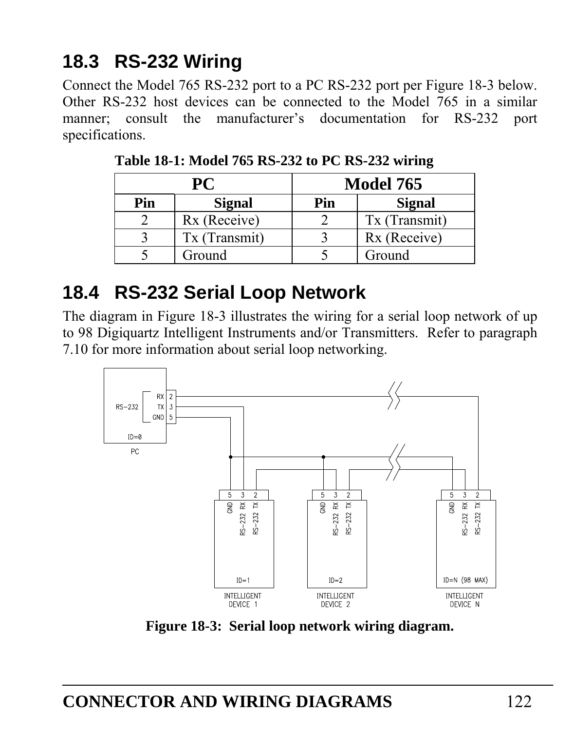## 18.3 RS-232 Wiring

Connect the Model 765 RS-232 port to a PC RS-232 port per Figure 18-3 below. Other RS-232 host devices can be connected to the Model 765 in a similar manner; consult the manufacturer's documentation for RS-232 port specifications.

**Table 18-1: Model 765 RS-232 to PC RS-232 wiring**

| PC | | Model 765 | |
|---|---|---|---|
| **Pin** | **Signal** | **Pin** | **Signal** |
| 2 | Rx (Receive) | 2 | Tx (Transmit) |
| 3 | Tx (Transmit) | 3 | Rx (Receive) |
| 5 | Ground | 5 | Ground |

## 18.4 RS-232 Serial Loop Network

The diagram in Figure 18-3 illustrates the wiring for a serial loop network of up to 98 Digiquartz Intelligent Instruments and/or Transmitters. Refer to paragraph 7.10 for more information about serial loop networking.

**Figure 18-3: Serial loop network wiring diagram.**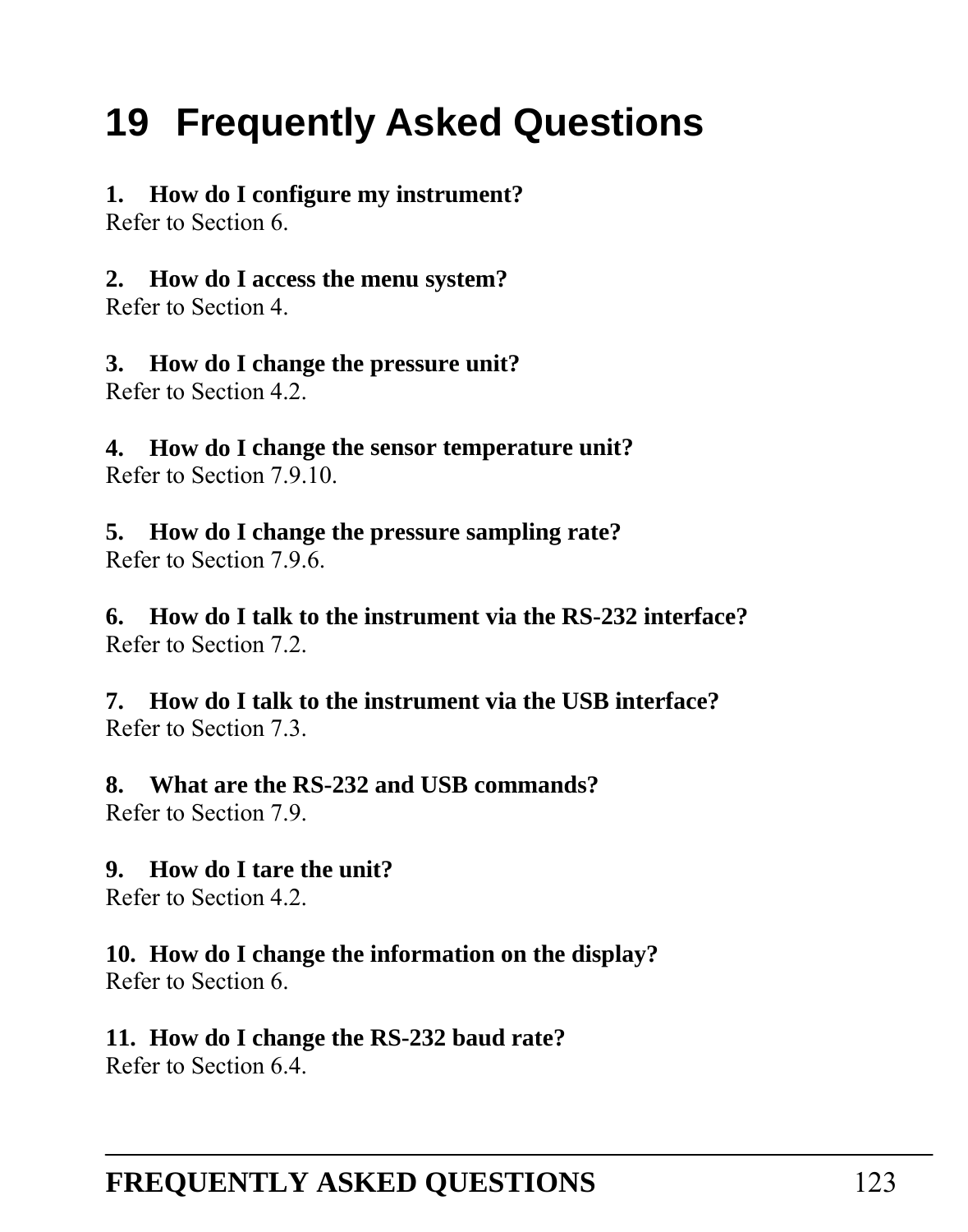# 19 Frequently Asked Questions

**1. How do I configure my instrument?**
Refer to Section 6.

**2. How do I access the menu system?**
Refer to Section 4.

**3. How do I change the pressure unit?**
Refer to Section 4.2.

**4. How do I change the sensor temperature unit?**
Refer to Section 7.9.10.

**5. How do I change the pressure sampling rate?**
Refer to Section 7.9.6.

**6. How do I talk to the instrument via the RS-232 interface?**
Refer to Section 7.2.

**7. How do I talk to the instrument via the USB interface?**
Refer to Section 7.3.

**8. What are the RS-232 and USB commands?**
Refer to Section 7.9.

**9. How do I tare the unit?**
Refer to Section 4.2.

**10. How do I change the information on the display?**
Refer to Section 6.

**11. How do I change the RS-232 baud rate?**
Refer to Section 6.4.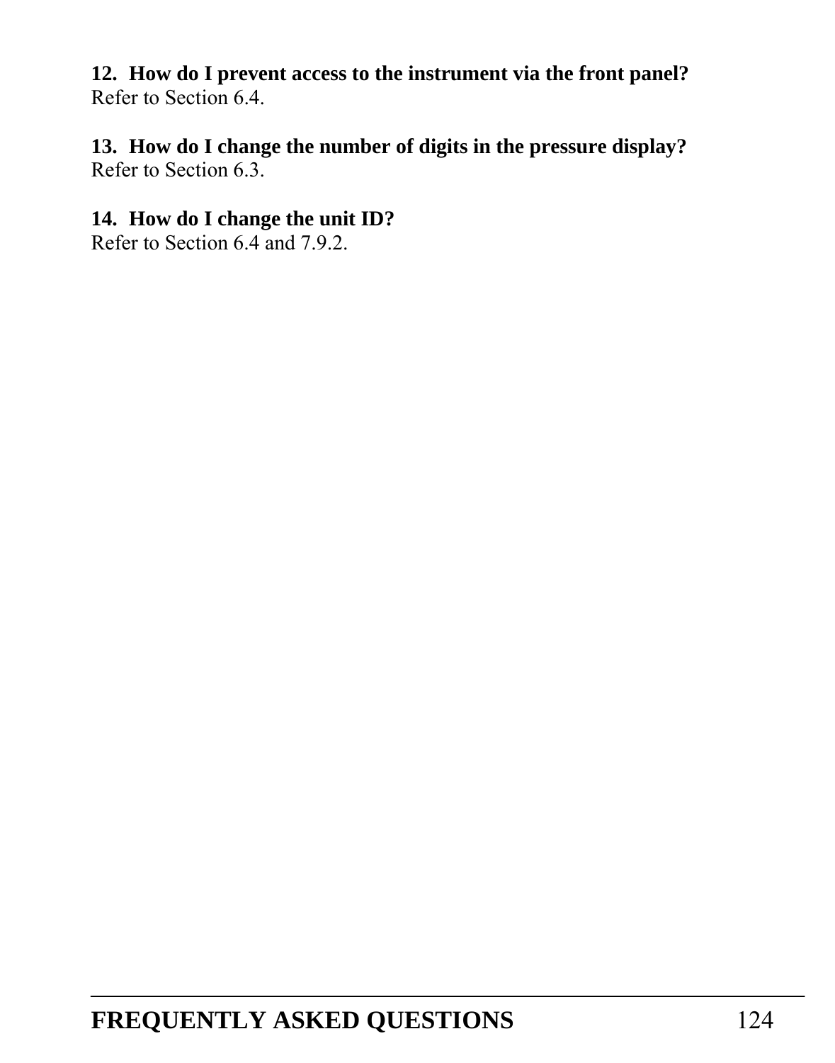**12. How do I prevent access to the instrument via the front panel?**
Refer to Section 6.4.

**13. How do I change the number of digits in the pressure display?**
Refer to Section 6.3.

**14. How do I change the unit ID?**
Refer to Section 6.4 and 7.9.2.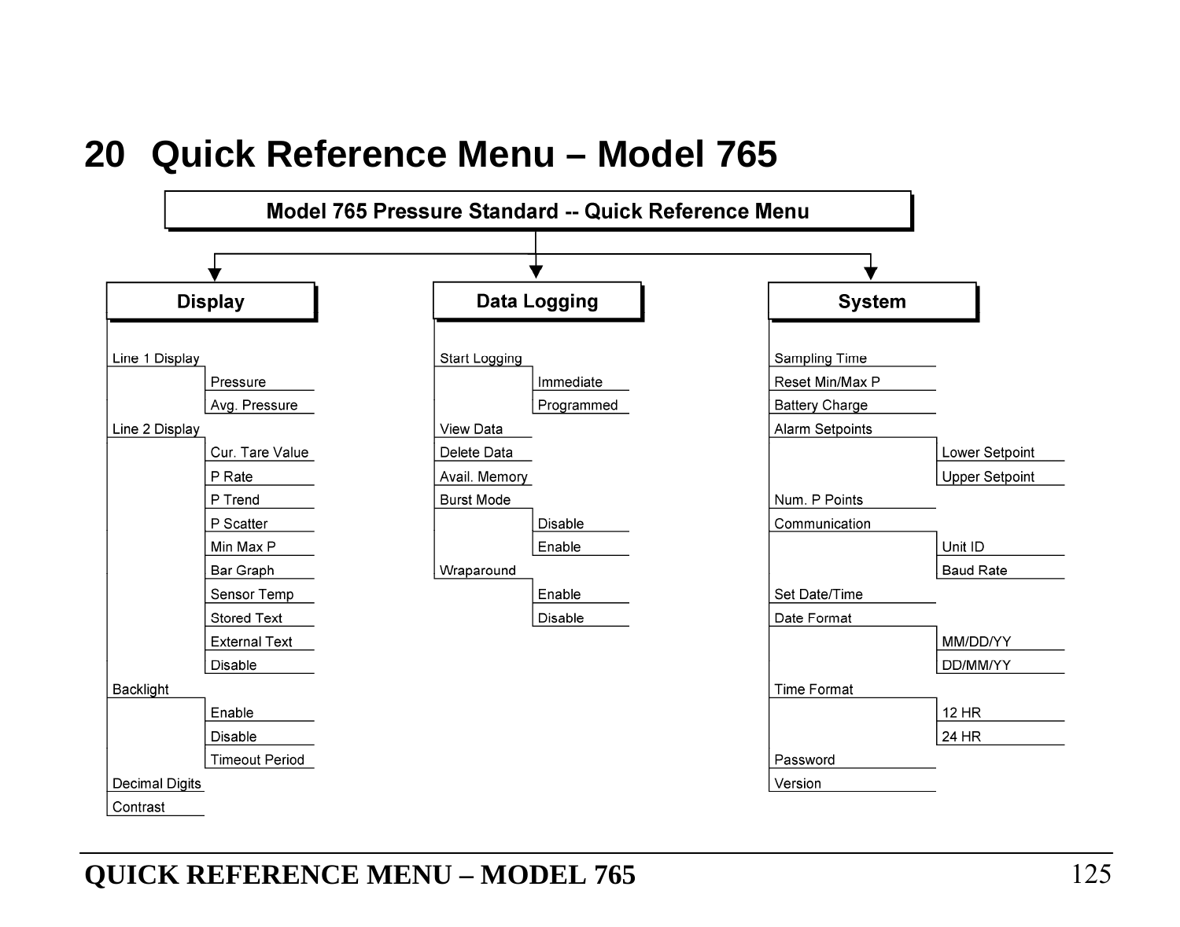# 20 Quick Reference Menu – Model 765

**Model 765 Pressure Standard -- Quick Reference Menu**

- **Display**
  - Line 1 Display
    - Pressure
    - Avg. Pressure
  - Line 2 Display
    - Cur. Tare Value
    - P Rate
    - P Trend
    - P Scatter
    - Min Max P
    - Bar Graph
    - Sensor Temp
    - Stored Text
    - External Text
    - Disable
  - Backlight
    - Enable
    - Disable
    - Timeout Period
  - Decimal Digits
  - Contrast
- **Data Logging**
  - Start Logging
    - Immediate
    - Programmed
  - View Data
  - Delete Data
  - Avail. Memory
  - Burst Mode
    - Disable
    - Enable
  - Wraparound
    - Enable
    - Disable
- **System**
  - Sampling Time
  - Reset Min/Max P
  - Battery Charge
  - Alarm Setpoints
    - Lower Setpoint
    - Upper Setpoint
  - Num. P Points
  - Communication
    - Unit ID
    - Baud Rate
  - Set Date/Time
  - Date Format
    - MM/DD/YY
    - DD/MM/YY
  - Time Format
    - 12 HR
    - 24 HR
  - Password
  - Version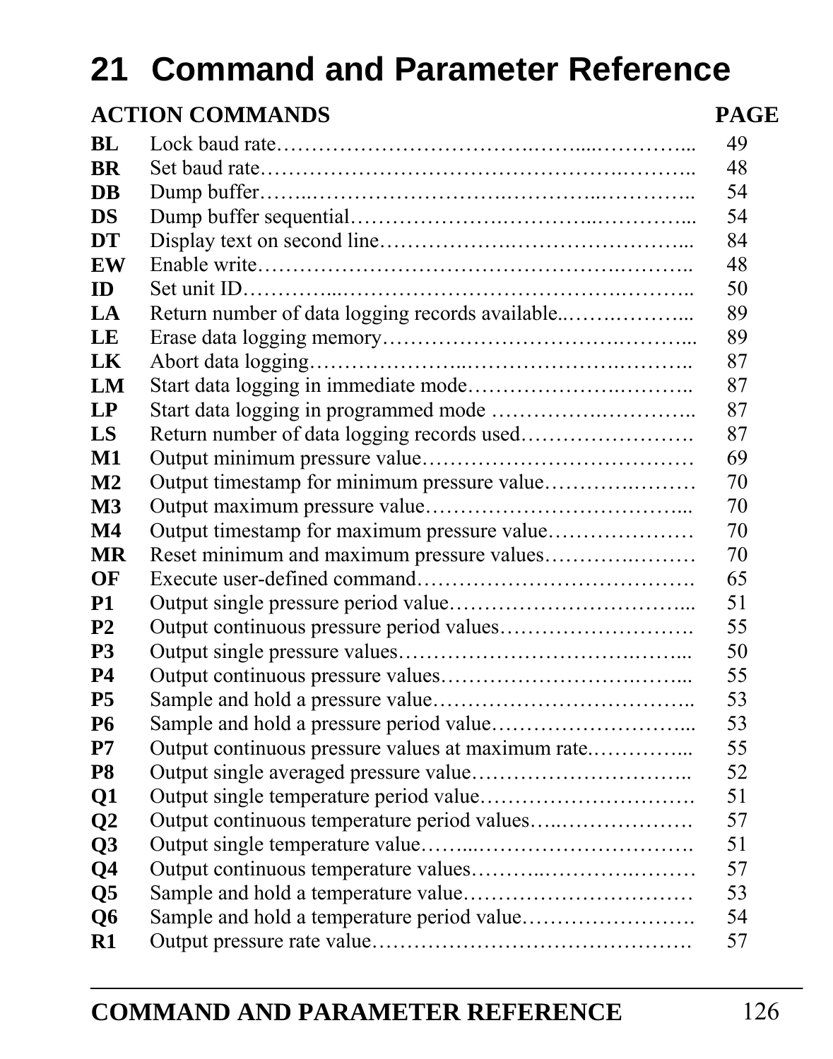# 21 Command and Parameter Reference

| ACTION COMMANDS | | PAGE |
|---|---|---|
| **BL** | Lock baud rate | 49 |
| **BR** | Set baud rate | 48 |
| **DB** | Dump buffer | 54 |
| **DS** | Dump buffer sequential | 54 |
| **DT** | Display text on second line | 84 |
| **EW** | Enable write | 48 |
| **ID** | Set unit ID | 50 |
| **LA** | Return number of data logging records available. | 89 |
| **LE** | Erase data logging memory | 89 |
| **LK** | Abort data logging | 87 |
| **LM** | Start data logging in immediate mode | 87 |
| **LP** | Start data logging in programmed mode | 87 |
| **LS** | Return number of data logging records used | 87 |
| **M1** | Output minimum pressure value | 69 |
| **M2** | Output timestamp for minimum pressure value | 70 |
| **M3** | Output maximum pressure value | 70 |
| **M4** | Output timestamp for maximum pressure value | 70 |
| **MR** | Reset minimum and maximum pressure values | 70 |
| **OF** | Execute user-defined command | 65 |
| **P1** | Output single pressure period value | 51 |
| **P2** | Output continuous pressure period values | 55 |
| **P3** | Output single pressure values | 50 |
| **P4** | Output continuous pressure values | 55 |
| **P5** | Sample and hold a pressure value | 53 |
| **P6** | Sample and hold a pressure period value | 53 |
| **P7** | Output continuous pressure values at maximum rate. | 55 |
| **P8** | Output single averaged pressure value | 52 |
| **Q1** | Output single temperature period value | 51 |
| **Q2** | Output continuous temperature period values | 57 |
| **Q3** | Output single temperature value | 51 |
| **Q4** | Output continuous temperature values | 57 |
| **Q5** | Sample and hold a temperature value | 53 |
| **Q6** | Sample and hold a temperature period value | 54 |
| **R1** | Output pressure rate value | 57 |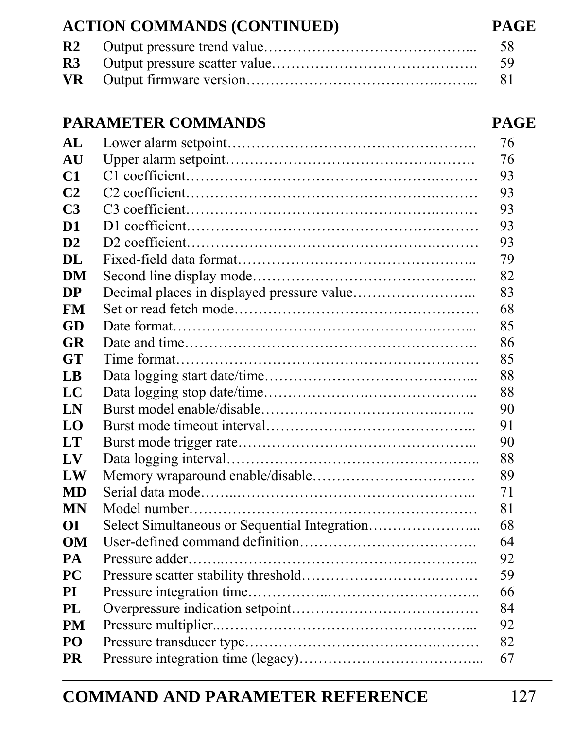| **ACTION COMMANDS (CONTINUED)** | | **PAGE** |
|---|---|---|
| **R2** | Output pressure trend value | 58 |
| **R3** | Output pressure scatter value | 59 |
| **VR** | Output firmware version | 81 |

| **PARAMETER COMMANDS** | | **PAGE** |
|---|---|---|
| **AL** | Lower alarm setpoint | 76 |
| **AU** | Upper alarm setpoint | 76 |
| **C1** | C1 coefficient | 93 |
| **C2** | C2 coefficient | 93 |
| **C3** | C3 coefficient | 93 |
| **D1** | D1 coefficient | 93 |
| **D2** | D2 coefficient | 93 |
| **DL** | Fixed-field data format | 79 |
| **DM** | Second line display mode | 82 |
| **DP** | Decimal places in displayed pressure value | 83 |
| **FM** | Set or read fetch mode | 68 |
| **GD** | Date format | 85 |
| **GR** | Date and time | 86 |
| **GT** | Time format | 85 |
| **LB** | Data logging start date/time | 88 |
| **LC** | Data logging stop date/time | 88 |
| **LN** | Burst model enable/disable | 90 |
| **LO** | Burst mode timeout interval | 91 |
| **LT** | Burst mode trigger rate | 90 |
| **LV** | Data logging interval | 88 |
| **LW** | Memory wraparound enable/disable | 89 |
| **MD** | Serial data mode | 71 |
| **MN** | Model number | 81 |
| **OI** | Select Simultaneous or Sequential Integration | 68 |
| **OM** | User-defined command definition | 64 |
| **PA** | Pressure adder | 92 |
| **PC** | Pressure scatter stability threshold | 59 |
| **PI** | Pressure integration time | 66 |
| **PL** | Overpressure indication setpoint | 84 |
| **PM** | Pressure multiplier | 92 |
| **PO** | Pressure transducer type | 82 |
| **PR** | Pressure integration time (legacy) | 67 |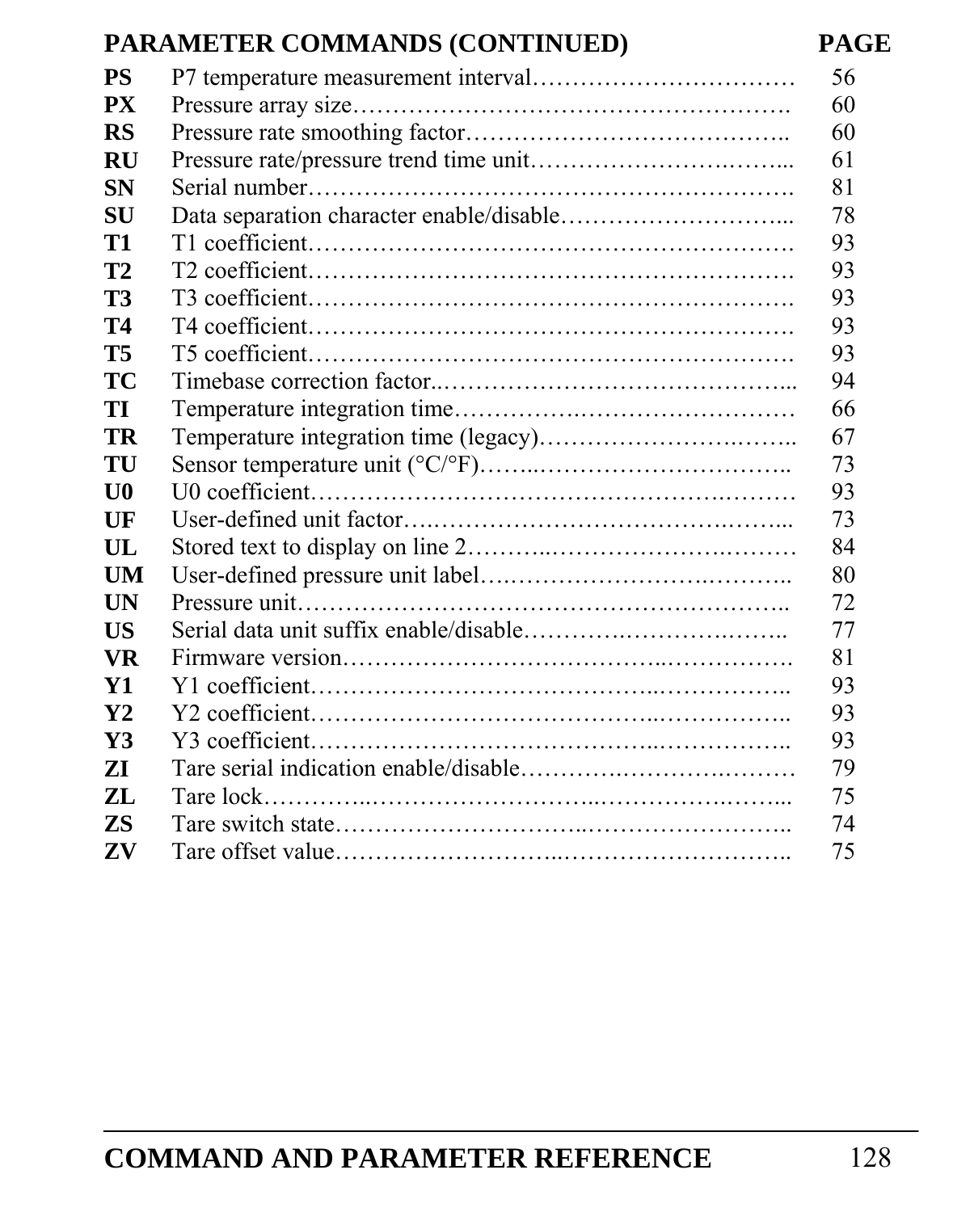## PARAMETER COMMANDS (CONTINUED)

| | | PAGE |
|---|---|---|
| **PS** | P7 temperature measurement interval | 56 |
| **PX** | Pressure array size | 60 |
| **RS** | Pressure rate smoothing factor | 60 |
| **RU** | Pressure rate/pressure trend time unit | 61 |
| **SN** | Serial number | 81 |
| **SU** | Data separation character enable/disable | 78 |
| **T1** | T1 coefficient | 93 |
| **T2** | T2 coefficient | 93 |
| **T3** | T3 coefficient | 93 |
| **T4** | T4 coefficient | 93 |
| **T5** | T5 coefficient | 93 |
| **TC** | Timebase correction factor | 94 |
| **TI** | Temperature integration time | 66 |
| **TR** | Temperature integration time (legacy) | 67 |
| **TU** | Sensor temperature unit (°C/°F) | 73 |
| **U0** | U0 coefficient | 93 |
| **UF** | User-defined unit factor | 73 |
| **UL** | Stored text to display on line 2 | 84 |
| **UM** | User-defined pressure unit label | 80 |
| **UN** | Pressure unit | 72 |
| **US** | Serial data unit suffix enable/disable | 77 |
| **VR** | Firmware version | 81 |
| **Y1** | Y1 coefficient | 93 |
| **Y2** | Y2 coefficient | 93 |
| **Y3** | Y3 coefficient | 93 |
| **ZI** | Tare serial indication enable/disable | 79 |
| **ZL** | Tare lock | 75 |
| **ZS** | Tare switch state | 74 |
| **ZV** | Tare offset value | 75 |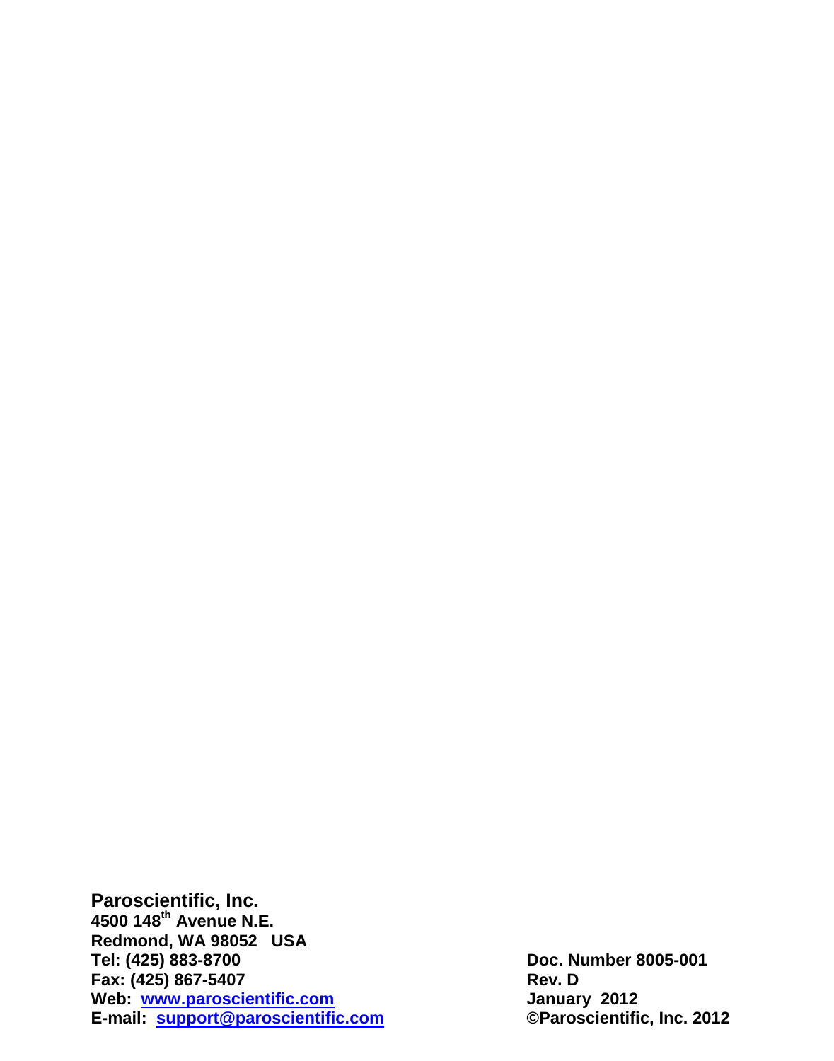**Paroscientific, Inc.**
**4500 148th Avenue N.E.**
**Redmond, WA 98052 USA**
**Tel: (425) 883-8700**
**Fax: (425) 867-5407**
**Web: [www.paroscientific.com](http://www.paroscientific.com)**
**E-mail: [support@paroscientific.com](mailto:support@paroscientific.com)**

**Doc. Number 8005-001**
**Rev. D**
**January 2012**
**©Paroscientific, Inc. 2012**